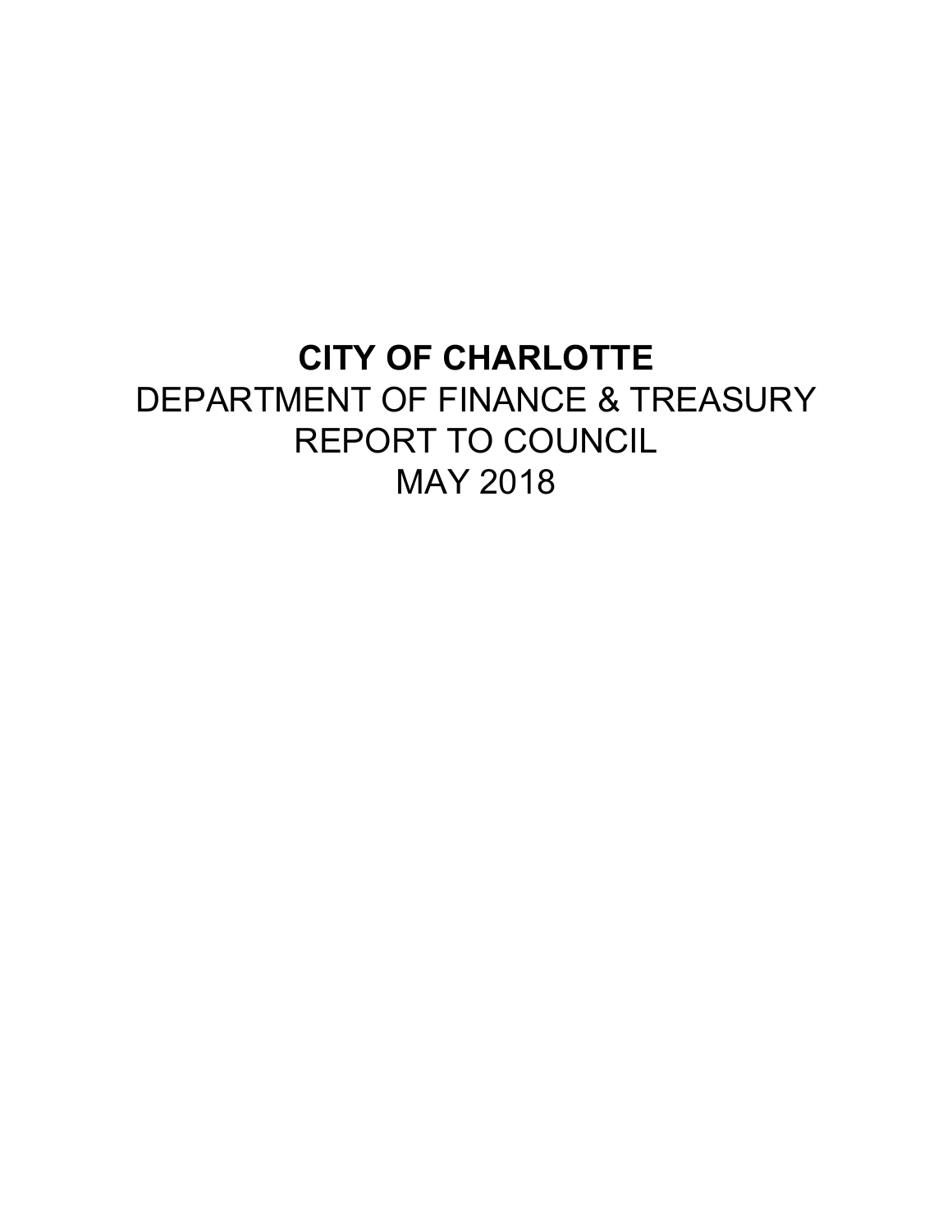# CITY OF CHARLOTTE

DEPARTMENT OF FINANCE & TREASURY
REPORT TO COUNCIL
MAY 2018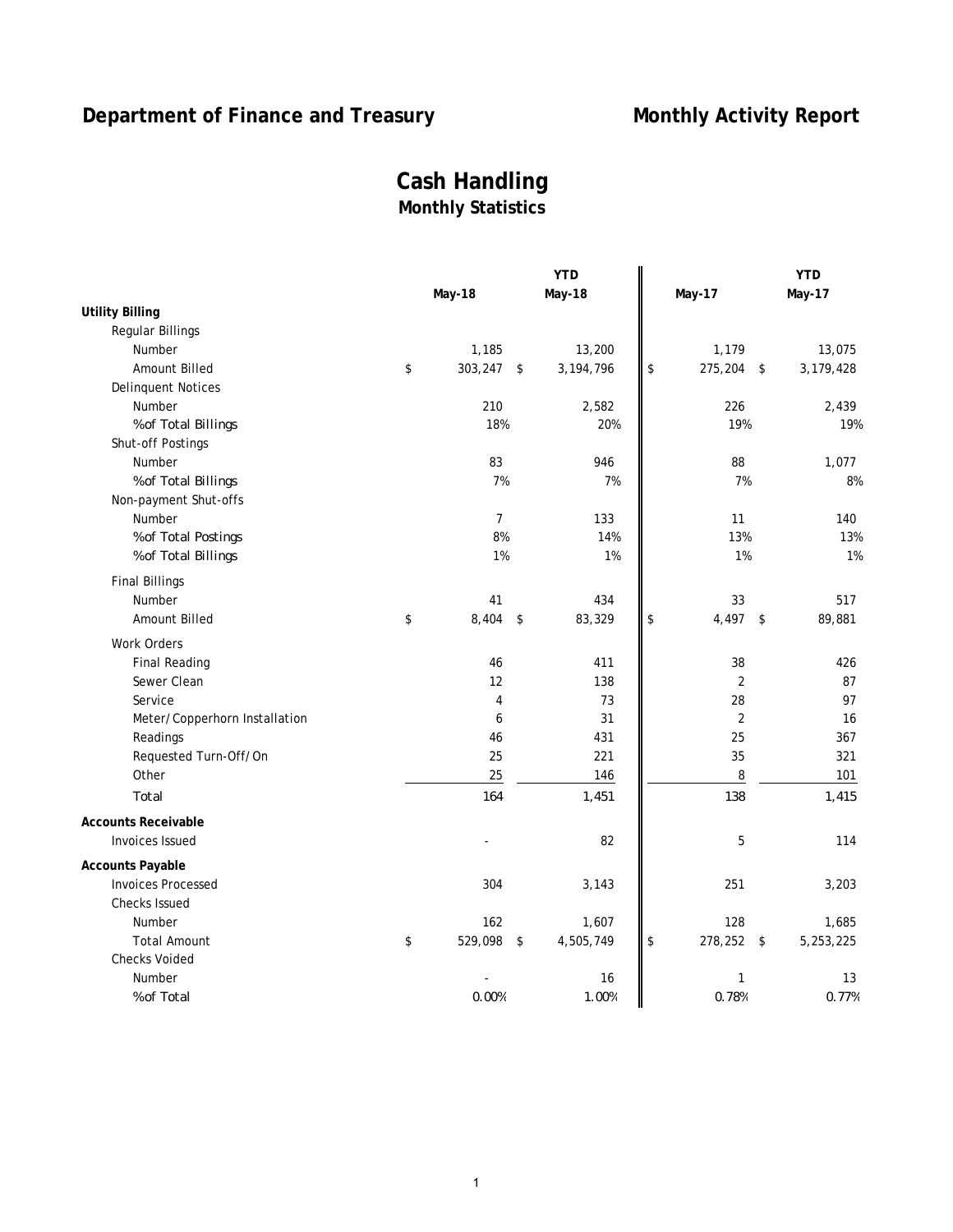# Department of Finance and Treasury

# Monthly Activity Report

## Cash Handling

### Monthly Statistics

| | May-18 | YTD May-18 | May-17 | YTD May-17 |
|---|---|---|---|---|
| **Utility Billing** | | | | |
| Regular Billings | | | | |
| Number | 1,185 | 13,200 | 1,179 | 13,075 |
| Amount Billed | $ 303,247 | $ 3,194,796 | $ 275,204 | $ 3,179,428 |
| Delinquent Notices | | | | |
| Number | 210 | 2,582 | 226 | 2,439 |
| %of Total Billings | 18% | 20% | 19% | 19% |
| Shut-off Postings | | | | |
| Number | 83 | 946 | 88 | 1,077 |
| %of Total Billings | 7% | 7% | 7% | 8% |
| Non-payment Shut-offs | | | | |
| Number | 7 | 133 | 11 | 140 |
| %of Total Postings | 8% | 14% | 13% | 13% |
| %of Total Billings | 1% | 1% | 1% | 1% |
| Final Billings | | | | |
| Number | 41 | 434 | 33 | 517 |
| Amount Billed | $ 8,404 | $ 83,329 | $ 4,497 | $ 89,881 |
| Work Orders | | | | |
| Final Reading | 46 | 411 | 38 | 426 |
| Sewer Clean | 12 | 138 | 2 | 87 |
| Service | 4 | 73 | 28 | 97 |
| Meter/Copperhorn Installation | 6 | 31 | 2 | 16 |
| Readings | 46 | 431 | 25 | 367 |
| Requested Turn-Off/On | 25 | 221 | 35 | 321 |
| Other | 25 | 146 | 8 | 101 |
| Total | 164 | 1,451 | 138 | 1,415 |
| **Accounts Receivable** | | | | |
| Invoices Issued | - | 82 | 5 | 114 |
| **Accounts Payable** | | | | |
| Invoices Processed | 304 | 3,143 | 251 | 3,203 |
| Checks Issued | | | | |
| Number | 162 | 1,607 | 128 | 1,685 |
| Total Amount | $ 529,098 | $ 4,505,749 | $ 278,252 | $ 5,253,225 |
| Checks Voided | | | | |
| Number | - | 16 | 1 | 13 |
| %of Total | 0.00% | 1.00% | 0.78% | 0.77% |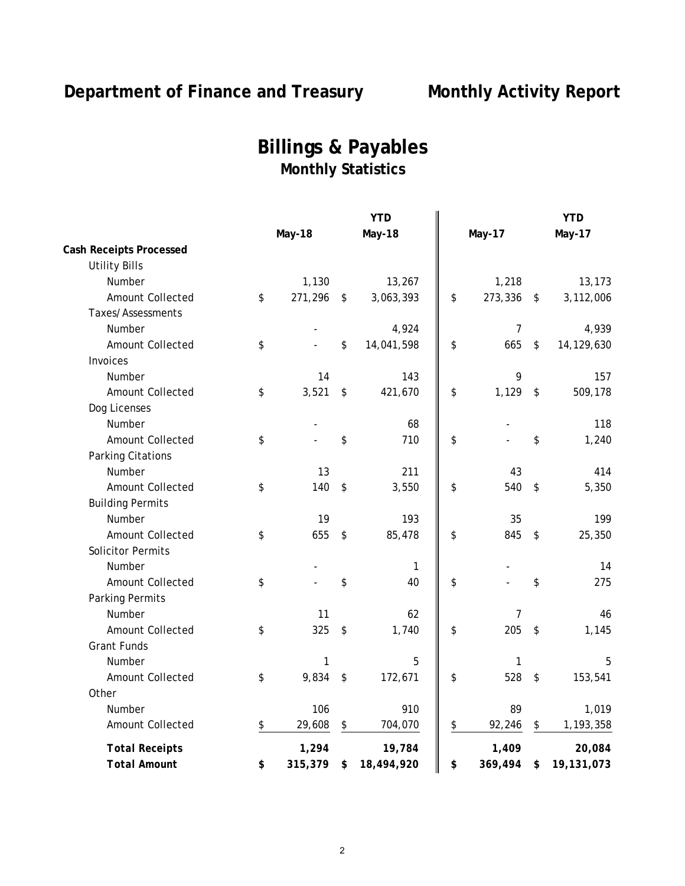# Department of Finance and Treasury — Monthly Activity Report

## Billings & Payables

### Monthly Statistics

| | May-18 | YTD May-18 | May-17 | YTD May-17 |
|---|---|---|---|---|
| **Cash Receipts Processed** | | | | |
| Utility Bills | | | | |
| Number | 1,130 | 13,267 | 1,218 | 13,173 |
| Amount Collected | $ 271,296 | $ 3,063,393 | $ 273,336 | $ 3,112,006 |
| Taxes/Assessments | | | | |
| Number | - | 4,924 | 7 | 4,939 |
| Amount Collected | $ - | $ 14,041,598 | $ 665 | $ 14,129,630 |
| Invoices | | | | |
| Number | 14 | 143 | 9 | 157 |
| Amount Collected | $ 3,521 | $ 421,670 | $ 1,129 | $ 509,178 |
| Dog Licenses | | | | |
| Number | - | 68 | - | 118 |
| Amount Collected | $ - | $ 710 | $ - | $ 1,240 |
| Parking Citations | | | | |
| Number | 13 | 211 | 43 | 414 |
| Amount Collected | $ 140 | $ 3,550 | $ 540 | $ 5,350 |
| Building Permits | | | | |
| Number | 19 | 193 | 35 | 199 |
| Amount Collected | $ 655 | $ 85,478 | $ 845 | $ 25,350 |
| Solicitor Permits | | | | |
| Number | - | 1 | - | 14 |
| Amount Collected | $ - | $ 40 | $ - | $ 275 |
| Parking Permits | | | | |
| Number | 11 | 62 | 7 | 46 |
| Amount Collected | $ 325 | $ 1,740 | $ 205 | $ 1,145 |
| Grant Funds | | | | |
| Number | 1 | 5 | 1 | 5 |
| Amount Collected | $ 9,834 | $ 172,671 | $ 528 | $ 153,541 |
| Other | | | | |
| Number | 106 | 910 | 89 | 1,019 |
| Amount Collected | $ 29,608 | $ 704,070 | $ 92,246 | $ 1,193,358 |
| **Total Receipts** | **1,294** | **19,784** | **1,409** | **20,084** |
| **Total Amount** | **$ 315,379** | **$ 18,494,920** | **$ 369,494** | **$ 19,131,073** |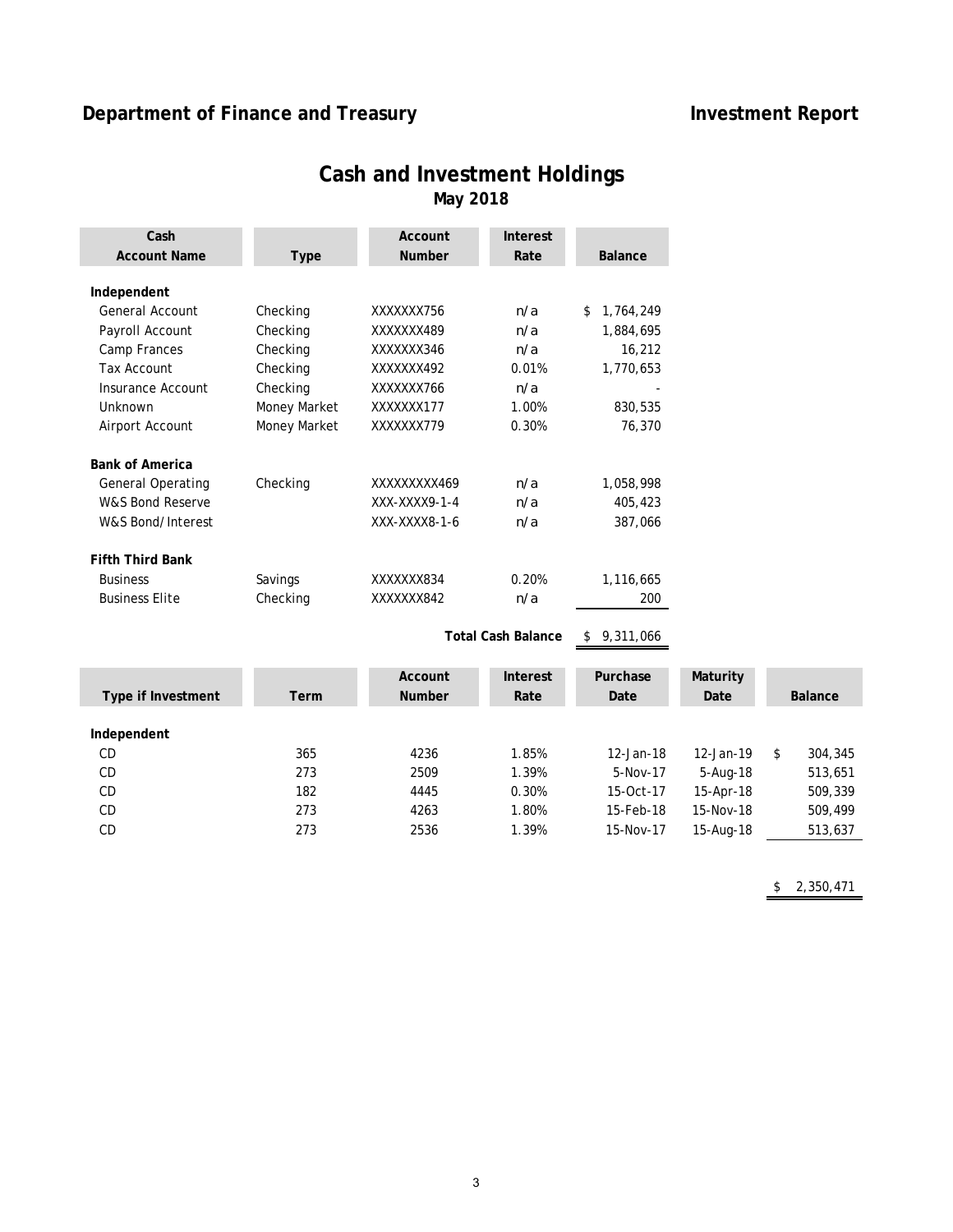**Department of Finance and Treasury** **Investment Report**

# Cash and Investment Holdings

## May 2018

| Cash Account Name | Type | Account Number | Interest Rate | Balance |
|---|---|---|---|---|
| **Independent** | | | | |
| General Account | Checking | XXXXXXX756 | n/a | $ 1,764,249 |
| Payroll Account | Checking | XXXXXXX489 | n/a | 1,884,695 |
| Camp Frances | Checking | XXXXXXX346 | n/a | 16,212 |
| Tax Account | Checking | XXXXXXX492 | 0.01% | 1,770,653 |
| Insurance Account | Checking | XXXXXXX766 | n/a | - |
| Unknown | Money Market | XXXXXXX177 | 1.00% | 830,535 |
| Airport Account | Money Market | XXXXXXX779 | 0.30% | 76,370 |
| **Bank of America** | | | | |
| General Operating | Checking | XXXXXXXXX469 | n/a | 1,058,998 |
| W&S Bond Reserve | | XXX-XXXX9-1-4 | n/a | 405,423 |
| W&S Bond/Interest | | XXX-XXXX8-1-6 | n/a | 387,066 |
| **Fifth Third Bank** | | | | |
| Business | Savings | XXXXXXX834 | 0.20% | 1,116,665 |
| Business Elite | Checking | XXXXXXX842 | n/a | 200 |
| | | | **Total Cash Balance** | $ 9,311,066 |

| Type if Investment | Term | Account Number | Interest Rate | Purchase Date | Maturity Date | Balance |
|---|---|---|---|---|---|---|
| **Independent** | | | | | | |
| CD | 365 | 4236 | 1.85% | 12-Jan-18 | 12-Jan-19 | $ 304,345 |
| CD | 273 | 2509 | 1.39% | 5-Nov-17 | 5-Aug-18 | 513,651 |
| CD | 182 | 4445 | 0.30% | 15-Oct-17 | 15-Apr-18 | 509,339 |
| CD | 273 | 4263 | 1.80% | 15-Feb-18 | 15-Nov-18 | 509,499 |
| CD | 273 | 2536 | 1.39% | 15-Nov-17 | 15-Aug-18 | 513,637 |
| | | | | | | $ 2,350,471 |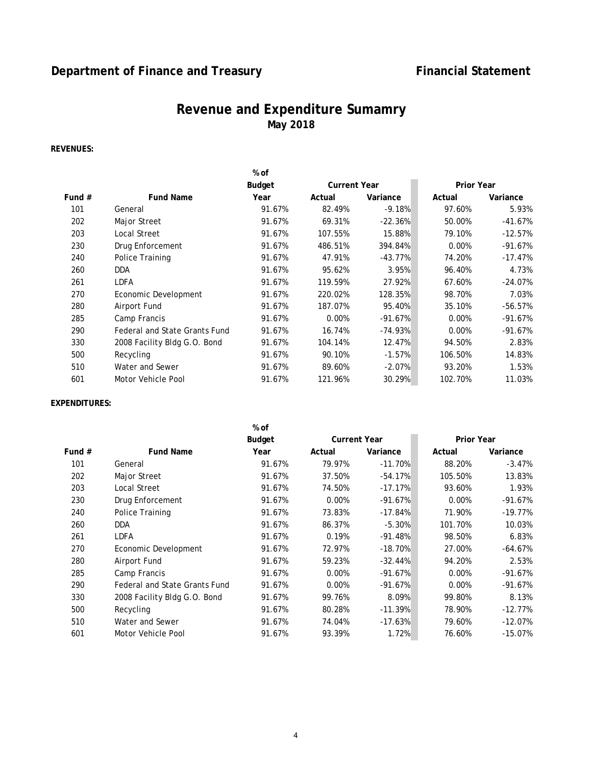## Department of Finance and Treasury

## Financial Statement

# Revenue and Expenditure Sumamry

### May 2018

**REVENUES:**

| Fund # | Fund Name | % of Budget Year | Current Year | | Prior Year | |
|---|---|---|---|---|---|---|
| | | | Actual | Variance | Actual | Variance |
| 101 | General | 91.67% | 82.49% | -9.18% | 97.60% | 5.93% |
| 202 | Major Street | 91.67% | 69.31% | -22.36% | 50.00% | -41.67% |
| 203 | Local Street | 91.67% | 107.55% | 15.88% | 79.10% | -12.57% |
| 230 | Drug Enforcement | 91.67% | 486.51% | 394.84% | 0.00% | -91.67% |
| 240 | Police Training | 91.67% | 47.91% | -43.77% | 74.20% | -17.47% |
| 260 | DDA | 91.67% | 95.62% | 3.95% | 96.40% | 4.73% |
| 261 | LDFA | 91.67% | 119.59% | 27.92% | 67.60% | -24.07% |
| 270 | Economic Development | 91.67% | 220.02% | 128.35% | 98.70% | 7.03% |
| 280 | Airport Fund | 91.67% | 187.07% | 95.40% | 35.10% | -56.57% |
| 285 | Camp Francis | 91.67% | 0.00% | -91.67% | 0.00% | -91.67% |
| 290 | Federal and State Grants Fund | 91.67% | 16.74% | -74.93% | 0.00% | -91.67% |
| 330 | 2008 Facility Bldg G.O. Bond | 91.67% | 104.14% | 12.47% | 94.50% | 2.83% |
| 500 | Recycling | 91.67% | 90.10% | -1.57% | 106.50% | 14.83% |
| 510 | Water and Sewer | 91.67% | 89.60% | -2.07% | 93.20% | 1.53% |
| 601 | Motor Vehicle Pool | 91.67% | 121.96% | 30.29% | 102.70% | 11.03% |

**EXPENDITURES:**

| Fund # | Fund Name | % of Budget Year | Current Year | | Prior Year | |
|---|---|---|---|---|---|---|
| | | | Actual | Variance | Actual | Variance |
| 101 | General | 91.67% | 79.97% | -11.70% | 88.20% | -3.47% |
| 202 | Major Street | 91.67% | 37.50% | -54.17% | 105.50% | 13.83% |
| 203 | Local Street | 91.67% | 74.50% | -17.17% | 93.60% | 1.93% |
| 230 | Drug Enforcement | 91.67% | 0.00% | -91.67% | 0.00% | -91.67% |
| 240 | Police Training | 91.67% | 73.83% | -17.84% | 71.90% | -19.77% |
| 260 | DDA | 91.67% | 86.37% | -5.30% | 101.70% | 10.03% |
| 261 | LDFA | 91.67% | 0.19% | -91.48% | 98.50% | 6.83% |
| 270 | Economic Development | 91.67% | 72.97% | -18.70% | 27.00% | -64.67% |
| 280 | Airport Fund | 91.67% | 59.23% | -32.44% | 94.20% | 2.53% |
| 285 | Camp Francis | 91.67% | 0.00% | -91.67% | 0.00% | -91.67% |
| 290 | Federal and State Grants Fund | 91.67% | 0.00% | -91.67% | 0.00% | -91.67% |
| 330 | 2008 Facility Bldg G.O. Bond | 91.67% | 99.76% | 8.09% | 99.80% | 8.13% |
| 500 | Recycling | 91.67% | 80.28% | -11.39% | 78.90% | -12.77% |
| 510 | Water and Sewer | 91.67% | 74.04% | -17.63% | 79.60% | -12.07% |
| 601 | Motor Vehicle Pool | 91.67% | 93.39% | 1.72% | 76.60% | -15.07% |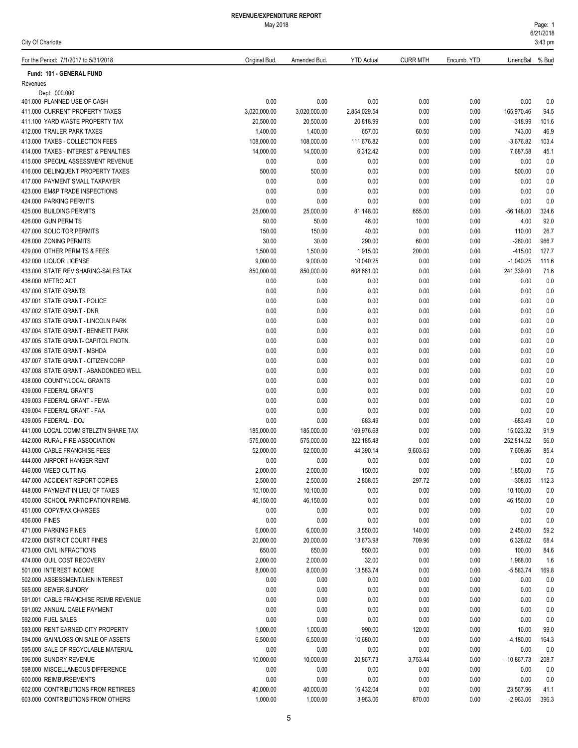# REVENUE/EXPENDITURE REPORT

May 2018

City Of Charlotte

| For the Period: 7/1/2017 to 5/31/2018 | Original Bud. | Amended Bud. | YTD Actual | CURR MTH | Encumb. YTD | UnencBal | % Bud |
|---|---|---|---|---|---|---|---|
| **Fund: 101 - GENERAL FUND** | | | | | | | |
| Revenues | | | | | | | |
| Dept: 000.000 | | | | | | | |
| 401.000 PLANNED USE OF CASH | 0.00 | 0.00 | 0.00 | 0.00 | 0.00 | 0.00 | 0.0 |
| 411.000 CURRENT PROPERTY TAXES | 3,020,000.00 | 3,020,000.00 | 2,854,029.54 | 0.00 | 0.00 | 165,970.46 | 94.5 |
| 411.100 YARD WASTE PROPERTY TAX | 20,500.00 | 20,500.00 | 20,818.99 | 0.00 | 0.00 | -318.99 | 101.6 |
| 412.000 TRAILER PARK TAXES | 1,400.00 | 1,400.00 | 657.00 | 60.50 | 0.00 | 743.00 | 46.9 |
| 413.000 TAXES - COLLECTION FEES | 108,000.00 | 108,000.00 | 111,676.82 | 0.00 | 0.00 | -3,676.82 | 103.4 |
| 414.000 TAXES - INTEREST & PENALTIES | 14,000.00 | 14,000.00 | 6,312.42 | 0.00 | 0.00 | 7,687.58 | 45.1 |
| 415.000 SPECIAL ASSESSMENT REVENUE | 0.00 | 0.00 | 0.00 | 0.00 | 0.00 | 0.00 | 0.0 |
| 416.000 DELINQUENT PROPERTY TAXES | 500.00 | 500.00 | 0.00 | 0.00 | 0.00 | 500.00 | 0.0 |
| 417.000 PAYMENT SMALL TAXPAYER | 0.00 | 0.00 | 0.00 | 0.00 | 0.00 | 0.00 | 0.0 |
| 423.000 EM&P TRADE INSPECTIONS | 0.00 | 0.00 | 0.00 | 0.00 | 0.00 | 0.00 | 0.0 |
| 424.000 PARKING PERMITS | 0.00 | 0.00 | 0.00 | 0.00 | 0.00 | 0.00 | 0.0 |
| 425.000 BUILDING PERMITS | 25,000.00 | 25,000.00 | 81,148.00 | 655.00 | 0.00 | -56,148.00 | 324.6 |
| 426.000 GUN PERMITS | 50.00 | 50.00 | 46.00 | 10.00 | 0.00 | 4.00 | 92.0 |
| 427.000 SOLICITOR PERMITS | 150.00 | 150.00 | 40.00 | 0.00 | 0.00 | 110.00 | 26.7 |
| 428.000 ZONING PERMITS | 30.00 | 30.00 | 290.00 | 60.00 | 0.00 | -260.00 | 966.7 |
| 429.000 OTHER PERMITS & FEES | 1,500.00 | 1,500.00 | 1,915.00 | 200.00 | 0.00 | -415.00 | 127.7 |
| 432.000 LIQUOR LICENSE | 9,000.00 | 9,000.00 | 10,040.25 | 0.00 | 0.00 | -1,040.25 | 111.6 |
| 433.000 STATE REV SHARING-SALES TAX | 850,000.00 | 850,000.00 | 608,661.00 | 0.00 | 0.00 | 241,339.00 | 71.6 |
| 436.000 METRO ACT | 0.00 | 0.00 | 0.00 | 0.00 | 0.00 | 0.00 | 0.0 |
| 437.000 STATE GRANTS | 0.00 | 0.00 | 0.00 | 0.00 | 0.00 | 0.00 | 0.0 |
| 437.001 STATE GRANT - POLICE | 0.00 | 0.00 | 0.00 | 0.00 | 0.00 | 0.00 | 0.0 |
| 437.002 STATE GRANT - DNR | 0.00 | 0.00 | 0.00 | 0.00 | 0.00 | 0.00 | 0.0 |
| 437.003 STATE GRANT - LINCOLN PARK | 0.00 | 0.00 | 0.00 | 0.00 | 0.00 | 0.00 | 0.0 |
| 437.004 STATE GRANT - BENNETT PARK | 0.00 | 0.00 | 0.00 | 0.00 | 0.00 | 0.00 | 0.0 |
| 437.005 STATE GRANT- CAPITOL FNDTN. | 0.00 | 0.00 | 0.00 | 0.00 | 0.00 | 0.00 | 0.0 |
| 437.006 STATE GRANT - MSHDA | 0.00 | 0.00 | 0.00 | 0.00 | 0.00 | 0.00 | 0.0 |
| 437.007 STATE GRANT - CITIZEN CORP | 0.00 | 0.00 | 0.00 | 0.00 | 0.00 | 0.00 | 0.0 |
| 437.008 STATE GRANT - ABANDONDED WELL | 0.00 | 0.00 | 0.00 | 0.00 | 0.00 | 0.00 | 0.0 |
| 438.000 COUNTY/LOCAL GRANTS | 0.00 | 0.00 | 0.00 | 0.00 | 0.00 | 0.00 | 0.0 |
| 439.000 FEDERAL GRANTS | 0.00 | 0.00 | 0.00 | 0.00 | 0.00 | 0.00 | 0.0 |
| 439.003 FEDERAL GRANT - FEMA | 0.00 | 0.00 | 0.00 | 0.00 | 0.00 | 0.00 | 0.0 |
| 439.004 FEDERAL GRANT - FAA | 0.00 | 0.00 | 0.00 | 0.00 | 0.00 | 0.00 | 0.0 |
| 439.005 FEDERAL - DOJ | 0.00 | 0.00 | 683.49 | 0.00 | 0.00 | -683.49 | 0.0 |
| 441.000 LOCAL COMM STBLZTN SHARE TAX | 185,000.00 | 185,000.00 | 169,976.68 | 0.00 | 0.00 | 15,023.32 | 91.9 |
| 442.000 RURAL FIRE ASSOCIATION | 575,000.00 | 575,000.00 | 322,185.48 | 0.00 | 0.00 | 252,814.52 | 56.0 |
| 443.000 CABLE FRANCHISE FEES | 52,000.00 | 52,000.00 | 44,390.14 | 9,603.63 | 0.00 | 7,609.86 | 85.4 |
| 444.000 AIRPORT HANGER RENT | 0.00 | 0.00 | 0.00 | 0.00 | 0.00 | 0.00 | 0.0 |
| 446.000 WEED CUTTING | 2,000.00 | 2,000.00 | 150.00 | 0.00 | 0.00 | 1,850.00 | 7.5 |
| 447.000 ACCIDENT REPORT COPIES | 2,500.00 | 2,500.00 | 2,808.05 | 297.72 | 0.00 | -308.05 | 112.3 |
| 448.000 PAYMENT IN LIEU OF TAXES | 10,100.00 | 10,100.00 | 0.00 | 0.00 | 0.00 | 10,100.00 | 0.0 |
| 450.000 SCHOOL PARTICIPATION REIMB. | 46,150.00 | 46,150.00 | 0.00 | 0.00 | 0.00 | 46,150.00 | 0.0 |
| 451.000 COPY/FAX CHARGES | 0.00 | 0.00 | 0.00 | 0.00 | 0.00 | 0.00 | 0.0 |
| 456.000 FINES | 0.00 | 0.00 | 0.00 | 0.00 | 0.00 | 0.00 | 0.0 |
| 471.000 PARKING FINES | 6,000.00 | 6,000.00 | 3,550.00 | 140.00 | 0.00 | 2,450.00 | 59.2 |
| 472.000 DISTRICT COURT FINES | 20,000.00 | 20,000.00 | 13,673.98 | 709.96 | 0.00 | 6,326.02 | 68.4 |
| 473.000 CIVIL INFRACTIONS | 650.00 | 650.00 | 550.00 | 0.00 | 0.00 | 100.00 | 84.6 |
| 474.000 OUIL COST RECOVERY | 2,000.00 | 2,000.00 | 32.00 | 0.00 | 0.00 | 1,968.00 | 1.6 |
| 501.000 INTEREST INCOME | 8,000.00 | 8,000.00 | 13,583.74 | 0.00 | 0.00 | -5,583.74 | 169.8 |
| 502.000 ASSESSMENT/LIEN INTEREST | 0.00 | 0.00 | 0.00 | 0.00 | 0.00 | 0.00 | 0.0 |
| 565.000 SEWER-SUNDRY | 0.00 | 0.00 | 0.00 | 0.00 | 0.00 | 0.00 | 0.0 |
| 591.001 CABLE FRANCHISE REIMB REVENUE | 0.00 | 0.00 | 0.00 | 0.00 | 0.00 | 0.00 | 0.0 |
| 591.002 ANNUAL CABLE PAYMENT | 0.00 | 0.00 | 0.00 | 0.00 | 0.00 | 0.00 | 0.0 |
| 592.000 FUEL SALES | 0.00 | 0.00 | 0.00 | 0.00 | 0.00 | 0.00 | 0.0 |
| 593.000 RENT EARNED-CITY PROPERTY | 1,000.00 | 1,000.00 | 990.00 | 120.00 | 0.00 | 10.00 | 99.0 |
| 594.000 GAIN/LOSS ON SALE OF ASSETS | 6,500.00 | 6,500.00 | 10,680.00 | 0.00 | 0.00 | -4,180.00 | 164.3 |
| 595.000 SALE OF RECYCLABLE MATERIAL | 0.00 | 0.00 | 0.00 | 0.00 | 0.00 | 0.00 | 0.0 |
| 596.000 SUNDRY REVENUE | 10,000.00 | 10,000.00 | 20,867.73 | 3,753.44 | 0.00 | -10,867.73 | 208.7 |
| 598.000 MISCELLANEOUS DIFFERENCE | 0.00 | 0.00 | 0.00 | 0.00 | 0.00 | 0.00 | 0.0 |
| 600.000 REIMBURSEMENTS | 0.00 | 0.00 | 0.00 | 0.00 | 0.00 | 0.00 | 0.0 |
| 602.000 CONTRIBUTIONS FROM RETIREES | 40,000.00 | 40,000.00 | 16,432.04 | 0.00 | 0.00 | 23,567.96 | 41.1 |
| 603.000 CONTRIBUTIONS FROM OTHERS | 1,000.00 | 1,000.00 | 3,963.06 | 870.00 | 0.00 | -2,963.06 | 396.3 |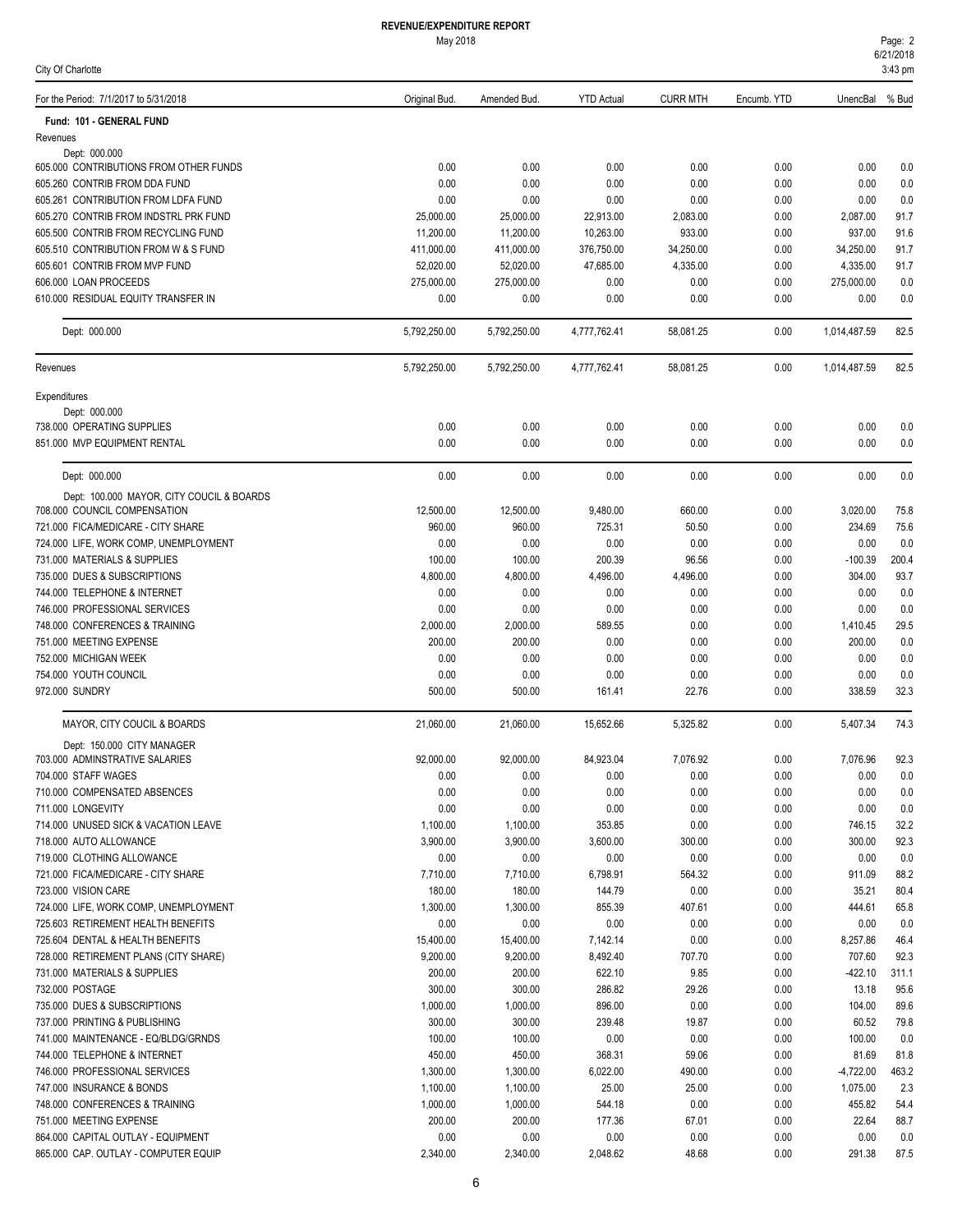# REVENUE/EXPENDITURE REPORT

May 2018

City Of Charlotte

| For the Period: 7/1/2017 to 5/31/2018 | Original Bud. | Amended Bud. | YTD Actual | CURR MTH | Encumb. YTD | UnencBal | % Bud |
|---|---|---|---|---|---|---|---|
| **Fund: 101 - GENERAL FUND** | | | | | | | |
| Revenues | | | | | | | |
| Dept: 000.000 | | | | | | | |
| 605.000 CONTRIBUTIONS FROM OTHER FUNDS | 0.00 | 0.00 | 0.00 | 0.00 | 0.00 | 0.00 | 0.0 |
| 605.260 CONTRIB FROM DDA FUND | 0.00 | 0.00 | 0.00 | 0.00 | 0.00 | 0.00 | 0.0 |
| 605.261 CONTRIBUTION FROM LDFA FUND | 0.00 | 0.00 | 0.00 | 0.00 | 0.00 | 0.00 | 0.0 |
| 605.270 CONTRIB FROM INDSTRL PRK FUND | 25,000.00 | 25,000.00 | 22,913.00 | 2,083.00 | 0.00 | 2,087.00 | 91.7 |
| 605.500 CONTRIB FROM RECYCLING FUND | 11,200.00 | 11,200.00 | 10,263.00 | 933.00 | 0.00 | 937.00 | 91.6 |
| 605.510 CONTRIBUTION FROM W & S FUND | 411,000.00 | 411,000.00 | 376,750.00 | 34,250.00 | 0.00 | 34,250.00 | 91.7 |
| 605.601 CONTRIB FROM MVP FUND | 52,020.00 | 52,020.00 | 47,685.00 | 4,335.00 | 0.00 | 4,335.00 | 91.7 |
| 606.000 LOAN PROCEEDS | 275,000.00 | 275,000.00 | 0.00 | 0.00 | 0.00 | 275,000.00 | 0.0 |
| 610.000 RESIDUAL EQUITY TRANSFER IN | 0.00 | 0.00 | 0.00 | 0.00 | 0.00 | 0.00 | 0.0 |
| Dept: 000.000 | 5,792,250.00 | 5,792,250.00 | 4,777,762.41 | 58,081.25 | 0.00 | 1,014,487.59 | 82.5 |
| Revenues | 5,792,250.00 | 5,792,250.00 | 4,777,762.41 | 58,081.25 | 0.00 | 1,014,487.59 | 82.5 |
| Expenditures | | | | | | | |
| Dept: 000.000 | | | | | | | |
| 738.000 OPERATING SUPPLIES | 0.00 | 0.00 | 0.00 | 0.00 | 0.00 | 0.00 | 0.0 |
| 851.000 MVP EQUIPMENT RENTAL | 0.00 | 0.00 | 0.00 | 0.00 | 0.00 | 0.00 | 0.0 |
| Dept: 000.000 | 0.00 | 0.00 | 0.00 | 0.00 | 0.00 | 0.00 | 0.0 |
| Dept: 100.000 MAYOR, CITY COUCIL & BOARDS | | | | | | | |
| 708.000 COUNCIL COMPENSATION | 12,500.00 | 12,500.00 | 9,480.00 | 660.00 | 0.00 | 3,020.00 | 75.8 |
| 721.000 FICA/MEDICARE - CITY SHARE | 960.00 | 960.00 | 725.31 | 50.50 | 0.00 | 234.69 | 75.6 |
| 724.000 LIFE, WORK COMP, UNEMPLOYMENT | 0.00 | 0.00 | 0.00 | 0.00 | 0.00 | 0.00 | 0.0 |
| 731.000 MATERIALS & SUPPLIES | 100.00 | 100.00 | 200.39 | 96.56 | 0.00 | -100.39 | 200.4 |
| 735.000 DUES & SUBSCRIPTIONS | 4,800.00 | 4,800.00 | 4,496.00 | 4,496.00 | 0.00 | 304.00 | 93.7 |
| 744.000 TELEPHONE & INTERNET | 0.00 | 0.00 | 0.00 | 0.00 | 0.00 | 0.00 | 0.0 |
| 746.000 PROFESSIONAL SERVICES | 0.00 | 0.00 | 0.00 | 0.00 | 0.00 | 0.00 | 0.0 |
| 748.000 CONFERENCES & TRAINING | 2,000.00 | 2,000.00 | 589.55 | 0.00 | 0.00 | 1,410.45 | 29.5 |
| 751.000 MEETING EXPENSE | 200.00 | 200.00 | 0.00 | 0.00 | 0.00 | 200.00 | 0.0 |
| 752.000 MICHIGAN WEEK | 0.00 | 0.00 | 0.00 | 0.00 | 0.00 | 0.00 | 0.0 |
| 754.000 YOUTH COUNCIL | 0.00 | 0.00 | 0.00 | 0.00 | 0.00 | 0.00 | 0.0 |
| 972.000 SUNDRY | 500.00 | 500.00 | 161.41 | 22.76 | 0.00 | 338.59 | 32.3 |
| MAYOR, CITY COUCIL & BOARDS | 21,060.00 | 21,060.00 | 15,652.66 | 5,325.82 | 0.00 | 5,407.34 | 74.3 |
| Dept: 150.000 CITY MANAGER | | | | | | | |
| 703.000 ADMINSTRATIVE SALARIES | 92,000.00 | 92,000.00 | 84,923.04 | 7,076.92 | 0.00 | 7,076.96 | 92.3 |
| 704.000 STAFF WAGES | 0.00 | 0.00 | 0.00 | 0.00 | 0.00 | 0.00 | 0.0 |
| 710.000 COMPENSATED ABSENCES | 0.00 | 0.00 | 0.00 | 0.00 | 0.00 | 0.00 | 0.0 |
| 711.000 LONGEVITY | 0.00 | 0.00 | 0.00 | 0.00 | 0.00 | 0.00 | 0.0 |
| 714.000 UNUSED SICK & VACATION LEAVE | 1,100.00 | 1,100.00 | 353.85 | 0.00 | 0.00 | 746.15 | 32.2 |
| 718.000 AUTO ALLOWANCE | 3,900.00 | 3,900.00 | 3,600.00 | 300.00 | 0.00 | 300.00 | 92.3 |
| 719.000 CLOTHING ALLOWANCE | 0.00 | 0.00 | 0.00 | 0.00 | 0.00 | 0.00 | 0.0 |
| 721.000 FICA/MEDICARE - CITY SHARE | 7,710.00 | 7,710.00 | 6,798.91 | 564.32 | 0.00 | 911.09 | 88.2 |
| 723.000 VISION CARE | 180.00 | 180.00 | 144.79 | 0.00 | 0.00 | 35.21 | 80.4 |
| 724.000 LIFE, WORK COMP, UNEMPLOYMENT | 1,300.00 | 1,300.00 | 855.39 | 407.61 | 0.00 | 444.61 | 65.8 |
| 725.603 RETIREMENT HEALTH BENEFITS | 0.00 | 0.00 | 0.00 | 0.00 | 0.00 | 0.00 | 0.0 |
| 725.604 DENTAL & HEALTH BENEFITS | 15,400.00 | 15,400.00 | 7,142.14 | 0.00 | 0.00 | 8,257.86 | 46.4 |
| 728.000 RETIREMENT PLANS (CITY SHARE) | 9,200.00 | 9,200.00 | 8,492.40 | 707.70 | 0.00 | 707.60 | 92.3 |
| 731.000 MATERIALS & SUPPLIES | 200.00 | 200.00 | 622.10 | 9.85 | 0.00 | -422.10 | 311.1 |
| 732.000 POSTAGE | 300.00 | 300.00 | 286.82 | 29.26 | 0.00 | 13.18 | 95.6 |
| 735.000 DUES & SUBSCRIPTIONS | 1,000.00 | 1,000.00 | 896.00 | 0.00 | 0.00 | 104.00 | 89.6 |
| 737.000 PRINTING & PUBLISHING | 300.00 | 300.00 | 239.48 | 19.87 | 0.00 | 60.52 | 79.8 |
| 741.000 MAINTENANCE - EQ/BLDG/GRNDS | 100.00 | 100.00 | 0.00 | 0.00 | 0.00 | 100.00 | 0.0 |
| 744.000 TELEPHONE & INTERNET | 450.00 | 450.00 | 368.31 | 59.06 | 0.00 | 81.69 | 81.8 |
| 746.000 PROFESSIONAL SERVICES | 1,300.00 | 1,300.00 | 6,022.00 | 490.00 | 0.00 | -4,722.00 | 463.2 |
| 747.000 INSURANCE & BONDS | 1,100.00 | 1,100.00 | 25.00 | 25.00 | 0.00 | 1,075.00 | 2.3 |
| 748.000 CONFERENCES & TRAINING | 1,000.00 | 1,000.00 | 544.18 | 0.00 | 0.00 | 455.82 | 54.4 |
| 751.000 MEETING EXPENSE | 200.00 | 200.00 | 177.36 | 67.01 | 0.00 | 22.64 | 88.7 |
| 864.000 CAPITAL OUTLAY - EQUIPMENT | 0.00 | 0.00 | 0.00 | 0.00 | 0.00 | 0.00 | 0.0 |
| 865.000 CAP. OUTLAY - COMPUTER EQUIP | 2,340.00 | 2,340.00 | 2,048.62 | 48.68 | 0.00 | 291.38 | 87.5 |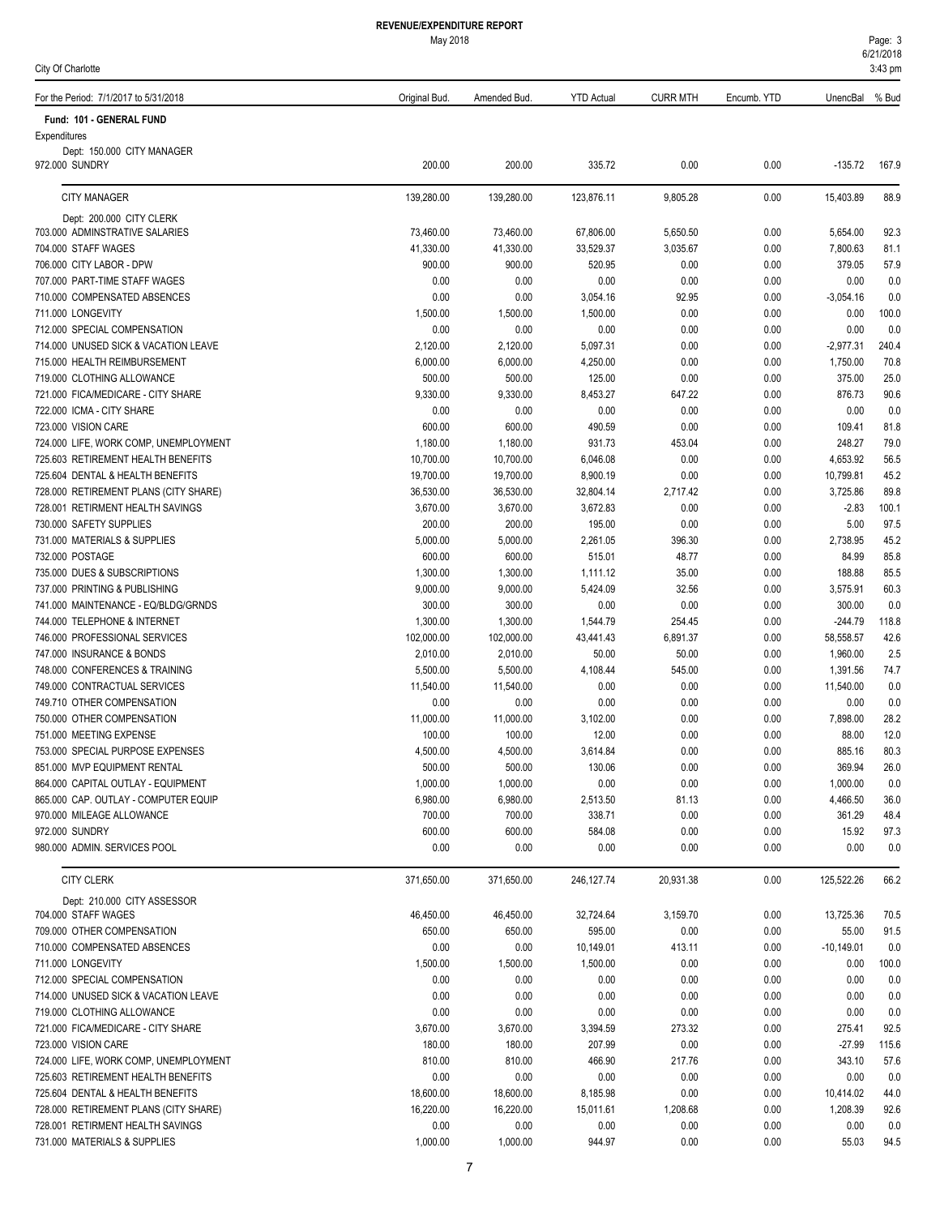# REVENUE/EXPENDITURE REPORT

May 2018

City Of Charlotte

| For the Period: 7/1/2017 to 5/31/2018 | Original Bud. | Amended Bud. | YTD Actual | CURR MTH | Encumb. YTD | UnencBal | % Bud |
|---|---|---|---|---|---|---|---|
| **Fund: 101 - GENERAL FUND** | | | | | | | |
| Expenditures | | | | | | | |
| Dept: 150.000 CITY MANAGER | | | | | | | |
| 972.000 SUNDRY | 200.00 | 200.00 | 335.72 | 0.00 | 0.00 | -135.72 | 167.9 |
| CITY MANAGER | 139,280.00 | 139,280.00 | 123,876.11 | 9,805.28 | 0.00 | 15,403.89 | 88.9 |
| Dept: 200.000 CITY CLERK | | | | | | | |
| 703.000 ADMINSTRATIVE SALARIES | 73,460.00 | 73,460.00 | 67,806.00 | 5,650.50 | 0.00 | 5,654.00 | 92.3 |
| 704.000 STAFF WAGES | 41,330.00 | 41,330.00 | 33,529.37 | 3,035.67 | 0.00 | 7,800.63 | 81.1 |
| 706.000 CITY LABOR - DPW | 900.00 | 900.00 | 520.95 | 0.00 | 0.00 | 379.05 | 57.9 |
| 707.000 PART-TIME STAFF WAGES | 0.00 | 0.00 | 0.00 | 0.00 | 0.00 | 0.00 | 0.0 |
| 710.000 COMPENSATED ABSENCES | 0.00 | 0.00 | 3,054.16 | 92.95 | 0.00 | -3,054.16 | 0.0 |
| 711.000 LONGEVITY | 1,500.00 | 1,500.00 | 1,500.00 | 0.00 | 0.00 | 0.00 | 100.0 |
| 712.000 SPECIAL COMPENSATION | 0.00 | 0.00 | 0.00 | 0.00 | 0.00 | 0.00 | 0.0 |
| 714.000 UNUSED SICK & VACATION LEAVE | 2,120.00 | 2,120.00 | 5,097.31 | 0.00 | 0.00 | -2,977.31 | 240.4 |
| 715.000 HEALTH REIMBURSEMENT | 6,000.00 | 6,000.00 | 4,250.00 | 0.00 | 0.00 | 1,750.00 | 70.8 |
| 719.000 CLOTHING ALLOWANCE | 500.00 | 500.00 | 125.00 | 0.00 | 0.00 | 375.00 | 25.0 |
| 721.000 FICA/MEDICARE - CITY SHARE | 9,330.00 | 9,330.00 | 8,453.27 | 647.22 | 0.00 | 876.73 | 90.6 |
| 722.000 ICMA - CITY SHARE | 0.00 | 0.00 | 0.00 | 0.00 | 0.00 | 0.00 | 0.0 |
| 723.000 VISION CARE | 600.00 | 600.00 | 490.59 | 0.00 | 0.00 | 109.41 | 81.8 |
| 724.000 LIFE, WORK COMP, UNEMPLOYMENT | 1,180.00 | 1,180.00 | 931.73 | 453.04 | 0.00 | 248.27 | 79.0 |
| 725.603 RETIREMENT HEALTH BENEFITS | 10,700.00 | 10,700.00 | 6,046.08 | 0.00 | 0.00 | 4,653.92 | 56.5 |
| 725.604 DENTAL & HEALTH BENEFITS | 19,700.00 | 19,700.00 | 8,900.19 | 0.00 | 0.00 | 10,799.81 | 45.2 |
| 728.000 RETIREMENT PLANS (CITY SHARE) | 36,530.00 | 36,530.00 | 32,804.14 | 2,717.42 | 0.00 | 3,725.86 | 89.8 |
| 728.001 RETIRMENT HEALTH SAVINGS | 3,670.00 | 3,670.00 | 3,672.83 | 0.00 | 0.00 | -2.83 | 100.1 |
| 730.000 SAFETY SUPPLIES | 200.00 | 200.00 | 195.00 | 0.00 | 0.00 | 5.00 | 97.5 |
| 731.000 MATERIALS & SUPPLIES | 5,000.00 | 5,000.00 | 2,261.05 | 396.30 | 0.00 | 2,738.95 | 45.2 |
| 732.000 POSTAGE | 600.00 | 600.00 | 515.01 | 48.77 | 0.00 | 84.99 | 85.8 |
| 735.000 DUES & SUBSCRIPTIONS | 1,300.00 | 1,300.00 | 1,111.12 | 35.00 | 0.00 | 188.88 | 85.5 |
| 737.000 PRINTING & PUBLISHING | 9,000.00 | 9,000.00 | 5,424.09 | 32.56 | 0.00 | 3,575.91 | 60.3 |
| 741.000 MAINTENANCE - EQ/BLDG/GRNDS | 300.00 | 300.00 | 0.00 | 0.00 | 0.00 | 300.00 | 0.0 |
| 744.000 TELEPHONE & INTERNET | 1,300.00 | 1,300.00 | 1,544.79 | 254.45 | 0.00 | -244.79 | 118.8 |
| 746.000 PROFESSIONAL SERVICES | 102,000.00 | 102,000.00 | 43,441.43 | 6,891.37 | 0.00 | 58,558.57 | 42.6 |
| 747.000 INSURANCE & BONDS | 2,010.00 | 2,010.00 | 50.00 | 50.00 | 0.00 | 1,960.00 | 2.5 |
| 748.000 CONFERENCES & TRAINING | 5,500.00 | 5,500.00 | 4,108.44 | 545.00 | 0.00 | 1,391.56 | 74.7 |
| 749.000 CONTRACTUAL SERVICES | 11,540.00 | 11,540.00 | 0.00 | 0.00 | 0.00 | 11,540.00 | 0.0 |
| 749.710 OTHER COMPENSATION | 0.00 | 0.00 | 0.00 | 0.00 | 0.00 | 0.00 | 0.0 |
| 750.000 OTHER COMPENSATION | 11,000.00 | 11,000.00 | 3,102.00 | 0.00 | 0.00 | 7,898.00 | 28.2 |
| 751.000 MEETING EXPENSE | 100.00 | 100.00 | 12.00 | 0.00 | 0.00 | 88.00 | 12.0 |
| 753.000 SPECIAL PURPOSE EXPENSES | 4,500.00 | 4,500.00 | 3,614.84 | 0.00 | 0.00 | 885.16 | 80.3 |
| 851.000 MVP EQUIPMENT RENTAL | 500.00 | 500.00 | 130.06 | 0.00 | 0.00 | 369.94 | 26.0 |
| 864.000 CAPITAL OUTLAY - EQUIPMENT | 1,000.00 | 1,000.00 | 0.00 | 0.00 | 0.00 | 1,000.00 | 0.0 |
| 865.000 CAP. OUTLAY - COMPUTER EQUIP | 6,980.00 | 6,980.00 | 2,513.50 | 81.13 | 0.00 | 4,466.50 | 36.0 |
| 970.000 MILEAGE ALLOWANCE | 700.00 | 700.00 | 338.71 | 0.00 | 0.00 | 361.29 | 48.4 |
| 972.000 SUNDRY | 600.00 | 600.00 | 584.08 | 0.00 | 0.00 | 15.92 | 97.3 |
| 980.000 ADMIN. SERVICES POOL | 0.00 | 0.00 | 0.00 | 0.00 | 0.00 | 0.00 | 0.0 |
| CITY CLERK | 371,650.00 | 371,650.00 | 246,127.74 | 20,931.38 | 0.00 | 125,522.26 | 66.2 |
| Dept: 210.000 CITY ASSESSOR | | | | | | | |
| 704.000 STAFF WAGES | 46,450.00 | 46,450.00 | 32,724.64 | 3,159.70 | 0.00 | 13,725.36 | 70.5 |
| 709.000 OTHER COMPENSATION | 650.00 | 650.00 | 595.00 | 0.00 | 0.00 | 55.00 | 91.5 |
| 710.000 COMPENSATED ABSENCES | 0.00 | 0.00 | 10,149.01 | 413.11 | 0.00 | -10,149.01 | 0.0 |
| 711.000 LONGEVITY | 1,500.00 | 1,500.00 | 1,500.00 | 0.00 | 0.00 | 0.00 | 100.0 |
| 712.000 SPECIAL COMPENSATION | 0.00 | 0.00 | 0.00 | 0.00 | 0.00 | 0.00 | 0.0 |
| 714.000 UNUSED SICK & VACATION LEAVE | 0.00 | 0.00 | 0.00 | 0.00 | 0.00 | 0.00 | 0.0 |
| 719.000 CLOTHING ALLOWANCE | 0.00 | 0.00 | 0.00 | 0.00 | 0.00 | 0.00 | 0.0 |
| 721.000 FICA/MEDICARE - CITY SHARE | 3,670.00 | 3,670.00 | 3,394.59 | 273.32 | 0.00 | 275.41 | 92.5 |
| 723.000 VISION CARE | 180.00 | 180.00 | 207.99 | 0.00 | 0.00 | -27.99 | 115.6 |
| 724.000 LIFE, WORK COMP, UNEMPLOYMENT | 810.00 | 810.00 | 466.90 | 217.76 | 0.00 | 343.10 | 57.6 |
| 725.603 RETIREMENT HEALTH BENEFITS | 0.00 | 0.00 | 0.00 | 0.00 | 0.00 | 0.00 | 0.0 |
| 725.604 DENTAL & HEALTH BENEFITS | 18,600.00 | 18,600.00 | 8,185.98 | 0.00 | 0.00 | 10,414.02 | 44.0 |
| 728.000 RETIREMENT PLANS (CITY SHARE) | 16,220.00 | 16,220.00 | 15,011.61 | 1,208.68 | 0.00 | 1,208.39 | 92.6 |
| 728.001 RETIRMENT HEALTH SAVINGS | 0.00 | 0.00 | 0.00 | 0.00 | 0.00 | 0.00 | 0.0 |
| 731.000 MATERIALS & SUPPLIES | 1,000.00 | 1,000.00 | 944.97 | 0.00 | 0.00 | 55.03 | 94.5 |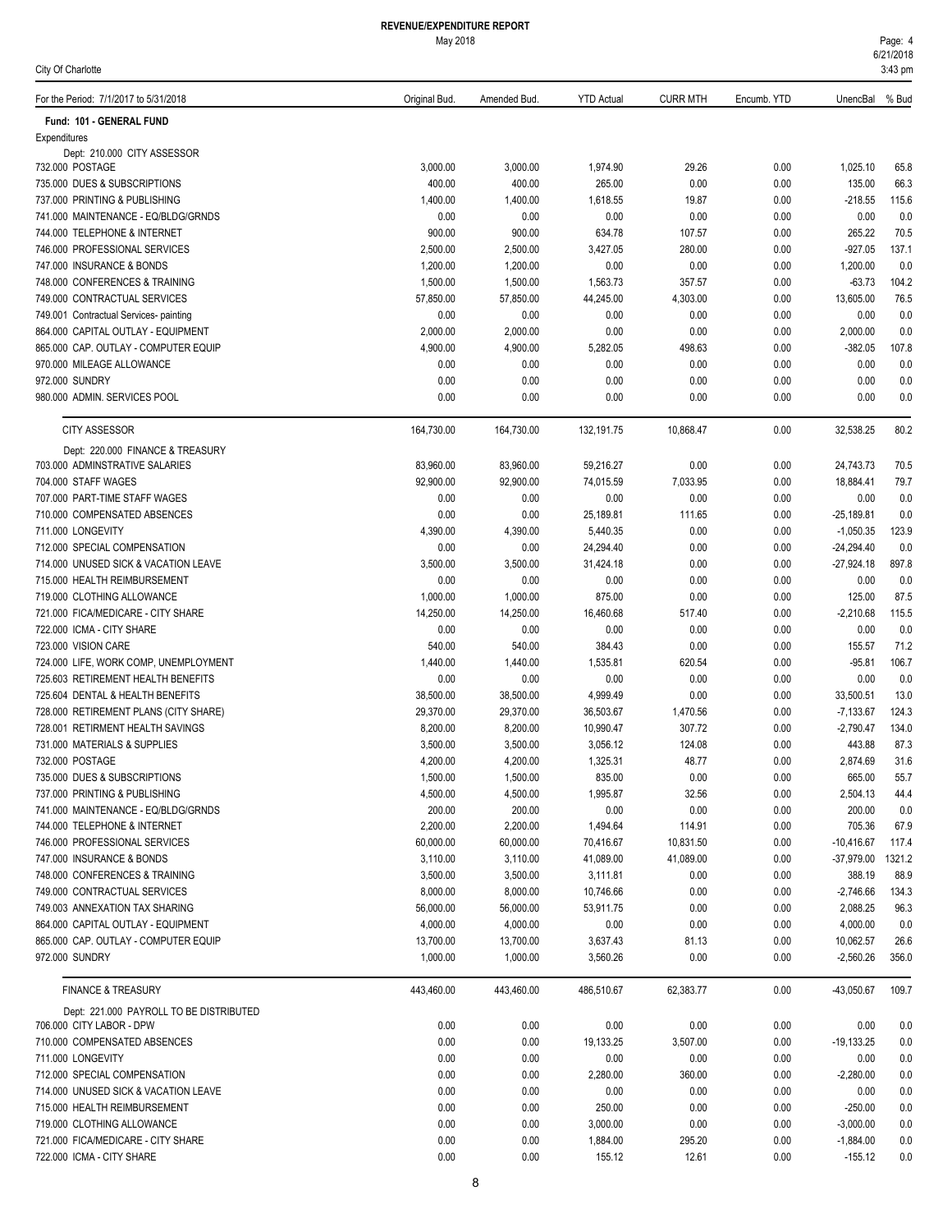# REVENUE/EXPENDITURE REPORT

May 2018

City Of Charlotte

| For the Period: 7/1/2017 to 5/31/2018 | Original Bud. | Amended Bud. | YTD Actual | CURR MTH | Encumb. YTD | UnencBal | % Bud |
|---|---|---|---|---|---|---|---|
| **Fund: 101 - GENERAL FUND** | | | | | | | |
| Expenditures | | | | | | | |
| Dept: 210.000 CITY ASSESSOR | | | | | | | |
| 732.000 POSTAGE | 3,000.00 | 3,000.00 | 1,974.90 | 29.26 | 0.00 | 1,025.10 | 65.8 |
| 735.000 DUES & SUBSCRIPTIONS | 400.00 | 400.00 | 265.00 | 0.00 | 0.00 | 135.00 | 66.3 |
| 737.000 PRINTING & PUBLISHING | 1,400.00 | 1,400.00 | 1,618.55 | 19.87 | 0.00 | -218.55 | 115.6 |
| 741.000 MAINTENANCE - EQ/BLDG/GRNDS | 0.00 | 0.00 | 0.00 | 0.00 | 0.00 | 0.00 | 0.0 |
| 744.000 TELEPHONE & INTERNET | 900.00 | 900.00 | 634.78 | 107.57 | 0.00 | 265.22 | 70.5 |
| 746.000 PROFESSIONAL SERVICES | 2,500.00 | 2,500.00 | 3,427.05 | 280.00 | 0.00 | -927.05 | 137.1 |
| 747.000 INSURANCE & BONDS | 1,200.00 | 1,200.00 | 0.00 | 0.00 | 0.00 | 1,200.00 | 0.0 |
| 748.000 CONFERENCES & TRAINING | 1,500.00 | 1,500.00 | 1,563.73 | 357.57 | 0.00 | -63.73 | 104.2 |
| 749.000 CONTRACTUAL SERVICES | 57,850.00 | 57,850.00 | 44,245.00 | 4,303.00 | 0.00 | 13,605.00 | 76.5 |
| 749.001 Contractual Services- painting | 0.00 | 0.00 | 0.00 | 0.00 | 0.00 | 0.00 | 0.0 |
| 864.000 CAPITAL OUTLAY - EQUIPMENT | 2,000.00 | 2,000.00 | 0.00 | 0.00 | 0.00 | 2,000.00 | 0.0 |
| 865.000 CAP. OUTLAY - COMPUTER EQUIP | 4,900.00 | 4,900.00 | 5,282.05 | 498.63 | 0.00 | -382.05 | 107.8 |
| 970.000 MILEAGE ALLOWANCE | 0.00 | 0.00 | 0.00 | 0.00 | 0.00 | 0.00 | 0.0 |
| 972.000 SUNDRY | 0.00 | 0.00 | 0.00 | 0.00 | 0.00 | 0.00 | 0.0 |
| 980.000 ADMIN. SERVICES POOL | 0.00 | 0.00 | 0.00 | 0.00 | 0.00 | 0.00 | 0.0 |
| CITY ASSESSOR | 164,730.00 | 164,730.00 | 132,191.75 | 10,868.47 | 0.00 | 32,538.25 | 80.2 |
| Dept: 220.000 FINANCE & TREASURY | | | | | | | |
| 703.000 ADMINSTRATIVE SALARIES | 83,960.00 | 83,960.00 | 59,216.27 | 0.00 | 0.00 | 24,743.73 | 70.5 |
| 704.000 STAFF WAGES | 92,900.00 | 92,900.00 | 74,015.59 | 7,033.95 | 0.00 | 18,884.41 | 79.7 |
| 707.000 PART-TIME STAFF WAGES | 0.00 | 0.00 | 0.00 | 0.00 | 0.00 | 0.00 | 0.0 |
| 710.000 COMPENSATED ABSENCES | 0.00 | 0.00 | 25,189.81 | 111.65 | 0.00 | -25,189.81 | 0.0 |
| 711.000 LONGEVITY | 4,390.00 | 4,390.00 | 5,440.35 | 0.00 | 0.00 | -1,050.35 | 123.9 |
| 712.000 SPECIAL COMPENSATION | 0.00 | 0.00 | 24,294.40 | 0.00 | 0.00 | -24,294.40 | 0.0 |
| 714.000 UNUSED SICK & VACATION LEAVE | 3,500.00 | 3,500.00 | 31,424.18 | 0.00 | 0.00 | -27,924.18 | 897.8 |
| 715.000 HEALTH REIMBURSEMENT | 0.00 | 0.00 | 0.00 | 0.00 | 0.00 | 0.00 | 0.0 |
| 719.000 CLOTHING ALLOWANCE | 1,000.00 | 1,000.00 | 875.00 | 0.00 | 0.00 | 125.00 | 87.5 |
| 721.000 FICA/MEDICARE - CITY SHARE | 14,250.00 | 14,250.00 | 16,460.68 | 517.40 | 0.00 | -2,210.68 | 115.5 |
| 722.000 ICMA - CITY SHARE | 0.00 | 0.00 | 0.00 | 0.00 | 0.00 | 0.00 | 0.0 |
| 723.000 VISION CARE | 540.00 | 540.00 | 384.43 | 0.00 | 0.00 | 155.57 | 71.2 |
| 724.000 LIFE, WORK COMP, UNEMPLOYMENT | 1,440.00 | 1,440.00 | 1,535.81 | 620.54 | 0.00 | -95.81 | 106.7 |
| 725.603 RETIREMENT HEALTH BENEFITS | 0.00 | 0.00 | 0.00 | 0.00 | 0.00 | 0.00 | 0.0 |
| 725.604 DENTAL & HEALTH BENEFITS | 38,500.00 | 38,500.00 | 4,999.49 | 0.00 | 0.00 | 33,500.51 | 13.0 |
| 728.000 RETIREMENT PLANS (CITY SHARE) | 29,370.00 | 29,370.00 | 36,503.67 | 1,470.56 | 0.00 | -7,133.67 | 124.3 |
| 728.001 RETIRMENT HEALTH SAVINGS | 8,200.00 | 8,200.00 | 10,990.47 | 307.72 | 0.00 | -2,790.47 | 134.0 |
| 731.000 MATERIALS & SUPPLIES | 3,500.00 | 3,500.00 | 3,056.12 | 124.08 | 0.00 | 443.88 | 87.3 |
| 732.000 POSTAGE | 4,200.00 | 4,200.00 | 1,325.31 | 48.77 | 0.00 | 2,874.69 | 31.6 |
| 735.000 DUES & SUBSCRIPTIONS | 1,500.00 | 1,500.00 | 835.00 | 0.00 | 0.00 | 665.00 | 55.7 |
| 737.000 PRINTING & PUBLISHING | 4,500.00 | 4,500.00 | 1,995.87 | 32.56 | 0.00 | 2,504.13 | 44.4 |
| 741.000 MAINTENANCE - EQ/BLDG/GRNDS | 200.00 | 200.00 | 0.00 | 0.00 | 0.00 | 200.00 | 0.0 |
| 744.000 TELEPHONE & INTERNET | 2,200.00 | 2,200.00 | 1,494.64 | 114.91 | 0.00 | 705.36 | 67.9 |
| 746.000 PROFESSIONAL SERVICES | 60,000.00 | 60,000.00 | 70,416.67 | 10,831.50 | 0.00 | -10,416.67 | 117.4 |
| 747.000 INSURANCE & BONDS | 3,110.00 | 3,110.00 | 41,089.00 | 41,089.00 | 0.00 | -37,979.00 | 1321.2 |
| 748.000 CONFERENCES & TRAINING | 3,500.00 | 3,500.00 | 3,111.81 | 0.00 | 0.00 | 388.19 | 88.9 |
| 749.000 CONTRACTUAL SERVICES | 8,000.00 | 8,000.00 | 10,746.66 | 0.00 | 0.00 | -2,746.66 | 134.3 |
| 749.003 ANNEXATION TAX SHARING | 56,000.00 | 56,000.00 | 53,911.75 | 0.00 | 0.00 | 2,088.25 | 96.3 |
| 864.000 CAPITAL OUTLAY - EQUIPMENT | 4,000.00 | 4,000.00 | 0.00 | 0.00 | 0.00 | 4,000.00 | 0.0 |
| 865.000 CAP. OUTLAY - COMPUTER EQUIP | 13,700.00 | 13,700.00 | 3,637.43 | 81.13 | 0.00 | 10,062.57 | 26.6 |
| 972.000 SUNDRY | 1,000.00 | 1,000.00 | 3,560.26 | 0.00 | 0.00 | -2,560.26 | 356.0 |
| FINANCE & TREASURY | 443,460.00 | 443,460.00 | 486,510.67 | 62,383.77 | 0.00 | -43,050.67 | 109.7 |
| Dept: 221.000 PAYROLL TO BE DISTRIBUTED | | | | | | | |
| 706.000 CITY LABOR - DPW | 0.00 | 0.00 | 0.00 | 0.00 | 0.00 | 0.00 | 0.0 |
| 710.000 COMPENSATED ABSENCES | 0.00 | 0.00 | 19,133.25 | 3,507.00 | 0.00 | -19,133.25 | 0.0 |
| 711.000 LONGEVITY | 0.00 | 0.00 | 0.00 | 0.00 | 0.00 | 0.00 | 0.0 |
| 712.000 SPECIAL COMPENSATION | 0.00 | 0.00 | 2,280.00 | 360.00 | 0.00 | -2,280.00 | 0.0 |
| 714.000 UNUSED SICK & VACATION LEAVE | 0.00 | 0.00 | 0.00 | 0.00 | 0.00 | 0.00 | 0.0 |
| 715.000 HEALTH REIMBURSEMENT | 0.00 | 0.00 | 250.00 | 0.00 | 0.00 | -250.00 | 0.0 |
| 719.000 CLOTHING ALLOWANCE | 0.00 | 0.00 | 3,000.00 | 0.00 | 0.00 | -3,000.00 | 0.0 |
| 721.000 FICA/MEDICARE - CITY SHARE | 0.00 | 0.00 | 1,884.00 | 295.20 | 0.00 | -1,884.00 | 0.0 |
| 722.000 ICMA - CITY SHARE | 0.00 | 0.00 | 155.12 | 12.61 | 0.00 | -155.12 | 0.0 |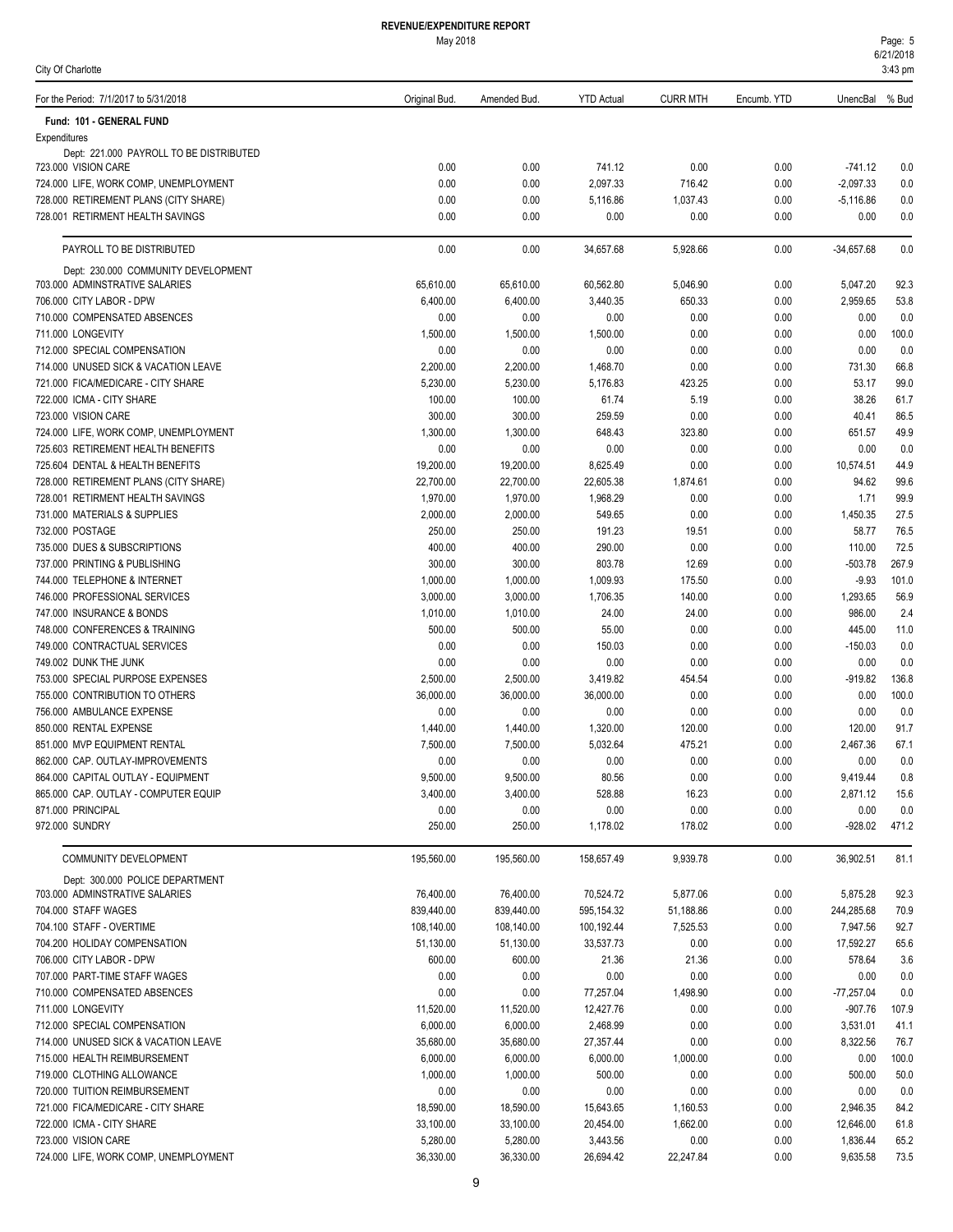# REVENUE/EXPENDITURE REPORT

May 2018

City of Charlotte

| For the Period: 7/1/2017 to 5/31/2018 | Original Bud. | Amended Bud. | YTD Actual | CURR MTH | Encumb. YTD | UnencBal | % Bud |
|---|---|---|---|---|---|---|---|
| **Fund: 101 - GENERAL FUND** | | | | | | | |
| Expenditures | | | | | | | |
| Dept: 221.000 PAYROLL TO BE DISTRIBUTED | | | | | | | |
| 723.000 VISION CARE | 0.00 | 0.00 | 741.12 | 0.00 | 0.00 | -741.12 | 0.0 |
| 724.000 LIFE, WORK COMP, UNEMPLOYMENT | 0.00 | 0.00 | 2,097.33 | 716.42 | 0.00 | -2,097.33 | 0.0 |
| 728.000 RETIREMENT PLANS (CITY SHARE) | 0.00 | 0.00 | 5,116.86 | 1,037.43 | 0.00 | -5,116.86 | 0.0 |
| 728.001 RETIRMENT HEALTH SAVINGS | 0.00 | 0.00 | 0.00 | 0.00 | 0.00 | 0.00 | 0.0 |
| PAYROLL TO BE DISTRIBUTED | 0.00 | 0.00 | 34,657.68 | 5,928.66 | 0.00 | -34,657.68 | 0.0 |
| Dept: 230.000 COMMUNITY DEVELOPMENT | | | | | | | |
| 703.000 ADMINSTRATIVE SALARIES | 65,610.00 | 65,610.00 | 60,562.80 | 5,046.90 | 0.00 | 5,047.20 | 92.3 |
| 706.000 CITY LABOR - DPW | 6,400.00 | 6,400.00 | 3,440.35 | 650.33 | 0.00 | 2,959.65 | 53.8 |
| 710.000 COMPENSATED ABSENCES | 0.00 | 0.00 | 0.00 | 0.00 | 0.00 | 0.00 | 0.0 |
| 711.000 LONGEVITY | 1,500.00 | 1,500.00 | 1,500.00 | 0.00 | 0.00 | 0.00 | 100.0 |
| 712.000 SPECIAL COMPENSATION | 0.00 | 0.00 | 0.00 | 0.00 | 0.00 | 0.00 | 0.0 |
| 714.000 UNUSED SICK & VACATION LEAVE | 2,200.00 | 2,200.00 | 1,468.70 | 0.00 | 0.00 | 731.30 | 66.8 |
| 721.000 FICA/MEDICARE - CITY SHARE | 5,230.00 | 5,230.00 | 5,176.83 | 423.25 | 0.00 | 53.17 | 99.0 |
| 722.000 ICMA - CITY SHARE | 100.00 | 100.00 | 61.74 | 5.19 | 0.00 | 38.26 | 61.7 |
| 723.000 VISION CARE | 300.00 | 300.00 | 259.59 | 0.00 | 0.00 | 40.41 | 86.5 |
| 724.000 LIFE, WORK COMP, UNEMPLOYMENT | 1,300.00 | 1,300.00 | 648.43 | 323.80 | 0.00 | 651.57 | 49.9 |
| 725.603 RETIREMENT HEALTH BENEFITS | 0.00 | 0.00 | 0.00 | 0.00 | 0.00 | 0.00 | 0.0 |
| 725.604 DENTAL & HEALTH BENEFITS | 19,200.00 | 19,200.00 | 8,625.49 | 0.00 | 0.00 | 10,574.51 | 44.9 |
| 728.000 RETIREMENT PLANS (CITY SHARE) | 22,700.00 | 22,700.00 | 22,605.38 | 1,874.61 | 0.00 | 94.62 | 99.6 |
| 728.001 RETIRMENT HEALTH SAVINGS | 1,970.00 | 1,970.00 | 1,968.29 | 0.00 | 0.00 | 1.71 | 99.9 |
| 731.000 MATERIALS & SUPPLIES | 2,000.00 | 2,000.00 | 549.65 | 0.00 | 0.00 | 1,450.35 | 27.5 |
| 732.000 POSTAGE | 250.00 | 250.00 | 191.23 | 19.51 | 0.00 | 58.77 | 76.5 |
| 735.000 DUES & SUBSCRIPTIONS | 400.00 | 400.00 | 290.00 | 0.00 | 0.00 | 110.00 | 72.5 |
| 737.000 PRINTING & PUBLISHING | 300.00 | 300.00 | 803.78 | 12.69 | 0.00 | -503.78 | 267.9 |
| 744.000 TELEPHONE & INTERNET | 1,000.00 | 1,000.00 | 1,009.93 | 175.50 | 0.00 | -9.93 | 101.0 |
| 746.000 PROFESSIONAL SERVICES | 3,000.00 | 3,000.00 | 1,706.35 | 140.00 | 0.00 | 1,293.65 | 56.9 |
| 747.000 INSURANCE & BONDS | 1,010.00 | 1,010.00 | 24.00 | 24.00 | 0.00 | 986.00 | 2.4 |
| 748.000 CONFERENCES & TRAINING | 500.00 | 500.00 | 55.00 | 0.00 | 0.00 | 445.00 | 11.0 |
| 749.000 CONTRACTUAL SERVICES | 0.00 | 0.00 | 150.03 | 0.00 | 0.00 | -150.03 | 0.0 |
| 749.002 DUNK THE JUNK | 0.00 | 0.00 | 0.00 | 0.00 | 0.00 | 0.00 | 0.0 |
| 753.000 SPECIAL PURPOSE EXPENSES | 2,500.00 | 2,500.00 | 3,419.82 | 454.54 | 0.00 | -919.82 | 136.8 |
| 755.000 CONTRIBUTION TO OTHERS | 36,000.00 | 36,000.00 | 36,000.00 | 0.00 | 0.00 | 0.00 | 100.0 |
| 756.000 AMBULANCE EXPENSE | 0.00 | 0.00 | 0.00 | 0.00 | 0.00 | 0.00 | 0.0 |
| 850.000 RENTAL EXPENSE | 1,440.00 | 1,440.00 | 1,320.00 | 120.00 | 0.00 | 120.00 | 91.7 |
| 851.000 MVP EQUIPMENT RENTAL | 7,500.00 | 7,500.00 | 5,032.64 | 475.21 | 0.00 | 2,467.36 | 67.1 |
| 862.000 CAP. OUTLAY-IMPROVEMENTS | 0.00 | 0.00 | 0.00 | 0.00 | 0.00 | 0.00 | 0.0 |
| 864.000 CAPITAL OUTLAY - EQUIPMENT | 9,500.00 | 9,500.00 | 80.56 | 0.00 | 0.00 | 9,419.44 | 0.8 |
| 865.000 CAP. OUTLAY - COMPUTER EQUIP | 3,400.00 | 3,400.00 | 528.88 | 16.23 | 0.00 | 2,871.12 | 15.6 |
| 871.000 PRINCIPAL | 0.00 | 0.00 | 0.00 | 0.00 | 0.00 | 0.00 | 0.0 |
| 972.000 SUNDRY | 250.00 | 250.00 | 1,178.02 | 178.02 | 0.00 | -928.02 | 471.2 |
| COMMUNITY DEVELOPMENT | 195,560.00 | 195,560.00 | 158,657.49 | 9,939.78 | 0.00 | 36,902.51 | 81.1 |
| Dept: 300.000 POLICE DEPARTMENT | | | | | | | |
| 703.000 ADMINSTRATIVE SALARIES | 76,400.00 | 76,400.00 | 70,524.72 | 5,877.06 | 0.00 | 5,875.28 | 92.3 |
| 704.000 STAFF WAGES | 839,440.00 | 839,440.00 | 595,154.32 | 51,188.86 | 0.00 | 244,285.68 | 70.9 |
| 704.100 STAFF - OVERTIME | 108,140.00 | 108,140.00 | 100,192.44 | 7,525.53 | 0.00 | 7,947.56 | 92.7 |
| 704.200 HOLIDAY COMPENSATION | 51,130.00 | 51,130.00 | 33,537.73 | 0.00 | 0.00 | 17,592.27 | 65.6 |
| 706.000 CITY LABOR - DPW | 600.00 | 600.00 | 21.36 | 21.36 | 0.00 | 578.64 | 3.6 |
| 707.000 PART-TIME STAFF WAGES | 0.00 | 0.00 | 0.00 | 0.00 | 0.00 | 0.00 | 0.0 |
| 710.000 COMPENSATED ABSENCES | 0.00 | 0.00 | 77,257.04 | 1,498.90 | 0.00 | -77,257.04 | 0.0 |
| 711.000 LONGEVITY | 11,520.00 | 11,520.00 | 12,427.76 | 0.00 | 0.00 | -907.76 | 107.9 |
| 712.000 SPECIAL COMPENSATION | 6,000.00 | 6,000.00 | 2,468.99 | 0.00 | 0.00 | 3,531.01 | 41.1 |
| 714.000 UNUSED SICK & VACATION LEAVE | 35,680.00 | 35,680.00 | 27,357.44 | 0.00 | 0.00 | 8,322.56 | 76.7 |
| 715.000 HEALTH REIMBURSEMENT | 6,000.00 | 6,000.00 | 6,000.00 | 1,000.00 | 0.00 | 0.00 | 100.0 |
| 719.000 CLOTHING ALLOWANCE | 1,000.00 | 1,000.00 | 500.00 | 0.00 | 0.00 | 500.00 | 50.0 |
| 720.000 TUITION REIMBURSEMENT | 0.00 | 0.00 | 0.00 | 0.00 | 0.00 | 0.00 | 0.0 |
| 721.000 FICA/MEDICARE - CITY SHARE | 18,590.00 | 18,590.00 | 15,643.65 | 1,160.53 | 0.00 | 2,946.35 | 84.2 |
| 722.000 ICMA - CITY SHARE | 33,100.00 | 33,100.00 | 20,454.00 | 1,662.00 | 0.00 | 12,646.00 | 61.8 |
| 723.000 VISION CARE | 5,280.00 | 5,280.00 | 3,443.56 | 0.00 | 0.00 | 1,836.44 | 65.2 |
| 724.000 LIFE, WORK COMP, UNEMPLOYMENT | 36,330.00 | 36,330.00 | 26,694.42 | 22,247.84 | 0.00 | 9,635.58 | 73.5 |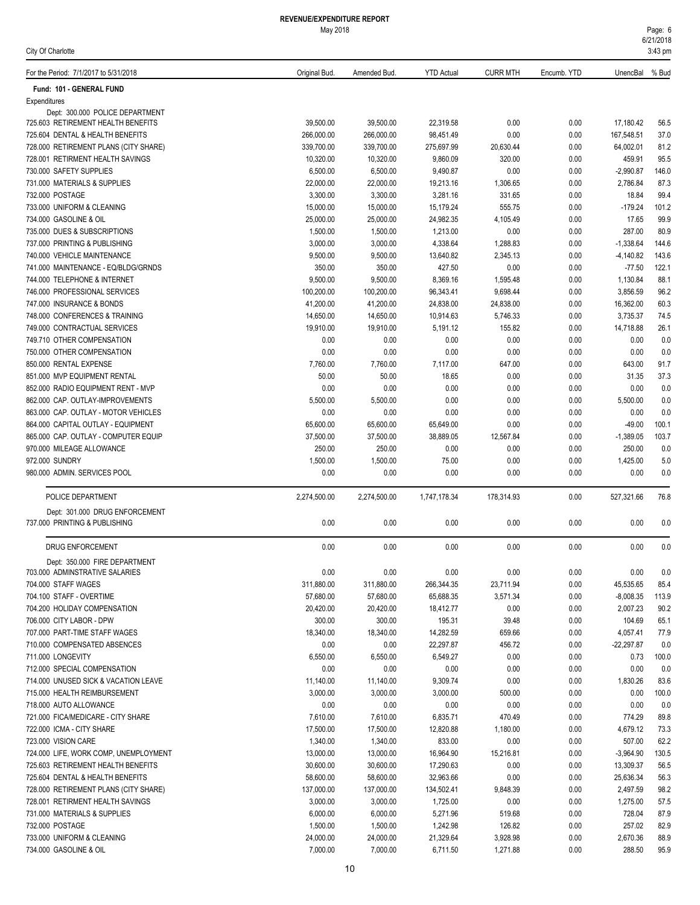# REVENUE/EXPENDITURE REPORT

May 2018

City Of Charlotte

| For the Period: 7/1/2017 to 5/31/2018 | Original Bud. | Amended Bud. | YTD Actual | CURR MTH | Encumb. YTD | UnencBal | % Bud |
|---|---|---|---|---|---|---|---|
| **Fund: 101 - GENERAL FUND** | | | | | | | |
| Expenditures | | | | | | | |
| Dept: 300.000 POLICE DEPARTMENT | | | | | | | |
| 725.603 RETIREMENT HEALTH BENEFITS | 39,500.00 | 39,500.00 | 22,319.58 | 0.00 | 0.00 | 17,180.42 | 56.5 |
| 725.604 DENTAL & HEALTH BENEFITS | 266,000.00 | 266,000.00 | 98,451.49 | 0.00 | 0.00 | 167,548.51 | 37.0 |
| 728.000 RETIREMENT PLANS (CITY SHARE) | 339,700.00 | 339,700.00 | 275,697.99 | 20,630.44 | 0.00 | 64,002.01 | 81.2 |
| 728.001 RETIRMENT HEALTH SAVINGS | 10,320.00 | 10,320.00 | 9,860.09 | 320.00 | 0.00 | 459.91 | 95.5 |
| 730.000 SAFETY SUPPLIES | 6,500.00 | 6,500.00 | 9,490.87 | 0.00 | 0.00 | -2,990.87 | 146.0 |
| 731.000 MATERIALS & SUPPLIES | 22,000.00 | 22,000.00 | 19,213.16 | 1,306.65 | 0.00 | 2,786.84 | 87.3 |
| 732.000 POSTAGE | 3,300.00 | 3,300.00 | 3,281.16 | 331.65 | 0.00 | 18.84 | 99.4 |
| 733.000 UNIFORM & CLEANING | 15,000.00 | 15,000.00 | 15,179.24 | 555.75 | 0.00 | -179.24 | 101.2 |
| 734.000 GASOLINE & OIL | 25,000.00 | 25,000.00 | 24,982.35 | 4,105.49 | 0.00 | 17.65 | 99.9 |
| 735.000 DUES & SUBSCRIPTIONS | 1,500.00 | 1,500.00 | 1,213.00 | 0.00 | 0.00 | 287.00 | 80.9 |
| 737.000 PRINTING & PUBLISHING | 3,000.00 | 3,000.00 | 4,338.64 | 1,288.83 | 0.00 | -1,338.64 | 144.6 |
| 740.000 VEHICLE MAINTENANCE | 9,500.00 | 9,500.00 | 13,640.82 | 2,345.13 | 0.00 | -4,140.82 | 143.6 |
| 741.000 MAINTENANCE - EQ/BLDG/GRNDS | 350.00 | 350.00 | 427.50 | 0.00 | 0.00 | -77.50 | 122.1 |
| 744.000 TELEPHONE & INTERNET | 9,500.00 | 9,500.00 | 8,369.16 | 1,595.48 | 0.00 | 1,130.84 | 88.1 |
| 746.000 PROFESSIONAL SERVICES | 100,200.00 | 100,200.00 | 96,343.41 | 9,698.44 | 0.00 | 3,856.59 | 96.2 |
| 747.000 INSURANCE & BONDS | 41,200.00 | 41,200.00 | 24,838.00 | 24,838.00 | 0.00 | 16,362.00 | 60.3 |
| 748.000 CONFERENCES & TRAINING | 14,650.00 | 14,650.00 | 10,914.63 | 5,746.33 | 0.00 | 3,735.37 | 74.5 |
| 749.000 CONTRACTUAL SERVICES | 19,910.00 | 19,910.00 | 5,191.12 | 155.82 | 0.00 | 14,718.88 | 26.1 |
| 749.710 OTHER COMPENSATION | 0.00 | 0.00 | 0.00 | 0.00 | 0.00 | 0.00 | 0.0 |
| 750.000 OTHER COMPENSATION | 0.00 | 0.00 | 0.00 | 0.00 | 0.00 | 0.00 | 0.0 |
| 850.000 RENTAL EXPENSE | 7,760.00 | 7,760.00 | 7,117.00 | 647.00 | 0.00 | 643.00 | 91.7 |
| 851.000 MVP EQUIPMENT RENTAL | 50.00 | 50.00 | 18.65 | 0.00 | 0.00 | 31.35 | 37.3 |
| 852.000 RADIO EQUIPMENT RENT - MVP | 0.00 | 0.00 | 0.00 | 0.00 | 0.00 | 0.00 | 0.0 |
| 862.000 CAP. OUTLAY-IMPROVEMENTS | 5,500.00 | 5,500.00 | 0.00 | 0.00 | 0.00 | 5,500.00 | 0.0 |
| 863.000 CAP. OUTLAY - MOTOR VEHICLES | 0.00 | 0.00 | 0.00 | 0.00 | 0.00 | 0.00 | 0.0 |
| 864.000 CAPITAL OUTLAY - EQUIPMENT | 65,600.00 | 65,600.00 | 65,649.00 | 0.00 | 0.00 | -49.00 | 100.1 |
| 865.000 CAP. OUTLAY - COMPUTER EQUIP | 37,500.00 | 37,500.00 | 38,889.05 | 12,567.84 | 0.00 | -1,389.05 | 103.7 |
| 970.000 MILEAGE ALLOWANCE | 250.00 | 250.00 | 0.00 | 0.00 | 0.00 | 250.00 | 0.0 |
| 972.000 SUNDRY | 1,500.00 | 1,500.00 | 75.00 | 0.00 | 0.00 | 1,425.00 | 5.0 |
| 980.000 ADMIN. SERVICES POOL | 0.00 | 0.00 | 0.00 | 0.00 | 0.00 | 0.00 | 0.0 |
| POLICE DEPARTMENT | 2,274,500.00 | 2,274,500.00 | 1,747,178.34 | 178,314.93 | 0.00 | 527,321.66 | 76.8 |
| Dept: 301.000 DRUG ENFORCEMENT | | | | | | | |
| 737.000 PRINTING & PUBLISHING | 0.00 | 0.00 | 0.00 | 0.00 | 0.00 | 0.00 | 0.0 |
| DRUG ENFORCEMENT | 0.00 | 0.00 | 0.00 | 0.00 | 0.00 | 0.00 | 0.0 |
| Dept: 350.000 FIRE DEPARTMENT | | | | | | | |
| 703.000 ADMINSTRATIVE SALARIES | 0.00 | 0.00 | 0.00 | 0.00 | 0.00 | 0.00 | 0.0 |
| 704.000 STAFF WAGES | 311,880.00 | 311,880.00 | 266,344.35 | 23,711.94 | 0.00 | 45,535.65 | 85.4 |
| 704.100 STAFF - OVERTIME | 57,680.00 | 57,680.00 | 65,688.35 | 3,571.34 | 0.00 | -8,008.35 | 113.9 |
| 704.200 HOLIDAY COMPENSATION | 20,420.00 | 20,420.00 | 18,412.77 | 0.00 | 0.00 | 2,007.23 | 90.2 |
| 706.000 CITY LABOR - DPW | 300.00 | 300.00 | 195.31 | 39.48 | 0.00 | 104.69 | 65.1 |
| 707.000 PART-TIME STAFF WAGES | 18,340.00 | 18,340.00 | 14,282.59 | 659.66 | 0.00 | 4,057.41 | 77.9 |
| 710.000 COMPENSATED ABSENCES | 0.00 | 0.00 | 22,297.87 | 456.72 | 0.00 | -22,297.87 | 0.0 |
| 711.000 LONGEVITY | 6,550.00 | 6,550.00 | 6,549.27 | 0.00 | 0.00 | 0.73 | 100.0 |
| 712.000 SPECIAL COMPENSATION | 0.00 | 0.00 | 0.00 | 0.00 | 0.00 | 0.00 | 0.0 |
| 714.000 UNUSED SICK & VACATION LEAVE | 11,140.00 | 11,140.00 | 9,309.74 | 0.00 | 0.00 | 1,830.26 | 83.6 |
| 715.000 HEALTH REIMBURSEMENT | 3,000.00 | 3,000.00 | 3,000.00 | 500.00 | 0.00 | 0.00 | 100.0 |
| 718.000 AUTO ALLOWANCE | 0.00 | 0.00 | 0.00 | 0.00 | 0.00 | 0.00 | 0.0 |
| 721.000 FICA/MEDICARE - CITY SHARE | 7,610.00 | 7,610.00 | 6,835.71 | 470.49 | 0.00 | 774.29 | 89.8 |
| 722.000 ICMA - CITY SHARE | 17,500.00 | 17,500.00 | 12,820.88 | 1,180.00 | 0.00 | 4,679.12 | 73.3 |
| 723.000 VISION CARE | 1,340.00 | 1,340.00 | 833.00 | 0.00 | 0.00 | 507.00 | 62.2 |
| 724.000 LIFE, WORK COMP, UNEMPLOYMENT | 13,000.00 | 13,000.00 | 16,964.90 | 15,216.81 | 0.00 | -3,964.90 | 130.5 |
| 725.603 RETIREMENT HEALTH BENEFITS | 30,600.00 | 30,600.00 | 17,290.63 | 0.00 | 0.00 | 13,309.37 | 56.5 |
| 725.604 DENTAL & HEALTH BENEFITS | 58,600.00 | 58,600.00 | 32,963.66 | 0.00 | 0.00 | 25,636.34 | 56.3 |
| 728.000 RETIREMENT PLANS (CITY SHARE) | 137,000.00 | 137,000.00 | 134,502.41 | 9,848.39 | 0.00 | 2,497.59 | 98.2 |
| 728.001 RETIRMENT HEALTH SAVINGS | 3,000.00 | 3,000.00 | 1,725.00 | 0.00 | 0.00 | 1,275.00 | 57.5 |
| 731.000 MATERIALS & SUPPLIES | 6,000.00 | 6,000.00 | 5,271.96 | 519.68 | 0.00 | 728.04 | 87.9 |
| 732.000 POSTAGE | 1,500.00 | 1,500.00 | 1,242.98 | 126.82 | 0.00 | 257.02 | 82.9 |
| 733.000 UNIFORM & CLEANING | 24,000.00 | 24,000.00 | 21,329.64 | 3,928.98 | 0.00 | 2,670.36 | 88.9 |
| 734.000 GASOLINE & OIL | 7,000.00 | 7,000.00 | 6,711.50 | 1,271.88 | 0.00 | 288.50 | 95.9 |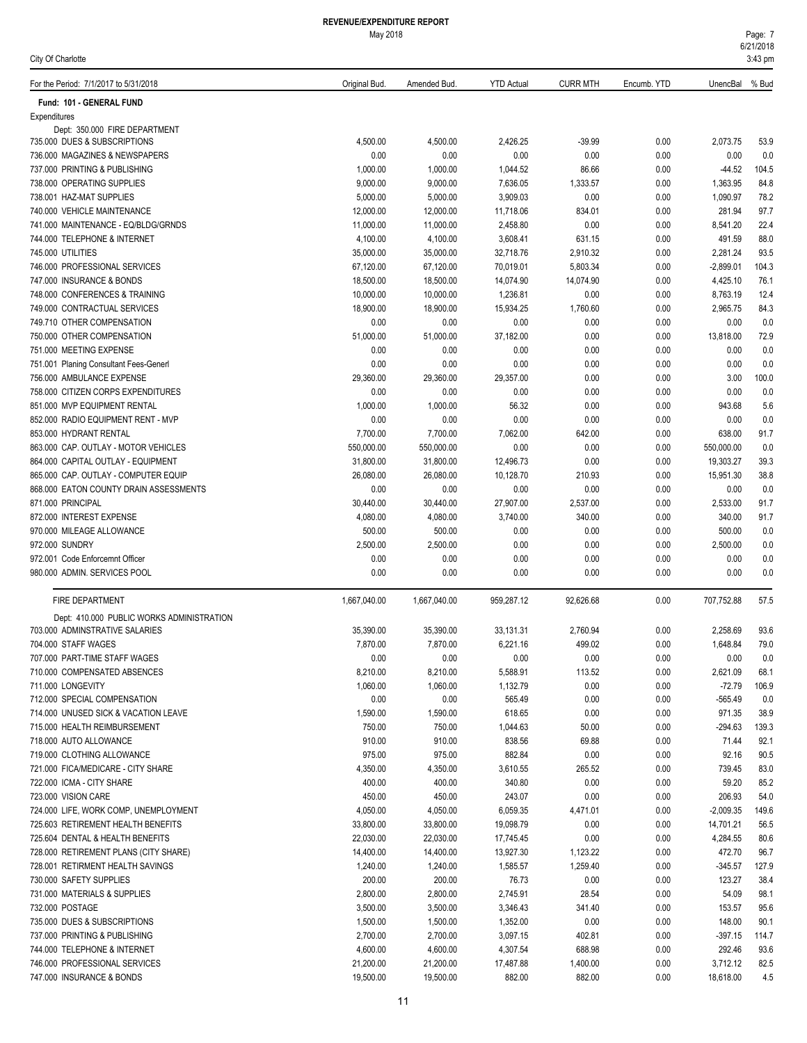# REVENUE/EXPENDITURE REPORT

May 2018

City Of Charlotte

For the Period: 7/1/2017 to 5/31/2018

| | Original Bud. | Amended Bud. | YTD Actual | CURR MTH | Encumb. YTD | UnencBal | % Bud |
|---|---|---|---|---|---|---|---|
| **Fund: 101 - GENERAL FUND** | | | | | | | |
| Expenditures | | | | | | | |
| Dept: 350.000 FIRE DEPARTMENT | | | | | | | |
| 735.000 DUES & SUBSCRIPTIONS | 4,500.00 | 4,500.00 | 2,426.25 | -39.99 | 0.00 | 2,073.75 | 53.9 |
| 736.000 MAGAZINES & NEWSPAPERS | 0.00 | 0.00 | 0.00 | 0.00 | 0.00 | 0.00 | 0.0 |
| 737.000 PRINTING & PUBLISHING | 1,000.00 | 1,000.00 | 1,044.52 | 86.66 | 0.00 | -44.52 | 104.5 |
| 738.000 OPERATING SUPPLIES | 9,000.00 | 9,000.00 | 7,636.05 | 1,333.57 | 0.00 | 1,363.95 | 84.8 |
| 738.001 HAZ-MAT SUPPLIES | 5,000.00 | 5,000.00 | 3,909.03 | 0.00 | 0.00 | 1,090.97 | 78.2 |
| 740.000 VEHICLE MAINTENANCE | 12,000.00 | 12,000.00 | 11,718.06 | 834.01 | 0.00 | 281.94 | 97.7 |
| 741.000 MAINTENANCE - EQ/BLDG/GRNDS | 11,000.00 | 11,000.00 | 2,458.80 | 0.00 | 0.00 | 8,541.20 | 22.4 |
| 744.000 TELEPHONE & INTERNET | 4,100.00 | 4,100.00 | 3,608.41 | 631.15 | 0.00 | 491.59 | 88.0 |
| 745.000 UTILITIES | 35,000.00 | 35,000.00 | 32,718.76 | 2,910.32 | 0.00 | 2,281.24 | 93.5 |
| 746.000 PROFESSIONAL SERVICES | 67,120.00 | 67,120.00 | 70,019.01 | 5,803.34 | 0.00 | -2,899.01 | 104.3 |
| 747.000 INSURANCE & BONDS | 18,500.00 | 18,500.00 | 14,074.90 | 14,074.90 | 0.00 | 4,425.10 | 76.1 |
| 748.000 CONFERENCES & TRAINING | 10,000.00 | 10,000.00 | 1,236.81 | 0.00 | 0.00 | 8,763.19 | 12.4 |
| 749.000 CONTRACTUAL SERVICES | 18,900.00 | 18,900.00 | 15,934.25 | 1,760.60 | 0.00 | 2,965.75 | 84.3 |
| 749.710 OTHER COMPENSATION | 0.00 | 0.00 | 0.00 | 0.00 | 0.00 | 0.00 | 0.0 |
| 750.000 OTHER COMPENSATION | 51,000.00 | 51,000.00 | 37,182.00 | 0.00 | 0.00 | 13,818.00 | 72.9 |
| 751.000 MEETING EXPENSE | 0.00 | 0.00 | 0.00 | 0.00 | 0.00 | 0.00 | 0.0 |
| 751.001 Planing Consultant Fees-Generl | 0.00 | 0.00 | 0.00 | 0.00 | 0.00 | 0.00 | 0.0 |
| 756.000 AMBULANCE EXPENSE | 29,360.00 | 29,360.00 | 29,357.00 | 0.00 | 0.00 | 3.00 | 100.0 |
| 758.000 CITIZEN CORPS EXPENDITURES | 0.00 | 0.00 | 0.00 | 0.00 | 0.00 | 0.00 | 0.0 |
| 851.000 MVP EQUIPMENT RENTAL | 1,000.00 | 1,000.00 | 56.32 | 0.00 | 0.00 | 943.68 | 5.6 |
| 852.000 RADIO EQUIPMENT RENT - MVP | 0.00 | 0.00 | 0.00 | 0.00 | 0.00 | 0.00 | 0.0 |
| 853.000 HYDRANT RENTAL | 7,700.00 | 7,700.00 | 7,062.00 | 642.00 | 0.00 | 638.00 | 91.7 |
| 863.000 CAP. OUTLAY - MOTOR VEHICLES | 550,000.00 | 550,000.00 | 0.00 | 0.00 | 0.00 | 550,000.00 | 0.0 |
| 864.000 CAPITAL OUTLAY - EQUIPMENT | 31,800.00 | 31,800.00 | 12,496.73 | 0.00 | 0.00 | 19,303.27 | 39.3 |
| 865.000 CAP. OUTLAY - COMPUTER EQUIP | 26,080.00 | 26,080.00 | 10,128.70 | 210.93 | 0.00 | 15,951.30 | 38.8 |
| 868.000 EATON COUNTY DRAIN ASSESSMENTS | 0.00 | 0.00 | 0.00 | 0.00 | 0.00 | 0.00 | 0.0 |
| 871.000 PRINCIPAL | 30,440.00 | 30,440.00 | 27,907.00 | 2,537.00 | 0.00 | 2,533.00 | 91.7 |
| 872.000 INTEREST EXPENSE | 4,080.00 | 4,080.00 | 3,740.00 | 340.00 | 0.00 | 340.00 | 91.7 |
| 970.000 MILEAGE ALLOWANCE | 500.00 | 500.00 | 0.00 | 0.00 | 0.00 | 500.00 | 0.0 |
| 972.000 SUNDRY | 2,500.00 | 2,500.00 | 0.00 | 0.00 | 0.00 | 2,500.00 | 0.0 |
| 972.001 Code Enforcemnt Officer | 0.00 | 0.00 | 0.00 | 0.00 | 0.00 | 0.00 | 0.0 |
| 980.000 ADMIN. SERVICES POOL | 0.00 | 0.00 | 0.00 | 0.00 | 0.00 | 0.00 | 0.0 |
| FIRE DEPARTMENT | 1,667,040.00 | 1,667,040.00 | 959,287.12 | 92,626.68 | 0.00 | 707,752.88 | 57.5 |
| Dept: 410.000 PUBLIC WORKS ADMINISTRATION | | | | | | | |
| 703.000 ADMINSTRATIVE SALARIES | 35,390.00 | 35,390.00 | 33,131.31 | 2,760.94 | 0.00 | 2,258.69 | 93.6 |
| 704.000 STAFF WAGES | 7,870.00 | 7,870.00 | 6,221.16 | 499.02 | 0.00 | 1,648.84 | 79.0 |
| 707.000 PART-TIME STAFF WAGES | 0.00 | 0.00 | 0.00 | 0.00 | 0.00 | 0.00 | 0.0 |
| 710.000 COMPENSATED ABSENCES | 8,210.00 | 8,210.00 | 5,588.91 | 113.52 | 0.00 | 2,621.09 | 68.1 |
| 711.000 LONGEVITY | 1,060.00 | 1,060.00 | 1,132.79 | 0.00 | 0.00 | -72.79 | 106.9 |
| 712.000 SPECIAL COMPENSATION | 0.00 | 0.00 | 565.49 | 0.00 | 0.00 | -565.49 | 0.0 |
| 714.000 UNUSED SICK & VACATION LEAVE | 1,590.00 | 1,590.00 | 618.65 | 0.00 | 0.00 | 971.35 | 38.9 |
| 715.000 HEALTH REIMBURSEMENT | 750.00 | 750.00 | 1,044.63 | 50.00 | 0.00 | -294.63 | 139.3 |
| 718.000 AUTO ALLOWANCE | 910.00 | 910.00 | 838.56 | 69.88 | 0.00 | 71.44 | 92.1 |
| 719.000 CLOTHING ALLOWANCE | 975.00 | 975.00 | 882.84 | 0.00 | 0.00 | 92.16 | 90.5 |
| 721.000 FICA/MEDICARE - CITY SHARE | 4,350.00 | 4,350.00 | 3,610.55 | 265.52 | 0.00 | 739.45 | 83.0 |
| 722.000 ICMA - CITY SHARE | 400.00 | 400.00 | 340.80 | 0.00 | 0.00 | 59.20 | 85.2 |
| 723.000 VISION CARE | 450.00 | 450.00 | 243.07 | 0.00 | 0.00 | 206.93 | 54.0 |
| 724.000 LIFE, WORK COMP, UNEMPLOYMENT | 4,050.00 | 4,050.00 | 6,059.35 | 4,471.01 | 0.00 | -2,009.35 | 149.6 |
| 725.603 RETIREMENT HEALTH BENEFITS | 33,800.00 | 33,800.00 | 19,098.79 | 0.00 | 0.00 | 14,701.21 | 56.5 |
| 725.604 DENTAL & HEALTH BENEFITS | 22,030.00 | 22,030.00 | 17,745.45 | 0.00 | 0.00 | 4,284.55 | 80.6 |
| 728.000 RETIREMENT PLANS (CITY SHARE) | 14,400.00 | 14,400.00 | 13,927.30 | 1,123.22 | 0.00 | 472.70 | 96.7 |
| 728.001 RETIRMENT HEALTH SAVINGS | 1,240.00 | 1,240.00 | 1,585.57 | 1,259.40 | 0.00 | -345.57 | 127.9 |
| 730.000 SAFETY SUPPLIES | 200.00 | 200.00 | 76.73 | 0.00 | 0.00 | 123.27 | 38.4 |
| 731.000 MATERIALS & SUPPLIES | 2,800.00 | 2,800.00 | 2,745.91 | 28.54 | 0.00 | 54.09 | 98.1 |
| 732.000 POSTAGE | 3,500.00 | 3,500.00 | 3,346.43 | 341.40 | 0.00 | 153.57 | 95.6 |
| 735.000 DUES & SUBSCRIPTIONS | 1,500.00 | 1,500.00 | 1,352.00 | 0.00 | 0.00 | 148.00 | 90.1 |
| 737.000 PRINTING & PUBLISHING | 2,700.00 | 2,700.00 | 3,097.15 | 402.81 | 0.00 | -397.15 | 114.7 |
| 744.000 TELEPHONE & INTERNET | 4,600.00 | 4,600.00 | 4,307.54 | 688.98 | 0.00 | 292.46 | 93.6 |
| 746.000 PROFESSIONAL SERVICES | 21,200.00 | 21,200.00 | 17,487.88 | 1,400.00 | 0.00 | 3,712.12 | 82.5 |
| 747.000 INSURANCE & BONDS | 19,500.00 | 19,500.00 | 882.00 | 882.00 | 0.00 | 18,618.00 | 4.5 |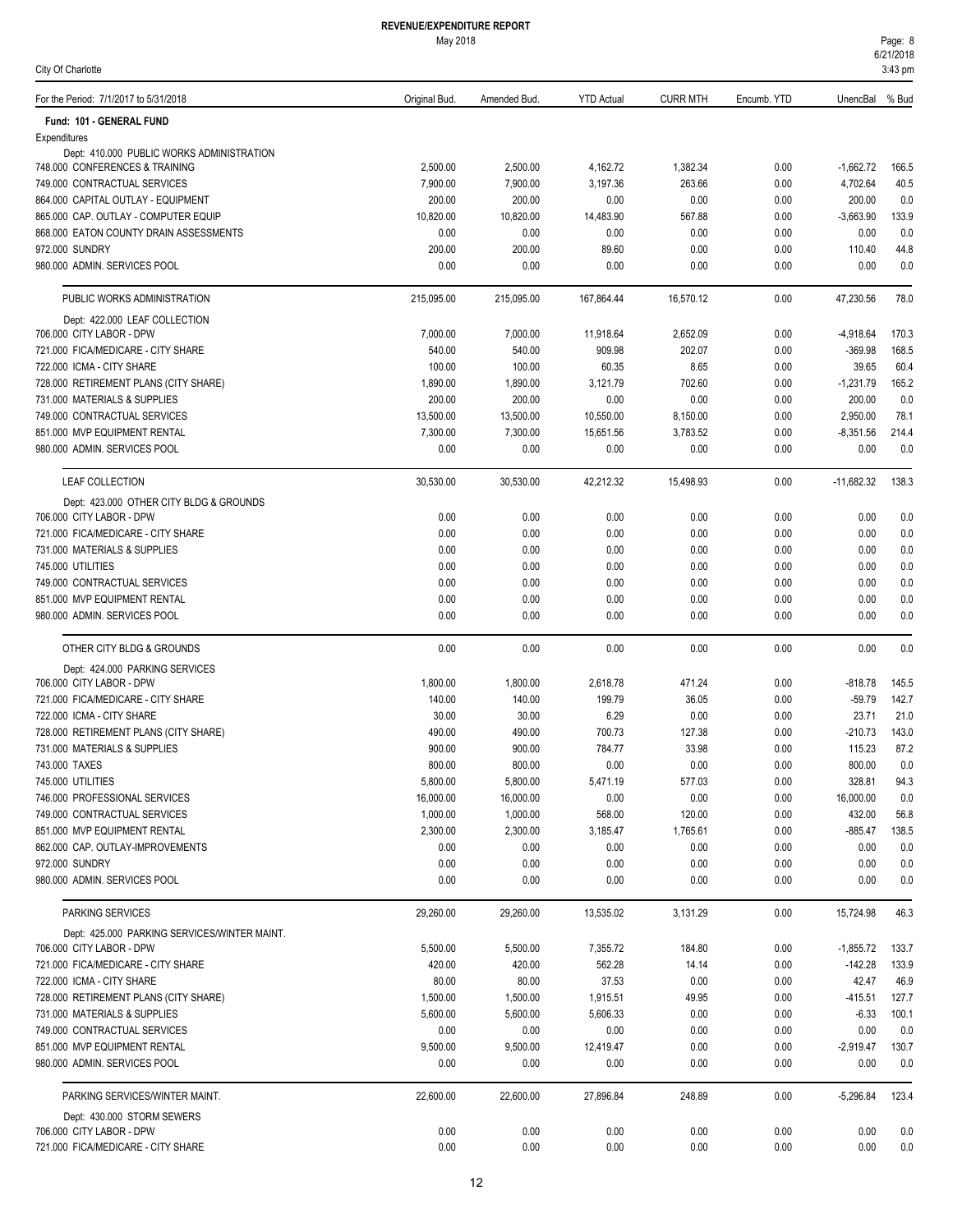# REVENUE/EXPENDITURE REPORT

May 2018

City Of Charlotte

| For the Period: 7/1/2017 to 5/31/2018 | Original Bud. | Amended Bud. | YTD Actual | CURR MTH | Encumb. YTD | UnencBal | % Bud |
|---|---|---|---|---|---|---|---|
| **Fund: 101 - GENERAL FUND** | | | | | | | |
| Expenditures | | | | | | | |
| Dept: 410.000 PUBLIC WORKS ADMINISTRATION | | | | | | | |
| 748.000 CONFERENCES & TRAINING | 2,500.00 | 2,500.00 | 4,162.72 | 1,382.34 | 0.00 | -1,662.72 | 166.5 |
| 749.000 CONTRACTUAL SERVICES | 7,900.00 | 7,900.00 | 3,197.36 | 263.66 | 0.00 | 4,702.64 | 40.5 |
| 864.000 CAPITAL OUTLAY - EQUIPMENT | 200.00 | 200.00 | 0.00 | 0.00 | 0.00 | 200.00 | 0.0 |
| 865.000 CAP. OUTLAY - COMPUTER EQUIP | 10,820.00 | 10,820.00 | 14,483.90 | 567.88 | 0.00 | -3,663.90 | 133.9 |
| 868.000 EATON COUNTY DRAIN ASSESSMENTS | 0.00 | 0.00 | 0.00 | 0.00 | 0.00 | 0.00 | 0.0 |
| 972.000 SUNDRY | 200.00 | 200.00 | 89.60 | 0.00 | 0.00 | 110.40 | 44.8 |
| 980.000 ADMIN. SERVICES POOL | 0.00 | 0.00 | 0.00 | 0.00 | 0.00 | 0.00 | 0.0 |
| PUBLIC WORKS ADMINISTRATION | 215,095.00 | 215,095.00 | 167,864.44 | 16,570.12 | 0.00 | 47,230.56 | 78.0 |
| Dept: 422.000 LEAF COLLECTION | | | | | | | |
| 706.000 CITY LABOR - DPW | 7,000.00 | 7,000.00 | 11,918.64 | 2,652.09 | 0.00 | -4,918.64 | 170.3 |
| 721.000 FICA/MEDICARE - CITY SHARE | 540.00 | 540.00 | 909.98 | 202.07 | 0.00 | -369.98 | 168.5 |
| 722.000 ICMA - CITY SHARE | 100.00 | 100.00 | 60.35 | 8.65 | 0.00 | 39.65 | 60.4 |
| 728.000 RETIREMENT PLANS (CITY SHARE) | 1,890.00 | 1,890.00 | 3,121.79 | 702.60 | 0.00 | -1,231.79 | 165.2 |
| 731.000 MATERIALS & SUPPLIES | 200.00 | 200.00 | 0.00 | 0.00 | 0.00 | 200.00 | 0.0 |
| 749.000 CONTRACTUAL SERVICES | 13,500.00 | 13,500.00 | 10,550.00 | 8,150.00 | 0.00 | 2,950.00 | 78.1 |
| 851.000 MVP EQUIPMENT RENTAL | 7,300.00 | 7,300.00 | 15,651.56 | 3,783.52 | 0.00 | -8,351.56 | 214.4 |
| 980.000 ADMIN. SERVICES POOL | 0.00 | 0.00 | 0.00 | 0.00 | 0.00 | 0.00 | 0.0 |
| LEAF COLLECTION | 30,530.00 | 30,530.00 | 42,212.32 | 15,498.93 | 0.00 | -11,682.32 | 138.3 |
| Dept: 423.000 OTHER CITY BLDG & GROUNDS | | | | | | | |
| 706.000 CITY LABOR - DPW | 0.00 | 0.00 | 0.00 | 0.00 | 0.00 | 0.00 | 0.0 |
| 721.000 FICA/MEDICARE - CITY SHARE | 0.00 | 0.00 | 0.00 | 0.00 | 0.00 | 0.00 | 0.0 |
| 731.000 MATERIALS & SUPPLIES | 0.00 | 0.00 | 0.00 | 0.00 | 0.00 | 0.00 | 0.0 |
| 745.000 UTILITIES | 0.00 | 0.00 | 0.00 | 0.00 | 0.00 | 0.00 | 0.0 |
| 749.000 CONTRACTUAL SERVICES | 0.00 | 0.00 | 0.00 | 0.00 | 0.00 | 0.00 | 0.0 |
| 851.000 MVP EQUIPMENT RENTAL | 0.00 | 0.00 | 0.00 | 0.00 | 0.00 | 0.00 | 0.0 |
| 980.000 ADMIN. SERVICES POOL | 0.00 | 0.00 | 0.00 | 0.00 | 0.00 | 0.00 | 0.0 |
| OTHER CITY BLDG & GROUNDS | 0.00 | 0.00 | 0.00 | 0.00 | 0.00 | 0.00 | 0.0 |
| Dept: 424.000 PARKING SERVICES | | | | | | | |
| 706.000 CITY LABOR - DPW | 1,800.00 | 1,800.00 | 2,618.78 | 471.24 | 0.00 | -818.78 | 145.5 |
| 721.000 FICA/MEDICARE - CITY SHARE | 140.00 | 140.00 | 199.79 | 36.05 | 0.00 | -59.79 | 142.7 |
| 722.000 ICMA - CITY SHARE | 30.00 | 30.00 | 6.29 | 0.00 | 0.00 | 23.71 | 21.0 |
| 728.000 RETIREMENT PLANS (CITY SHARE) | 490.00 | 490.00 | 700.73 | 127.38 | 0.00 | -210.73 | 143.0 |
| 731.000 MATERIALS & SUPPLIES | 900.00 | 900.00 | 784.77 | 33.98 | 0.00 | 115.23 | 87.2 |
| 743.000 TAXES | 800.00 | 800.00 | 0.00 | 0.00 | 0.00 | 800.00 | 0.0 |
| 745.000 UTILITIES | 5,800.00 | 5,800.00 | 5,471.19 | 577.03 | 0.00 | 328.81 | 94.3 |
| 746.000 PROFESSIONAL SERVICES | 16,000.00 | 16,000.00 | 0.00 | 0.00 | 0.00 | 16,000.00 | 0.0 |
| 749.000 CONTRACTUAL SERVICES | 1,000.00 | 1,000.00 | 568.00 | 120.00 | 0.00 | 432.00 | 56.8 |
| 851.000 MVP EQUIPMENT RENTAL | 2,300.00 | 2,300.00 | 3,185.47 | 1,765.61 | 0.00 | -885.47 | 138.5 |
| 862.000 CAP. OUTLAY-IMPROVEMENTS | 0.00 | 0.00 | 0.00 | 0.00 | 0.00 | 0.00 | 0.0 |
| 972.000 SUNDRY | 0.00 | 0.00 | 0.00 | 0.00 | 0.00 | 0.00 | 0.0 |
| 980.000 ADMIN. SERVICES POOL | 0.00 | 0.00 | 0.00 | 0.00 | 0.00 | 0.00 | 0.0 |
| PARKING SERVICES | 29,260.00 | 29,260.00 | 13,535.02 | 3,131.29 | 0.00 | 15,724.98 | 46.3 |
| Dept: 425.000 PARKING SERVICES/WINTER MAINT. | | | | | | | |
| 706.000 CITY LABOR - DPW | 5,500.00 | 5,500.00 | 7,355.72 | 184.80 | 0.00 | -1,855.72 | 133.7 |
| 721.000 FICA/MEDICARE - CITY SHARE | 420.00 | 420.00 | 562.28 | 14.14 | 0.00 | -142.28 | 133.9 |
| 722.000 ICMA - CITY SHARE | 80.00 | 80.00 | 37.53 | 0.00 | 0.00 | 42.47 | 46.9 |
| 728.000 RETIREMENT PLANS (CITY SHARE) | 1,500.00 | 1,500.00 | 1,915.51 | 49.95 | 0.00 | -415.51 | 127.7 |
| 731.000 MATERIALS & SUPPLIES | 5,600.00 | 5,600.00 | 5,606.33 | 0.00 | 0.00 | -6.33 | 100.1 |
| 749.000 CONTRACTUAL SERVICES | 0.00 | 0.00 | 0.00 | 0.00 | 0.00 | 0.00 | 0.0 |
| 851.000 MVP EQUIPMENT RENTAL | 9,500.00 | 9,500.00 | 12,419.47 | 0.00 | 0.00 | -2,919.47 | 130.7 |
| 980.000 ADMIN. SERVICES POOL | 0.00 | 0.00 | 0.00 | 0.00 | 0.00 | 0.00 | 0.0 |
| PARKING SERVICES/WINTER MAINT. | 22,600.00 | 22,600.00 | 27,896.84 | 248.89 | 0.00 | -5,296.84 | 123.4 |
| Dept: 430.000 STORM SEWERS | | | | | | | |
| 706.000 CITY LABOR - DPW | 0.00 | 0.00 | 0.00 | 0.00 | 0.00 | 0.00 | 0.0 |
| 721.000 FICA/MEDICARE - CITY SHARE | 0.00 | 0.00 | 0.00 | 0.00 | 0.00 | 0.00 | 0.0 |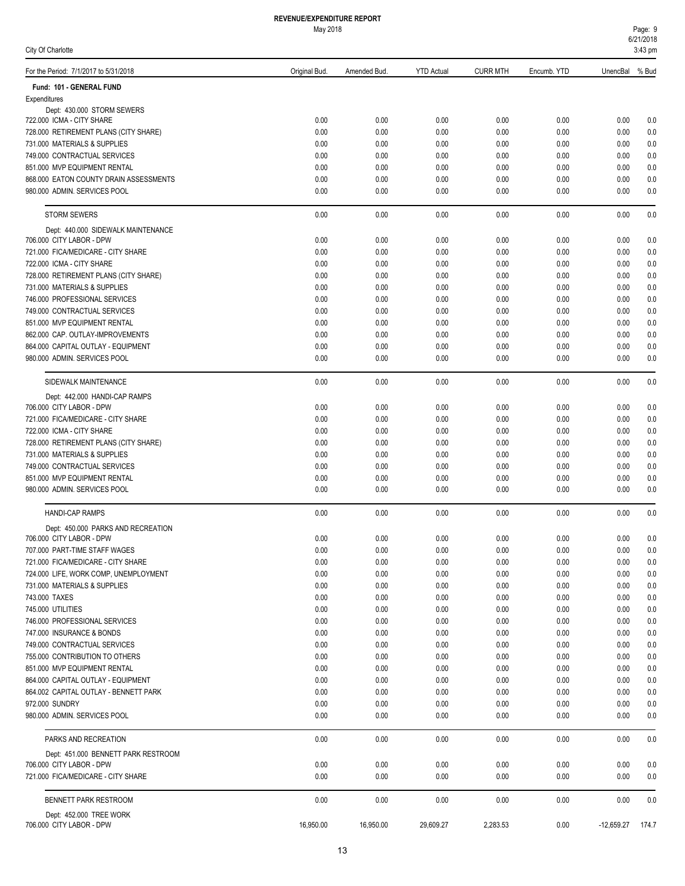**REVENUE/EXPENDITURE REPORT**

May 2018

City Of Charlotte

| For the Period: 7/1/2017 to 5/31/2018 | Original Bud. | Amended Bud. | YTD Actual | CURR MTH | Encumb. YTD | UnencBal | % Bud |
|---|---|---|---|---|---|---|---|
| **Fund: 101 - GENERAL FUND** | | | | | | | |
| Expenditures | | | | | | | |
| Dept: 430.000 STORM SEWERS | | | | | | | |
| 722.000 ICMA - CITY SHARE | 0.00 | 0.00 | 0.00 | 0.00 | 0.00 | 0.00 | 0.0 |
| 728.000 RETIREMENT PLANS (CITY SHARE) | 0.00 | 0.00 | 0.00 | 0.00 | 0.00 | 0.00 | 0.0 |
| 731.000 MATERIALS & SUPPLIES | 0.00 | 0.00 | 0.00 | 0.00 | 0.00 | 0.00 | 0.0 |
| 749.000 CONTRACTUAL SERVICES | 0.00 | 0.00 | 0.00 | 0.00 | 0.00 | 0.00 | 0.0 |
| 851.000 MVP EQUIPMENT RENTAL | 0.00 | 0.00 | 0.00 | 0.00 | 0.00 | 0.00 | 0.0 |
| 868.000 EATON COUNTY DRAIN ASSESSMENTS | 0.00 | 0.00 | 0.00 | 0.00 | 0.00 | 0.00 | 0.0 |
| 980.000 ADMIN. SERVICES POOL | 0.00 | 0.00 | 0.00 | 0.00 | 0.00 | 0.00 | 0.0 |
| STORM SEWERS | 0.00 | 0.00 | 0.00 | 0.00 | 0.00 | 0.00 | 0.0 |
| Dept: 440.000 SIDEWALK MAINTENANCE | | | | | | | |
| 706.000 CITY LABOR - DPW | 0.00 | 0.00 | 0.00 | 0.00 | 0.00 | 0.00 | 0.0 |
| 721.000 FICA/MEDICARE - CITY SHARE | 0.00 | 0.00 | 0.00 | 0.00 | 0.00 | 0.00 | 0.0 |
| 722.000 ICMA - CITY SHARE | 0.00 | 0.00 | 0.00 | 0.00 | 0.00 | 0.00 | 0.0 |
| 728.000 RETIREMENT PLANS (CITY SHARE) | 0.00 | 0.00 | 0.00 | 0.00 | 0.00 | 0.00 | 0.0 |
| 731.000 MATERIALS & SUPPLIES | 0.00 | 0.00 | 0.00 | 0.00 | 0.00 | 0.00 | 0.0 |
| 746.000 PROFESSIONAL SERVICES | 0.00 | 0.00 | 0.00 | 0.00 | 0.00 | 0.00 | 0.0 |
| 749.000 CONTRACTUAL SERVICES | 0.00 | 0.00 | 0.00 | 0.00 | 0.00 | 0.00 | 0.0 |
| 851.000 MVP EQUIPMENT RENTAL | 0.00 | 0.00 | 0.00 | 0.00 | 0.00 | 0.00 | 0.0 |
| 862.000 CAP. OUTLAY-IMPROVEMENTS | 0.00 | 0.00 | 0.00 | 0.00 | 0.00 | 0.00 | 0.0 |
| 864.000 CAPITAL OUTLAY - EQUIPMENT | 0.00 | 0.00 | 0.00 | 0.00 | 0.00 | 0.00 | 0.0 |
| 980.000 ADMIN. SERVICES POOL | 0.00 | 0.00 | 0.00 | 0.00 | 0.00 | 0.00 | 0.0 |
| SIDEWALK MAINTENANCE | 0.00 | 0.00 | 0.00 | 0.00 | 0.00 | 0.00 | 0.0 |
| Dept: 442.000 HANDI-CAP RAMPS | | | | | | | |
| 706.000 CITY LABOR - DPW | 0.00 | 0.00 | 0.00 | 0.00 | 0.00 | 0.00 | 0.0 |
| 721.000 FICA/MEDICARE - CITY SHARE | 0.00 | 0.00 | 0.00 | 0.00 | 0.00 | 0.00 | 0.0 |
| 722.000 ICMA - CITY SHARE | 0.00 | 0.00 | 0.00 | 0.00 | 0.00 | 0.00 | 0.0 |
| 728.000 RETIREMENT PLANS (CITY SHARE) | 0.00 | 0.00 | 0.00 | 0.00 | 0.00 | 0.00 | 0.0 |
| 731.000 MATERIALS & SUPPLIES | 0.00 | 0.00 | 0.00 | 0.00 | 0.00 | 0.00 | 0.0 |
| 749.000 CONTRACTUAL SERVICES | 0.00 | 0.00 | 0.00 | 0.00 | 0.00 | 0.00 | 0.0 |
| 851.000 MVP EQUIPMENT RENTAL | 0.00 | 0.00 | 0.00 | 0.00 | 0.00 | 0.00 | 0.0 |
| 980.000 ADMIN. SERVICES POOL | 0.00 | 0.00 | 0.00 | 0.00 | 0.00 | 0.00 | 0.0 |
| HANDI-CAP RAMPS | 0.00 | 0.00 | 0.00 | 0.00 | 0.00 | 0.00 | 0.0 |
| Dept: 450.000 PARKS AND RECREATION | | | | | | | |
| 706.000 CITY LABOR - DPW | 0.00 | 0.00 | 0.00 | 0.00 | 0.00 | 0.00 | 0.0 |
| 707.000 PART-TIME STAFF WAGES | 0.00 | 0.00 | 0.00 | 0.00 | 0.00 | 0.00 | 0.0 |
| 721.000 FICA/MEDICARE - CITY SHARE | 0.00 | 0.00 | 0.00 | 0.00 | 0.00 | 0.00 | 0.0 |
| 724.000 LIFE, WORK COMP, UNEMPLOYMENT | 0.00 | 0.00 | 0.00 | 0.00 | 0.00 | 0.00 | 0.0 |
| 731.000 MATERIALS & SUPPLIES | 0.00 | 0.00 | 0.00 | 0.00 | 0.00 | 0.00 | 0.0 |
| 743.000 TAXES | 0.00 | 0.00 | 0.00 | 0.00 | 0.00 | 0.00 | 0.0 |
| 745.000 UTILITIES | 0.00 | 0.00 | 0.00 | 0.00 | 0.00 | 0.00 | 0.0 |
| 746.000 PROFESSIONAL SERVICES | 0.00 | 0.00 | 0.00 | 0.00 | 0.00 | 0.00 | 0.0 |
| 747.000 INSURANCE & BONDS | 0.00 | 0.00 | 0.00 | 0.00 | 0.00 | 0.00 | 0.0 |
| 749.000 CONTRACTUAL SERVICES | 0.00 | 0.00 | 0.00 | 0.00 | 0.00 | 0.00 | 0.0 |
| 755.000 CONTRIBUTION TO OTHERS | 0.00 | 0.00 | 0.00 | 0.00 | 0.00 | 0.00 | 0.0 |
| 851.000 MVP EQUIPMENT RENTAL | 0.00 | 0.00 | 0.00 | 0.00 | 0.00 | 0.00 | 0.0 |
| 864.000 CAPITAL OUTLAY - EQUIPMENT | 0.00 | 0.00 | 0.00 | 0.00 | 0.00 | 0.00 | 0.0 |
| 864.002 CAPITAL OUTLAY - BENNETT PARK | 0.00 | 0.00 | 0.00 | 0.00 | 0.00 | 0.00 | 0.0 |
| 972.000 SUNDRY | 0.00 | 0.00 | 0.00 | 0.00 | 0.00 | 0.00 | 0.0 |
| 980.000 ADMIN. SERVICES POOL | 0.00 | 0.00 | 0.00 | 0.00 | 0.00 | 0.00 | 0.0 |
| PARKS AND RECREATION | 0.00 | 0.00 | 0.00 | 0.00 | 0.00 | 0.00 | 0.0 |
| Dept: 451.000 BENNETT PARK RESTROOM | | | | | | | |
| 706.000 CITY LABOR - DPW | 0.00 | 0.00 | 0.00 | 0.00 | 0.00 | 0.00 | 0.0 |
| 721.000 FICA/MEDICARE - CITY SHARE | 0.00 | 0.00 | 0.00 | 0.00 | 0.00 | 0.00 | 0.0 |
| BENNETT PARK RESTROOM | 0.00 | 0.00 | 0.00 | 0.00 | 0.00 | 0.00 | 0.0 |
| Dept: 452.000 TREE WORK | | | | | | | |
| 706.000 CITY LABOR - DPW | 16,950.00 | 16,950.00 | 29,609.27 | 2,283.53 | 0.00 | -12,659.27 | 174.7 |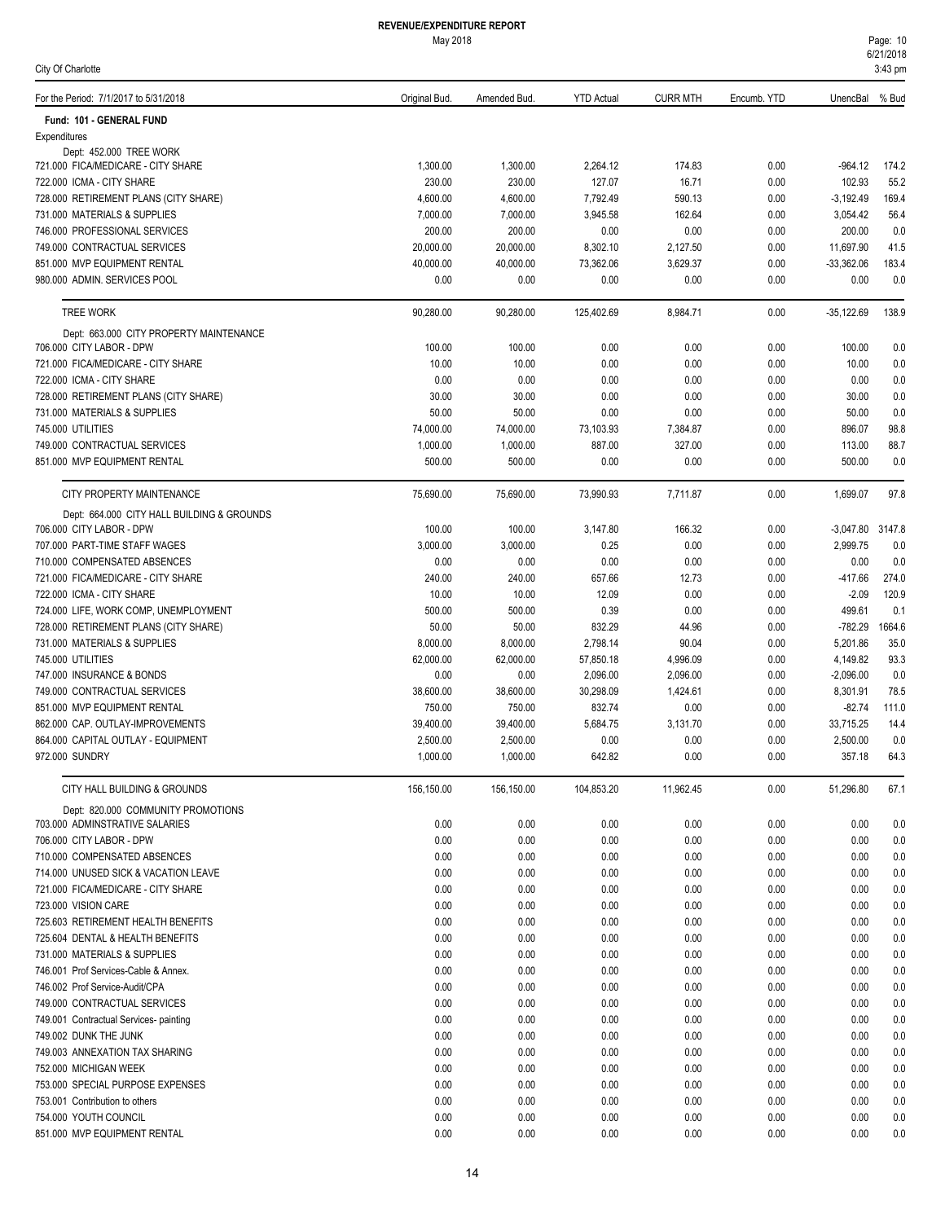# REVENUE/EXPENDITURE REPORT

May 2018

City Of Charlotte

| For the Period: 7/1/2017 to 5/31/2018 | Original Bud. | Amended Bud. | YTD Actual | CURR MTH | Encumb. YTD | UnencBal | % Bud |
|---|---|---|---|---|---|---|---|
| **Fund: 101 - GENERAL FUND** | | | | | | | |
| Expenditures | | | | | | | |
| Dept: 452.000 TREE WORK | | | | | | | |
| 721.000 FICA/MEDICARE - CITY SHARE | 1,300.00 | 1,300.00 | 2,264.12 | 174.83 | 0.00 | -964.12 | 174.2 |
| 722.000 ICMA - CITY SHARE | 230.00 | 230.00 | 127.07 | 16.71 | 0.00 | 102.93 | 55.2 |
| 728.000 RETIREMENT PLANS (CITY SHARE) | 4,600.00 | 4,600.00 | 7,792.49 | 590.13 | 0.00 | -3,192.49 | 169.4 |
| 731.000 MATERIALS & SUPPLIES | 7,000.00 | 7,000.00 | 3,945.58 | 162.64 | 0.00 | 3,054.42 | 56.4 |
| 746.000 PROFESSIONAL SERVICES | 200.00 | 200.00 | 0.00 | 0.00 | 0.00 | 200.00 | 0.0 |
| 749.000 CONTRACTUAL SERVICES | 20,000.00 | 20,000.00 | 8,302.10 | 2,127.50 | 0.00 | 11,697.90 | 41.5 |
| 851.000 MVP EQUIPMENT RENTAL | 40,000.00 | 40,000.00 | 73,362.06 | 3,629.37 | 0.00 | -33,362.06 | 183.4 |
| 980.000 ADMIN. SERVICES POOL | 0.00 | 0.00 | 0.00 | 0.00 | 0.00 | 0.00 | 0.0 |
| TREE WORK | 90,280.00 | 90,280.00 | 125,402.69 | 8,984.71 | 0.00 | -35,122.69 | 138.9 |
| Dept: 663.000 CITY PROPERTY MAINTENANCE | | | | | | | |
| 706.000 CITY LABOR - DPW | 100.00 | 100.00 | 0.00 | 0.00 | 0.00 | 100.00 | 0.0 |
| 721.000 FICA/MEDICARE - CITY SHARE | 10.00 | 10.00 | 0.00 | 0.00 | 0.00 | 10.00 | 0.0 |
| 722.000 ICMA - CITY SHARE | 0.00 | 0.00 | 0.00 | 0.00 | 0.00 | 0.00 | 0.0 |
| 728.000 RETIREMENT PLANS (CITY SHARE) | 30.00 | 30.00 | 0.00 | 0.00 | 0.00 | 30.00 | 0.0 |
| 731.000 MATERIALS & SUPPLIES | 50.00 | 50.00 | 0.00 | 0.00 | 0.00 | 50.00 | 0.0 |
| 745.000 UTILITIES | 74,000.00 | 74,000.00 | 73,103.93 | 7,384.87 | 0.00 | 896.07 | 98.8 |
| 749.000 CONTRACTUAL SERVICES | 1,000.00 | 1,000.00 | 887.00 | 327.00 | 0.00 | 113.00 | 88.7 |
| 851.000 MVP EQUIPMENT RENTAL | 500.00 | 500.00 | 0.00 | 0.00 | 0.00 | 500.00 | 0.0 |
| CITY PROPERTY MAINTENANCE | 75,690.00 | 75,690.00 | 73,990.93 | 7,711.87 | 0.00 | 1,699.07 | 97.8 |
| Dept: 664.000 CITY HALL BUILDING & GROUNDS | | | | | | | |
| 706.000 CITY LABOR - DPW | 100.00 | 100.00 | 3,147.80 | 166.32 | 0.00 | -3,047.80 | 3147.8 |
| 707.000 PART-TIME STAFF WAGES | 3,000.00 | 3,000.00 | 0.25 | 0.00 | 0.00 | 2,999.75 | 0.0 |
| 710.000 COMPENSATED ABSENCES | 0.00 | 0.00 | 0.00 | 0.00 | 0.00 | 0.00 | 0.0 |
| 721.000 FICA/MEDICARE - CITY SHARE | 240.00 | 240.00 | 657.66 | 12.73 | 0.00 | -417.66 | 274.0 |
| 722.000 ICMA - CITY SHARE | 10.00 | 10.00 | 12.09 | 0.00 | 0.00 | -2.09 | 120.9 |
| 724.000 LIFE, WORK COMP, UNEMPLOYMENT | 500.00 | 500.00 | 0.39 | 0.00 | 0.00 | 499.61 | 0.1 |
| 728.000 RETIREMENT PLANS (CITY SHARE) | 50.00 | 50.00 | 832.29 | 44.96 | 0.00 | -782.29 | 1664.6 |
| 731.000 MATERIALS & SUPPLIES | 8,000.00 | 8,000.00 | 2,798.14 | 90.04 | 0.00 | 5,201.86 | 35.0 |
| 745.000 UTILITIES | 62,000.00 | 62,000.00 | 57,850.18 | 4,996.09 | 0.00 | 4,149.82 | 93.3 |
| 747.000 INSURANCE & BONDS | 0.00 | 0.00 | 2,096.00 | 2,096.00 | 0.00 | -2,096.00 | 0.0 |
| 749.000 CONTRACTUAL SERVICES | 38,600.00 | 38,600.00 | 30,298.09 | 1,424.61 | 0.00 | 8,301.91 | 78.5 |
| 851.000 MVP EQUIPMENT RENTAL | 750.00 | 750.00 | 832.74 | 0.00 | 0.00 | -82.74 | 111.0 |
| 862.000 CAP. OUTLAY-IMPROVEMENTS | 39,400.00 | 39,400.00 | 5,684.75 | 3,131.70 | 0.00 | 33,715.25 | 14.4 |
| 864.000 CAPITAL OUTLAY - EQUIPMENT | 2,500.00 | 2,500.00 | 0.00 | 0.00 | 0.00 | 2,500.00 | 0.0 |
| 972.000 SUNDRY | 1,000.00 | 1,000.00 | 642.82 | 0.00 | 0.00 | 357.18 | 64.3 |
| CITY HALL BUILDING & GROUNDS | 156,150.00 | 156,150.00 | 104,853.20 | 11,962.45 | 0.00 | 51,296.80 | 67.1 |
| Dept: 820.000 COMMUNITY PROMOTIONS | | | | | | | |
| 703.000 ADMINSTRATIVE SALARIES | 0.00 | 0.00 | 0.00 | 0.00 | 0.00 | 0.00 | 0.0 |
| 706.000 CITY LABOR - DPW | 0.00 | 0.00 | 0.00 | 0.00 | 0.00 | 0.00 | 0.0 |
| 710.000 COMPENSATED ABSENCES | 0.00 | 0.00 | 0.00 | 0.00 | 0.00 | 0.00 | 0.0 |
| 714.000 UNUSED SICK & VACATION LEAVE | 0.00 | 0.00 | 0.00 | 0.00 | 0.00 | 0.00 | 0.0 |
| 721.000 FICA/MEDICARE - CITY SHARE | 0.00 | 0.00 | 0.00 | 0.00 | 0.00 | 0.00 | 0.0 |
| 723.000 VISION CARE | 0.00 | 0.00 | 0.00 | 0.00 | 0.00 | 0.00 | 0.0 |
| 725.603 RETIREMENT HEALTH BENEFITS | 0.00 | 0.00 | 0.00 | 0.00 | 0.00 | 0.00 | 0.0 |
| 725.604 DENTAL & HEALTH BENEFITS | 0.00 | 0.00 | 0.00 | 0.00 | 0.00 | 0.00 | 0.0 |
| 731.000 MATERIALS & SUPPLIES | 0.00 | 0.00 | 0.00 | 0.00 | 0.00 | 0.00 | 0.0 |
| 746.001 Prof Services-Cable & Annex. | 0.00 | 0.00 | 0.00 | 0.00 | 0.00 | 0.00 | 0.0 |
| 746.002 Prof Service-Audit/CPA | 0.00 | 0.00 | 0.00 | 0.00 | 0.00 | 0.00 | 0.0 |
| 749.000 CONTRACTUAL SERVICES | 0.00 | 0.00 | 0.00 | 0.00 | 0.00 | 0.00 | 0.0 |
| 749.001 Contractual Services- painting | 0.00 | 0.00 | 0.00 | 0.00 | 0.00 | 0.00 | 0.0 |
| 749.002 DUNK THE JUNK | 0.00 | 0.00 | 0.00 | 0.00 | 0.00 | 0.00 | 0.0 |
| 749.003 ANNEXATION TAX SHARING | 0.00 | 0.00 | 0.00 | 0.00 | 0.00 | 0.00 | 0.0 |
| 752.000 MICHIGAN WEEK | 0.00 | 0.00 | 0.00 | 0.00 | 0.00 | 0.00 | 0.0 |
| 753.000 SPECIAL PURPOSE EXPENSES | 0.00 | 0.00 | 0.00 | 0.00 | 0.00 | 0.00 | 0.0 |
| 753.001 Contribution to others | 0.00 | 0.00 | 0.00 | 0.00 | 0.00 | 0.00 | 0.0 |
| 754.000 YOUTH COUNCIL | 0.00 | 0.00 | 0.00 | 0.00 | 0.00 | 0.00 | 0.0 |
| 851.000 MVP EQUIPMENT RENTAL | 0.00 | 0.00 | 0.00 | 0.00 | 0.00 | 0.00 | 0.0 |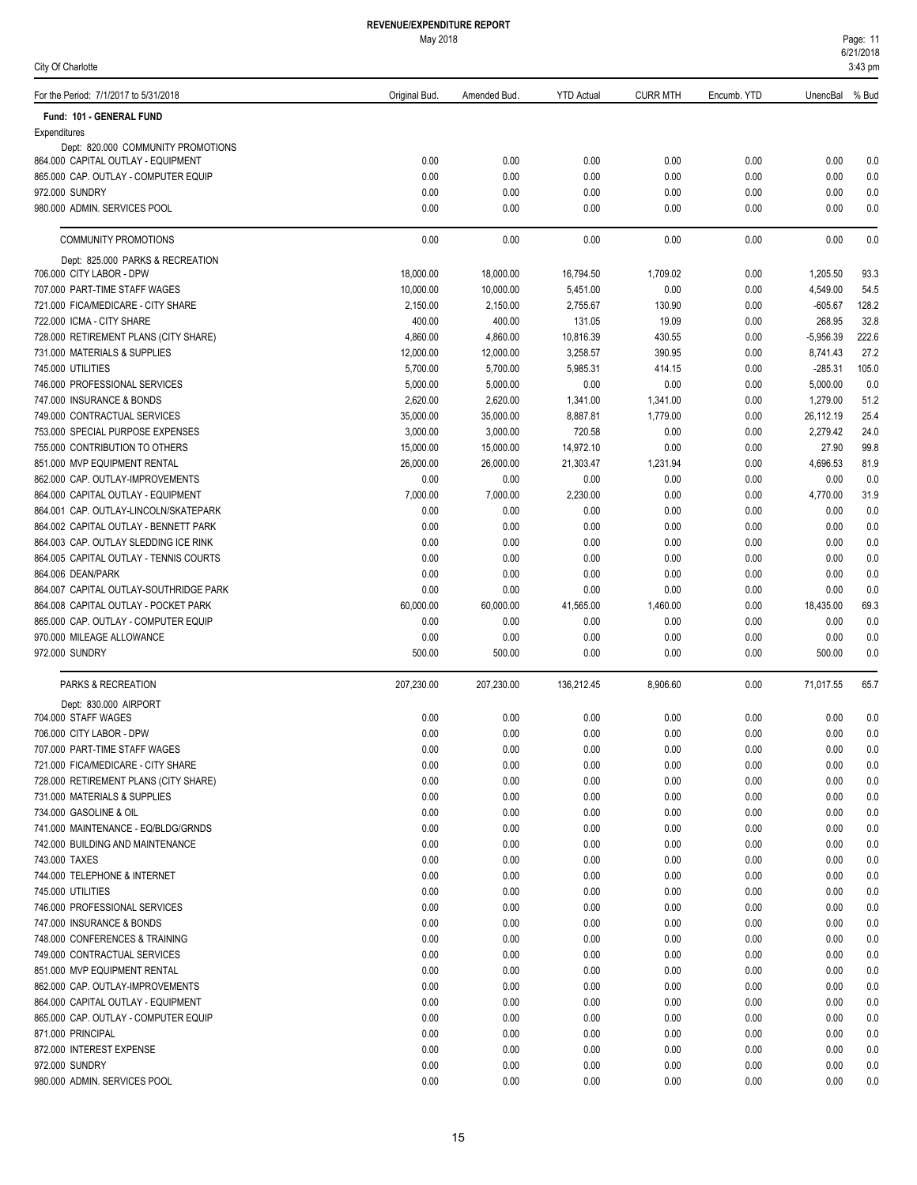**REVENUE/EXPENDITURE REPORT**
May 2018

City Of Charlotte

| For the Period: 7/1/2017 to 5/31/2018 | Original Bud. | Amended Bud. | YTD Actual | CURR MTH | Encumb. YTD | UnencBal | % Bud |
|---|---|---|---|---|---|---|---|
| **Fund: 101 - GENERAL FUND** | | | | | | | |
| Expenditures | | | | | | | |
| Dept: 820.000 COMMUNITY PROMOTIONS | | | | | | | |
| 864.000 CAPITAL OUTLAY - EQUIPMENT | 0.00 | 0.00 | 0.00 | 0.00 | 0.00 | 0.00 | 0.0 |
| 865.000 CAP. OUTLAY - COMPUTER EQUIP | 0.00 | 0.00 | 0.00 | 0.00 | 0.00 | 0.00 | 0.0 |
| 972.000 SUNDRY | 0.00 | 0.00 | 0.00 | 0.00 | 0.00 | 0.00 | 0.0 |
| 980.000 ADMIN. SERVICES POOL | 0.00 | 0.00 | 0.00 | 0.00 | 0.00 | 0.00 | 0.0 |
| COMMUNITY PROMOTIONS | 0.00 | 0.00 | 0.00 | 0.00 | 0.00 | 0.00 | 0.0 |
| Dept: 825.000 PARKS & RECREATION | | | | | | | |
| 706.000 CITY LABOR - DPW | 18,000.00 | 18,000.00 | 16,794.50 | 1,709.02 | 0.00 | 1,205.50 | 93.3 |
| 707.000 PART-TIME STAFF WAGES | 10,000.00 | 10,000.00 | 5,451.00 | 0.00 | 0.00 | 4,549.00 | 54.5 |
| 721.000 FICA/MEDICARE - CITY SHARE | 2,150.00 | 2,150.00 | 2,755.67 | 130.90 | 0.00 | -605.67 | 128.2 |
| 722.000 ICMA - CITY SHARE | 400.00 | 400.00 | 131.05 | 19.09 | 0.00 | 268.95 | 32.8 |
| 728.000 RETIREMENT PLANS (CITY SHARE) | 4,860.00 | 4,860.00 | 10,816.39 | 430.55 | 0.00 | -5,956.39 | 222.6 |
| 731.000 MATERIALS & SUPPLIES | 12,000.00 | 12,000.00 | 3,258.57 | 390.95 | 0.00 | 8,741.43 | 27.2 |
| 745.000 UTILITIES | 5,700.00 | 5,700.00 | 5,985.31 | 414.15 | 0.00 | -285.31 | 105.0 |
| 746.000 PROFESSIONAL SERVICES | 5,000.00 | 5,000.00 | 0.00 | 0.00 | 0.00 | 5,000.00 | 0.0 |
| 747.000 INSURANCE & BONDS | 2,620.00 | 2,620.00 | 1,341.00 | 1,341.00 | 0.00 | 1,279.00 | 51.2 |
| 749.000 CONTRACTUAL SERVICES | 35,000.00 | 35,000.00 | 8,887.81 | 1,779.00 | 0.00 | 26,112.19 | 25.4 |
| 753.000 SPECIAL PURPOSE EXPENSES | 3,000.00 | 3,000.00 | 720.58 | 0.00 | 0.00 | 2,279.42 | 24.0 |
| 755.000 CONTRIBUTION TO OTHERS | 15,000.00 | 15,000.00 | 14,972.10 | 0.00 | 0.00 | 27.90 | 99.8 |
| 851.000 MVP EQUIPMENT RENTAL | 26,000.00 | 26,000.00 | 21,303.47 | 1,231.94 | 0.00 | 4,696.53 | 81.9 |
| 862.000 CAP. OUTLAY-IMPROVEMENTS | 0.00 | 0.00 | 0.00 | 0.00 | 0.00 | 0.00 | 0.0 |
| 864.000 CAPITAL OUTLAY - EQUIPMENT | 7,000.00 | 7,000.00 | 2,230.00 | 0.00 | 0.00 | 4,770.00 | 31.9 |
| 864.001 CAP. OUTLAY-LINCOLN/SKATEPARK | 0.00 | 0.00 | 0.00 | 0.00 | 0.00 | 0.00 | 0.0 |
| 864.002 CAPITAL OUTLAY - BENNETT PARK | 0.00 | 0.00 | 0.00 | 0.00 | 0.00 | 0.00 | 0.0 |
| 864.003 CAP. OUTLAY SLEDDING ICE RINK | 0.00 | 0.00 | 0.00 | 0.00 | 0.00 | 0.00 | 0.0 |
| 864.005 CAPITAL OUTLAY - TENNIS COURTS | 0.00 | 0.00 | 0.00 | 0.00 | 0.00 | 0.00 | 0.0 |
| 864.006 DEAN/PARK | 0.00 | 0.00 | 0.00 | 0.00 | 0.00 | 0.00 | 0.0 |
| 864.007 CAPITAL OUTLAY-SOUTHRIDGE PARK | 0.00 | 0.00 | 0.00 | 0.00 | 0.00 | 0.00 | 0.0 |
| 864.008 CAPITAL OUTLAY - POCKET PARK | 60,000.00 | 60,000.00 | 41,565.00 | 1,460.00 | 0.00 | 18,435.00 | 69.3 |
| 865.000 CAP. OUTLAY - COMPUTER EQUIP | 0.00 | 0.00 | 0.00 | 0.00 | 0.00 | 0.00 | 0.0 |
| 970.000 MILEAGE ALLOWANCE | 0.00 | 0.00 | 0.00 | 0.00 | 0.00 | 0.00 | 0.0 |
| 972.000 SUNDRY | 500.00 | 500.00 | 0.00 | 0.00 | 0.00 | 500.00 | 0.0 |
| PARKS & RECREATION | 207,230.00 | 207,230.00 | 136,212.45 | 8,906.60 | 0.00 | 71,017.55 | 65.7 |
| Dept: 830.000 AIRPORT | | | | | | | |
| 704.000 STAFF WAGES | 0.00 | 0.00 | 0.00 | 0.00 | 0.00 | 0.00 | 0.0 |
| 706.000 CITY LABOR - DPW | 0.00 | 0.00 | 0.00 | 0.00 | 0.00 | 0.00 | 0.0 |
| 707.000 PART-TIME STAFF WAGES | 0.00 | 0.00 | 0.00 | 0.00 | 0.00 | 0.00 | 0.0 |
| 721.000 FICA/MEDICARE - CITY SHARE | 0.00 | 0.00 | 0.00 | 0.00 | 0.00 | 0.00 | 0.0 |
| 728.000 RETIREMENT PLANS (CITY SHARE) | 0.00 | 0.00 | 0.00 | 0.00 | 0.00 | 0.00 | 0.0 |
| 731.000 MATERIALS & SUPPLIES | 0.00 | 0.00 | 0.00 | 0.00 | 0.00 | 0.00 | 0.0 |
| 734.000 GASOLINE & OIL | 0.00 | 0.00 | 0.00 | 0.00 | 0.00 | 0.00 | 0.0 |
| 741.000 MAINTENANCE - EQ/BLDG/GRNDS | 0.00 | 0.00 | 0.00 | 0.00 | 0.00 | 0.00 | 0.0 |
| 742.000 BUILDING AND MAINTENANCE | 0.00 | 0.00 | 0.00 | 0.00 | 0.00 | 0.00 | 0.0 |
| 743.000 TAXES | 0.00 | 0.00 | 0.00 | 0.00 | 0.00 | 0.00 | 0.0 |
| 744.000 TELEPHONE & INTERNET | 0.00 | 0.00 | 0.00 | 0.00 | 0.00 | 0.00 | 0.0 |
| 745.000 UTILITIES | 0.00 | 0.00 | 0.00 | 0.00 | 0.00 | 0.00 | 0.0 |
| 746.000 PROFESSIONAL SERVICES | 0.00 | 0.00 | 0.00 | 0.00 | 0.00 | 0.00 | 0.0 |
| 747.000 INSURANCE & BONDS | 0.00 | 0.00 | 0.00 | 0.00 | 0.00 | 0.00 | 0.0 |
| 748.000 CONFERENCES & TRAINING | 0.00 | 0.00 | 0.00 | 0.00 | 0.00 | 0.00 | 0.0 |
| 749.000 CONTRACTUAL SERVICES | 0.00 | 0.00 | 0.00 | 0.00 | 0.00 | 0.00 | 0.0 |
| 851.000 MVP EQUIPMENT RENTAL | 0.00 | 0.00 | 0.00 | 0.00 | 0.00 | 0.00 | 0.0 |
| 862.000 CAP. OUTLAY-IMPROVEMENTS | 0.00 | 0.00 | 0.00 | 0.00 | 0.00 | 0.00 | 0.0 |
| 864.000 CAPITAL OUTLAY - EQUIPMENT | 0.00 | 0.00 | 0.00 | 0.00 | 0.00 | 0.00 | 0.0 |
| 865.000 CAP. OUTLAY - COMPUTER EQUIP | 0.00 | 0.00 | 0.00 | 0.00 | 0.00 | 0.00 | 0.0 |
| 871.000 PRINCIPAL | 0.00 | 0.00 | 0.00 | 0.00 | 0.00 | 0.00 | 0.0 |
| 872.000 INTEREST EXPENSE | 0.00 | 0.00 | 0.00 | 0.00 | 0.00 | 0.00 | 0.0 |
| 972.000 SUNDRY | 0.00 | 0.00 | 0.00 | 0.00 | 0.00 | 0.00 | 0.0 |
| 980.000 ADMIN. SERVICES POOL | 0.00 | 0.00 | 0.00 | 0.00 | 0.00 | 0.00 | 0.0 |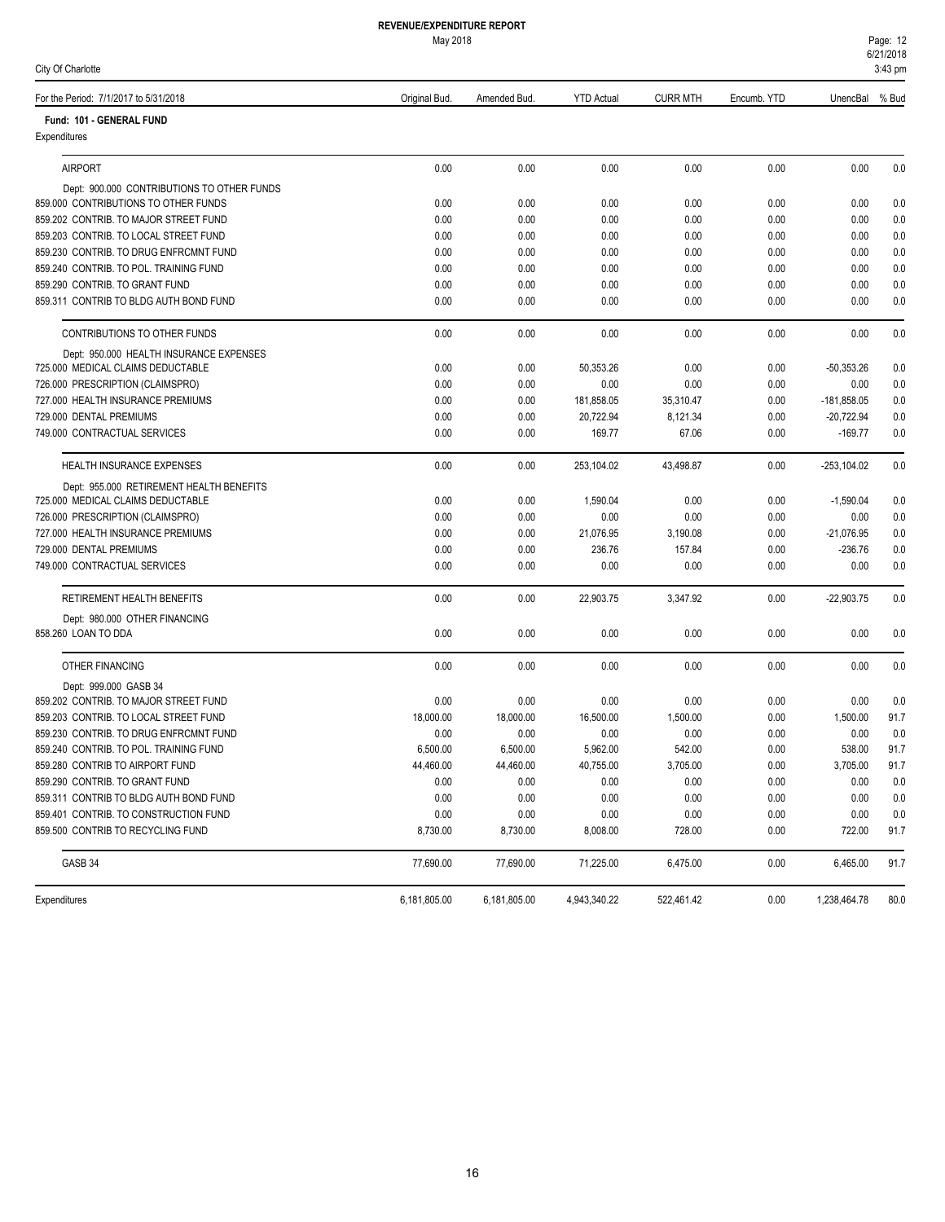# REVENUE/EXPENDITURE REPORT

May 2018

City Of Charlotte

For the Period: 7/1/2017 to 5/31/2018

**Fund: 101 - GENERAL FUND**

Expenditures

| | Original Bud. | Amended Bud. | YTD Actual | CURR MTH | Encumb. YTD | UnencBal | % Bud |
|---|---|---|---|---|---|---|---|
| AIRPORT | 0.00 | 0.00 | 0.00 | 0.00 | 0.00 | 0.00 | 0.0 |
| Dept: 900.000 CONTRIBUTIONS TO OTHER FUNDS | | | | | | | |
| 859.000 CONTRIBUTIONS TO OTHER FUNDS | 0.00 | 0.00 | 0.00 | 0.00 | 0.00 | 0.00 | 0.0 |
| 859.202 CONTRIB. TO MAJOR STREET FUND | 0.00 | 0.00 | 0.00 | 0.00 | 0.00 | 0.00 | 0.0 |
| 859.203 CONTRIB. TO LOCAL STREET FUND | 0.00 | 0.00 | 0.00 | 0.00 | 0.00 | 0.00 | 0.0 |
| 859.230 CONTRIB. TO DRUG ENFRCMNT FUND | 0.00 | 0.00 | 0.00 | 0.00 | 0.00 | 0.00 | 0.0 |
| 859.240 CONTRIB. TO POL. TRAINING FUND | 0.00 | 0.00 | 0.00 | 0.00 | 0.00 | 0.00 | 0.0 |
| 859.290 CONTRIB. TO GRANT FUND | 0.00 | 0.00 | 0.00 | 0.00 | 0.00 | 0.00 | 0.0 |
| 859.311 CONTRIB TO BLDG AUTH BOND FUND | 0.00 | 0.00 | 0.00 | 0.00 | 0.00 | 0.00 | 0.0 |
| CONTRIBUTIONS TO OTHER FUNDS | 0.00 | 0.00 | 0.00 | 0.00 | 0.00 | 0.00 | 0.0 |
| Dept: 950.000 HEALTH INSURANCE EXPENSES | | | | | | | |
| 725.000 MEDICAL CLAIMS DEDUCTABLE | 0.00 | 0.00 | 50,353.26 | 0.00 | 0.00 | -50,353.26 | 0.0 |
| 726.000 PRESCRIPTION (CLAIMSPRO) | 0.00 | 0.00 | 0.00 | 0.00 | 0.00 | 0.00 | 0.0 |
| 727.000 HEALTH INSURANCE PREMIUMS | 0.00 | 0.00 | 181,858.05 | 35,310.47 | 0.00 | -181,858.05 | 0.0 |
| 729.000 DENTAL PREMIUMS | 0.00 | 0.00 | 20,722.94 | 8,121.34 | 0.00 | -20,722.94 | 0.0 |
| 749.000 CONTRACTUAL SERVICES | 0.00 | 0.00 | 169.77 | 67.06 | 0.00 | -169.77 | 0.0 |
| HEALTH INSURANCE EXPENSES | 0.00 | 0.00 | 253,104.02 | 43,498.87 | 0.00 | -253,104.02 | 0.0 |
| Dept: 955.000 RETIREMENT HEALTH BENEFITS | | | | | | | |
| 725.000 MEDICAL CLAIMS DEDUCTABLE | 0.00 | 0.00 | 1,590.04 | 0.00 | 0.00 | -1,590.04 | 0.0 |
| 726.000 PRESCRIPTION (CLAIMSPRO) | 0.00 | 0.00 | 0.00 | 0.00 | 0.00 | 0.00 | 0.0 |
| 727.000 HEALTH INSURANCE PREMIUMS | 0.00 | 0.00 | 21,076.95 | 3,190.08 | 0.00 | -21,076.95 | 0.0 |
| 729.000 DENTAL PREMIUMS | 0.00 | 0.00 | 236.76 | 157.84 | 0.00 | -236.76 | 0.0 |
| 749.000 CONTRACTUAL SERVICES | 0.00 | 0.00 | 0.00 | 0.00 | 0.00 | 0.00 | 0.0 |
| RETIREMENT HEALTH BENEFITS | 0.00 | 0.00 | 22,903.75 | 3,347.92 | 0.00 | -22,903.75 | 0.0 |
| Dept: 980.000 OTHER FINANCING | | | | | | | |
| 858.260 LOAN TO DDA | 0.00 | 0.00 | 0.00 | 0.00 | 0.00 | 0.00 | 0.0 |
| OTHER FINANCING | 0.00 | 0.00 | 0.00 | 0.00 | 0.00 | 0.00 | 0.0 |
| Dept: 999.000 GASB 34 | | | | | | | |
| 859.202 CONTRIB. TO MAJOR STREET FUND | 0.00 | 0.00 | 0.00 | 0.00 | 0.00 | 0.00 | 0.0 |
| 859.203 CONTRIB. TO LOCAL STREET FUND | 18,000.00 | 18,000.00 | 16,500.00 | 1,500.00 | 0.00 | 1,500.00 | 91.7 |
| 859.230 CONTRIB. TO DRUG ENFRCMNT FUND | 0.00 | 0.00 | 0.00 | 0.00 | 0.00 | 0.00 | 0.0 |
| 859.240 CONTRIB. TO POL. TRAINING FUND | 6,500.00 | 6,500.00 | 5,962.00 | 542.00 | 0.00 | 538.00 | 91.7 |
| 859.280 CONTRIB TO AIRPORT FUND | 44,460.00 | 44,460.00 | 40,755.00 | 3,705.00 | 0.00 | 3,705.00 | 91.7 |
| 859.290 CONTRIB. TO GRANT FUND | 0.00 | 0.00 | 0.00 | 0.00 | 0.00 | 0.00 | 0.0 |
| 859.311 CONTRIB TO BLDG AUTH BOND FUND | 0.00 | 0.00 | 0.00 | 0.00 | 0.00 | 0.00 | 0.0 |
| 859.401 CONTRIB. TO CONSTRUCTION FUND | 0.00 | 0.00 | 0.00 | 0.00 | 0.00 | 0.00 | 0.0 |
| 859.500 CONTRIB TO RECYCLING FUND | 8,730.00 | 8,730.00 | 8,008.00 | 728.00 | 0.00 | 722.00 | 91.7 |
| GASB 34 | 77,690.00 | 77,690.00 | 71,225.00 | 6,475.00 | 0.00 | 6,465.00 | 91.7 |
| Expenditures | 6,181,805.00 | 6,181,805.00 | 4,943,340.22 | 522,461.42 | 0.00 | 1,238,464.78 | 80.0 |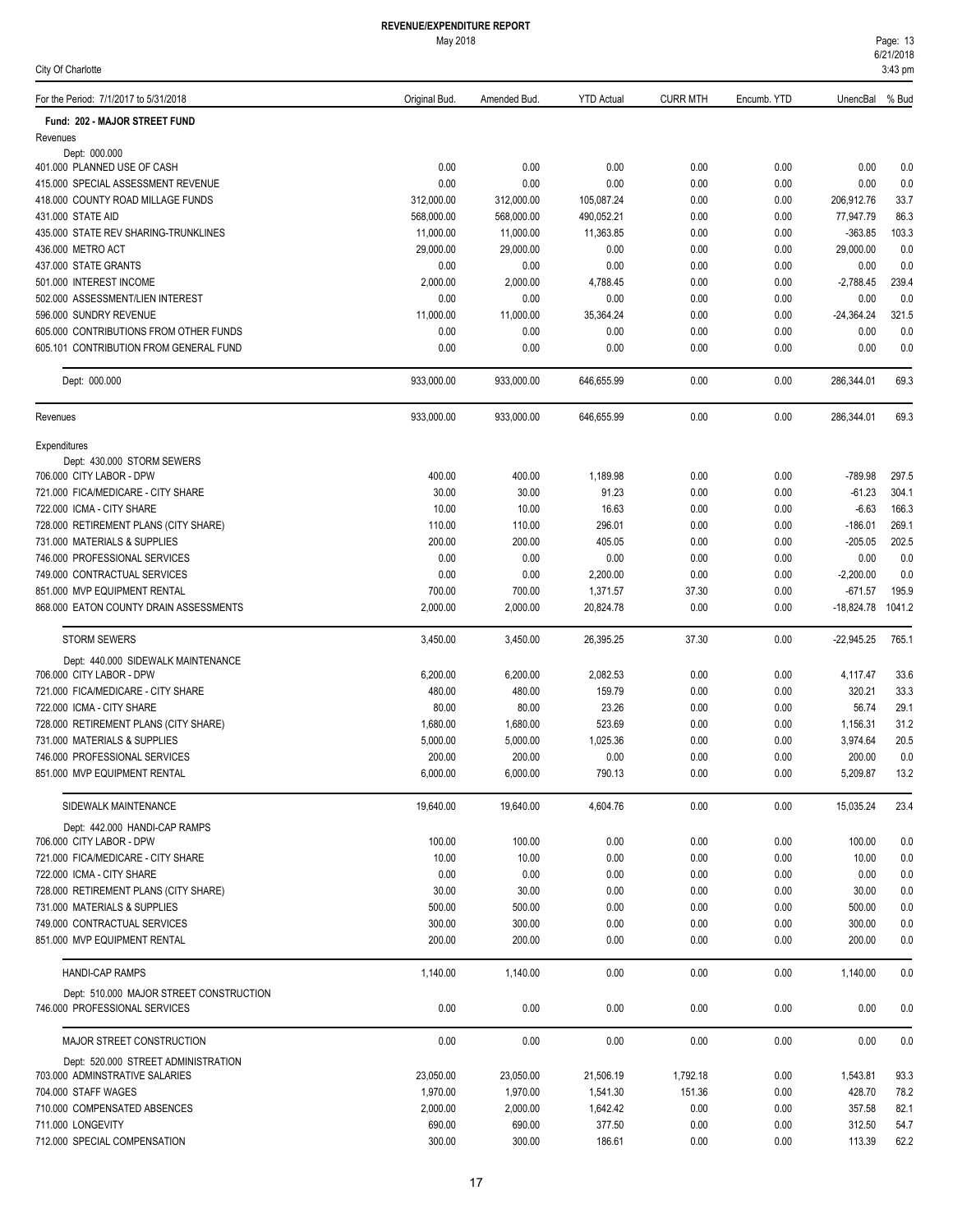# REVENUE/EXPENDITURE REPORT

May 2018

City Of Charlotte

| For the Period: 7/1/2017 to 5/31/2018 | Original Bud. | Amended Bud. | YTD Actual | CURR MTH | Encumb. YTD | UnencBal | % Bud |
|---|---|---|---|---|---|---|---|
| **Fund: 202 - MAJOR STREET FUND** | | | | | | | |
| Revenues | | | | | | | |
| Dept: 000.000 | | | | | | | |
| 401.000 PLANNED USE OF CASH | 0.00 | 0.00 | 0.00 | 0.00 | 0.00 | 0.00 | 0.0 |
| 415.000 SPECIAL ASSESSMENT REVENUE | 0.00 | 0.00 | 0.00 | 0.00 | 0.00 | 0.00 | 0.0 |
| 418.000 COUNTY ROAD MILLAGE FUNDS | 312,000.00 | 312,000.00 | 105,087.24 | 0.00 | 0.00 | 206,912.76 | 33.7 |
| 431.000 STATE AID | 568,000.00 | 568,000.00 | 490,052.21 | 0.00 | 0.00 | 77,947.79 | 86.3 |
| 435.000 STATE REV SHARING-TRUNKLINES | 11,000.00 | 11,000.00 | 11,363.85 | 0.00 | 0.00 | -363.85 | 103.3 |
| 436.000 METRO ACT | 29,000.00 | 29,000.00 | 0.00 | 0.00 | 0.00 | 29,000.00 | 0.0 |
| 437.000 STATE GRANTS | 0.00 | 0.00 | 0.00 | 0.00 | 0.00 | 0.00 | 0.0 |
| 501.000 INTEREST INCOME | 2,000.00 | 2,000.00 | 4,788.45 | 0.00 | 0.00 | -2,788.45 | 239.4 |
| 502.000 ASSESSMENT/LIEN INTEREST | 0.00 | 0.00 | 0.00 | 0.00 | 0.00 | 0.00 | 0.0 |
| 596.000 SUNDRY REVENUE | 11,000.00 | 11,000.00 | 35,364.24 | 0.00 | 0.00 | -24,364.24 | 321.5 |
| 605.000 CONTRIBUTIONS FROM OTHER FUNDS | 0.00 | 0.00 | 0.00 | 0.00 | 0.00 | 0.00 | 0.0 |
| 605.101 CONTRIBUTION FROM GENERAL FUND | 0.00 | 0.00 | 0.00 | 0.00 | 0.00 | 0.00 | 0.0 |
| Dept: 000.000 | 933,000.00 | 933,000.00 | 646,655.99 | 0.00 | 0.00 | 286,344.01 | 69.3 |
| Revenues | 933,000.00 | 933,000.00 | 646,655.99 | 0.00 | 0.00 | 286,344.01 | 69.3 |
| Expenditures | | | | | | | |
| Dept: 430.000 STORM SEWERS | | | | | | | |
| 706.000 CITY LABOR - DPW | 400.00 | 400.00 | 1,189.98 | 0.00 | 0.00 | -789.98 | 297.5 |
| 721.000 FICA/MEDICARE - CITY SHARE | 30.00 | 30.00 | 91.23 | 0.00 | 0.00 | -61.23 | 304.1 |
| 722.000 ICMA - CITY SHARE | 10.00 | 10.00 | 16.63 | 0.00 | 0.00 | -6.63 | 166.3 |
| 728.000 RETIREMENT PLANS (CITY SHARE) | 110.00 | 110.00 | 296.01 | 0.00 | 0.00 | -186.01 | 269.1 |
| 731.000 MATERIALS & SUPPLIES | 200.00 | 200.00 | 405.05 | 0.00 | 0.00 | -205.05 | 202.5 |
| 746.000 PROFESSIONAL SERVICES | 0.00 | 0.00 | 0.00 | 0.00 | 0.00 | 0.00 | 0.0 |
| 749.000 CONTRACTUAL SERVICES | 0.00 | 0.00 | 2,200.00 | 0.00 | 0.00 | -2,200.00 | 0.0 |
| 851.000 MVP EQUIPMENT RENTAL | 700.00 | 700.00 | 1,371.57 | 37.30 | 0.00 | -671.57 | 195.9 |
| 868.000 EATON COUNTY DRAIN ASSESSMENTS | 2,000.00 | 2,000.00 | 20,824.78 | 0.00 | 0.00 | -18,824.78 | 1041.2 |
| STORM SEWERS | 3,450.00 | 3,450.00 | 26,395.25 | 37.30 | 0.00 | -22,945.25 | 765.1 |
| Dept: 440.000 SIDEWALK MAINTENANCE | | | | | | | |
| 706.000 CITY LABOR - DPW | 6,200.00 | 6,200.00 | 2,082.53 | 0.00 | 0.00 | 4,117.47 | 33.6 |
| 721.000 FICA/MEDICARE - CITY SHARE | 480.00 | 480.00 | 159.79 | 0.00 | 0.00 | 320.21 | 33.3 |
| 722.000 ICMA - CITY SHARE | 80.00 | 80.00 | 23.26 | 0.00 | 0.00 | 56.74 | 29.1 |
| 728.000 RETIREMENT PLANS (CITY SHARE) | 1,680.00 | 1,680.00 | 523.69 | 0.00 | 0.00 | 1,156.31 | 31.2 |
| 731.000 MATERIALS & SUPPLIES | 5,000.00 | 5,000.00 | 1,025.36 | 0.00 | 0.00 | 3,974.64 | 20.5 |
| 746.000 PROFESSIONAL SERVICES | 200.00 | 200.00 | 0.00 | 0.00 | 0.00 | 200.00 | 0.0 |
| 851.000 MVP EQUIPMENT RENTAL | 6,000.00 | 6,000.00 | 790.13 | 0.00 | 0.00 | 5,209.87 | 13.2 |
| SIDEWALK MAINTENANCE | 19,640.00 | 19,640.00 | 4,604.76 | 0.00 | 0.00 | 15,035.24 | 23.4 |
| Dept: 442.000 HANDI-CAP RAMPS | | | | | | | |
| 706.000 CITY LABOR - DPW | 100.00 | 100.00 | 0.00 | 0.00 | 0.00 | 100.00 | 0.0 |
| 721.000 FICA/MEDICARE - CITY SHARE | 10.00 | 10.00 | 0.00 | 0.00 | 0.00 | 10.00 | 0.0 |
| 722.000 ICMA - CITY SHARE | 0.00 | 0.00 | 0.00 | 0.00 | 0.00 | 0.00 | 0.0 |
| 728.000 RETIREMENT PLANS (CITY SHARE) | 30.00 | 30.00 | 0.00 | 0.00 | 0.00 | 30.00 | 0.0 |
| 731.000 MATERIALS & SUPPLIES | 500.00 | 500.00 | 0.00 | 0.00 | 0.00 | 500.00 | 0.0 |
| 749.000 CONTRACTUAL SERVICES | 300.00 | 300.00 | 0.00 | 0.00 | 0.00 | 300.00 | 0.0 |
| 851.000 MVP EQUIPMENT RENTAL | 200.00 | 200.00 | 0.00 | 0.00 | 0.00 | 200.00 | 0.0 |
| HANDI-CAP RAMPS | 1,140.00 | 1,140.00 | 0.00 | 0.00 | 0.00 | 1,140.00 | 0.0 |
| Dept: 510.000 MAJOR STREET CONSTRUCTION | | | | | | | |
| 746.000 PROFESSIONAL SERVICES | 0.00 | 0.00 | 0.00 | 0.00 | 0.00 | 0.00 | 0.0 |
| MAJOR STREET CONSTRUCTION | 0.00 | 0.00 | 0.00 | 0.00 | 0.00 | 0.00 | 0.0 |
| Dept: 520.000 STREET ADMINISTRATION | | | | | | | |
| 703.000 ADMINSTRATIVE SALARIES | 23,050.00 | 23,050.00 | 21,506.19 | 1,792.18 | 0.00 | 1,543.81 | 93.3 |
| 704.000 STAFF WAGES | 1,970.00 | 1,970.00 | 1,541.30 | 151.36 | 0.00 | 428.70 | 78.2 |
| 710.000 COMPENSATED ABSENCES | 2,000.00 | 2,000.00 | 1,642.42 | 0.00 | 0.00 | 357.58 | 82.1 |
| 711.000 LONGEVITY | 690.00 | 690.00 | 377.50 | 0.00 | 0.00 | 312.50 | 54.7 |
| 712.000 SPECIAL COMPENSATION | 300.00 | 300.00 | 186.61 | 0.00 | 0.00 | 113.39 | 62.2 |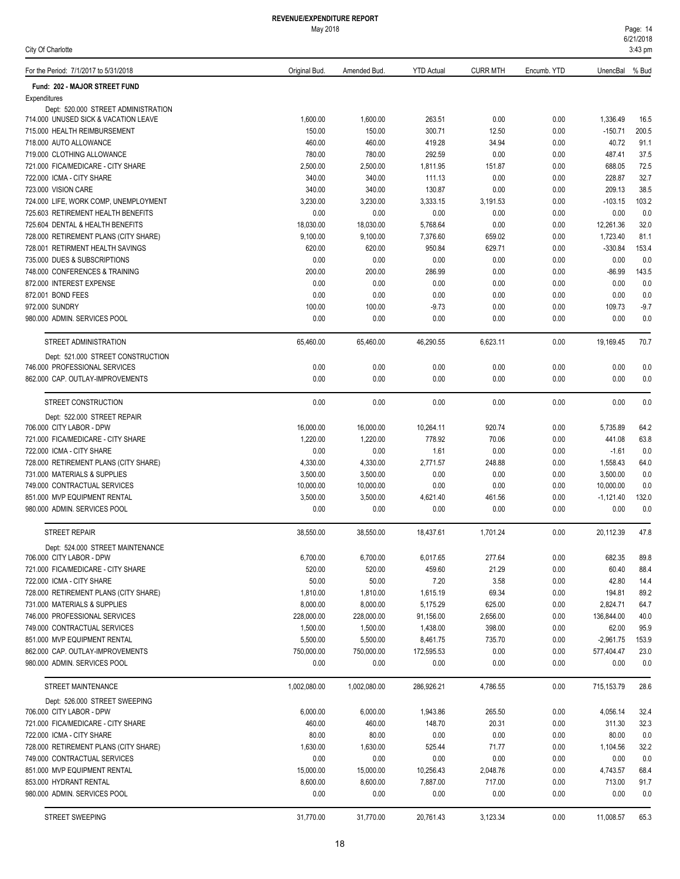# REVENUE/EXPENDITURE REPORT

May 2018

City Of Charlotte

| For the Period: 7/1/2017 to 5/31/2018 | Original Bud. | Amended Bud. | YTD Actual | CURR MTH | Encumb. YTD | UnencBal | % Bud |
|---|---|---|---|---|---|---|---|
| **Fund: 202 - MAJOR STREET FUND** | | | | | | | |
| Expenditures | | | | | | | |
| Dept: 520.000 STREET ADMINISTRATION | | | | | | | |
| 714.000 UNUSED SICK & VACATION LEAVE | 1,600.00 | 1,600.00 | 263.51 | 0.00 | 0.00 | 1,336.49 | 16.5 |
| 715.000 HEALTH REIMBURSEMENT | 150.00 | 150.00 | 300.71 | 12.50 | 0.00 | -150.71 | 200.5 |
| 718.000 AUTO ALLOWANCE | 460.00 | 460.00 | 419.28 | 34.94 | 0.00 | 40.72 | 91.1 |
| 719.000 CLOTHING ALLOWANCE | 780.00 | 780.00 | 292.59 | 0.00 | 0.00 | 487.41 | 37.5 |
| 721.000 FICA/MEDICARE - CITY SHARE | 2,500.00 | 2,500.00 | 1,811.95 | 151.87 | 0.00 | 688.05 | 72.5 |
| 722.000 ICMA - CITY SHARE | 340.00 | 340.00 | 111.13 | 0.00 | 0.00 | 228.87 | 32.7 |
| 723.000 VISION CARE | 340.00 | 340.00 | 130.87 | 0.00 | 0.00 | 209.13 | 38.5 |
| 724.000 LIFE, WORK COMP, UNEMPLOYMENT | 3,230.00 | 3,230.00 | 3,333.15 | 3,191.53 | 0.00 | -103.15 | 103.2 |
| 725.603 RETIREMENT HEALTH BENEFITS | 0.00 | 0.00 | 0.00 | 0.00 | 0.00 | 0.00 | 0.0 |
| 725.604 DENTAL & HEALTH BENEFITS | 18,030.00 | 18,030.00 | 5,768.64 | 0.00 | 0.00 | 12,261.36 | 32.0 |
| 728.000 RETIREMENT PLANS (CITY SHARE) | 9,100.00 | 9,100.00 | 7,376.60 | 659.02 | 0.00 | 1,723.40 | 81.1 |
| 728.001 RETIRMENT HEALTH SAVINGS | 620.00 | 620.00 | 950.84 | 629.71 | 0.00 | -330.84 | 153.4 |
| 735.000 DUES & SUBSCRIPTIONS | 0.00 | 0.00 | 0.00 | 0.00 | 0.00 | 0.00 | 0.0 |
| 748.000 CONFERENCES & TRAINING | 200.00 | 200.00 | 286.99 | 0.00 | 0.00 | -86.99 | 143.5 |
| 872.000 INTEREST EXPENSE | 0.00 | 0.00 | 0.00 | 0.00 | 0.00 | 0.00 | 0.0 |
| 872.001 BOND FEES | 0.00 | 0.00 | 0.00 | 0.00 | 0.00 | 0.00 | 0.0 |
| 972.000 SUNDRY | 100.00 | 100.00 | -9.73 | 0.00 | 0.00 | 109.73 | -9.7 |
| 980.000 ADMIN. SERVICES POOL | 0.00 | 0.00 | 0.00 | 0.00 | 0.00 | 0.00 | 0.0 |
| STREET ADMINISTRATION | 65,460.00 | 65,460.00 | 46,290.55 | 6,623.11 | 0.00 | 19,169.45 | 70.7 |
| Dept: 521.000 STREET CONSTRUCTION | | | | | | | |
| 746.000 PROFESSIONAL SERVICES | 0.00 | 0.00 | 0.00 | 0.00 | 0.00 | 0.00 | 0.0 |
| 862.000 CAP. OUTLAY-IMPROVEMENTS | 0.00 | 0.00 | 0.00 | 0.00 | 0.00 | 0.00 | 0.0 |
| STREET CONSTRUCTION | 0.00 | 0.00 | 0.00 | 0.00 | 0.00 | 0.00 | 0.0 |
| Dept: 522.000 STREET REPAIR | | | | | | | |
| 706.000 CITY LABOR - DPW | 16,000.00 | 16,000.00 | 10,264.11 | 920.74 | 0.00 | 5,735.89 | 64.2 |
| 721.000 FICA/MEDICARE - CITY SHARE | 1,220.00 | 1,220.00 | 778.92 | 70.06 | 0.00 | 441.08 | 63.8 |
| 722.000 ICMA - CITY SHARE | 0.00 | 0.00 | 1.61 | 0.00 | 0.00 | -1.61 | 0.0 |
| 728.000 RETIREMENT PLANS (CITY SHARE) | 4,330.00 | 4,330.00 | 2,771.57 | 248.88 | 0.00 | 1,558.43 | 64.0 |
| 731.000 MATERIALS & SUPPLIES | 3,500.00 | 3,500.00 | 0.00 | 0.00 | 0.00 | 3,500.00 | 0.0 |
| 749.000 CONTRACTUAL SERVICES | 10,000.00 | 10,000.00 | 0.00 | 0.00 | 0.00 | 10,000.00 | 0.0 |
| 851.000 MVP EQUIPMENT RENTAL | 3,500.00 | 3,500.00 | 4,621.40 | 461.56 | 0.00 | -1,121.40 | 132.0 |
| 980.000 ADMIN. SERVICES POOL | 0.00 | 0.00 | 0.00 | 0.00 | 0.00 | 0.00 | 0.0 |
| STREET REPAIR | 38,550.00 | 38,550.00 | 18,437.61 | 1,701.24 | 0.00 | 20,112.39 | 47.8 |
| Dept: 524.000 STREET MAINTENANCE | | | | | | | |
| 706.000 CITY LABOR - DPW | 6,700.00 | 6,700.00 | 6,017.65 | 277.64 | 0.00 | 682.35 | 89.8 |
| 721.000 FICA/MEDICARE - CITY SHARE | 520.00 | 520.00 | 459.60 | 21.29 | 0.00 | 60.40 | 88.4 |
| 722.000 ICMA - CITY SHARE | 50.00 | 50.00 | 7.20 | 3.58 | 0.00 | 42.80 | 14.4 |
| 728.000 RETIREMENT PLANS (CITY SHARE) | 1,810.00 | 1,810.00 | 1,615.19 | 69.34 | 0.00 | 194.81 | 89.2 |
| 731.000 MATERIALS & SUPPLIES | 8,000.00 | 8,000.00 | 5,175.29 | 625.00 | 0.00 | 2,824.71 | 64.7 |
| 746.000 PROFESSIONAL SERVICES | 228,000.00 | 228,000.00 | 91,156.00 | 2,656.00 | 0.00 | 136,844.00 | 40.0 |
| 749.000 CONTRACTUAL SERVICES | 1,500.00 | 1,500.00 | 1,438.00 | 398.00 | 0.00 | 62.00 | 95.9 |
| 851.000 MVP EQUIPMENT RENTAL | 5,500.00 | 5,500.00 | 8,461.75 | 735.70 | 0.00 | -2,961.75 | 153.9 |
| 862.000 CAP. OUTLAY-IMPROVEMENTS | 750,000.00 | 750,000.00 | 172,595.53 | 0.00 | 0.00 | 577,404.47 | 23.0 |
| 980.000 ADMIN. SERVICES POOL | 0.00 | 0.00 | 0.00 | 0.00 | 0.00 | 0.00 | 0.0 |
| STREET MAINTENANCE | 1,002,080.00 | 1,002,080.00 | 286,926.21 | 4,786.55 | 0.00 | 715,153.79 | 28.6 |
| Dept: 526.000 STREET SWEEPING | | | | | | | |
| 706.000 CITY LABOR - DPW | 6,000.00 | 6,000.00 | 1,943.86 | 265.50 | 0.00 | 4,056.14 | 32.4 |
| 721.000 FICA/MEDICARE - CITY SHARE | 460.00 | 460.00 | 148.70 | 20.31 | 0.00 | 311.30 | 32.3 |
| 722.000 ICMA - CITY SHARE | 80.00 | 80.00 | 0.00 | 0.00 | 0.00 | 80.00 | 0.0 |
| 728.000 RETIREMENT PLANS (CITY SHARE) | 1,630.00 | 1,630.00 | 525.44 | 71.77 | 0.00 | 1,104.56 | 32.2 |
| 749.000 CONTRACTUAL SERVICES | 0.00 | 0.00 | 0.00 | 0.00 | 0.00 | 0.00 | 0.0 |
| 851.000 MVP EQUIPMENT RENTAL | 15,000.00 | 15,000.00 | 10,256.43 | 2,048.76 | 0.00 | 4,743.57 | 68.4 |
| 853.000 HYDRANT RENTAL | 8,600.00 | 8,600.00 | 7,887.00 | 717.00 | 0.00 | 713.00 | 91.7 |
| 980.000 ADMIN. SERVICES POOL | 0.00 | 0.00 | 0.00 | 0.00 | 0.00 | 0.00 | 0.0 |
| STREET SWEEPING | 31,770.00 | 31,770.00 | 20,761.43 | 3,123.34 | 0.00 | 11,008.57 | 65.3 |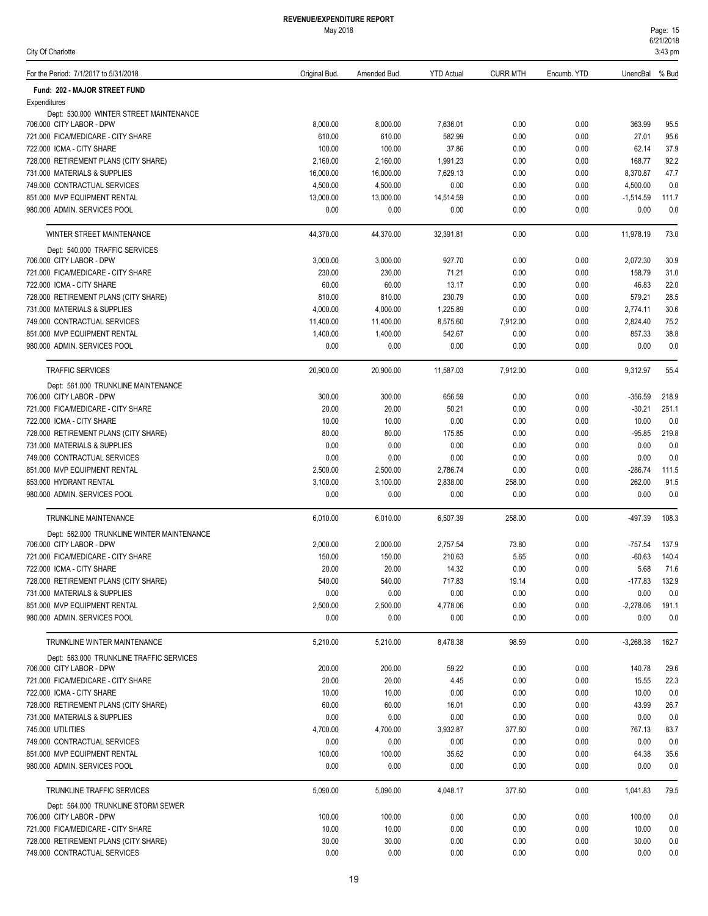# REVENUE/EXPENDITURE REPORT

May 2018

City Of Charlotte

| For the Period: 7/1/2017 to 5/31/2018 | Original Bud. | Amended Bud. | YTD Actual | CURR MTH | Encumb. YTD | UnencBal | % Bud |
|---|---|---|---|---|---|---|---|
| **Fund: 202 - MAJOR STREET FUND** | | | | | | | |
| Expenditures | | | | | | | |
| Dept: 530.000 WINTER STREET MAINTENANCE | | | | | | | |
| 706.000 CITY LABOR - DPW | 8,000.00 | 8,000.00 | 7,636.01 | 0.00 | 0.00 | 363.99 | 95.5 |
| 721.000 FICA/MEDICARE - CITY SHARE | 610.00 | 610.00 | 582.99 | 0.00 | 0.00 | 27.01 | 95.6 |
| 722.000 ICMA - CITY SHARE | 100.00 | 100.00 | 37.86 | 0.00 | 0.00 | 62.14 | 37.9 |
| 728.000 RETIREMENT PLANS (CITY SHARE) | 2,160.00 | 2,160.00 | 1,991.23 | 0.00 | 0.00 | 168.77 | 92.2 |
| 731.000 MATERIALS & SUPPLIES | 16,000.00 | 16,000.00 | 7,629.13 | 0.00 | 0.00 | 8,370.87 | 47.7 |
| 749.000 CONTRACTUAL SERVICES | 4,500.00 | 4,500.00 | 0.00 | 0.00 | 0.00 | 4,500.00 | 0.0 |
| 851.000 MVP EQUIPMENT RENTAL | 13,000.00 | 13,000.00 | 14,514.59 | 0.00 | 0.00 | -1,514.59 | 111.7 |
| 980.000 ADMIN. SERVICES POOL | 0.00 | 0.00 | 0.00 | 0.00 | 0.00 | 0.00 | 0.0 |
| WINTER STREET MAINTENANCE | 44,370.00 | 44,370.00 | 32,391.81 | 0.00 | 0.00 | 11,978.19 | 73.0 |
| Dept: 540.000 TRAFFIC SERVICES | | | | | | | |
| 706.000 CITY LABOR - DPW | 3,000.00 | 3,000.00 | 927.70 | 0.00 | 0.00 | 2,072.30 | 30.9 |
| 721.000 FICA/MEDICARE - CITY SHARE | 230.00 | 230.00 | 71.21 | 0.00 | 0.00 | 158.79 | 31.0 |
| 722.000 ICMA - CITY SHARE | 60.00 | 60.00 | 13.17 | 0.00 | 0.00 | 46.83 | 22.0 |
| 728.000 RETIREMENT PLANS (CITY SHARE) | 810.00 | 810.00 | 230.79 | 0.00 | 0.00 | 579.21 | 28.5 |
| 731.000 MATERIALS & SUPPLIES | 4,000.00 | 4,000.00 | 1,225.89 | 0.00 | 0.00 | 2,774.11 | 30.6 |
| 749.000 CONTRACTUAL SERVICES | 11,400.00 | 11,400.00 | 8,575.60 | 7,912.00 | 0.00 | 2,824.40 | 75.2 |
| 851.000 MVP EQUIPMENT RENTAL | 1,400.00 | 1,400.00 | 542.67 | 0.00 | 0.00 | 857.33 | 38.8 |
| 980.000 ADMIN. SERVICES POOL | 0.00 | 0.00 | 0.00 | 0.00 | 0.00 | 0.00 | 0.0 |
| TRAFFIC SERVICES | 20,900.00 | 20,900.00 | 11,587.03 | 7,912.00 | 0.00 | 9,312.97 | 55.4 |
| Dept: 561.000 TRUNKLINE MAINTENANCE | | | | | | | |
| 706.000 CITY LABOR - DPW | 300.00 | 300.00 | 656.59 | 0.00 | 0.00 | -356.59 | 218.9 |
| 721.000 FICA/MEDICARE - CITY SHARE | 20.00 | 20.00 | 50.21 | 0.00 | 0.00 | -30.21 | 251.1 |
| 722.000 ICMA - CITY SHARE | 10.00 | 10.00 | 0.00 | 0.00 | 0.00 | 10.00 | 0.0 |
| 728.000 RETIREMENT PLANS (CITY SHARE) | 80.00 | 80.00 | 175.85 | 0.00 | 0.00 | -95.85 | 219.8 |
| 731.000 MATERIALS & SUPPLIES | 0.00 | 0.00 | 0.00 | 0.00 | 0.00 | 0.00 | 0.0 |
| 749.000 CONTRACTUAL SERVICES | 0.00 | 0.00 | 0.00 | 0.00 | 0.00 | 0.00 | 0.0 |
| 851.000 MVP EQUIPMENT RENTAL | 2,500.00 | 2,500.00 | 2,786.74 | 0.00 | 0.00 | -286.74 | 111.5 |
| 853.000 HYDRANT RENTAL | 3,100.00 | 3,100.00 | 2,838.00 | 258.00 | 0.00 | 262.00 | 91.5 |
| 980.000 ADMIN. SERVICES POOL | 0.00 | 0.00 | 0.00 | 0.00 | 0.00 | 0.00 | 0.0 |
| TRUNKLINE MAINTENANCE | 6,010.00 | 6,010.00 | 6,507.39 | 258.00 | 0.00 | -497.39 | 108.3 |
| Dept: 562.000 TRUNKLINE WINTER MAINTENANCE | | | | | | | |
| 706.000 CITY LABOR - DPW | 2,000.00 | 2,000.00 | 2,757.54 | 73.80 | 0.00 | -757.54 | 137.9 |
| 721.000 FICA/MEDICARE - CITY SHARE | 150.00 | 150.00 | 210.63 | 5.65 | 0.00 | -60.63 | 140.4 |
| 722.000 ICMA - CITY SHARE | 20.00 | 20.00 | 14.32 | 0.00 | 0.00 | 5.68 | 71.6 |
| 728.000 RETIREMENT PLANS (CITY SHARE) | 540.00 | 540.00 | 717.83 | 19.14 | 0.00 | -177.83 | 132.9 |
| 731.000 MATERIALS & SUPPLIES | 0.00 | 0.00 | 0.00 | 0.00 | 0.00 | 0.00 | 0.0 |
| 851.000 MVP EQUIPMENT RENTAL | 2,500.00 | 2,500.00 | 4,778.06 | 0.00 | 0.00 | -2,278.06 | 191.1 |
| 980.000 ADMIN. SERVICES POOL | 0.00 | 0.00 | 0.00 | 0.00 | 0.00 | 0.00 | 0.0 |
| TRUNKLINE WINTER MAINTENANCE | 5,210.00 | 5,210.00 | 8,478.38 | 98.59 | 0.00 | -3,268.38 | 162.7 |
| Dept: 563.000 TRUNKLINE TRAFFIC SERVICES | | | | | | | |
| 706.000 CITY LABOR - DPW | 200.00 | 200.00 | 59.22 | 0.00 | 0.00 | 140.78 | 29.6 |
| 721.000 FICA/MEDICARE - CITY SHARE | 20.00 | 20.00 | 4.45 | 0.00 | 0.00 | 15.55 | 22.3 |
| 722.000 ICMA - CITY SHARE | 10.00 | 10.00 | 0.00 | 0.00 | 0.00 | 10.00 | 0.0 |
| 728.000 RETIREMENT PLANS (CITY SHARE) | 60.00 | 60.00 | 16.01 | 0.00 | 0.00 | 43.99 | 26.7 |
| 731.000 MATERIALS & SUPPLIES | 0.00 | 0.00 | 0.00 | 0.00 | 0.00 | 0.00 | 0.0 |
| 745.000 UTILITIES | 4,700.00 | 4,700.00 | 3,932.87 | 377.60 | 0.00 | 767.13 | 83.7 |
| 749.000 CONTRACTUAL SERVICES | 0.00 | 0.00 | 0.00 | 0.00 | 0.00 | 0.00 | 0.0 |
| 851.000 MVP EQUIPMENT RENTAL | 100.00 | 100.00 | 35.62 | 0.00 | 0.00 | 64.38 | 35.6 |
| 980.000 ADMIN. SERVICES POOL | 0.00 | 0.00 | 0.00 | 0.00 | 0.00 | 0.00 | 0.0 |
| TRUNKLINE TRAFFIC SERVICES | 5,090.00 | 5,090.00 | 4,048.17 | 377.60 | 0.00 | 1,041.83 | 79.5 |
| Dept: 564.000 TRUNKLINE STORM SEWER | | | | | | | |
| 706.000 CITY LABOR - DPW | 100.00 | 100.00 | 0.00 | 0.00 | 0.00 | 100.00 | 0.0 |
| 721.000 FICA/MEDICARE - CITY SHARE | 10.00 | 10.00 | 0.00 | 0.00 | 0.00 | 10.00 | 0.0 |
| 728.000 RETIREMENT PLANS (CITY SHARE) | 30.00 | 30.00 | 0.00 | 0.00 | 0.00 | 30.00 | 0.0 |
| 749.000 CONTRACTUAL SERVICES | 0.00 | 0.00 | 0.00 | 0.00 | 0.00 | 0.00 | 0.0 |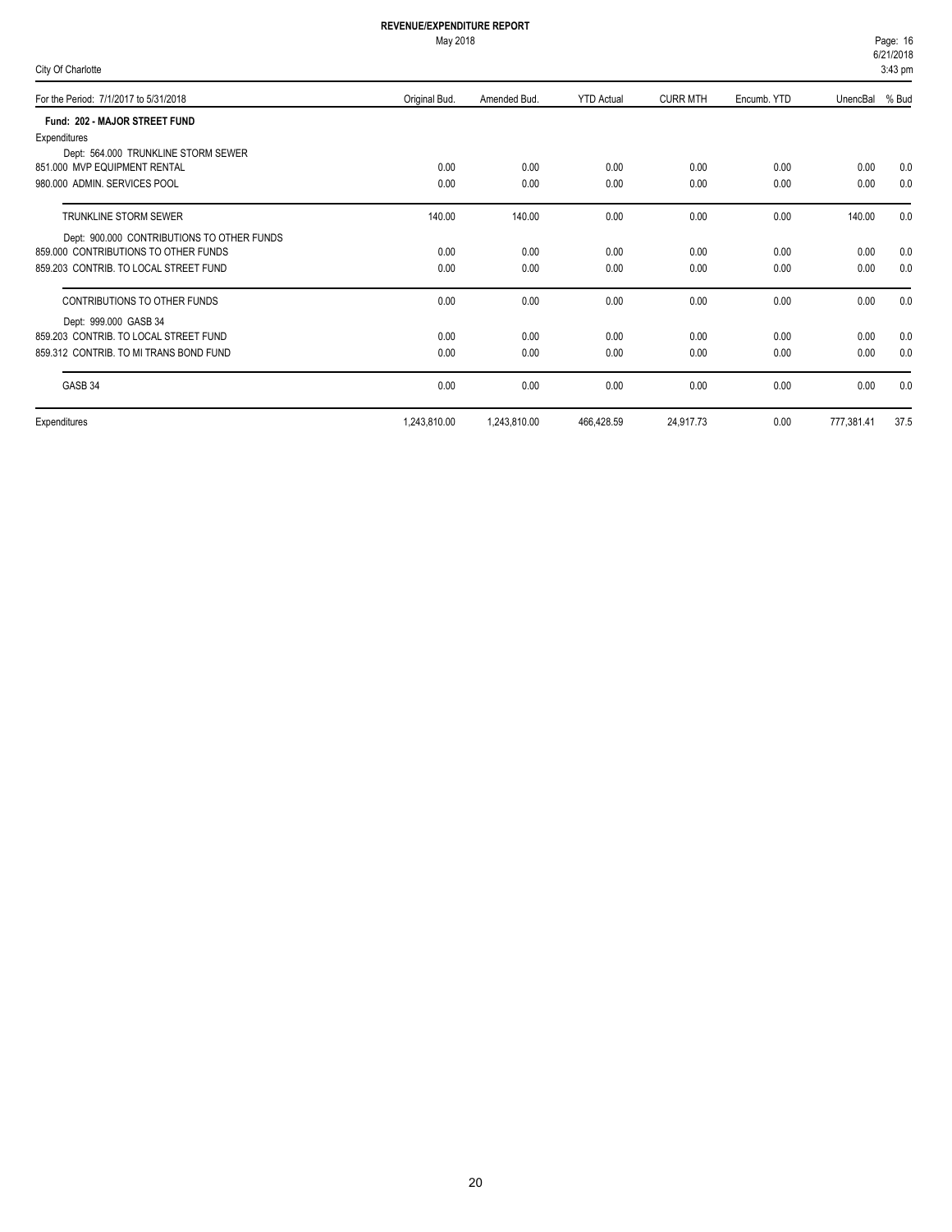**REVENUE/EXPENDITURE REPORT**

May 2018

City Of Charlotte

| For the Period: 7/1/2017 to 5/31/2018 | Original Bud. | Amended Bud. | YTD Actual | CURR MTH | Encumb. YTD | UnencBal | % Bud |
|---|---|---|---|---|---|---|---|
| **Fund: 202 - MAJOR STREET FUND** | | | | | | | |
| Expenditures | | | | | | | |
| Dept: 564.000 TRUNKLINE STORM SEWER | | | | | | | |
| 851.000 MVP EQUIPMENT RENTAL | 0.00 | 0.00 | 0.00 | 0.00 | 0.00 | 0.00 | 0.0 |
| 980.000 ADMIN. SERVICES POOL | 0.00 | 0.00 | 0.00 | 0.00 | 0.00 | 0.00 | 0.0 |
| TRUNKLINE STORM SEWER | 140.00 | 140.00 | 0.00 | 0.00 | 0.00 | 140.00 | 0.0 |
| Dept: 900.000 CONTRIBUTIONS TO OTHER FUNDS | | | | | | | |
| 859.000 CONTRIBUTIONS TO OTHER FUNDS | 0.00 | 0.00 | 0.00 | 0.00 | 0.00 | 0.00 | 0.0 |
| 859.203 CONTRIB. TO LOCAL STREET FUND | 0.00 | 0.00 | 0.00 | 0.00 | 0.00 | 0.00 | 0.0 |
| CONTRIBUTIONS TO OTHER FUNDS | 0.00 | 0.00 | 0.00 | 0.00 | 0.00 | 0.00 | 0.0 |
| Dept: 999.000 GASB 34 | | | | | | | |
| 859.203 CONTRIB. TO LOCAL STREET FUND | 0.00 | 0.00 | 0.00 | 0.00 | 0.00 | 0.00 | 0.0 |
| 859.312 CONTRIB. TO MI TRANS BOND FUND | 0.00 | 0.00 | 0.00 | 0.00 | 0.00 | 0.00 | 0.0 |
| GASB 34 | 0.00 | 0.00 | 0.00 | 0.00 | 0.00 | 0.00 | 0.0 |
| Expenditures | 1,243,810.00 | 1,243,810.00 | 466,428.59 | 24,917.73 | 0.00 | 777,381.41 | 37.5 |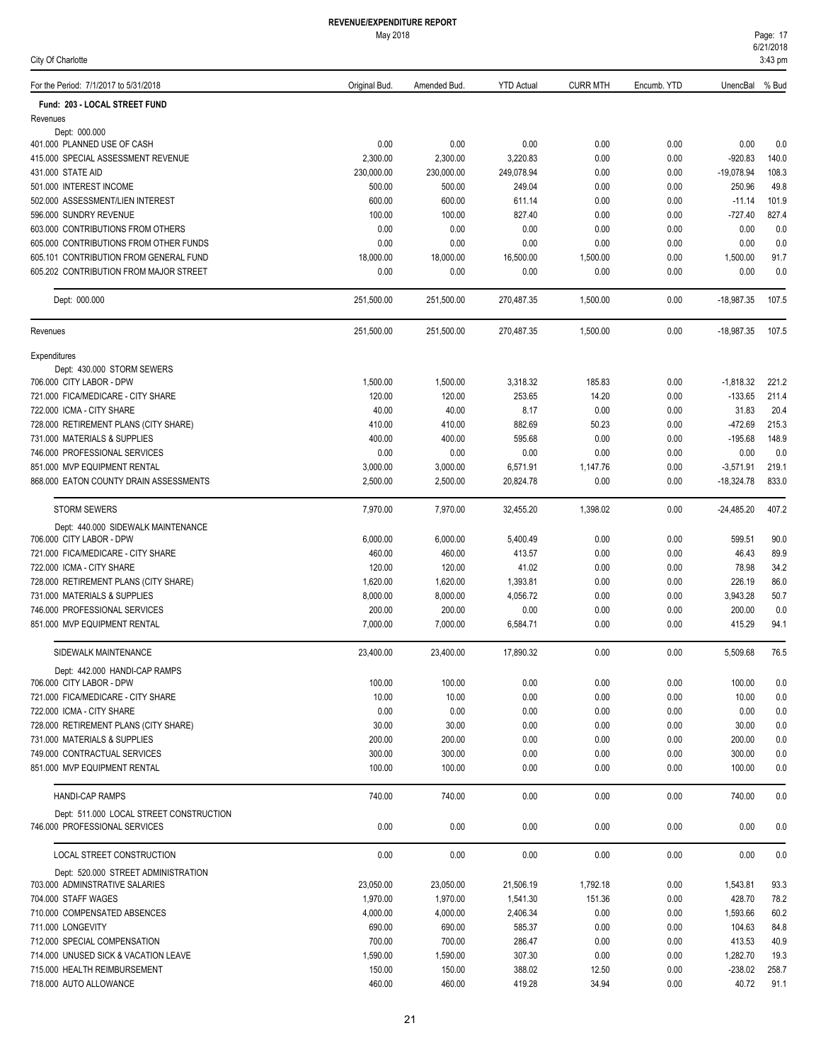# REVENUE/EXPENDITURE REPORT

May 2018

City Of Charlotte

| For the Period: 7/1/2017 to 5/31/2018 | Original Bud. | Amended Bud. | YTD Actual | CURR MTH | Encumb. YTD | UnencBal | % Bud |
|---|---|---|---|---|---|---|---|
| **Fund: 203 - LOCAL STREET FUND** | | | | | | | |
| Revenues | | | | | | | |
| Dept: 000.000 | | | | | | | |
| 401.000 PLANNED USE OF CASH | 0.00 | 0.00 | 0.00 | 0.00 | 0.00 | 0.00 | 0.0 |
| 415.000 SPECIAL ASSESSMENT REVENUE | 2,300.00 | 2,300.00 | 3,220.83 | 0.00 | 0.00 | -920.83 | 140.0 |
| 431.000 STATE AID | 230,000.00 | 230,000.00 | 249,078.94 | 0.00 | 0.00 | -19,078.94 | 108.3 |
| 501.000 INTEREST INCOME | 500.00 | 500.00 | 249.04 | 0.00 | 0.00 | 250.96 | 49.8 |
| 502.000 ASSESSMENT/LIEN INTEREST | 600.00 | 600.00 | 611.14 | 0.00 | 0.00 | -11.14 | 101.9 |
| 596.000 SUNDRY REVENUE | 100.00 | 100.00 | 827.40 | 0.00 | 0.00 | -727.40 | 827.4 |
| 603.000 CONTRIBUTIONS FROM OTHERS | 0.00 | 0.00 | 0.00 | 0.00 | 0.00 | 0.00 | 0.0 |
| 605.000 CONTRIBUTIONS FROM OTHER FUNDS | 0.00 | 0.00 | 0.00 | 0.00 | 0.00 | 0.00 | 0.0 |
| 605.101 CONTRIBUTION FROM GENERAL FUND | 18,000.00 | 18,000.00 | 16,500.00 | 1,500.00 | 0.00 | 1,500.00 | 91.7 |
| 605.202 CONTRIBUTION FROM MAJOR STREET | 0.00 | 0.00 | 0.00 | 0.00 | 0.00 | 0.00 | 0.0 |
| Dept: 000.000 | 251,500.00 | 251,500.00 | 270,487.35 | 1,500.00 | 0.00 | -18,987.35 | 107.5 |
| Revenues | 251,500.00 | 251,500.00 | 270,487.35 | 1,500.00 | 0.00 | -18,987.35 | 107.5 |
| Expenditures | | | | | | | |
| Dept: 430.000 STORM SEWERS | | | | | | | |
| 706.000 CITY LABOR - DPW | 1,500.00 | 1,500.00 | 3,318.32 | 185.83 | 0.00 | -1,818.32 | 221.2 |
| 721.000 FICA/MEDICARE - CITY SHARE | 120.00 | 120.00 | 253.65 | 14.20 | 0.00 | -133.65 | 211.4 |
| 722.000 ICMA - CITY SHARE | 40.00 | 40.00 | 8.17 | 0.00 | 0.00 | 31.83 | 20.4 |
| 728.000 RETIREMENT PLANS (CITY SHARE) | 410.00 | 410.00 | 882.69 | 50.23 | 0.00 | -472.69 | 215.3 |
| 731.000 MATERIALS & SUPPLIES | 400.00 | 400.00 | 595.68 | 0.00 | 0.00 | -195.68 | 148.9 |
| 746.000 PROFESSIONAL SERVICES | 0.00 | 0.00 | 0.00 | 0.00 | 0.00 | 0.00 | 0.0 |
| 851.000 MVP EQUIPMENT RENTAL | 3,000.00 | 3,000.00 | 6,571.91 | 1,147.76 | 0.00 | -3,571.91 | 219.1 |
| 868.000 EATON COUNTY DRAIN ASSESSMENTS | 2,500.00 | 2,500.00 | 20,824.78 | 0.00 | 0.00 | -18,324.78 | 833.0 |
| STORM SEWERS | 7,970.00 | 7,970.00 | 32,455.20 | 1,398.02 | 0.00 | -24,485.20 | 407.2 |
| Dept: 440.000 SIDEWALK MAINTENANCE | | | | | | | |
| 706.000 CITY LABOR - DPW | 6,000.00 | 6,000.00 | 5,400.49 | 0.00 | 0.00 | 599.51 | 90.0 |
| 721.000 FICA/MEDICARE - CITY SHARE | 460.00 | 460.00 | 413.57 | 0.00 | 0.00 | 46.43 | 89.9 |
| 722.000 ICMA - CITY SHARE | 120.00 | 120.00 | 41.02 | 0.00 | 0.00 | 78.98 | 34.2 |
| 728.000 RETIREMENT PLANS (CITY SHARE) | 1,620.00 | 1,620.00 | 1,393.81 | 0.00 | 0.00 | 226.19 | 86.0 |
| 731.000 MATERIALS & SUPPLIES | 8,000.00 | 8,000.00 | 4,056.72 | 0.00 | 0.00 | 3,943.28 | 50.7 |
| 746.000 PROFESSIONAL SERVICES | 200.00 | 200.00 | 0.00 | 0.00 | 0.00 | 200.00 | 0.0 |
| 851.000 MVP EQUIPMENT RENTAL | 7,000.00 | 7,000.00 | 6,584.71 | 0.00 | 0.00 | 415.29 | 94.1 |
| SIDEWALK MAINTENANCE | 23,400.00 | 23,400.00 | 17,890.32 | 0.00 | 0.00 | 5,509.68 | 76.5 |
| Dept: 442.000 HANDI-CAP RAMPS | | | | | | | |
| 706.000 CITY LABOR - DPW | 100.00 | 100.00 | 0.00 | 0.00 | 0.00 | 100.00 | 0.0 |
| 721.000 FICA/MEDICARE - CITY SHARE | 10.00 | 10.00 | 0.00 | 0.00 | 0.00 | 10.00 | 0.0 |
| 722.000 ICMA - CITY SHARE | 0.00 | 0.00 | 0.00 | 0.00 | 0.00 | 0.00 | 0.0 |
| 728.000 RETIREMENT PLANS (CITY SHARE) | 30.00 | 30.00 | 0.00 | 0.00 | 0.00 | 30.00 | 0.0 |
| 731.000 MATERIALS & SUPPLIES | 200.00 | 200.00 | 0.00 | 0.00 | 0.00 | 200.00 | 0.0 |
| 749.000 CONTRACTUAL SERVICES | 300.00 | 300.00 | 0.00 | 0.00 | 0.00 | 300.00 | 0.0 |
| 851.000 MVP EQUIPMENT RENTAL | 100.00 | 100.00 | 0.00 | 0.00 | 0.00 | 100.00 | 0.0 |
| HANDI-CAP RAMPS | 740.00 | 740.00 | 0.00 | 0.00 | 0.00 | 740.00 | 0.0 |
| Dept: 511.000 LOCAL STREET CONSTRUCTION | | | | | | | |
| 746.000 PROFESSIONAL SERVICES | 0.00 | 0.00 | 0.00 | 0.00 | 0.00 | 0.00 | 0.0 |
| LOCAL STREET CONSTRUCTION | 0.00 | 0.00 | 0.00 | 0.00 | 0.00 | 0.00 | 0.0 |
| Dept: 520.000 STREET ADMINISTRATION | | | | | | | |
| 703.000 ADMINSTRATIVE SALARIES | 23,050.00 | 23,050.00 | 21,506.19 | 1,792.18 | 0.00 | 1,543.81 | 93.3 |
| 704.000 STAFF WAGES | 1,970.00 | 1,970.00 | 1,541.30 | 151.36 | 0.00 | 428.70 | 78.2 |
| 710.000 COMPENSATED ABSENCES | 4,000.00 | 4,000.00 | 2,406.34 | 0.00 | 0.00 | 1,593.66 | 60.2 |
| 711.000 LONGEVITY | 690.00 | 690.00 | 585.37 | 0.00 | 0.00 | 104.63 | 84.8 |
| 712.000 SPECIAL COMPENSATION | 700.00 | 700.00 | 286.47 | 0.00 | 0.00 | 413.53 | 40.9 |
| 714.000 UNUSED SICK & VACATION LEAVE | 1,590.00 | 1,590.00 | 307.30 | 0.00 | 0.00 | 1,282.70 | 19.3 |
| 715.000 HEALTH REIMBURSEMENT | 150.00 | 150.00 | 388.02 | 12.50 | 0.00 | -238.02 | 258.7 |
| 718.000 AUTO ALLOWANCE | 460.00 | 460.00 | 419.28 | 34.94 | 0.00 | 40.72 | 91.1 |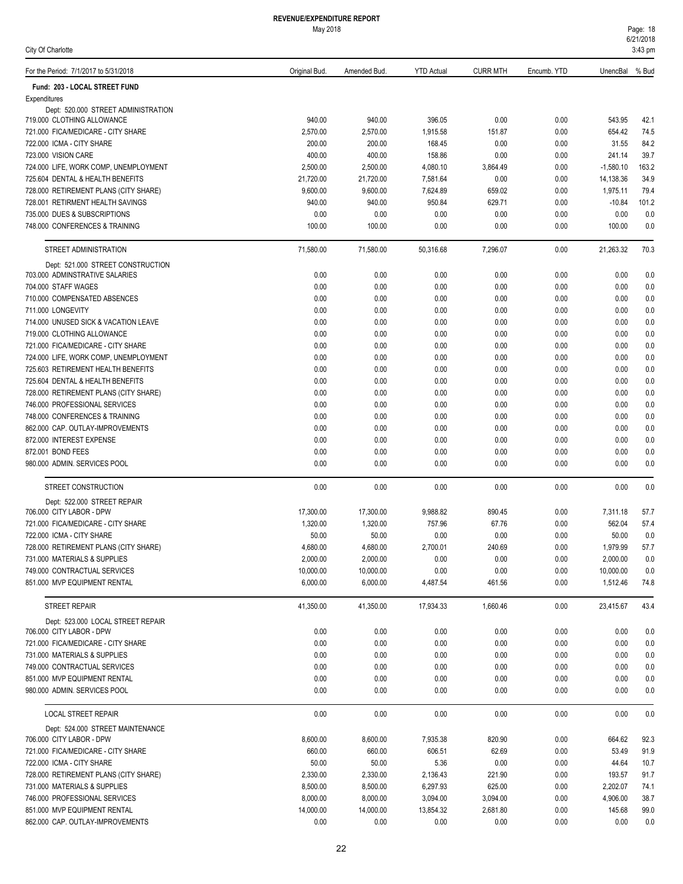# REVENUE/EXPENDITURE REPORT

May 2018

City Of Charlotte

| For the Period: 7/1/2017 to 5/31/2018 | Original Bud. | Amended Bud. | YTD Actual | CURR MTH | Encumb. YTD | UnencBal | % Bud |
|---|---|---|---|---|---|---|---|
| **Fund: 203 - LOCAL STREET FUND** | | | | | | | |
| Expenditures | | | | | | | |
| Dept: 520.000 STREET ADMINISTRATION | | | | | | | |
| 719.000 CLOTHING ALLOWANCE | 940.00 | 940.00 | 396.05 | 0.00 | 0.00 | 543.95 | 42.1 |
| 721.000 FICA/MEDICARE - CITY SHARE | 2,570.00 | 2,570.00 | 1,915.58 | 151.87 | 0.00 | 654.42 | 74.5 |
| 722.000 ICMA - CITY SHARE | 200.00 | 200.00 | 168.45 | 0.00 | 0.00 | 31.55 | 84.2 |
| 723.000 VISION CARE | 400.00 | 400.00 | 158.86 | 0.00 | 0.00 | 241.14 | 39.7 |
| 724.000 LIFE, WORK COMP, UNEMPLOYMENT | 2,500.00 | 2,500.00 | 4,080.10 | 3,864.49 | 0.00 | -1,580.10 | 163.2 |
| 725.604 DENTAL & HEALTH BENEFITS | 21,720.00 | 21,720.00 | 7,581.64 | 0.00 | 0.00 | 14,138.36 | 34.9 |
| 728.000 RETIREMENT PLANS (CITY SHARE) | 9,600.00 | 9,600.00 | 7,624.89 | 659.02 | 0.00 | 1,975.11 | 79.4 |
| 728.001 RETIRMENT HEALTH SAVINGS | 940.00 | 940.00 | 950.84 | 629.71 | 0.00 | -10.84 | 101.2 |
| 735.000 DUES & SUBSCRIPTIONS | 0.00 | 0.00 | 0.00 | 0.00 | 0.00 | 0.00 | 0.0 |
| 748.000 CONFERENCES & TRAINING | 100.00 | 100.00 | 0.00 | 0.00 | 0.00 | 100.00 | 0.0 |
| STREET ADMINISTRATION | 71,580.00 | 71,580.00 | 50,316.68 | 7,296.07 | 0.00 | 21,263.32 | 70.3 |
| Dept: 521.000 STREET CONSTRUCTION | | | | | | | |
| 703.000 ADMINSTRATIVE SALARIES | 0.00 | 0.00 | 0.00 | 0.00 | 0.00 | 0.00 | 0.0 |
| 704.000 STAFF WAGES | 0.00 | 0.00 | 0.00 | 0.00 | 0.00 | 0.00 | 0.0 |
| 710.000 COMPENSATED ABSENCES | 0.00 | 0.00 | 0.00 | 0.00 | 0.00 | 0.00 | 0.0 |
| 711.000 LONGEVITY | 0.00 | 0.00 | 0.00 | 0.00 | 0.00 | 0.00 | 0.0 |
| 714.000 UNUSED SICK & VACATION LEAVE | 0.00 | 0.00 | 0.00 | 0.00 | 0.00 | 0.00 | 0.0 |
| 719.000 CLOTHING ALLOWANCE | 0.00 | 0.00 | 0.00 | 0.00 | 0.00 | 0.00 | 0.0 |
| 721.000 FICA/MEDICARE - CITY SHARE | 0.00 | 0.00 | 0.00 | 0.00 | 0.00 | 0.00 | 0.0 |
| 724.000 LIFE, WORK COMP, UNEMPLOYMENT | 0.00 | 0.00 | 0.00 | 0.00 | 0.00 | 0.00 | 0.0 |
| 725.603 RETIREMENT HEALTH BENEFITS | 0.00 | 0.00 | 0.00 | 0.00 | 0.00 | 0.00 | 0.0 |
| 725.604 DENTAL & HEALTH BENEFITS | 0.00 | 0.00 | 0.00 | 0.00 | 0.00 | 0.00 | 0.0 |
| 728.000 RETIREMENT PLANS (CITY SHARE) | 0.00 | 0.00 | 0.00 | 0.00 | 0.00 | 0.00 | 0.0 |
| 746.000 PROFESSIONAL SERVICES | 0.00 | 0.00 | 0.00 | 0.00 | 0.00 | 0.00 | 0.0 |
| 748.000 CONFERENCES & TRAINING | 0.00 | 0.00 | 0.00 | 0.00 | 0.00 | 0.00 | 0.0 |
| 862.000 CAP. OUTLAY-IMPROVEMENTS | 0.00 | 0.00 | 0.00 | 0.00 | 0.00 | 0.00 | 0.0 |
| 872.000 INTEREST EXPENSE | 0.00 | 0.00 | 0.00 | 0.00 | 0.00 | 0.00 | 0.0 |
| 872.001 BOND FEES | 0.00 | 0.00 | 0.00 | 0.00 | 0.00 | 0.00 | 0.0 |
| 980.000 ADMIN. SERVICES POOL | 0.00 | 0.00 | 0.00 | 0.00 | 0.00 | 0.00 | 0.0 |
| STREET CONSTRUCTION | 0.00 | 0.00 | 0.00 | 0.00 | 0.00 | 0.00 | 0.0 |
| Dept: 522.000 STREET REPAIR | | | | | | | |
| 706.000 CITY LABOR - DPW | 17,300.00 | 17,300.00 | 9,988.82 | 890.45 | 0.00 | 7,311.18 | 57.7 |
| 721.000 FICA/MEDICARE - CITY SHARE | 1,320.00 | 1,320.00 | 757.96 | 67.76 | 0.00 | 562.04 | 57.4 |
| 722.000 ICMA - CITY SHARE | 50.00 | 50.00 | 0.00 | 0.00 | 0.00 | 50.00 | 0.0 |
| 728.000 RETIREMENT PLANS (CITY SHARE) | 4,680.00 | 4,680.00 | 2,700.01 | 240.69 | 0.00 | 1,979.99 | 57.7 |
| 731.000 MATERIALS & SUPPLIES | 2,000.00 | 2,000.00 | 0.00 | 0.00 | 0.00 | 2,000.00 | 0.0 |
| 749.000 CONTRACTUAL SERVICES | 10,000.00 | 10,000.00 | 0.00 | 0.00 | 0.00 | 10,000.00 | 0.0 |
| 851.000 MVP EQUIPMENT RENTAL | 6,000.00 | 6,000.00 | 4,487.54 | 461.56 | 0.00 | 1,512.46 | 74.8 |
| STREET REPAIR | 41,350.00 | 41,350.00 | 17,934.33 | 1,660.46 | 0.00 | 23,415.67 | 43.4 |
| Dept: 523.000 LOCAL STREET REPAIR | | | | | | | |
| 706.000 CITY LABOR - DPW | 0.00 | 0.00 | 0.00 | 0.00 | 0.00 | 0.00 | 0.0 |
| 721.000 FICA/MEDICARE - CITY SHARE | 0.00 | 0.00 | 0.00 | 0.00 | 0.00 | 0.00 | 0.0 |
| 731.000 MATERIALS & SUPPLIES | 0.00 | 0.00 | 0.00 | 0.00 | 0.00 | 0.00 | 0.0 |
| 749.000 CONTRACTUAL SERVICES | 0.00 | 0.00 | 0.00 | 0.00 | 0.00 | 0.00 | 0.0 |
| 851.000 MVP EQUIPMENT RENTAL | 0.00 | 0.00 | 0.00 | 0.00 | 0.00 | 0.00 | 0.0 |
| 980.000 ADMIN. SERVICES POOL | 0.00 | 0.00 | 0.00 | 0.00 | 0.00 | 0.00 | 0.0 |
| LOCAL STREET REPAIR | 0.00 | 0.00 | 0.00 | 0.00 | 0.00 | 0.00 | 0.0 |
| Dept: 524.000 STREET MAINTENANCE | | | | | | | |
| 706.000 CITY LABOR - DPW | 8,600.00 | 8,600.00 | 7,935.38 | 820.90 | 0.00 | 664.62 | 92.3 |
| 721.000 FICA/MEDICARE - CITY SHARE | 660.00 | 660.00 | 606.51 | 62.69 | 0.00 | 53.49 | 91.9 |
| 722.000 ICMA - CITY SHARE | 50.00 | 50.00 | 5.36 | 0.00 | 0.00 | 44.64 | 10.7 |
| 728.000 RETIREMENT PLANS (CITY SHARE) | 2,330.00 | 2,330.00 | 2,136.43 | 221.90 | 0.00 | 193.57 | 91.7 |
| 731.000 MATERIALS & SUPPLIES | 8,500.00 | 8,500.00 | 6,297.93 | 625.00 | 0.00 | 2,202.07 | 74.1 |
| 746.000 PROFESSIONAL SERVICES | 8,000.00 | 8,000.00 | 3,094.00 | 3,094.00 | 0.00 | 4,906.00 | 38.7 |
| 851.000 MVP EQUIPMENT RENTAL | 14,000.00 | 14,000.00 | 13,854.32 | 2,681.80 | 0.00 | 145.68 | 99.0 |
| 862.000 CAP. OUTLAY-IMPROVEMENTS | 0.00 | 0.00 | 0.00 | 0.00 | 0.00 | 0.00 | 0.0 |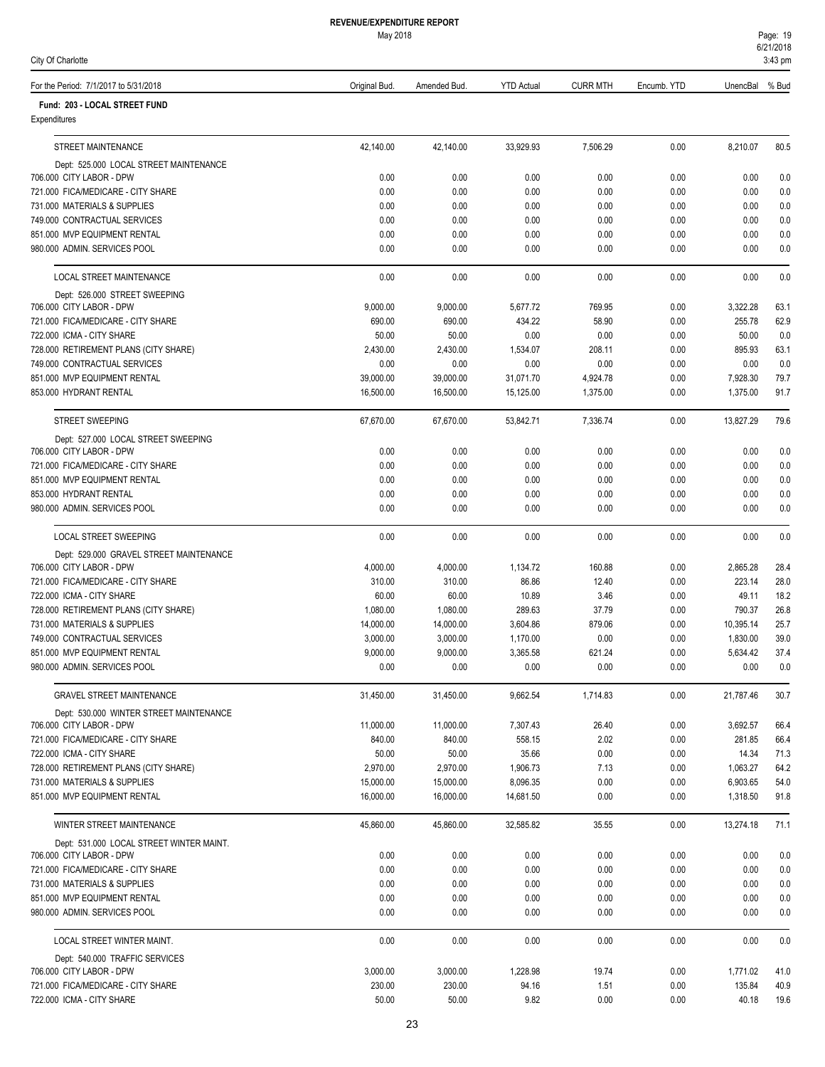# REVENUE/EXPENDITURE REPORT

May 2018

City Of Charlotte

| For the Period: 7/1/2017 to 5/31/2018 | Original Bud. | Amended Bud. | YTD Actual | CURR MTH | Encumb. YTD | UnencBal | % Bud |
|---|---|---|---|---|---|---|---|
| **Fund: 203 - LOCAL STREET FUND** | | | | | | | |
| Expenditures | | | | | | | |
| STREET MAINTENANCE | 42,140.00 | 42,140.00 | 33,929.93 | 7,506.29 | 0.00 | 8,210.07 | 80.5 |
| Dept: 525.000 LOCAL STREET MAINTENANCE | | | | | | | |
| 706.000 CITY LABOR - DPW | 0.00 | 0.00 | 0.00 | 0.00 | 0.00 | 0.00 | 0.0 |
| 721.000 FICA/MEDICARE - CITY SHARE | 0.00 | 0.00 | 0.00 | 0.00 | 0.00 | 0.00 | 0.0 |
| 731.000 MATERIALS & SUPPLIES | 0.00 | 0.00 | 0.00 | 0.00 | 0.00 | 0.00 | 0.0 |
| 749.000 CONTRACTUAL SERVICES | 0.00 | 0.00 | 0.00 | 0.00 | 0.00 | 0.00 | 0.0 |
| 851.000 MVP EQUIPMENT RENTAL | 0.00 | 0.00 | 0.00 | 0.00 | 0.00 | 0.00 | 0.0 |
| 980.000 ADMIN. SERVICES POOL | 0.00 | 0.00 | 0.00 | 0.00 | 0.00 | 0.00 | 0.0 |
| LOCAL STREET MAINTENANCE | 0.00 | 0.00 | 0.00 | 0.00 | 0.00 | 0.00 | 0.0 |
| Dept: 526.000 STREET SWEEPING | | | | | | | |
| 706.000 CITY LABOR - DPW | 9,000.00 | 9,000.00 | 5,677.72 | 769.95 | 0.00 | 3,322.28 | 63.1 |
| 721.000 FICA/MEDICARE - CITY SHARE | 690.00 | 690.00 | 434.22 | 58.90 | 0.00 | 255.78 | 62.9 |
| 722.000 ICMA - CITY SHARE | 50.00 | 50.00 | 0.00 | 0.00 | 0.00 | 50.00 | 0.0 |
| 728.000 RETIREMENT PLANS (CITY SHARE) | 2,430.00 | 2,430.00 | 1,534.07 | 208.11 | 0.00 | 895.93 | 63.1 |
| 749.000 CONTRACTUAL SERVICES | 0.00 | 0.00 | 0.00 | 0.00 | 0.00 | 0.00 | 0.0 |
| 851.000 MVP EQUIPMENT RENTAL | 39,000.00 | 39,000.00 | 31,071.70 | 4,924.78 | 0.00 | 7,928.30 | 79.7 |
| 853.000 HYDRANT RENTAL | 16,500.00 | 16,500.00 | 15,125.00 | 1,375.00 | 0.00 | 1,375.00 | 91.7 |
| STREET SWEEPING | 67,670.00 | 67,670.00 | 53,842.71 | 7,336.74 | 0.00 | 13,827.29 | 79.6 |
| Dept: 527.000 LOCAL STREET SWEEPING | | | | | | | |
| 706.000 CITY LABOR - DPW | 0.00 | 0.00 | 0.00 | 0.00 | 0.00 | 0.00 | 0.0 |
| 721.000 FICA/MEDICARE - CITY SHARE | 0.00 | 0.00 | 0.00 | 0.00 | 0.00 | 0.00 | 0.0 |
| 851.000 MVP EQUIPMENT RENTAL | 0.00 | 0.00 | 0.00 | 0.00 | 0.00 | 0.00 | 0.0 |
| 853.000 HYDRANT RENTAL | 0.00 | 0.00 | 0.00 | 0.00 | 0.00 | 0.00 | 0.0 |
| 980.000 ADMIN. SERVICES POOL | 0.00 | 0.00 | 0.00 | 0.00 | 0.00 | 0.00 | 0.0 |
| LOCAL STREET SWEEPING | 0.00 | 0.00 | 0.00 | 0.00 | 0.00 | 0.00 | 0.0 |
| Dept: 529.000 GRAVEL STREET MAINTENANCE | | | | | | | |
| 706.000 CITY LABOR - DPW | 4,000.00 | 4,000.00 | 1,134.72 | 160.88 | 0.00 | 2,865.28 | 28.4 |
| 721.000 FICA/MEDICARE - CITY SHARE | 310.00 | 310.00 | 86.86 | 12.40 | 0.00 | 223.14 | 28.0 |
| 722.000 ICMA - CITY SHARE | 60.00 | 60.00 | 10.89 | 3.46 | 0.00 | 49.11 | 18.2 |
| 728.000 RETIREMENT PLANS (CITY SHARE) | 1,080.00 | 1,080.00 | 289.63 | 37.79 | 0.00 | 790.37 | 26.8 |
| 731.000 MATERIALS & SUPPLIES | 14,000.00 | 14,000.00 | 3,604.86 | 879.06 | 0.00 | 10,395.14 | 25.7 |
| 749.000 CONTRACTUAL SERVICES | 3,000.00 | 3,000.00 | 1,170.00 | 0.00 | 0.00 | 1,830.00 | 39.0 |
| 851.000 MVP EQUIPMENT RENTAL | 9,000.00 | 9,000.00 | 3,365.58 | 621.24 | 0.00 | 5,634.42 | 37.4 |
| 980.000 ADMIN. SERVICES POOL | 0.00 | 0.00 | 0.00 | 0.00 | 0.00 | 0.00 | 0.0 |
| GRAVEL STREET MAINTENANCE | 31,450.00 | 31,450.00 | 9,662.54 | 1,714.83 | 0.00 | 21,787.46 | 30.7 |
| Dept: 530.000 WINTER STREET MAINTENANCE | | | | | | | |
| 706.000 CITY LABOR - DPW | 11,000.00 | 11,000.00 | 7,307.43 | 26.40 | 0.00 | 3,692.57 | 66.4 |
| 721.000 FICA/MEDICARE - CITY SHARE | 840.00 | 840.00 | 558.15 | 2.02 | 0.00 | 281.85 | 66.4 |
| 722.000 ICMA - CITY SHARE | 50.00 | 50.00 | 35.66 | 0.00 | 0.00 | 14.34 | 71.3 |
| 728.000 RETIREMENT PLANS (CITY SHARE) | 2,970.00 | 2,970.00 | 1,906.73 | 7.13 | 0.00 | 1,063.27 | 64.2 |
| 731.000 MATERIALS & SUPPLIES | 15,000.00 | 15,000.00 | 8,096.35 | 0.00 | 0.00 | 6,903.65 | 54.0 |
| 851.000 MVP EQUIPMENT RENTAL | 16,000.00 | 16,000.00 | 14,681.50 | 0.00 | 0.00 | 1,318.50 | 91.8 |
| WINTER STREET MAINTENANCE | 45,860.00 | 45,860.00 | 32,585.82 | 35.55 | 0.00 | 13,274.18 | 71.1 |
| Dept: 531.000 LOCAL STREET WINTER MAINT. | | | | | | | |
| 706.000 CITY LABOR - DPW | 0.00 | 0.00 | 0.00 | 0.00 | 0.00 | 0.00 | 0.0 |
| 721.000 FICA/MEDICARE - CITY SHARE | 0.00 | 0.00 | 0.00 | 0.00 | 0.00 | 0.00 | 0.0 |
| 731.000 MATERIALS & SUPPLIES | 0.00 | 0.00 | 0.00 | 0.00 | 0.00 | 0.00 | 0.0 |
| 851.000 MVP EQUIPMENT RENTAL | 0.00 | 0.00 | 0.00 | 0.00 | 0.00 | 0.00 | 0.0 |
| 980.000 ADMIN. SERVICES POOL | 0.00 | 0.00 | 0.00 | 0.00 | 0.00 | 0.00 | 0.0 |
| LOCAL STREET WINTER MAINT. | 0.00 | 0.00 | 0.00 | 0.00 | 0.00 | 0.00 | 0.0 |
| Dept: 540.000 TRAFFIC SERVICES | | | | | | | |
| 706.000 CITY LABOR - DPW | 3,000.00 | 3,000.00 | 1,228.98 | 19.74 | 0.00 | 1,771.02 | 41.0 |
| 721.000 FICA/MEDICARE - CITY SHARE | 230.00 | 230.00 | 94.16 | 1.51 | 0.00 | 135.84 | 40.9 |
| 722.000 ICMA - CITY SHARE | 50.00 | 50.00 | 9.82 | 0.00 | 0.00 | 40.18 | 19.6 |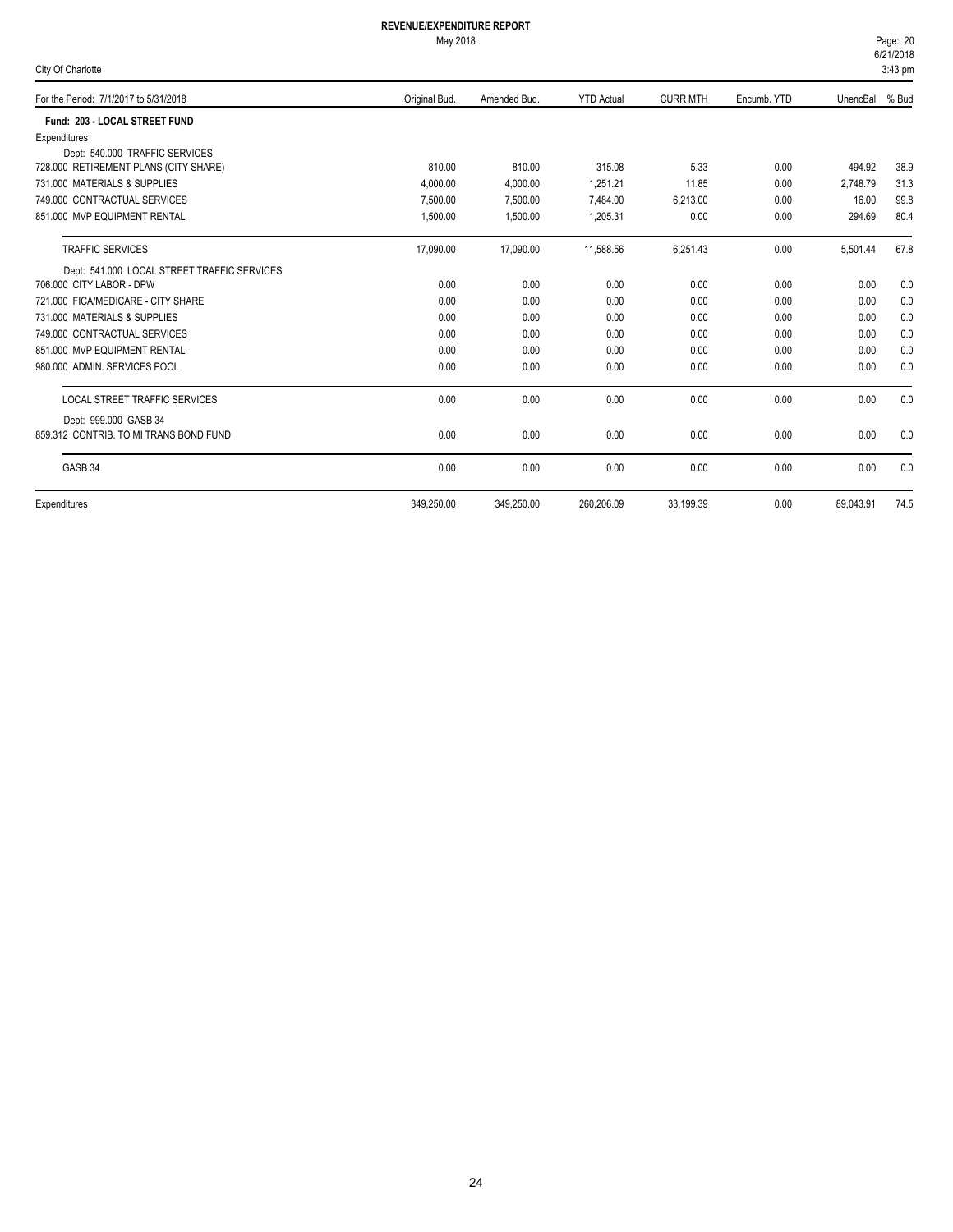# REVENUE/EXPENDITURE REPORT

May 2018

City Of Charlotte

| For the Period: 7/1/2017 to 5/31/2018 | Original Bud. | Amended Bud. | YTD Actual | CURR MTH | Encumb. YTD | UnencBal | % Bud |
|---|---|---|---|---|---|---|---|
| **Fund: 203 - LOCAL STREET FUND** | | | | | | | |
| Expenditures | | | | | | | |
| Dept: 540.000 TRAFFIC SERVICES | | | | | | | |
| 728.000 RETIREMENT PLANS (CITY SHARE) | 810.00 | 810.00 | 315.08 | 5.33 | 0.00 | 494.92 | 38.9 |
| 731.000 MATERIALS & SUPPLIES | 4,000.00 | 4,000.00 | 1,251.21 | 11.85 | 0.00 | 2,748.79 | 31.3 |
| 749.000 CONTRACTUAL SERVICES | 7,500.00 | 7,500.00 | 7,484.00 | 6,213.00 | 0.00 | 16.00 | 99.8 |
| 851.000 MVP EQUIPMENT RENTAL | 1,500.00 | 1,500.00 | 1,205.31 | 0.00 | 0.00 | 294.69 | 80.4 |
| TRAFFIC SERVICES | 17,090.00 | 17,090.00 | 11,588.56 | 6,251.43 | 0.00 | 5,501.44 | 67.8 |
| Dept: 541.000 LOCAL STREET TRAFFIC SERVICES | | | | | | | |
| 706.000 CITY LABOR - DPW | 0.00 | 0.00 | 0.00 | 0.00 | 0.00 | 0.00 | 0.0 |
| 721.000 FICA/MEDICARE - CITY SHARE | 0.00 | 0.00 | 0.00 | 0.00 | 0.00 | 0.00 | 0.0 |
| 731.000 MATERIALS & SUPPLIES | 0.00 | 0.00 | 0.00 | 0.00 | 0.00 | 0.00 | 0.0 |
| 749.000 CONTRACTUAL SERVICES | 0.00 | 0.00 | 0.00 | 0.00 | 0.00 | 0.00 | 0.0 |
| 851.000 MVP EQUIPMENT RENTAL | 0.00 | 0.00 | 0.00 | 0.00 | 0.00 | 0.00 | 0.0 |
| 980.000 ADMIN. SERVICES POOL | 0.00 | 0.00 | 0.00 | 0.00 | 0.00 | 0.00 | 0.0 |
| LOCAL STREET TRAFFIC SERVICES | 0.00 | 0.00 | 0.00 | 0.00 | 0.00 | 0.00 | 0.0 |
| Dept: 999.000 GASB 34 | | | | | | | |
| 859.312 CONTRIB. TO MI TRANS BOND FUND | 0.00 | 0.00 | 0.00 | 0.00 | 0.00 | 0.00 | 0.0 |
| GASB 34 | 0.00 | 0.00 | 0.00 | 0.00 | 0.00 | 0.00 | 0.0 |
| Expenditures | 349,250.00 | 349,250.00 | 260,206.09 | 33,199.39 | 0.00 | 89,043.91 | 74.5 |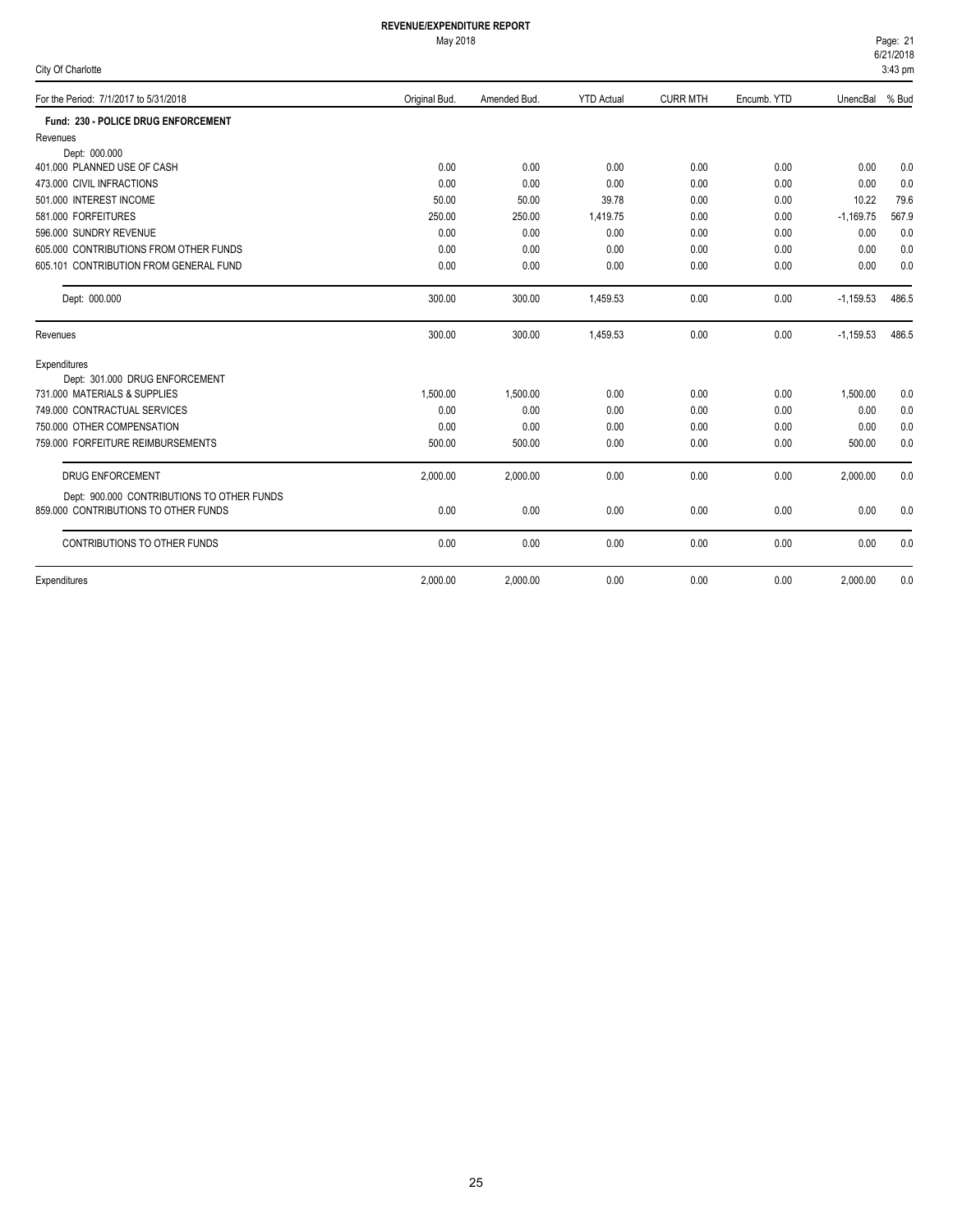# REVENUE/EXPENDITURE REPORT

May 2018

City Of Charlotte

| For the Period: 7/1/2017 to 5/31/2018 | Original Bud. | Amended Bud. | YTD Actual | CURR MTH | Encumb. YTD | UnencBal | % Bud |
|---|---|---|---|---|---|---|---|
| **Fund: 230 - POLICE DRUG ENFORCEMENT** | | | | | | | |
| Revenues | | | | | | | |
| Dept: 000.000 | | | | | | | |
| 401.000 PLANNED USE OF CASH | 0.00 | 0.00 | 0.00 | 0.00 | 0.00 | 0.00 | 0.0 |
| 473.000 CIVIL INFRACTIONS | 0.00 | 0.00 | 0.00 | 0.00 | 0.00 | 0.00 | 0.0 |
| 501.000 INTEREST INCOME | 50.00 | 50.00 | 39.78 | 0.00 | 0.00 | 10.22 | 79.6 |
| 581.000 FORFEITURES | 250.00 | 250.00 | 1,419.75 | 0.00 | 0.00 | -1,169.75 | 567.9 |
| 596.000 SUNDRY REVENUE | 0.00 | 0.00 | 0.00 | 0.00 | 0.00 | 0.00 | 0.0 |
| 605.000 CONTRIBUTIONS FROM OTHER FUNDS | 0.00 | 0.00 | 0.00 | 0.00 | 0.00 | 0.00 | 0.0 |
| 605.101 CONTRIBUTION FROM GENERAL FUND | 0.00 | 0.00 | 0.00 | 0.00 | 0.00 | 0.00 | 0.0 |
| Dept: 000.000 | 300.00 | 300.00 | 1,459.53 | 0.00 | 0.00 | -1,159.53 | 486.5 |
| Revenues | 300.00 | 300.00 | 1,459.53 | 0.00 | 0.00 | -1,159.53 | 486.5 |
| Expenditures | | | | | | | |
| Dept: 301.000 DRUG ENFORCEMENT | | | | | | | |
| 731.000 MATERIALS & SUPPLIES | 1,500.00 | 1,500.00 | 0.00 | 0.00 | 0.00 | 1,500.00 | 0.0 |
| 749.000 CONTRACTUAL SERVICES | 0.00 | 0.00 | 0.00 | 0.00 | 0.00 | 0.00 | 0.0 |
| 750.000 OTHER COMPENSATION | 0.00 | 0.00 | 0.00 | 0.00 | 0.00 | 0.00 | 0.0 |
| 759.000 FORFEITURE REIMBURSEMENTS | 500.00 | 500.00 | 0.00 | 0.00 | 0.00 | 500.00 | 0.0 |
| DRUG ENFORCEMENT | 2,000.00 | 2,000.00 | 0.00 | 0.00 | 0.00 | 2,000.00 | 0.0 |
| Dept: 900.000 CONTRIBUTIONS TO OTHER FUNDS | | | | | | | |
| 859.000 CONTRIBUTIONS TO OTHER FUNDS | 0.00 | 0.00 | 0.00 | 0.00 | 0.00 | 0.00 | 0.0 |
| CONTRIBUTIONS TO OTHER FUNDS | 0.00 | 0.00 | 0.00 | 0.00 | 0.00 | 0.00 | 0.0 |
| Expenditures | 2,000.00 | 2,000.00 | 0.00 | 0.00 | 0.00 | 2,000.00 | 0.0 |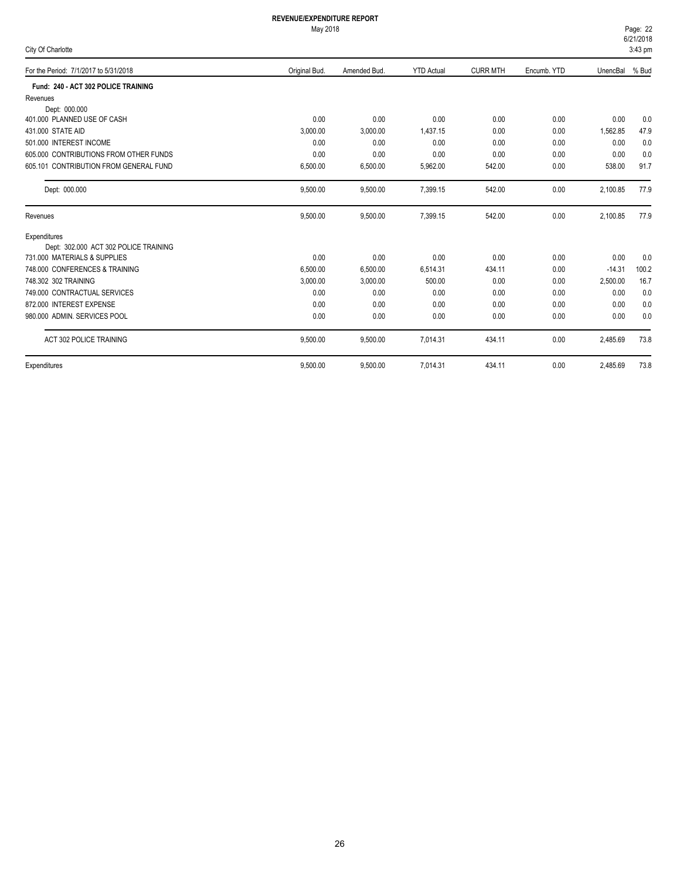# REVENUE/EXPENDITURE REPORT

May 2018

City Of Charlotte

| For the Period: 7/1/2017 to 5/31/2018 | Original Bud. | Amended Bud. | YTD Actual | CURR MTH | Encumb. YTD | UnencBal | % Bud |
|---|---|---|---|---|---|---|---|
| **Fund: 240 - ACT 302 POLICE TRAINING** | | | | | | | |
| Revenues | | | | | | | |
| Dept: 000.000 | | | | | | | |
| 401.000 PLANNED USE OF CASH | 0.00 | 0.00 | 0.00 | 0.00 | 0.00 | 0.00 | 0.0 |
| 431.000 STATE AID | 3,000.00 | 3,000.00 | 1,437.15 | 0.00 | 0.00 | 1,562.85 | 47.9 |
| 501.000 INTEREST INCOME | 0.00 | 0.00 | 0.00 | 0.00 | 0.00 | 0.00 | 0.0 |
| 605.000 CONTRIBUTIONS FROM OTHER FUNDS | 0.00 | 0.00 | 0.00 | 0.00 | 0.00 | 0.00 | 0.0 |
| 605.101 CONTRIBUTION FROM GENERAL FUND | 6,500.00 | 6,500.00 | 5,962.00 | 542.00 | 0.00 | 538.00 | 91.7 |
| Dept: 000.000 | 9,500.00 | 9,500.00 | 7,399.15 | 542.00 | 0.00 | 2,100.85 | 77.9 |
| Revenues | 9,500.00 | 9,500.00 | 7,399.15 | 542.00 | 0.00 | 2,100.85 | 77.9 |
| Expenditures | | | | | | | |
| Dept: 302.000 ACT 302 POLICE TRAINING | | | | | | | |
| 731.000 MATERIALS & SUPPLIES | 0.00 | 0.00 | 0.00 | 0.00 | 0.00 | 0.00 | 0.0 |
| 748.000 CONFERENCES & TRAINING | 6,500.00 | 6,500.00 | 6,514.31 | 434.11 | 0.00 | -14.31 | 100.2 |
| 748.302 302 TRAINING | 3,000.00 | 3,000.00 | 500.00 | 0.00 | 0.00 | 2,500.00 | 16.7 |
| 749.000 CONTRACTUAL SERVICES | 0.00 | 0.00 | 0.00 | 0.00 | 0.00 | 0.00 | 0.0 |
| 872.000 INTEREST EXPENSE | 0.00 | 0.00 | 0.00 | 0.00 | 0.00 | 0.00 | 0.0 |
| 980.000 ADMIN. SERVICES POOL | 0.00 | 0.00 | 0.00 | 0.00 | 0.00 | 0.00 | 0.0 |
| ACT 302 POLICE TRAINING | 9,500.00 | 9,500.00 | 7,014.31 | 434.11 | 0.00 | 2,485.69 | 73.8 |
| Expenditures | 9,500.00 | 9,500.00 | 7,014.31 | 434.11 | 0.00 | 2,485.69 | 73.8 |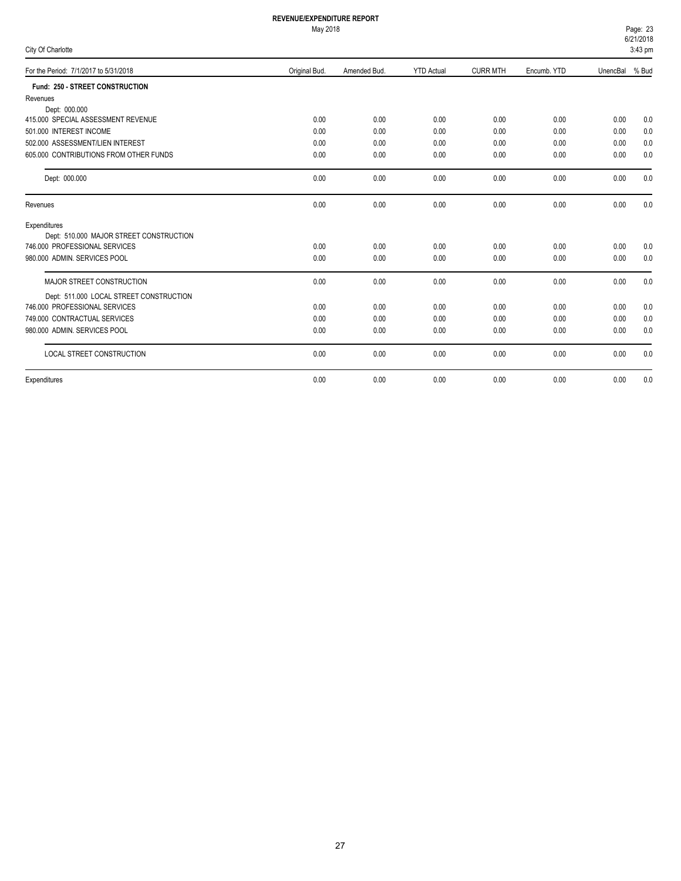**REVENUE/EXPENDITURE REPORT**

May 2018

City Of Charlotte

| For the Period: 7/1/2017 to 5/31/2018 | Original Bud. | Amended Bud. | YTD Actual | CURR MTH | Encumb. YTD | UnencBal | % Bud |
|---|---|---|---|---|---|---|---|
| **Fund: 250 - STREET CONSTRUCTION** | | | | | | | |
| Revenues | | | | | | | |
| Dept: 000.000 | | | | | | | |
| 415.000 SPECIAL ASSESSMENT REVENUE | 0.00 | 0.00 | 0.00 | 0.00 | 0.00 | 0.00 | 0.0 |
| 501.000 INTEREST INCOME | 0.00 | 0.00 | 0.00 | 0.00 | 0.00 | 0.00 | 0.0 |
| 502.000 ASSESSMENT/LIEN INTEREST | 0.00 | 0.00 | 0.00 | 0.00 | 0.00 | 0.00 | 0.0 |
| 605.000 CONTRIBUTIONS FROM OTHER FUNDS | 0.00 | 0.00 | 0.00 | 0.00 | 0.00 | 0.00 | 0.0 |
| Dept: 000.000 | 0.00 | 0.00 | 0.00 | 0.00 | 0.00 | 0.00 | 0.0 |
| Revenues | 0.00 | 0.00 | 0.00 | 0.00 | 0.00 | 0.00 | 0.0 |
| Expenditures | | | | | | | |
| Dept: 510.000 MAJOR STREET CONSTRUCTION | | | | | | | |
| 746.000 PROFESSIONAL SERVICES | 0.00 | 0.00 | 0.00 | 0.00 | 0.00 | 0.00 | 0.0 |
| 980.000 ADMIN. SERVICES POOL | 0.00 | 0.00 | 0.00 | 0.00 | 0.00 | 0.00 | 0.0 |
| MAJOR STREET CONSTRUCTION | 0.00 | 0.00 | 0.00 | 0.00 | 0.00 | 0.00 | 0.0 |
| Dept: 511.000 LOCAL STREET CONSTRUCTION | | | | | | | |
| 746.000 PROFESSIONAL SERVICES | 0.00 | 0.00 | 0.00 | 0.00 | 0.00 | 0.00 | 0.0 |
| 749.000 CONTRACTUAL SERVICES | 0.00 | 0.00 | 0.00 | 0.00 | 0.00 | 0.00 | 0.0 |
| 980.000 ADMIN. SERVICES POOL | 0.00 | 0.00 | 0.00 | 0.00 | 0.00 | 0.00 | 0.0 |
| LOCAL STREET CONSTRUCTION | 0.00 | 0.00 | 0.00 | 0.00 | 0.00 | 0.00 | 0.0 |
| Expenditures | 0.00 | 0.00 | 0.00 | 0.00 | 0.00 | 0.00 | 0.0 |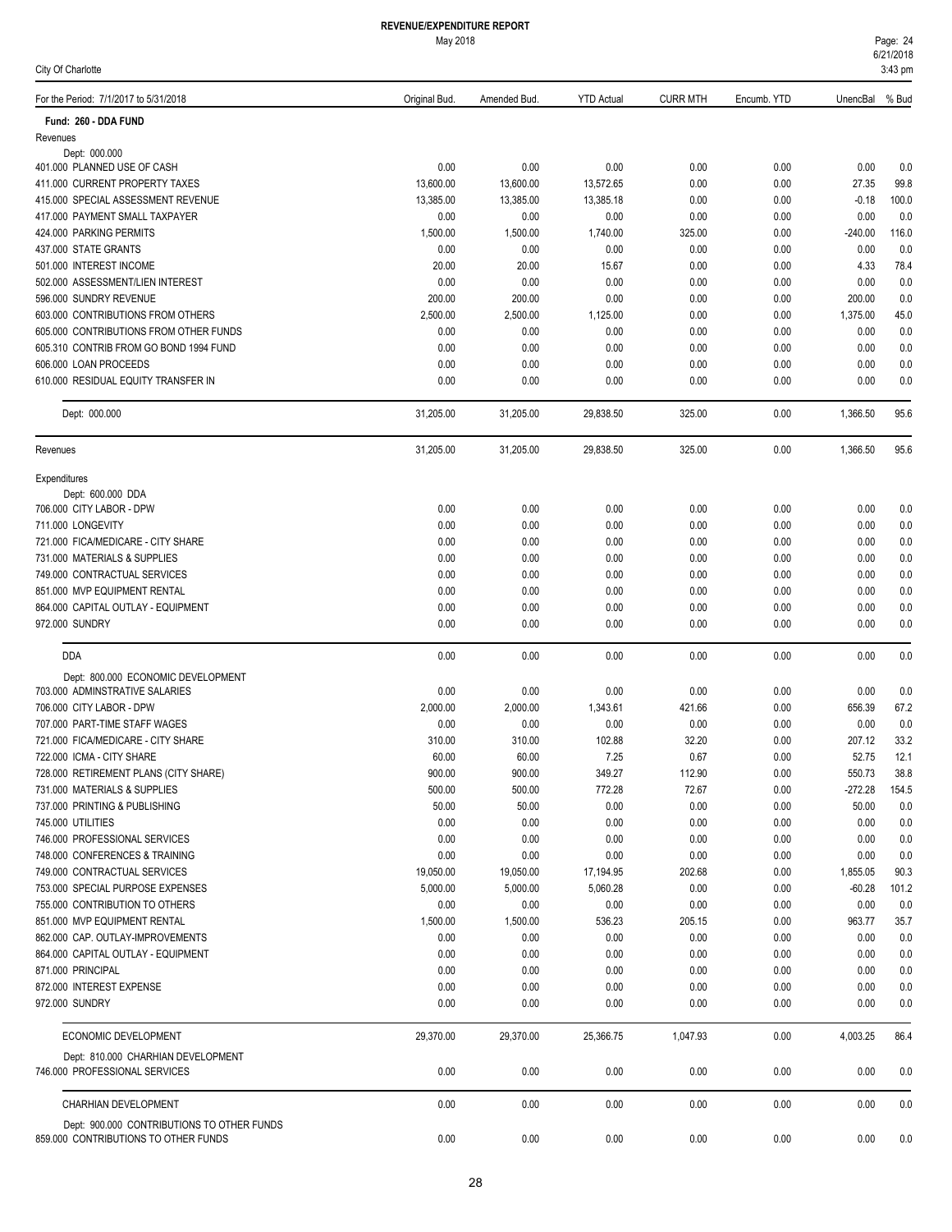**REVENUE/EXPENDITURE REPORT**

May 2018

City Of Charlotte

| For the Period: 7/1/2017 to 5/31/2018 | Original Bud. | Amended Bud. | YTD Actual | CURR MTH | Encumb. YTD | UnencBal | % Bud |
|---|---|---|---|---|---|---|---|
| **Fund: 260 - DDA FUND** | | | | | | | |
| Revenues | | | | | | | |
| Dept: 000.000 | | | | | | | |
| 401.000 PLANNED USE OF CASH | 0.00 | 0.00 | 0.00 | 0.00 | 0.00 | 0.00 | 0.0 |
| 411.000 CURRENT PROPERTY TAXES | 13,600.00 | 13,600.00 | 13,572.65 | 0.00 | 0.00 | 27.35 | 99.8 |
| 415.000 SPECIAL ASSESSMENT REVENUE | 13,385.00 | 13,385.00 | 13,385.18 | 0.00 | 0.00 | -0.18 | 100.0 |
| 417.000 PAYMENT SMALL TAXPAYER | 0.00 | 0.00 | 0.00 | 0.00 | 0.00 | 0.00 | 0.0 |
| 424.000 PARKING PERMITS | 1,500.00 | 1,500.00 | 1,740.00 | 325.00 | 0.00 | -240.00 | 116.0 |
| 437.000 STATE GRANTS | 0.00 | 0.00 | 0.00 | 0.00 | 0.00 | 0.00 | 0.0 |
| 501.000 INTEREST INCOME | 20.00 | 20.00 | 15.67 | 0.00 | 0.00 | 4.33 | 78.4 |
| 502.000 ASSESSMENT/LIEN INTEREST | 0.00 | 0.00 | 0.00 | 0.00 | 0.00 | 0.00 | 0.0 |
| 596.000 SUNDRY REVENUE | 200.00 | 200.00 | 0.00 | 0.00 | 0.00 | 200.00 | 0.0 |
| 603.000 CONTRIBUTIONS FROM OTHERS | 2,500.00 | 2,500.00 | 1,125.00 | 0.00 | 0.00 | 1,375.00 | 45.0 |
| 605.000 CONTRIBUTIONS FROM OTHER FUNDS | 0.00 | 0.00 | 0.00 | 0.00 | 0.00 | 0.00 | 0.0 |
| 605.310 CONTRIB FROM GO BOND 1994 FUND | 0.00 | 0.00 | 0.00 | 0.00 | 0.00 | 0.00 | 0.0 |
| 606.000 LOAN PROCEEDS | 0.00 | 0.00 | 0.00 | 0.00 | 0.00 | 0.00 | 0.0 |
| 610.000 RESIDUAL EQUITY TRANSFER IN | 0.00 | 0.00 | 0.00 | 0.00 | 0.00 | 0.00 | 0.0 |
| Dept: 000.000 | 31,205.00 | 31,205.00 | 29,838.50 | 325.00 | 0.00 | 1,366.50 | 95.6 |
| Revenues | 31,205.00 | 31,205.00 | 29,838.50 | 325.00 | 0.00 | 1,366.50 | 95.6 |
| Expenditures | | | | | | | |
| Dept: 600.000 DDA | | | | | | | |
| 706.000 CITY LABOR - DPW | 0.00 | 0.00 | 0.00 | 0.00 | 0.00 | 0.00 | 0.0 |
| 711.000 LONGEVITY | 0.00 | 0.00 | 0.00 | 0.00 | 0.00 | 0.00 | 0.0 |
| 721.000 FICA/MEDICARE - CITY SHARE | 0.00 | 0.00 | 0.00 | 0.00 | 0.00 | 0.00 | 0.0 |
| 731.000 MATERIALS & SUPPLIES | 0.00 | 0.00 | 0.00 | 0.00 | 0.00 | 0.00 | 0.0 |
| 749.000 CONTRACTUAL SERVICES | 0.00 | 0.00 | 0.00 | 0.00 | 0.00 | 0.00 | 0.0 |
| 851.000 MVP EQUIPMENT RENTAL | 0.00 | 0.00 | 0.00 | 0.00 | 0.00 | 0.00 | 0.0 |
| 864.000 CAPITAL OUTLAY - EQUIPMENT | 0.00 | 0.00 | 0.00 | 0.00 | 0.00 | 0.00 | 0.0 |
| 972.000 SUNDRY | 0.00 | 0.00 | 0.00 | 0.00 | 0.00 | 0.00 | 0.0 |
| DDA | 0.00 | 0.00 | 0.00 | 0.00 | 0.00 | 0.00 | 0.0 |
| Dept: 800.000 ECONOMIC DEVELOPMENT | | | | | | | |
| 703.000 ADMINSTRATIVE SALARIES | 0.00 | 0.00 | 0.00 | 0.00 | 0.00 | 0.00 | 0.0 |
| 706.000 CITY LABOR - DPW | 2,000.00 | 2,000.00 | 1,343.61 | 421.66 | 0.00 | 656.39 | 67.2 |
| 707.000 PART-TIME STAFF WAGES | 0.00 | 0.00 | 0.00 | 0.00 | 0.00 | 0.00 | 0.0 |
| 721.000 FICA/MEDICARE - CITY SHARE | 310.00 | 310.00 | 102.88 | 32.20 | 0.00 | 207.12 | 33.2 |
| 722.000 ICMA - CITY SHARE | 60.00 | 60.00 | 7.25 | 0.67 | 0.00 | 52.75 | 12.1 |
| 728.000 RETIREMENT PLANS (CITY SHARE) | 900.00 | 900.00 | 349.27 | 112.90 | 0.00 | 550.73 | 38.8 |
| 731.000 MATERIALS & SUPPLIES | 500.00 | 500.00 | 772.28 | 72.67 | 0.00 | -272.28 | 154.5 |
| 737.000 PRINTING & PUBLISHING | 50.00 | 50.00 | 0.00 | 0.00 | 0.00 | 50.00 | 0.0 |
| 745.000 UTILITIES | 0.00 | 0.00 | 0.00 | 0.00 | 0.00 | 0.00 | 0.0 |
| 746.000 PROFESSIONAL SERVICES | 0.00 | 0.00 | 0.00 | 0.00 | 0.00 | 0.00 | 0.0 |
| 748.000 CONFERENCES & TRAINING | 0.00 | 0.00 | 0.00 | 0.00 | 0.00 | 0.00 | 0.0 |
| 749.000 CONTRACTUAL SERVICES | 19,050.00 | 19,050.00 | 17,194.95 | 202.68 | 0.00 | 1,855.05 | 90.3 |
| 753.000 SPECIAL PURPOSE EXPENSES | 5,000.00 | 5,000.00 | 5,060.28 | 0.00 | 0.00 | -60.28 | 101.2 |
| 755.000 CONTRIBUTION TO OTHERS | 0.00 | 0.00 | 0.00 | 0.00 | 0.00 | 0.00 | 0.0 |
| 851.000 MVP EQUIPMENT RENTAL | 1,500.00 | 1,500.00 | 536.23 | 205.15 | 0.00 | 963.77 | 35.7 |
| 862.000 CAP. OUTLAY-IMPROVEMENTS | 0.00 | 0.00 | 0.00 | 0.00 | 0.00 | 0.00 | 0.0 |
| 864.000 CAPITAL OUTLAY - EQUIPMENT | 0.00 | 0.00 | 0.00 | 0.00 | 0.00 | 0.00 | 0.0 |
| 871.000 PRINCIPAL | 0.00 | 0.00 | 0.00 | 0.00 | 0.00 | 0.00 | 0.0 |
| 872.000 INTEREST EXPENSE | 0.00 | 0.00 | 0.00 | 0.00 | 0.00 | 0.00 | 0.0 |
| 972.000 SUNDRY | 0.00 | 0.00 | 0.00 | 0.00 | 0.00 | 0.00 | 0.0 |
| ECONOMIC DEVELOPMENT | 29,370.00 | 29,370.00 | 25,366.75 | 1,047.93 | 0.00 | 4,003.25 | 86.4 |
| Dept: 810.000 CHARHIAN DEVELOPMENT | | | | | | | |
| 746.000 PROFESSIONAL SERVICES | 0.00 | 0.00 | 0.00 | 0.00 | 0.00 | 0.00 | 0.0 |
| CHARHIAN DEVELOPMENT | 0.00 | 0.00 | 0.00 | 0.00 | 0.00 | 0.00 | 0.0 |
| Dept: 900.000 CONTRIBUTIONS TO OTHER FUNDS | | | | | | | |
| 859.000 CONTRIBUTIONS TO OTHER FUNDS | 0.00 | 0.00 | 0.00 | 0.00 | 0.00 | 0.00 | 0.0 |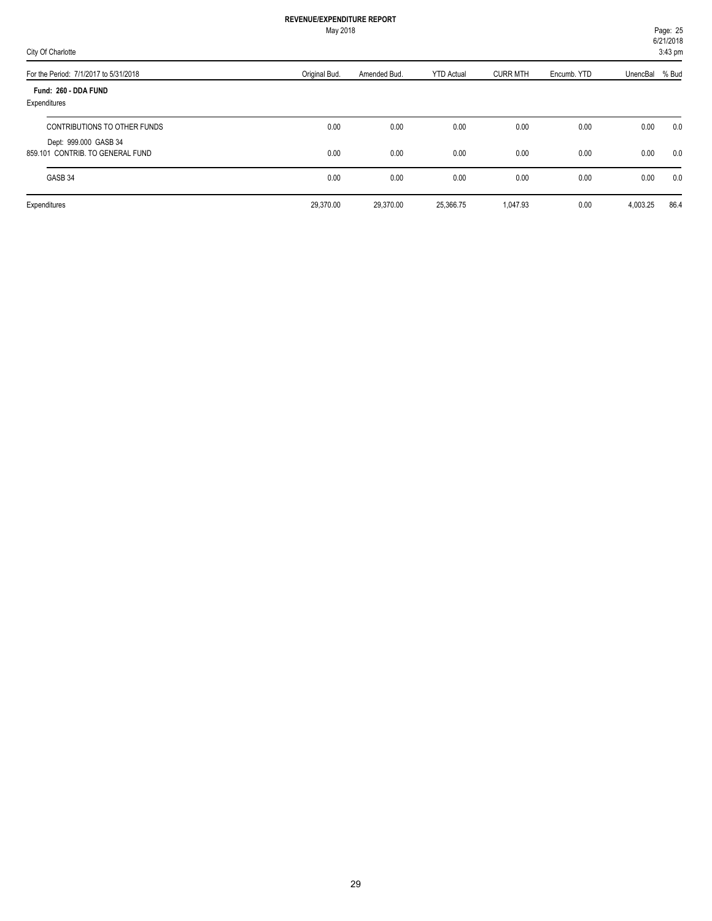**REVENUE/EXPENDITURE REPORT**

May 2018

City Of Charlotte

| For the Period: 7/1/2017 to 5/31/2018 | Original Bud. | Amended Bud. | YTD Actual | CURR MTH | Encumb. YTD | UnencBal | % Bud |
|---|---|---|---|---|---|---|---|
| **Fund: 260 - DDA FUND** | | | | | | | |
| Expenditures | | | | | | | |
| CONTRIBUTIONS TO OTHER FUNDS | 0.00 | 0.00 | 0.00 | 0.00 | 0.00 | 0.00 | 0.0 |
| Dept: 999.000 GASB 34 | | | | | | | |
| 859.101 CONTRIB. TO GENERAL FUND | 0.00 | 0.00 | 0.00 | 0.00 | 0.00 | 0.00 | 0.0 |
| GASB 34 | 0.00 | 0.00 | 0.00 | 0.00 | 0.00 | 0.00 | 0.0 |
| Expenditures | 29,370.00 | 29,370.00 | 25,366.75 | 1,047.93 | 0.00 | 4,003.25 | 86.4 |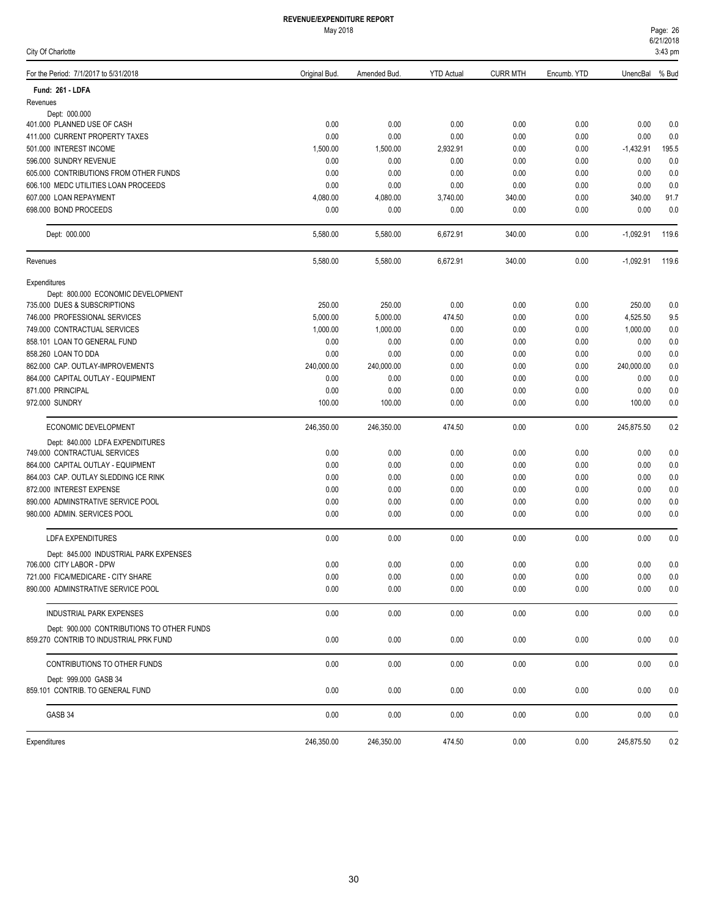# REVENUE/EXPENDITURE REPORT

May 2018

City Of Charlotte

| For the Period: 7/1/2017 to 5/31/2018 | Original Bud. | Amended Bud. | YTD Actual | CURR MTH | Encumb. YTD | UnencBal | % Bud |
|---|---|---|---|---|---|---|---|
| **Fund: 261 - LDFA** | | | | | | | |
| Revenues | | | | | | | |
| Dept: 000.000 | | | | | | | |
| 401.000 PLANNED USE OF CASH | 0.00 | 0.00 | 0.00 | 0.00 | 0.00 | 0.00 | 0.0 |
| 411.000 CURRENT PROPERTY TAXES | 0.00 | 0.00 | 0.00 | 0.00 | 0.00 | 0.00 | 0.0 |
| 501.000 INTEREST INCOME | 1,500.00 | 1,500.00 | 2,932.91 | 0.00 | 0.00 | -1,432.91 | 195.5 |
| 596.000 SUNDRY REVENUE | 0.00 | 0.00 | 0.00 | 0.00 | 0.00 | 0.00 | 0.0 |
| 605.000 CONTRIBUTIONS FROM OTHER FUNDS | 0.00 | 0.00 | 0.00 | 0.00 | 0.00 | 0.00 | 0.0 |
| 606.100 MEDC UTILITIES LOAN PROCEEDS | 0.00 | 0.00 | 0.00 | 0.00 | 0.00 | 0.00 | 0.0 |
| 607.000 LOAN REPAYMENT | 4,080.00 | 4,080.00 | 3,740.00 | 340.00 | 0.00 | 340.00 | 91.7 |
| 698.000 BOND PROCEEDS | 0.00 | 0.00 | 0.00 | 0.00 | 0.00 | 0.00 | 0.0 |
| Dept: 000.000 | 5,580.00 | 5,580.00 | 6,672.91 | 340.00 | 0.00 | -1,092.91 | 119.6 |
| Revenues | 5,580.00 | 5,580.00 | 6,672.91 | 340.00 | 0.00 | -1,092.91 | 119.6 |
| Expenditures | | | | | | | |
| Dept: 800.000 ECONOMIC DEVELOPMENT | | | | | | | |
| 735.000 DUES & SUBSCRIPTIONS | 250.00 | 250.00 | 0.00 | 0.00 | 0.00 | 250.00 | 0.0 |
| 746.000 PROFESSIONAL SERVICES | 5,000.00 | 5,000.00 | 474.50 | 0.00 | 0.00 | 4,525.50 | 9.5 |
| 749.000 CONTRACTUAL SERVICES | 1,000.00 | 1,000.00 | 0.00 | 0.00 | 0.00 | 1,000.00 | 0.0 |
| 858.101 LOAN TO GENERAL FUND | 0.00 | 0.00 | 0.00 | 0.00 | 0.00 | 0.00 | 0.0 |
| 858.260 LOAN TO DDA | 0.00 | 0.00 | 0.00 | 0.00 | 0.00 | 0.00 | 0.0 |
| 862.000 CAP. OUTLAY-IMPROVEMENTS | 240,000.00 | 240,000.00 | 0.00 | 0.00 | 0.00 | 240,000.00 | 0.0 |
| 864.000 CAPITAL OUTLAY - EQUIPMENT | 0.00 | 0.00 | 0.00 | 0.00 | 0.00 | 0.00 | 0.0 |
| 871.000 PRINCIPAL | 0.00 | 0.00 | 0.00 | 0.00 | 0.00 | 0.00 | 0.0 |
| 972.000 SUNDRY | 100.00 | 100.00 | 0.00 | 0.00 | 0.00 | 100.00 | 0.0 |
| ECONOMIC DEVELOPMENT | 246,350.00 | 246,350.00 | 474.50 | 0.00 | 0.00 | 245,875.50 | 0.2 |
| Dept: 840.000 LDFA EXPENDITURES | | | | | | | |
| 749.000 CONTRACTUAL SERVICES | 0.00 | 0.00 | 0.00 | 0.00 | 0.00 | 0.00 | 0.0 |
| 864.000 CAPITAL OUTLAY - EQUIPMENT | 0.00 | 0.00 | 0.00 | 0.00 | 0.00 | 0.00 | 0.0 |
| 864.003 CAP. OUTLAY SLEDDING ICE RINK | 0.00 | 0.00 | 0.00 | 0.00 | 0.00 | 0.00 | 0.0 |
| 872.000 INTEREST EXPENSE | 0.00 | 0.00 | 0.00 | 0.00 | 0.00 | 0.00 | 0.0 |
| 890.000 ADMINSTRATIVE SERVICE POOL | 0.00 | 0.00 | 0.00 | 0.00 | 0.00 | 0.00 | 0.0 |
| 980.000 ADMIN. SERVICES POOL | 0.00 | 0.00 | 0.00 | 0.00 | 0.00 | 0.00 | 0.0 |
| LDFA EXPENDITURES | 0.00 | 0.00 | 0.00 | 0.00 | 0.00 | 0.00 | 0.0 |
| Dept: 845.000 INDUSTRIAL PARK EXPENSES | | | | | | | |
| 706.000 CITY LABOR - DPW | 0.00 | 0.00 | 0.00 | 0.00 | 0.00 | 0.00 | 0.0 |
| 721.000 FICA/MEDICARE - CITY SHARE | 0.00 | 0.00 | 0.00 | 0.00 | 0.00 | 0.00 | 0.0 |
| 890.000 ADMINSTRATIVE SERVICE POOL | 0.00 | 0.00 | 0.00 | 0.00 | 0.00 | 0.00 | 0.0 |
| INDUSTRIAL PARK EXPENSES | 0.00 | 0.00 | 0.00 | 0.00 | 0.00 | 0.00 | 0.0 |
| Dept: 900.000 CONTRIBUTIONS TO OTHER FUNDS | | | | | | | |
| 859.270 CONTRIB TO INDUSTRIAL PRK FUND | 0.00 | 0.00 | 0.00 | 0.00 | 0.00 | 0.00 | 0.0 |
| CONTRIBUTIONS TO OTHER FUNDS | 0.00 | 0.00 | 0.00 | 0.00 | 0.00 | 0.00 | 0.0 |
| Dept: 999.000 GASB 34 | | | | | | | |
| 859.101 CONTRIB. TO GENERAL FUND | 0.00 | 0.00 | 0.00 | 0.00 | 0.00 | 0.00 | 0.0 |
| GASB 34 | 0.00 | 0.00 | 0.00 | 0.00 | 0.00 | 0.00 | 0.0 |
| Expenditures | 246,350.00 | 246,350.00 | 474.50 | 0.00 | 0.00 | 245,875.50 | 0.2 |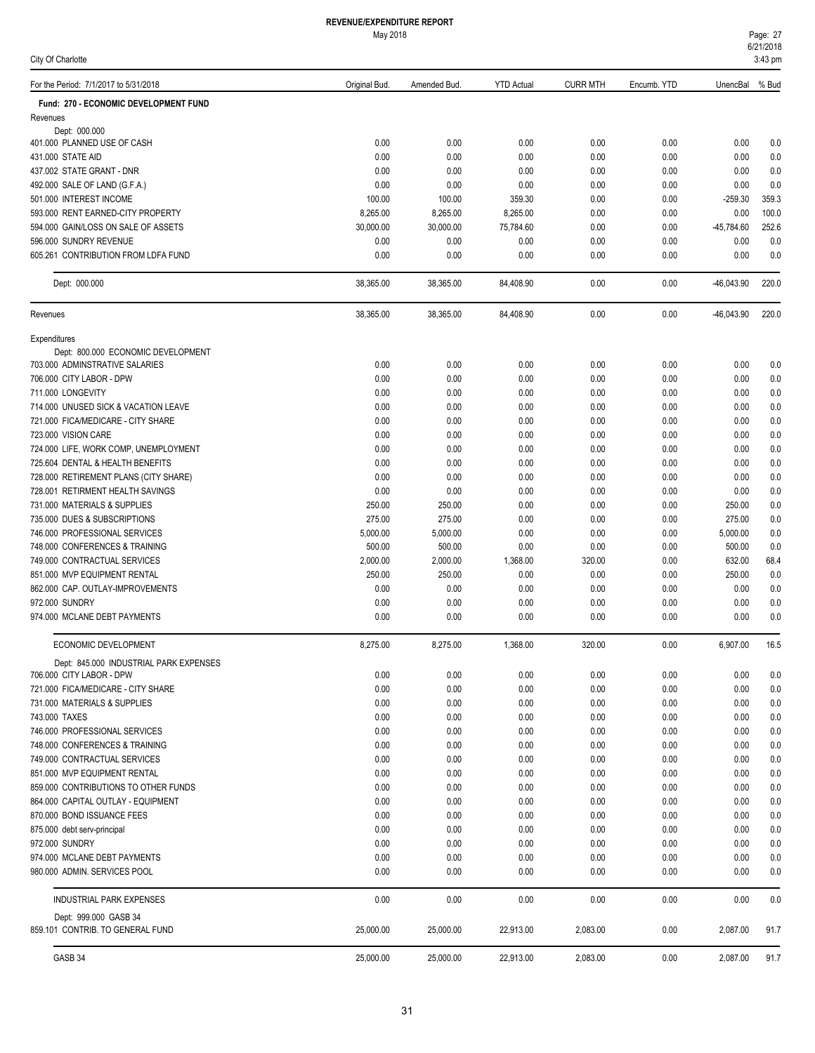# REVENUE/EXPENDITURE REPORT

May 2018

City Of Charlotte

| For the Period: 7/1/2017 to 5/31/2018 | Original Bud. | Amended Bud. | YTD Actual | CURR MTH | Encumb. YTD | UnencBal | % Bud |
|---|---|---|---|---|---|---|---|
| **Fund: 270 - ECONOMIC DEVELOPMENT FUND** | | | | | | | |
| Revenues | | | | | | | |
| Dept: 000.000 | | | | | | | |
| 401.000 PLANNED USE OF CASH | 0.00 | 0.00 | 0.00 | 0.00 | 0.00 | 0.00 | 0.0 |
| 431.000 STATE AID | 0.00 | 0.00 | 0.00 | 0.00 | 0.00 | 0.00 | 0.0 |
| 437.002 STATE GRANT - DNR | 0.00 | 0.00 | 0.00 | 0.00 | 0.00 | 0.00 | 0.0 |
| 492.000 SALE OF LAND (G.F.A.) | 0.00 | 0.00 | 0.00 | 0.00 | 0.00 | 0.00 | 0.0 |
| 501.000 INTEREST INCOME | 100.00 | 100.00 | 359.30 | 0.00 | 0.00 | -259.30 | 359.3 |
| 593.000 RENT EARNED-CITY PROPERTY | 8,265.00 | 8,265.00 | 8,265.00 | 0.00 | 0.00 | 0.00 | 100.0 |
| 594.000 GAIN/LOSS ON SALE OF ASSETS | 30,000.00 | 30,000.00 | 75,784.60 | 0.00 | 0.00 | -45,784.60 | 252.6 |
| 596.000 SUNDRY REVENUE | 0.00 | 0.00 | 0.00 | 0.00 | 0.00 | 0.00 | 0.0 |
| 605.261 CONTRIBUTION FROM LDFA FUND | 0.00 | 0.00 | 0.00 | 0.00 | 0.00 | 0.00 | 0.0 |
| Dept: 000.000 | 38,365.00 | 38,365.00 | 84,408.90 | 0.00 | 0.00 | -46,043.90 | 220.0 |
| Revenues | 38,365.00 | 38,365.00 | 84,408.90 | 0.00 | 0.00 | -46,043.90 | 220.0 |
| Expenditures | | | | | | | |
| Dept: 800.000 ECONOMIC DEVELOPMENT | | | | | | | |
| 703.000 ADMINSTRATIVE SALARIES | 0.00 | 0.00 | 0.00 | 0.00 | 0.00 | 0.00 | 0.0 |
| 706.000 CITY LABOR - DPW | 0.00 | 0.00 | 0.00 | 0.00 | 0.00 | 0.00 | 0.0 |
| 711.000 LONGEVITY | 0.00 | 0.00 | 0.00 | 0.00 | 0.00 | 0.00 | 0.0 |
| 714.000 UNUSED SICK & VACATION LEAVE | 0.00 | 0.00 | 0.00 | 0.00 | 0.00 | 0.00 | 0.0 |
| 721.000 FICA/MEDICARE - CITY SHARE | 0.00 | 0.00 | 0.00 | 0.00 | 0.00 | 0.00 | 0.0 |
| 723.000 VISION CARE | 0.00 | 0.00 | 0.00 | 0.00 | 0.00 | 0.00 | 0.0 |
| 724.000 LIFE, WORK COMP, UNEMPLOYMENT | 0.00 | 0.00 | 0.00 | 0.00 | 0.00 | 0.00 | 0.0 |
| 725.604 DENTAL & HEALTH BENEFITS | 0.00 | 0.00 | 0.00 | 0.00 | 0.00 | 0.00 | 0.0 |
| 728.000 RETIREMENT PLANS (CITY SHARE) | 0.00 | 0.00 | 0.00 | 0.00 | 0.00 | 0.00 | 0.0 |
| 728.001 RETIRMENT HEALTH SAVINGS | 0.00 | 0.00 | 0.00 | 0.00 | 0.00 | 0.00 | 0.0 |
| 731.000 MATERIALS & SUPPLIES | 250.00 | 250.00 | 0.00 | 0.00 | 0.00 | 250.00 | 0.0 |
| 735.000 DUES & SUBSCRIPTIONS | 275.00 | 275.00 | 0.00 | 0.00 | 0.00 | 275.00 | 0.0 |
| 746.000 PROFESSIONAL SERVICES | 5,000.00 | 5,000.00 | 0.00 | 0.00 | 0.00 | 5,000.00 | 0.0 |
| 748.000 CONFERENCES & TRAINING | 500.00 | 500.00 | 0.00 | 0.00 | 0.00 | 500.00 | 0.0 |
| 749.000 CONTRACTUAL SERVICES | 2,000.00 | 2,000.00 | 1,368.00 | 320.00 | 0.00 | 632.00 | 68.4 |
| 851.000 MVP EQUIPMENT RENTAL | 250.00 | 250.00 | 0.00 | 0.00 | 0.00 | 250.00 | 0.0 |
| 862.000 CAP. OUTLAY-IMPROVEMENTS | 0.00 | 0.00 | 0.00 | 0.00 | 0.00 | 0.00 | 0.0 |
| 972.000 SUNDRY | 0.00 | 0.00 | 0.00 | 0.00 | 0.00 | 0.00 | 0.0 |
| 974.000 MCLANE DEBT PAYMENTS | 0.00 | 0.00 | 0.00 | 0.00 | 0.00 | 0.00 | 0.0 |
| ECONOMIC DEVELOPMENT | 8,275.00 | 8,275.00 | 1,368.00 | 320.00 | 0.00 | 6,907.00 | 16.5 |
| Dept: 845.000 INDUSTRIAL PARK EXPENSES | | | | | | | |
| 706.000 CITY LABOR - DPW | 0.00 | 0.00 | 0.00 | 0.00 | 0.00 | 0.00 | 0.0 |
| 721.000 FICA/MEDICARE - CITY SHARE | 0.00 | 0.00 | 0.00 | 0.00 | 0.00 | 0.00 | 0.0 |
| 731.000 MATERIALS & SUPPLIES | 0.00 | 0.00 | 0.00 | 0.00 | 0.00 | 0.00 | 0.0 |
| 743.000 TAXES | 0.00 | 0.00 | 0.00 | 0.00 | 0.00 | 0.00 | 0.0 |
| 746.000 PROFESSIONAL SERVICES | 0.00 | 0.00 | 0.00 | 0.00 | 0.00 | 0.00 | 0.0 |
| 748.000 CONFERENCES & TRAINING | 0.00 | 0.00 | 0.00 | 0.00 | 0.00 | 0.00 | 0.0 |
| 749.000 CONTRACTUAL SERVICES | 0.00 | 0.00 | 0.00 | 0.00 | 0.00 | 0.00 | 0.0 |
| 851.000 MVP EQUIPMENT RENTAL | 0.00 | 0.00 | 0.00 | 0.00 | 0.00 | 0.00 | 0.0 |
| 859.000 CONTRIBUTIONS TO OTHER FUNDS | 0.00 | 0.00 | 0.00 | 0.00 | 0.00 | 0.00 | 0.0 |
| 864.000 CAPITAL OUTLAY - EQUIPMENT | 0.00 | 0.00 | 0.00 | 0.00 | 0.00 | 0.00 | 0.0 |
| 870.000 BOND ISSUANCE FEES | 0.00 | 0.00 | 0.00 | 0.00 | 0.00 | 0.00 | 0.0 |
| 875.000 debt serv-principal | 0.00 | 0.00 | 0.00 | 0.00 | 0.00 | 0.00 | 0.0 |
| 972.000 SUNDRY | 0.00 | 0.00 | 0.00 | 0.00 | 0.00 | 0.00 | 0.0 |
| 974.000 MCLANE DEBT PAYMENTS | 0.00 | 0.00 | 0.00 | 0.00 | 0.00 | 0.00 | 0.0 |
| 980.000 ADMIN. SERVICES POOL | 0.00 | 0.00 | 0.00 | 0.00 | 0.00 | 0.00 | 0.0 |
| INDUSTRIAL PARK EXPENSES | 0.00 | 0.00 | 0.00 | 0.00 | 0.00 | 0.00 | 0.0 |
| Dept: 999.000 GASB 34 | | | | | | | |
| 859.101 CONTRIB. TO GENERAL FUND | 25,000.00 | 25,000.00 | 22,913.00 | 2,083.00 | 0.00 | 2,087.00 | 91.7 |
| GASB 34 | 25,000.00 | 25,000.00 | 22,913.00 | 2,083.00 | 0.00 | 2,087.00 | 91.7 |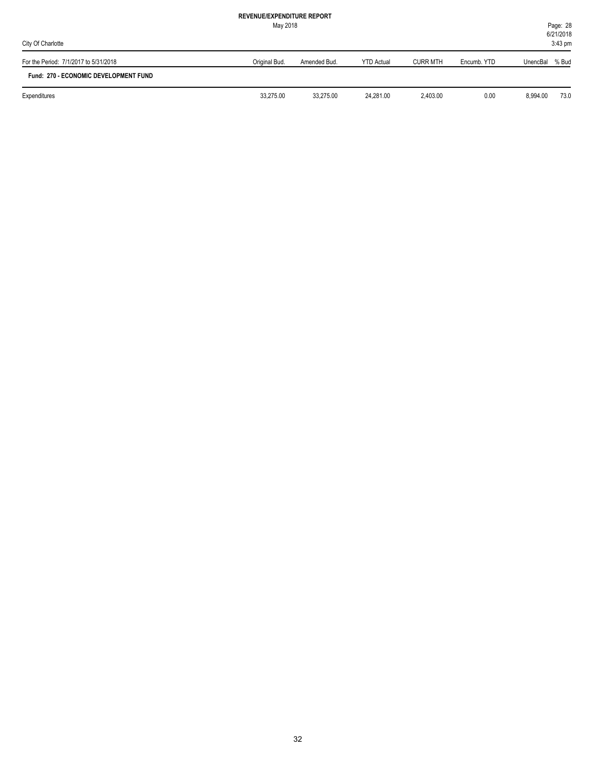**REVENUE/EXPENDITURE REPORT**

May 2018

City Of Charlotte

| For the Period: 7/1/2017 to 5/31/2018 | Original Bud. | Amended Bud. | YTD Actual | CURR MTH | Encumb. YTD | UnencBal | % Bud |
|---|---|---|---|---|---|---|---|
| **Fund: 270 - ECONOMIC DEVELOPMENT FUND** | | | | | | | |
| Expenditures | 33,275.00 | 33,275.00 | 24,281.00 | 2,403.00 | 0.00 | 8,994.00 | 73.0 |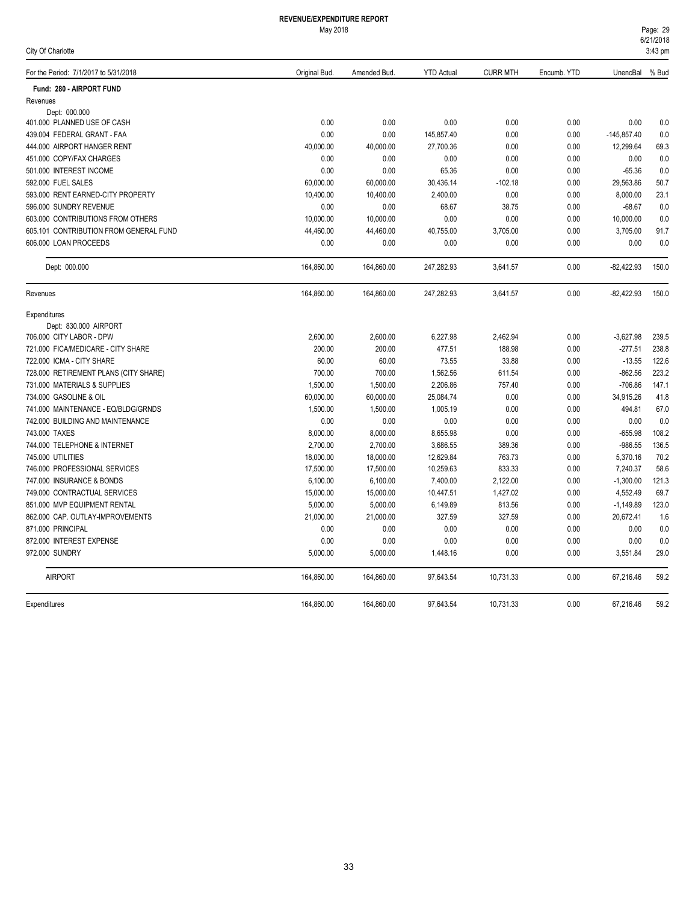# REVENUE/EXPENDITURE REPORT

May 2018

City Of Charlotte

| For the Period: 7/1/2017 to 5/31/2018 | Original Bud. | Amended Bud. | YTD Actual | CURR MTH | Encumb. YTD | UnencBal | % Bud |
|---|---|---|---|---|---|---|---|
| **Fund: 280 - AIRPORT FUND** | | | | | | | |
| Revenues | | | | | | | |
| Dept: 000.000 | | | | | | | |
| 401.000 PLANNED USE OF CASH | 0.00 | 0.00 | 0.00 | 0.00 | 0.00 | 0.00 | 0.0 |
| 439.004 FEDERAL GRANT - FAA | 0.00 | 0.00 | 145,857.40 | 0.00 | 0.00 | -145,857.40 | 0.0 |
| 444.000 AIRPORT HANGER RENT | 40,000.00 | 40,000.00 | 27,700.36 | 0.00 | 0.00 | 12,299.64 | 69.3 |
| 451.000 COPY/FAX CHARGES | 0.00 | 0.00 | 0.00 | 0.00 | 0.00 | 0.00 | 0.0 |
| 501.000 INTEREST INCOME | 0.00 | 0.00 | 65.36 | 0.00 | 0.00 | -65.36 | 0.0 |
| 592.000 FUEL SALES | 60,000.00 | 60,000.00 | 30,436.14 | -102.18 | 0.00 | 29,563.86 | 50.7 |
| 593.000 RENT EARNED-CITY PROPERTY | 10,400.00 | 10,400.00 | 2,400.00 | 0.00 | 0.00 | 8,000.00 | 23.1 |
| 596.000 SUNDRY REVENUE | 0.00 | 0.00 | 68.67 | 38.75 | 0.00 | -68.67 | 0.0 |
| 603.000 CONTRIBUTIONS FROM OTHERS | 10,000.00 | 10,000.00 | 0.00 | 0.00 | 0.00 | 10,000.00 | 0.0 |
| 605.101 CONTRIBUTION FROM GENERAL FUND | 44,460.00 | 44,460.00 | 40,755.00 | 3,705.00 | 0.00 | 3,705.00 | 91.7 |
| 606.000 LOAN PROCEEDS | 0.00 | 0.00 | 0.00 | 0.00 | 0.00 | 0.00 | 0.0 |
| Dept: 000.000 | 164,860.00 | 164,860.00 | 247,282.93 | 3,641.57 | 0.00 | -82,422.93 | 150.0 |
| Revenues | 164,860.00 | 164,860.00 | 247,282.93 | 3,641.57 | 0.00 | -82,422.93 | 150.0 |
| Expenditures | | | | | | | |
| Dept: 830.000 AIRPORT | | | | | | | |
| 706.000 CITY LABOR - DPW | 2,600.00 | 2,600.00 | 6,227.98 | 2,462.94 | 0.00 | -3,627.98 | 239.5 |
| 721.000 FICA/MEDICARE - CITY SHARE | 200.00 | 200.00 | 477.51 | 188.98 | 0.00 | -277.51 | 238.8 |
| 722.000 ICMA - CITY SHARE | 60.00 | 60.00 | 73.55 | 33.88 | 0.00 | -13.55 | 122.6 |
| 728.000 RETIREMENT PLANS (CITY SHARE) | 700.00 | 700.00 | 1,562.56 | 611.54 | 0.00 | -862.56 | 223.2 |
| 731.000 MATERIALS & SUPPLIES | 1,500.00 | 1,500.00 | 2,206.86 | 757.40 | 0.00 | -706.86 | 147.1 |
| 734.000 GASOLINE & OIL | 60,000.00 | 60,000.00 | 25,084.74 | 0.00 | 0.00 | 34,915.26 | 41.8 |
| 741.000 MAINTENANCE - EQ/BLDG/GRNDS | 1,500.00 | 1,500.00 | 1,005.19 | 0.00 | 0.00 | 494.81 | 67.0 |
| 742.000 BUILDING AND MAINTENANCE | 0.00 | 0.00 | 0.00 | 0.00 | 0.00 | 0.00 | 0.0 |
| 743.000 TAXES | 8,000.00 | 8,000.00 | 8,655.98 | 0.00 | 0.00 | -655.98 | 108.2 |
| 744.000 TELEPHONE & INTERNET | 2,700.00 | 2,700.00 | 3,686.55 | 389.36 | 0.00 | -986.55 | 136.5 |
| 745.000 UTILITIES | 18,000.00 | 18,000.00 | 12,629.84 | 763.73 | 0.00 | 5,370.16 | 70.2 |
| 746.000 PROFESSIONAL SERVICES | 17,500.00 | 17,500.00 | 10,259.63 | 833.33 | 0.00 | 7,240.37 | 58.6 |
| 747.000 INSURANCE & BONDS | 6,100.00 | 6,100.00 | 7,400.00 | 2,122.00 | 0.00 | -1,300.00 | 121.3 |
| 749.000 CONTRACTUAL SERVICES | 15,000.00 | 15,000.00 | 10,447.51 | 1,427.02 | 0.00 | 4,552.49 | 69.7 |
| 851.000 MVP EQUIPMENT RENTAL | 5,000.00 | 5,000.00 | 6,149.89 | 813.56 | 0.00 | -1,149.89 | 123.0 |
| 862.000 CAP. OUTLAY-IMPROVEMENTS | 21,000.00 | 21,000.00 | 327.59 | 327.59 | 0.00 | 20,672.41 | 1.6 |
| 871.000 PRINCIPAL | 0.00 | 0.00 | 0.00 | 0.00 | 0.00 | 0.00 | 0.0 |
| 872.000 INTEREST EXPENSE | 0.00 | 0.00 | 0.00 | 0.00 | 0.00 | 0.00 | 0.0 |
| 972.000 SUNDRY | 5,000.00 | 5,000.00 | 1,448.16 | 0.00 | 0.00 | 3,551.84 | 29.0 |
| AIRPORT | 164,860.00 | 164,860.00 | 97,643.54 | 10,731.33 | 0.00 | 67,216.46 | 59.2 |
| Expenditures | 164,860.00 | 164,860.00 | 97,643.54 | 10,731.33 | 0.00 | 67,216.46 | 59.2 |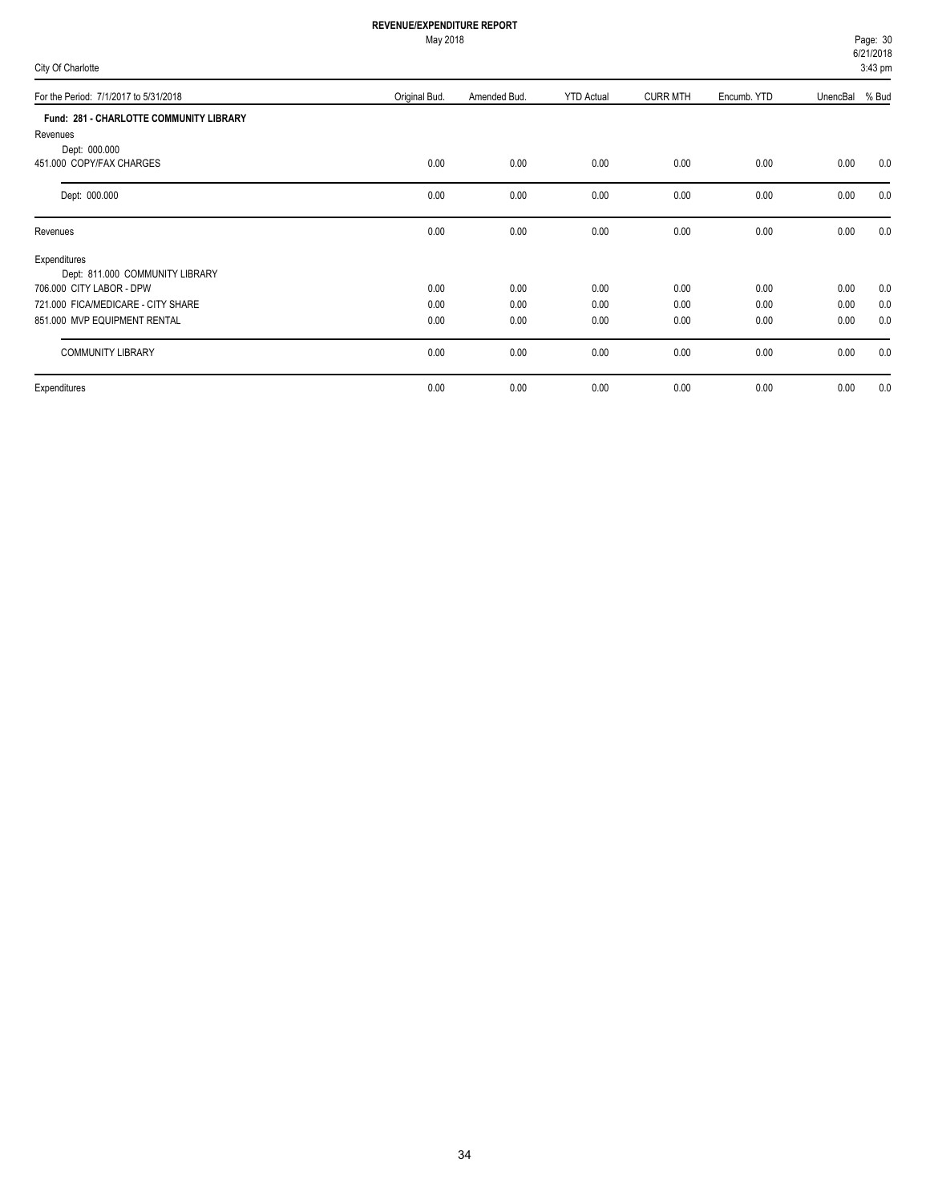**REVENUE/EXPENDITURE REPORT**

May 2018

City Of Charlotte

| For the Period: 7/1/2017 to 5/31/2018 | Original Bud. | Amended Bud. | YTD Actual | CURR MTH | Encumb. YTD | UnencBal | % Bud |
|---|---|---|---|---|---|---|---|
| **Fund: 281 - CHARLOTTE COMMUNITY LIBRARY** | | | | | | | |
| Revenues | | | | | | | |
| Dept: 000.000 | | | | | | | |
| 451.000 COPY/FAX CHARGES | 0.00 | 0.00 | 0.00 | 0.00 | 0.00 | 0.00 | 0.0 |
| Dept: 000.000 | 0.00 | 0.00 | 0.00 | 0.00 | 0.00 | 0.00 | 0.0 |
| Revenues | 0.00 | 0.00 | 0.00 | 0.00 | 0.00 | 0.00 | 0.0 |
| Expenditures | | | | | | | |
| Dept: 811.000 COMMUNITY LIBRARY | | | | | | | |
| 706.000 CITY LABOR - DPW | 0.00 | 0.00 | 0.00 | 0.00 | 0.00 | 0.00 | 0.0 |
| 721.000 FICA/MEDICARE - CITY SHARE | 0.00 | 0.00 | 0.00 | 0.00 | 0.00 | 0.00 | 0.0 |
| 851.000 MVP EQUIPMENT RENTAL | 0.00 | 0.00 | 0.00 | 0.00 | 0.00 | 0.00 | 0.0 |
| COMMUNITY LIBRARY | 0.00 | 0.00 | 0.00 | 0.00 | 0.00 | 0.00 | 0.0 |
| Expenditures | 0.00 | 0.00 | 0.00 | 0.00 | 0.00 | 0.00 | 0.0 |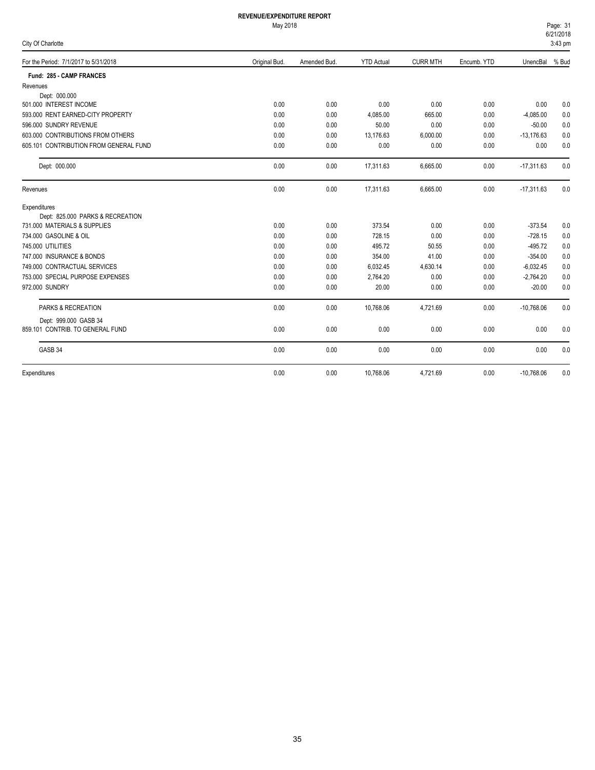**REVENUE/EXPENDITURE REPORT**

May 2018

City Of Charlotte

| For the Period: 7/1/2017 to 5/31/2018 | Original Bud. | Amended Bud. | YTD Actual | CURR MTH | Encumb. YTD | UnencBal | % Bud |
|---|---|---|---|---|---|---|---|
| **Fund: 285 - CAMP FRANCES** | | | | | | | |
| Revenues | | | | | | | |
| Dept: 000.000 | | | | | | | |
| 501.000 INTEREST INCOME | 0.00 | 0.00 | 0.00 | 0.00 | 0.00 | 0.00 | 0.0 |
| 593.000 RENT EARNED-CITY PROPERTY | 0.00 | 0.00 | 4,085.00 | 665.00 | 0.00 | -4,085.00 | 0.0 |
| 596.000 SUNDRY REVENUE | 0.00 | 0.00 | 50.00 | 0.00 | 0.00 | -50.00 | 0.0 |
| 603.000 CONTRIBUTIONS FROM OTHERS | 0.00 | 0.00 | 13,176.63 | 6,000.00 | 0.00 | -13,176.63 | 0.0 |
| 605.101 CONTRIBUTION FROM GENERAL FUND | 0.00 | 0.00 | 0.00 | 0.00 | 0.00 | 0.00 | 0.0 |
| Dept: 000.000 | 0.00 | 0.00 | 17,311.63 | 6,665.00 | 0.00 | -17,311.63 | 0.0 |
| Revenues | 0.00 | 0.00 | 17,311.63 | 6,665.00 | 0.00 | -17,311.63 | 0.0 |
| Expenditures | | | | | | | |
| Dept: 825.000 PARKS & RECREATION | | | | | | | |
| 731.000 MATERIALS & SUPPLIES | 0.00 | 0.00 | 373.54 | 0.00 | 0.00 | -373.54 | 0.0 |
| 734.000 GASOLINE & OIL | 0.00 | 0.00 | 728.15 | 0.00 | 0.00 | -728.15 | 0.0 |
| 745.000 UTILITIES | 0.00 | 0.00 | 495.72 | 50.55 | 0.00 | -495.72 | 0.0 |
| 747.000 INSURANCE & BONDS | 0.00 | 0.00 | 354.00 | 41.00 | 0.00 | -354.00 | 0.0 |
| 749.000 CONTRACTUAL SERVICES | 0.00 | 0.00 | 6,032.45 | 4,630.14 | 0.00 | -6,032.45 | 0.0 |
| 753.000 SPECIAL PURPOSE EXPENSES | 0.00 | 0.00 | 2,764.20 | 0.00 | 0.00 | -2,764.20 | 0.0 |
| 972.000 SUNDRY | 0.00 | 0.00 | 20.00 | 0.00 | 0.00 | -20.00 | 0.0 |
| PARKS & RECREATION | 0.00 | 0.00 | 10,768.06 | 4,721.69 | 0.00 | -10,768.06 | 0.0 |
| Dept: 999.000 GASB 34 | | | | | | | |
| 859.101 CONTRIB. TO GENERAL FUND | 0.00 | 0.00 | 0.00 | 0.00 | 0.00 | 0.00 | 0.0 |
| GASB 34 | 0.00 | 0.00 | 0.00 | 0.00 | 0.00 | 0.00 | 0.0 |
| Expenditures | 0.00 | 0.00 | 10,768.06 | 4,721.69 | 0.00 | -10,768.06 | 0.0 |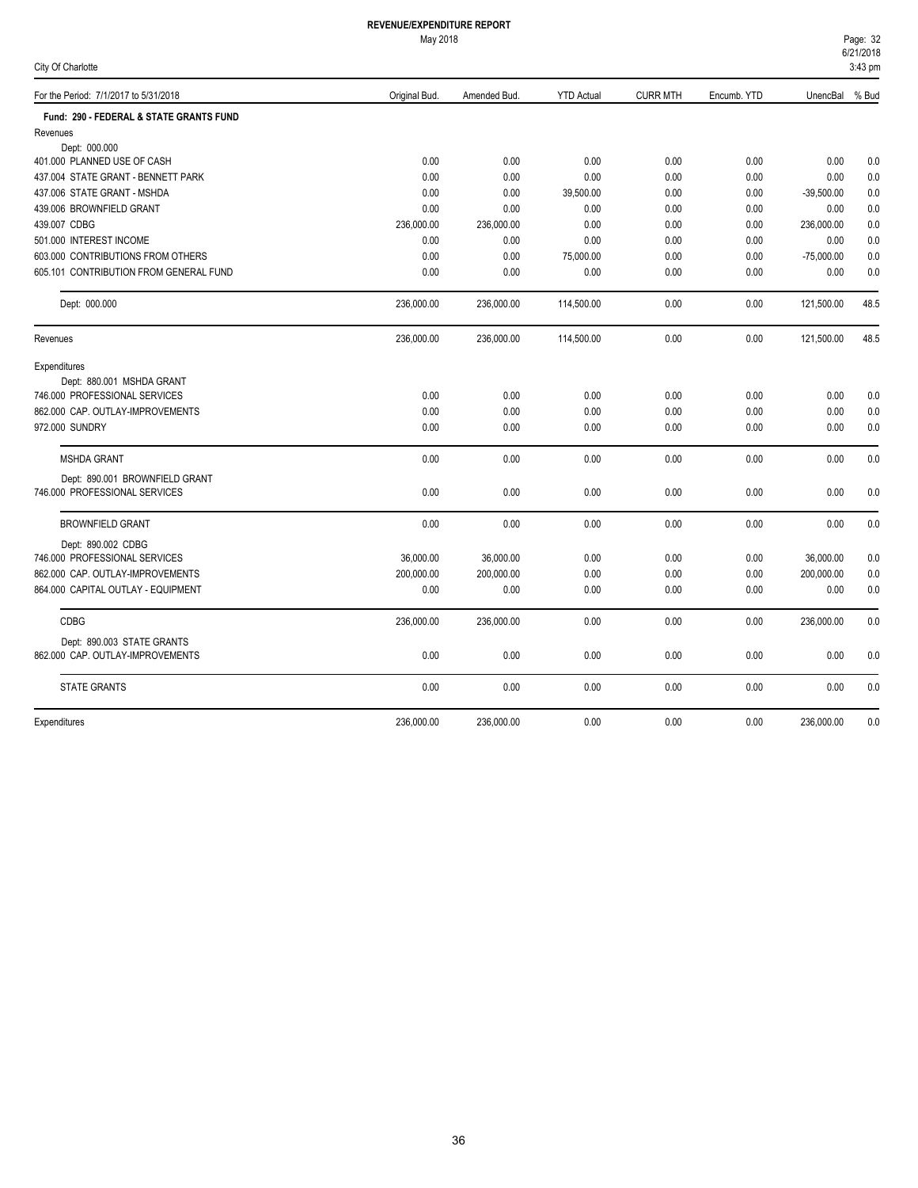# REVENUE/EXPENDITURE REPORT

May 2018

City Of Charlotte

| For the Period: 7/1/2017 to 5/31/2018 | Original Bud. | Amended Bud. | YTD Actual | CURR MTH | Encumb. YTD | UnencBal | % Bud |
|---|---|---|---|---|---|---|---|
| **Fund: 290 - FEDERAL & STATE GRANTS FUND** | | | | | | | |
| Revenues | | | | | | | |
| Dept: 000.000 | | | | | | | |
| 401.000 PLANNED USE OF CASH | 0.00 | 0.00 | 0.00 | 0.00 | 0.00 | 0.00 | 0.0 |
| 437.004 STATE GRANT - BENNETT PARK | 0.00 | 0.00 | 0.00 | 0.00 | 0.00 | 0.00 | 0.0 |
| 437.006 STATE GRANT - MSHDA | 0.00 | 0.00 | 39,500.00 | 0.00 | 0.00 | -39,500.00 | 0.0 |
| 439.006 BROWNFIELD GRANT | 0.00 | 0.00 | 0.00 | 0.00 | 0.00 | 0.00 | 0.0 |
| 439.007 CDBG | 236,000.00 | 236,000.00 | 0.00 | 0.00 | 0.00 | 236,000.00 | 0.0 |
| 501.000 INTEREST INCOME | 0.00 | 0.00 | 0.00 | 0.00 | 0.00 | 0.00 | 0.0 |
| 603.000 CONTRIBUTIONS FROM OTHERS | 0.00 | 0.00 | 75,000.00 | 0.00 | 0.00 | -75,000.00 | 0.0 |
| 605.101 CONTRIBUTION FROM GENERAL FUND | 0.00 | 0.00 | 0.00 | 0.00 | 0.00 | 0.00 | 0.0 |
| Dept: 000.000 | 236,000.00 | 236,000.00 | 114,500.00 | 0.00 | 0.00 | 121,500.00 | 48.5 |
| Revenues | 236,000.00 | 236,000.00 | 114,500.00 | 0.00 | 0.00 | 121,500.00 | 48.5 |
| Expenditures | | | | | | | |
| Dept: 880.001 MSHDA GRANT | | | | | | | |
| 746.000 PROFESSIONAL SERVICES | 0.00 | 0.00 | 0.00 | 0.00 | 0.00 | 0.00 | 0.0 |
| 862.000 CAP. OUTLAY-IMPROVEMENTS | 0.00 | 0.00 | 0.00 | 0.00 | 0.00 | 0.00 | 0.0 |
| 972.000 SUNDRY | 0.00 | 0.00 | 0.00 | 0.00 | 0.00 | 0.00 | 0.0 |
| MSHDA GRANT | 0.00 | 0.00 | 0.00 | 0.00 | 0.00 | 0.00 | 0.0 |
| Dept: 890.001 BROWNFIELD GRANT | | | | | | | |
| 746.000 PROFESSIONAL SERVICES | 0.00 | 0.00 | 0.00 | 0.00 | 0.00 | 0.00 | 0.0 |
| BROWNFIELD GRANT | 0.00 | 0.00 | 0.00 | 0.00 | 0.00 | 0.00 | 0.0 |
| Dept: 890.002 CDBG | | | | | | | |
| 746.000 PROFESSIONAL SERVICES | 36,000.00 | 36,000.00 | 0.00 | 0.00 | 0.00 | 36,000.00 | 0.0 |
| 862.000 CAP. OUTLAY-IMPROVEMENTS | 200,000.00 | 200,000.00 | 0.00 | 0.00 | 0.00 | 200,000.00 | 0.0 |
| 864.000 CAPITAL OUTLAY - EQUIPMENT | 0.00 | 0.00 | 0.00 | 0.00 | 0.00 | 0.00 | 0.0 |
| CDBG | 236,000.00 | 236,000.00 | 0.00 | 0.00 | 0.00 | 236,000.00 | 0.0 |
| Dept: 890.003 STATE GRANTS | | | | | | | |
| 862.000 CAP. OUTLAY-IMPROVEMENTS | 0.00 | 0.00 | 0.00 | 0.00 | 0.00 | 0.00 | 0.0 |
| STATE GRANTS | 0.00 | 0.00 | 0.00 | 0.00 | 0.00 | 0.00 | 0.0 |
| Expenditures | 236,000.00 | 236,000.00 | 0.00 | 0.00 | 0.00 | 236,000.00 | 0.0 |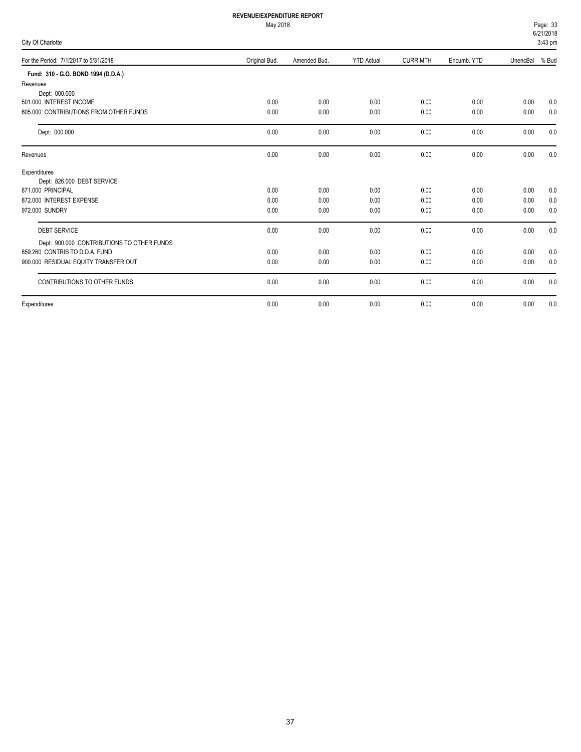**REVENUE/EXPENDITURE REPORT**

May 2018

City Of Charlotte

6/21/2018 3:43 pm

| For the Period: 7/1/2017 to 5/31/2018 | Original Bud. | Amended Bud. | YTD Actual | CURR MTH | Encumb. YTD | UnencBal | % Bud |
|---|---|---|---|---|---|---|---|
| **Fund: 310 - G.O. BOND 1994 (D.D.A.)** | | | | | | | |
| Revenues | | | | | | | |
| Dept: 000.000 | | | | | | | |
| 501.000 INTEREST INCOME | 0.00 | 0.00 | 0.00 | 0.00 | 0.00 | 0.00 | 0.0 |
| 605.000 CONTRIBUTIONS FROM OTHER FUNDS | 0.00 | 0.00 | 0.00 | 0.00 | 0.00 | 0.00 | 0.0 |
| Dept: 000.000 | 0.00 | 0.00 | 0.00 | 0.00 | 0.00 | 0.00 | 0.0 |
| Revenues | 0.00 | 0.00 | 0.00 | 0.00 | 0.00 | 0.00 | 0.0 |
| Expenditures | | | | | | | |
| Dept: 826.000 DEBT SERVICE | | | | | | | |
| 871.000 PRINCIPAL | 0.00 | 0.00 | 0.00 | 0.00 | 0.00 | 0.00 | 0.0 |
| 872.000 INTEREST EXPENSE | 0.00 | 0.00 | 0.00 | 0.00 | 0.00 | 0.00 | 0.0 |
| 972.000 SUNDRY | 0.00 | 0.00 | 0.00 | 0.00 | 0.00 | 0.00 | 0.0 |
| DEBT SERVICE | 0.00 | 0.00 | 0.00 | 0.00 | 0.00 | 0.00 | 0.0 |
| Dept: 900.000 CONTRIBUTIONS TO OTHER FUNDS | | | | | | | |
| 859.260 CONTRIB TO D.D.A. FUND | 0.00 | 0.00 | 0.00 | 0.00 | 0.00 | 0.00 | 0.0 |
| 900.000 RESIDUAL EQUITY TRANSFER OUT | 0.00 | 0.00 | 0.00 | 0.00 | 0.00 | 0.00 | 0.0 |
| CONTRIBUTIONS TO OTHER FUNDS | 0.00 | 0.00 | 0.00 | 0.00 | 0.00 | 0.00 | 0.0 |
| Expenditures | 0.00 | 0.00 | 0.00 | 0.00 | 0.00 | 0.00 | 0.0 |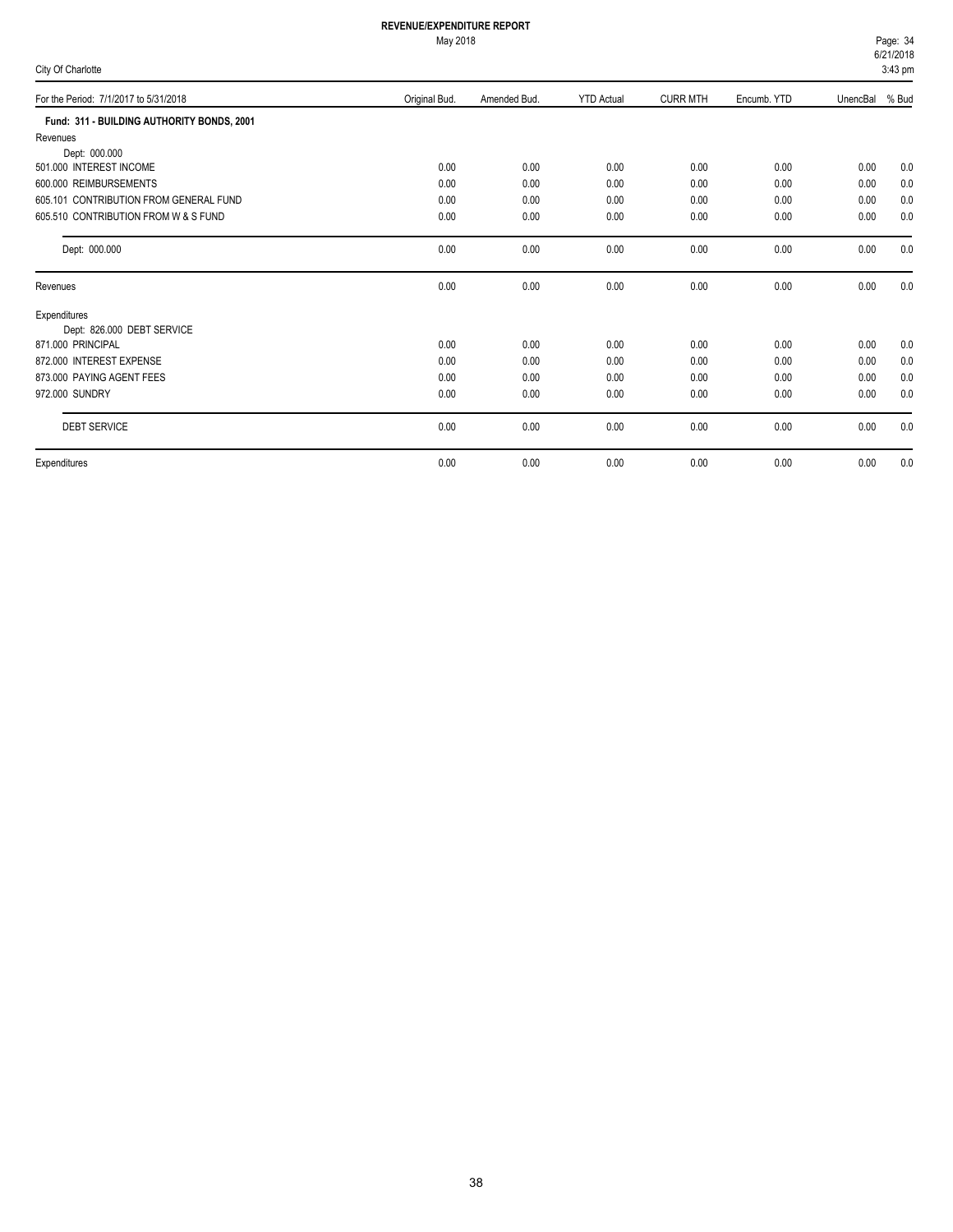# REVENUE/EXPENDITURE REPORT

May 2018

City Of Charlotte

| For the Period: 7/1/2017 to 5/31/2018 | Original Bud. | Amended Bud. | YTD Actual | CURR MTH | Encumb. YTD | UnencBal | % Bud |
|---|---|---|---|---|---|---|---|
| **Fund: 311 - BUILDING AUTHORITY BONDS, 2001** | | | | | | | |
| Revenues | | | | | | | |
| Dept: 000.000 | | | | | | | |
| 501.000 INTEREST INCOME | 0.00 | 0.00 | 0.00 | 0.00 | 0.00 | 0.00 | 0.0 |
| 600.000 REIMBURSEMENTS | 0.00 | 0.00 | 0.00 | 0.00 | 0.00 | 0.00 | 0.0 |
| 605.101 CONTRIBUTION FROM GENERAL FUND | 0.00 | 0.00 | 0.00 | 0.00 | 0.00 | 0.00 | 0.0 |
| 605.510 CONTRIBUTION FROM W & S FUND | 0.00 | 0.00 | 0.00 | 0.00 | 0.00 | 0.00 | 0.0 |
| Dept: 000.000 | 0.00 | 0.00 | 0.00 | 0.00 | 0.00 | 0.00 | 0.0 |
| Revenues | 0.00 | 0.00 | 0.00 | 0.00 | 0.00 | 0.00 | 0.0 |
| Expenditures | | | | | | | |
| Dept: 826.000 DEBT SERVICE | | | | | | | |
| 871.000 PRINCIPAL | 0.00 | 0.00 | 0.00 | 0.00 | 0.00 | 0.00 | 0.0 |
| 872.000 INTEREST EXPENSE | 0.00 | 0.00 | 0.00 | 0.00 | 0.00 | 0.00 | 0.0 |
| 873.000 PAYING AGENT FEES | 0.00 | 0.00 | 0.00 | 0.00 | 0.00 | 0.00 | 0.0 |
| 972.000 SUNDRY | 0.00 | 0.00 | 0.00 | 0.00 | 0.00 | 0.00 | 0.0 |
| DEBT SERVICE | 0.00 | 0.00 | 0.00 | 0.00 | 0.00 | 0.00 | 0.0 |
| Expenditures | 0.00 | 0.00 | 0.00 | 0.00 | 0.00 | 0.00 | 0.0 |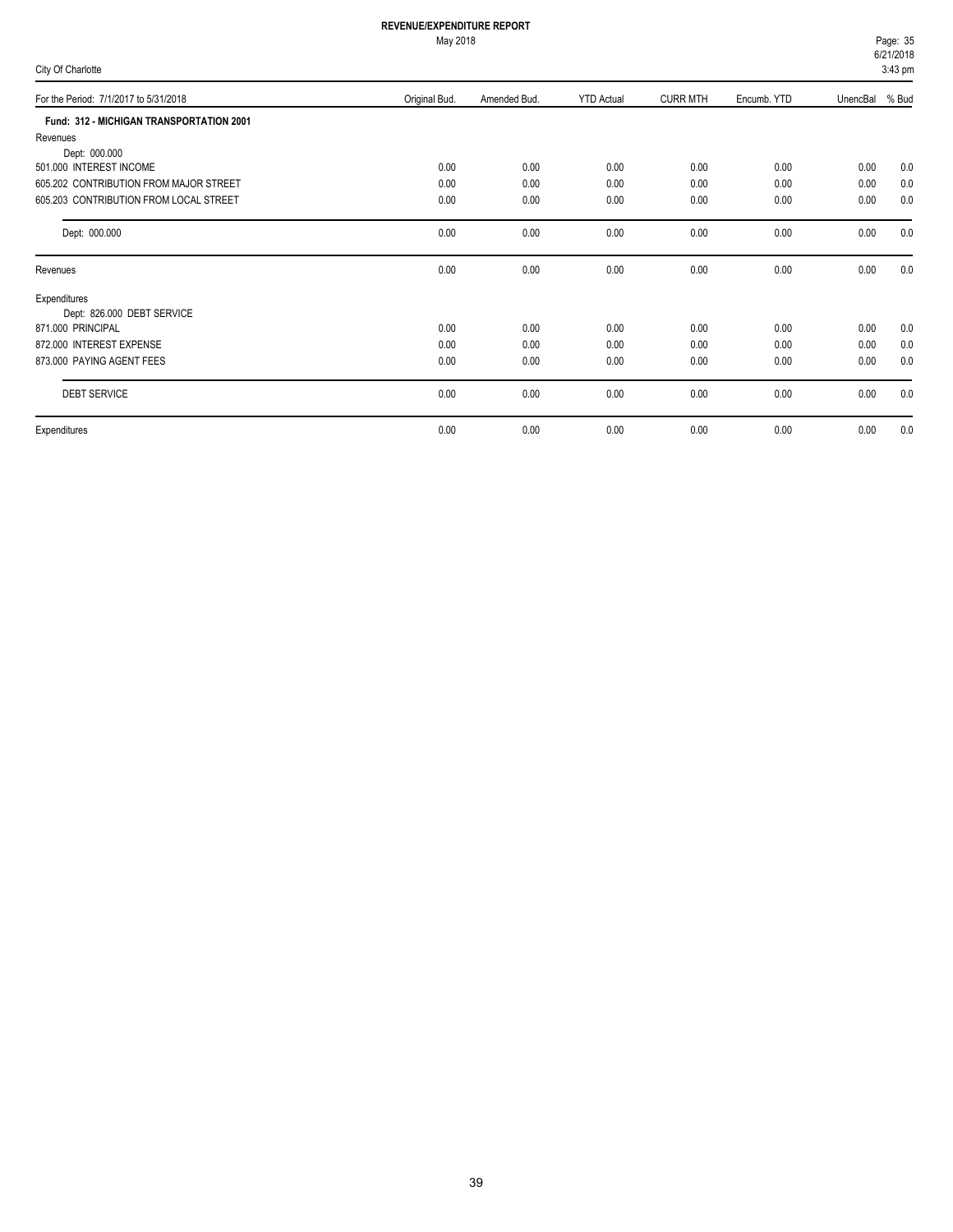# REVENUE/EXPENDITURE REPORT

May 2018

City Of Charlotte

| For the Period: 7/1/2017 to 5/31/2018 | Original Bud. | Amended Bud. | YTD Actual | CURR MTH | Encumb. YTD | UnencBal | % Bud |
|---|---|---|---|---|---|---|---|
| **Fund: 312 - MICHIGAN TRANSPORTATION 2001** | | | | | | | |
| Revenues | | | | | | | |
| Dept: 000.000 | | | | | | | |
| 501.000 INTEREST INCOME | 0.00 | 0.00 | 0.00 | 0.00 | 0.00 | 0.00 | 0.0 |
| 605.202 CONTRIBUTION FROM MAJOR STREET | 0.00 | 0.00 | 0.00 | 0.00 | 0.00 | 0.00 | 0.0 |
| 605.203 CONTRIBUTION FROM LOCAL STREET | 0.00 | 0.00 | 0.00 | 0.00 | 0.00 | 0.00 | 0.0 |
| Dept: 000.000 | 0.00 | 0.00 | 0.00 | 0.00 | 0.00 | 0.00 | 0.0 |
| Revenues | 0.00 | 0.00 | 0.00 | 0.00 | 0.00 | 0.00 | 0.0 |
| Expenditures | | | | | | | |
| Dept: 826.000 DEBT SERVICE | | | | | | | |
| 871.000 PRINCIPAL | 0.00 | 0.00 | 0.00 | 0.00 | 0.00 | 0.00 | 0.0 |
| 872.000 INTEREST EXPENSE | 0.00 | 0.00 | 0.00 | 0.00 | 0.00 | 0.00 | 0.0 |
| 873.000 PAYING AGENT FEES | 0.00 | 0.00 | 0.00 | 0.00 | 0.00 | 0.00 | 0.0 |
| DEBT SERVICE | 0.00 | 0.00 | 0.00 | 0.00 | 0.00 | 0.00 | 0.0 |
| Expenditures | 0.00 | 0.00 | 0.00 | 0.00 | 0.00 | 0.00 | 0.0 |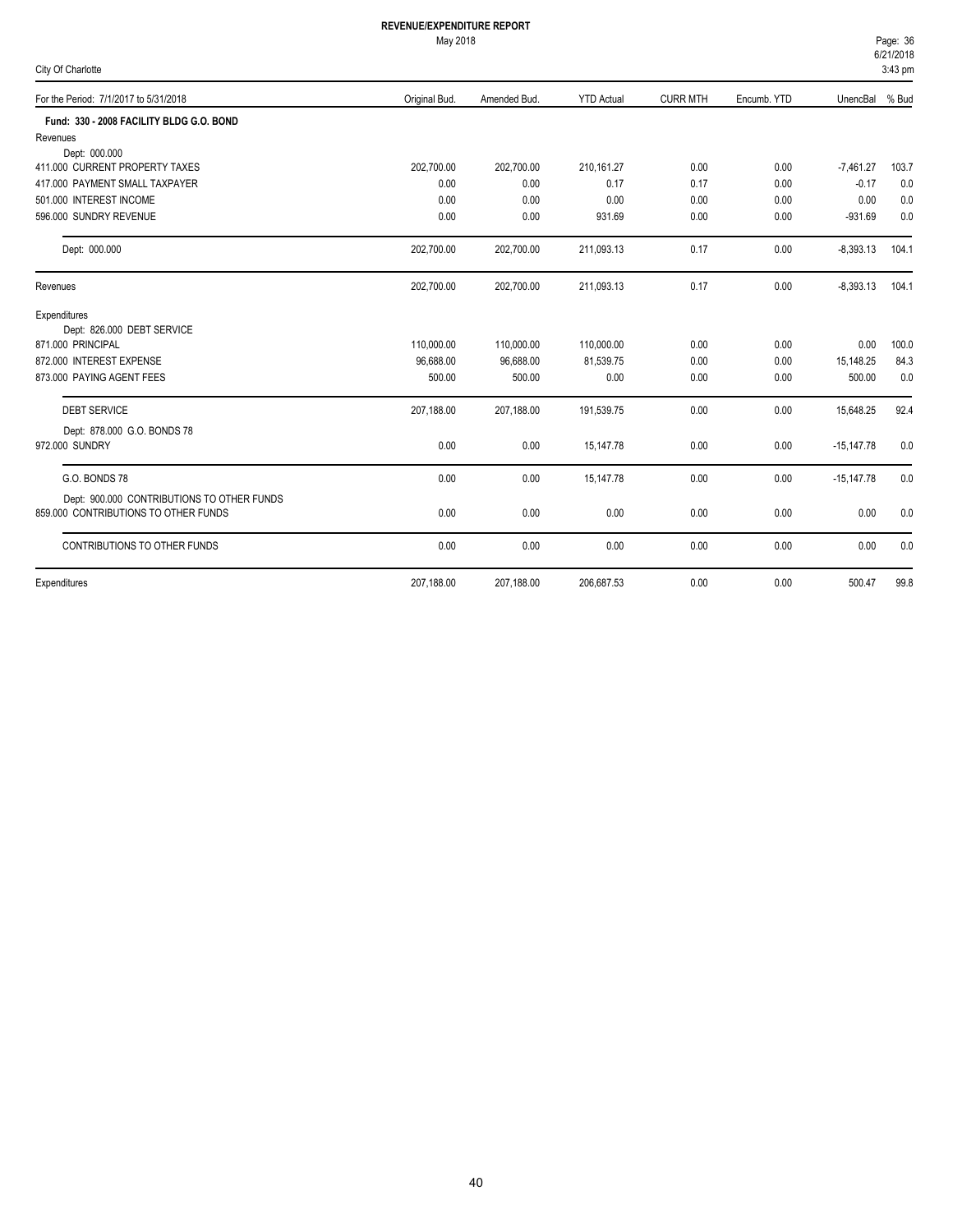# REVENUE/EXPENDITURE REPORT

May 2018

City Of Charlotte

| For the Period: 7/1/2017 to 5/31/2018 | Original Bud. | Amended Bud. | YTD Actual | CURR MTH | Encumb. YTD | UnencBal | % Bud |
|---|---|---|---|---|---|---|---|
| **Fund: 330 - 2008 FACILITY BLDG G.O. BOND** | | | | | | | |
| Revenues | | | | | | | |
| Dept: 000.000 | | | | | | | |
| 411.000 CURRENT PROPERTY TAXES | 202,700.00 | 202,700.00 | 210,161.27 | 0.00 | 0.00 | -7,461.27 | 103.7 |
| 417.000 PAYMENT SMALL TAXPAYER | 0.00 | 0.00 | 0.17 | 0.17 | 0.00 | -0.17 | 0.0 |
| 501.000 INTEREST INCOME | 0.00 | 0.00 | 0.00 | 0.00 | 0.00 | 0.00 | 0.0 |
| 596.000 SUNDRY REVENUE | 0.00 | 0.00 | 931.69 | 0.00 | 0.00 | -931.69 | 0.0 |
| Dept: 000.000 | 202,700.00 | 202,700.00 | 211,093.13 | 0.17 | 0.00 | -8,393.13 | 104.1 |
| Revenues | 202,700.00 | 202,700.00 | 211,093.13 | 0.17 | 0.00 | -8,393.13 | 104.1 |
| Expenditures | | | | | | | |
| Dept: 826.000 DEBT SERVICE | | | | | | | |
| 871.000 PRINCIPAL | 110,000.00 | 110,000.00 | 110,000.00 | 0.00 | 0.00 | 0.00 | 100.0 |
| 872.000 INTEREST EXPENSE | 96,688.00 | 96,688.00 | 81,539.75 | 0.00 | 0.00 | 15,148.25 | 84.3 |
| 873.000 PAYING AGENT FEES | 500.00 | 500.00 | 0.00 | 0.00 | 0.00 | 500.00 | 0.0 |
| DEBT SERVICE | 207,188.00 | 207,188.00 | 191,539.75 | 0.00 | 0.00 | 15,648.25 | 92.4 |
| Dept: 878.000 G.O. BONDS 78 | | | | | | | |
| 972.000 SUNDRY | 0.00 | 0.00 | 15,147.78 | 0.00 | 0.00 | -15,147.78 | 0.0 |
| G.O. BONDS 78 | 0.00 | 0.00 | 15,147.78 | 0.00 | 0.00 | -15,147.78 | 0.0 |
| Dept: 900.000 CONTRIBUTIONS TO OTHER FUNDS | | | | | | | |
| 859.000 CONTRIBUTIONS TO OTHER FUNDS | 0.00 | 0.00 | 0.00 | 0.00 | 0.00 | 0.00 | 0.0 |
| CONTRIBUTIONS TO OTHER FUNDS | 0.00 | 0.00 | 0.00 | 0.00 | 0.00 | 0.00 | 0.0 |
| Expenditures | 207,188.00 | 207,188.00 | 206,687.53 | 0.00 | 0.00 | 500.47 | 99.8 |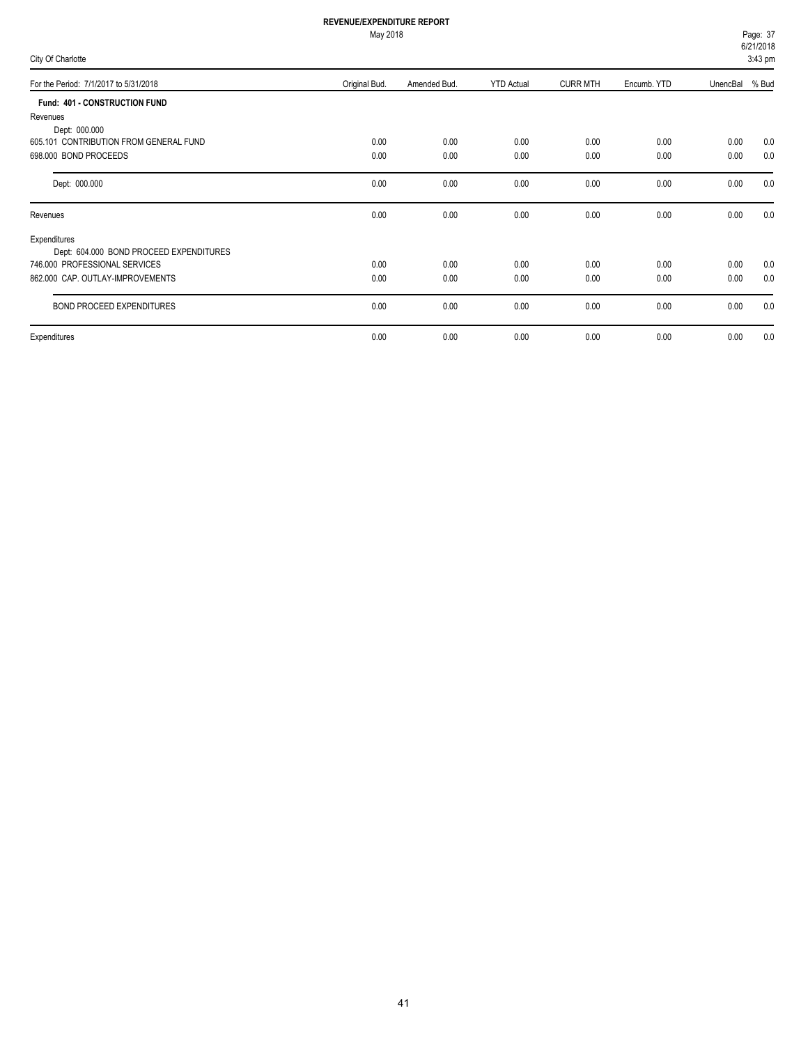# REVENUE/EXPENDITURE REPORT

May 2018

City Of Charlotte

| For the Period: 7/1/2017 to 5/31/2018 | Original Bud. | Amended Bud. | YTD Actual | CURR MTH | Encumb. YTD | UnencBal | % Bud |
|---|---|---|---|---|---|---|---|
| **Fund: 401 - CONSTRUCTION FUND** | | | | | | | |
| Revenues | | | | | | | |
| Dept: 000.000 | | | | | | | |
| 605.101 CONTRIBUTION FROM GENERAL FUND | 0.00 | 0.00 | 0.00 | 0.00 | 0.00 | 0.00 | 0.0 |
| 698.000 BOND PROCEEDS | 0.00 | 0.00 | 0.00 | 0.00 | 0.00 | 0.00 | 0.0 |
| Dept: 000.000 | 0.00 | 0.00 | 0.00 | 0.00 | 0.00 | 0.00 | 0.0 |
| Revenues | 0.00 | 0.00 | 0.00 | 0.00 | 0.00 | 0.00 | 0.0 |
| Expenditures | | | | | | | |
| Dept: 604.000 BOND PROCEED EXPENDITURES | | | | | | | |
| 746.000 PROFESSIONAL SERVICES | 0.00 | 0.00 | 0.00 | 0.00 | 0.00 | 0.00 | 0.0 |
| 862.000 CAP. OUTLAY-IMPROVEMENTS | 0.00 | 0.00 | 0.00 | 0.00 | 0.00 | 0.00 | 0.0 |
| BOND PROCEED EXPENDITURES | 0.00 | 0.00 | 0.00 | 0.00 | 0.00 | 0.00 | 0.0 |
| Expenditures | 0.00 | 0.00 | 0.00 | 0.00 | 0.00 | 0.00 | 0.0 |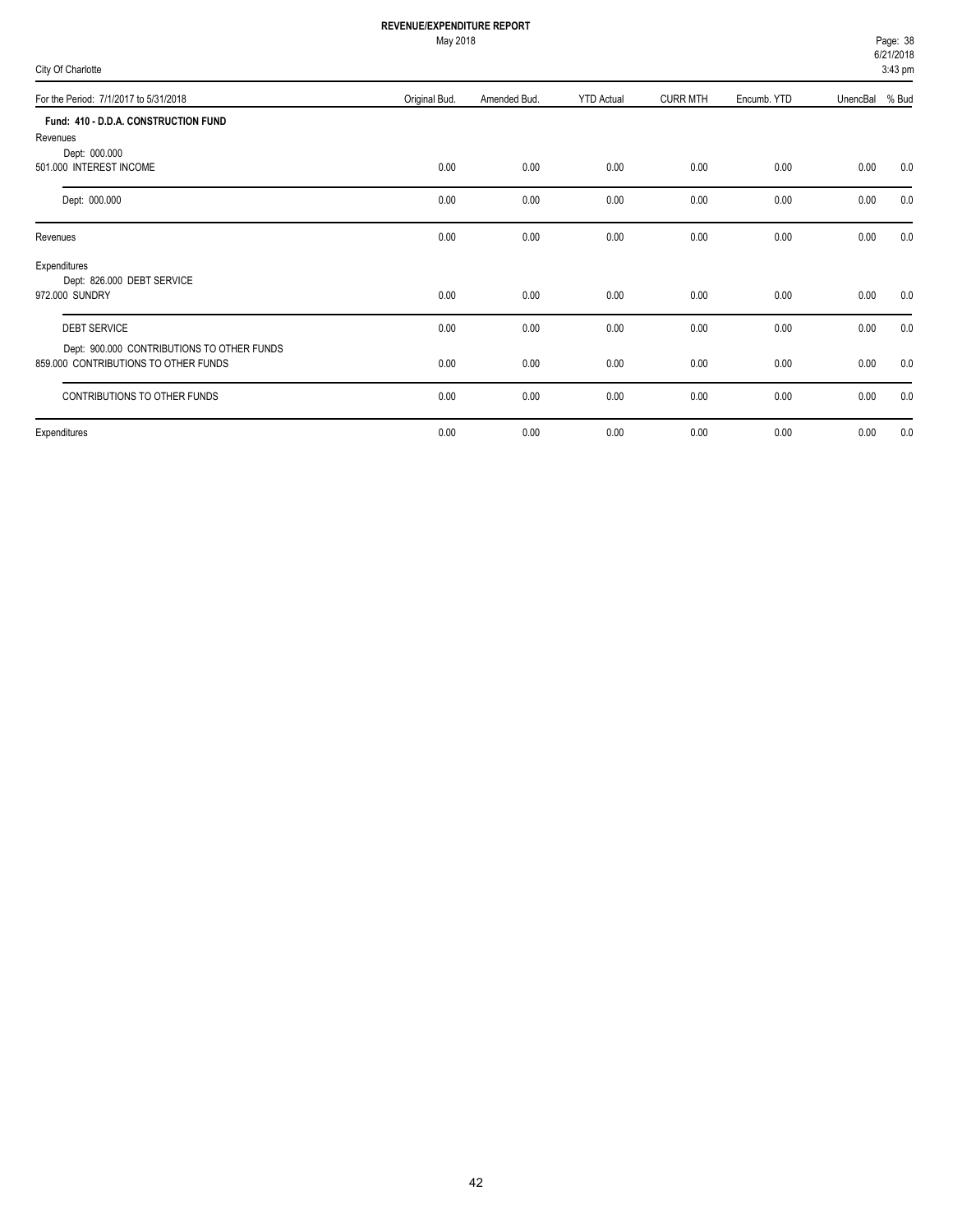# REVENUE/EXPENDITURE REPORT

May 2018

City Of Charlotte

| For the Period: 7/1/2017 to 5/31/2018 | Original Bud. | Amended Bud. | YTD Actual | CURR MTH | Encumb. YTD | UnencBal | % Bud |
|---|---|---|---|---|---|---|---|
| **Fund: 410 - D.D.A. CONSTRUCTION FUND** | | | | | | | |
| Revenues | | | | | | | |
| Dept: 000.000 | | | | | | | |
| 501.000 INTEREST INCOME | 0.00 | 0.00 | 0.00 | 0.00 | 0.00 | 0.00 | 0.0 |
| Dept: 000.000 | 0.00 | 0.00 | 0.00 | 0.00 | 0.00 | 0.00 | 0.0 |
| Revenues | 0.00 | 0.00 | 0.00 | 0.00 | 0.00 | 0.00 | 0.0 |
| Expenditures | | | | | | | |
| Dept: 826.000 DEBT SERVICE | | | | | | | |
| 972.000 SUNDRY | 0.00 | 0.00 | 0.00 | 0.00 | 0.00 | 0.00 | 0.0 |
| DEBT SERVICE | 0.00 | 0.00 | 0.00 | 0.00 | 0.00 | 0.00 | 0.0 |
| Dept: 900.000 CONTRIBUTIONS TO OTHER FUNDS | | | | | | | |
| 859.000 CONTRIBUTIONS TO OTHER FUNDS | 0.00 | 0.00 | 0.00 | 0.00 | 0.00 | 0.00 | 0.0 |
| CONTRIBUTIONS TO OTHER FUNDS | 0.00 | 0.00 | 0.00 | 0.00 | 0.00 | 0.00 | 0.0 |
| Expenditures | 0.00 | 0.00 | 0.00 | 0.00 | 0.00 | 0.00 | 0.0 |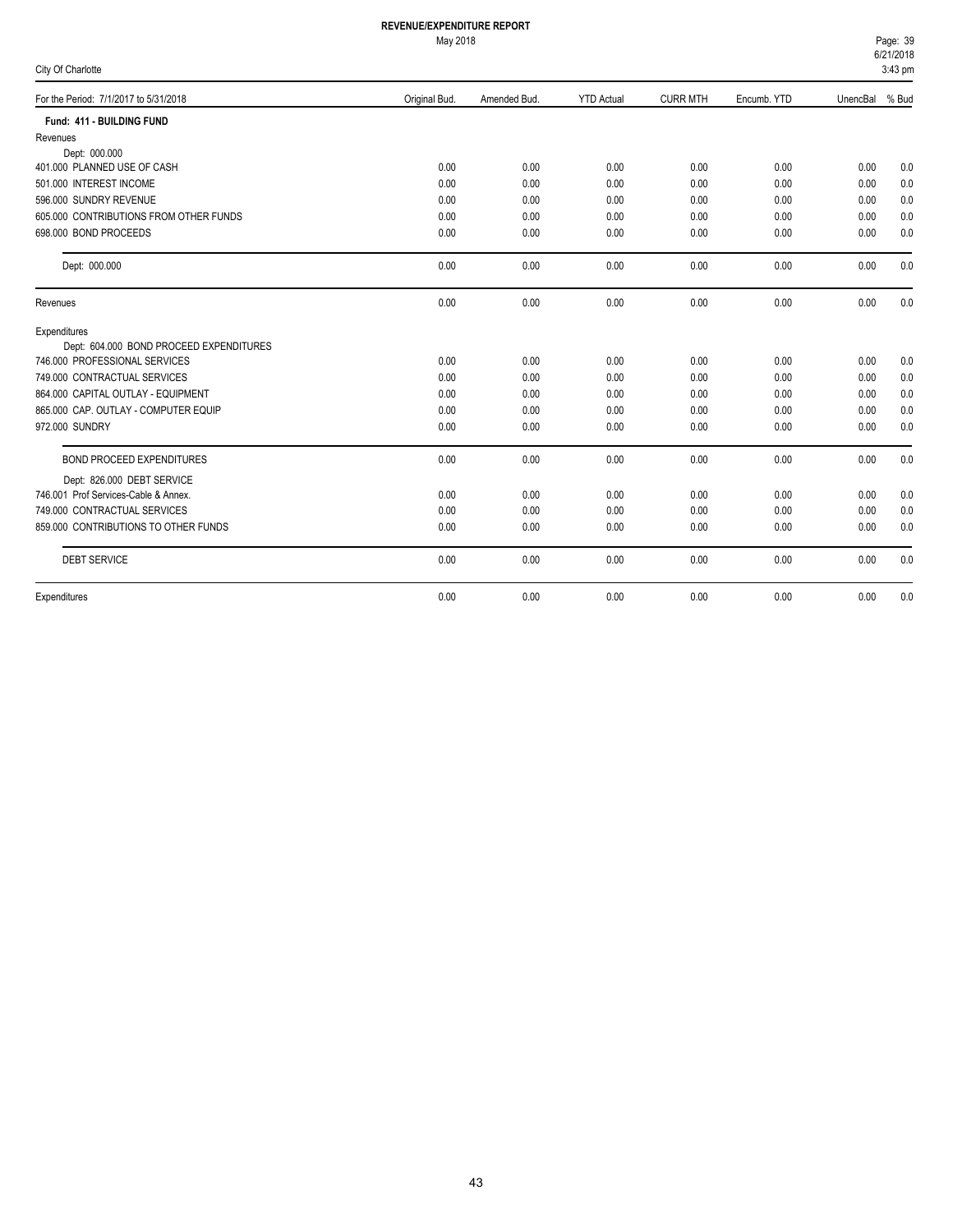# REVENUE/EXPENDITURE REPORT

May 2018

City Of Charlotte

| For the Period: 7/1/2017 to 5/31/2018 | Original Bud. | Amended Bud. | YTD Actual | CURR MTH | Encumb. YTD | UnencBal | % Bud |
|---|---|---|---|---|---|---|---|
| **Fund: 411 - BUILDING FUND** | | | | | | | |
| Revenues | | | | | | | |
| Dept: 000.000 | | | | | | | |
| 401.000 PLANNED USE OF CASH | 0.00 | 0.00 | 0.00 | 0.00 | 0.00 | 0.00 | 0.0 |
| 501.000 INTEREST INCOME | 0.00 | 0.00 | 0.00 | 0.00 | 0.00 | 0.00 | 0.0 |
| 596.000 SUNDRY REVENUE | 0.00 | 0.00 | 0.00 | 0.00 | 0.00 | 0.00 | 0.0 |
| 605.000 CONTRIBUTIONS FROM OTHER FUNDS | 0.00 | 0.00 | 0.00 | 0.00 | 0.00 | 0.00 | 0.0 |
| 698.000 BOND PROCEEDS | 0.00 | 0.00 | 0.00 | 0.00 | 0.00 | 0.00 | 0.0 |
| Dept: 000.000 | 0.00 | 0.00 | 0.00 | 0.00 | 0.00 | 0.00 | 0.0 |
| Revenues | 0.00 | 0.00 | 0.00 | 0.00 | 0.00 | 0.00 | 0.0 |
| Expenditures | | | | | | | |
| Dept: 604.000 BOND PROCEED EXPENDITURES | | | | | | | |
| 746.000 PROFESSIONAL SERVICES | 0.00 | 0.00 | 0.00 | 0.00 | 0.00 | 0.00 | 0.0 |
| 749.000 CONTRACTUAL SERVICES | 0.00 | 0.00 | 0.00 | 0.00 | 0.00 | 0.00 | 0.0 |
| 864.000 CAPITAL OUTLAY - EQUIPMENT | 0.00 | 0.00 | 0.00 | 0.00 | 0.00 | 0.00 | 0.0 |
| 865.000 CAP. OUTLAY - COMPUTER EQUIP | 0.00 | 0.00 | 0.00 | 0.00 | 0.00 | 0.00 | 0.0 |
| 972.000 SUNDRY | 0.00 | 0.00 | 0.00 | 0.00 | 0.00 | 0.00 | 0.0 |
| BOND PROCEED EXPENDITURES | 0.00 | 0.00 | 0.00 | 0.00 | 0.00 | 0.00 | 0.0 |
| Dept: 826.000 DEBT SERVICE | | | | | | | |
| 746.001 Prof Services-Cable & Annex. | 0.00 | 0.00 | 0.00 | 0.00 | 0.00 | 0.00 | 0.0 |
| 749.000 CONTRACTUAL SERVICES | 0.00 | 0.00 | 0.00 | 0.00 | 0.00 | 0.00 | 0.0 |
| 859.000 CONTRIBUTIONS TO OTHER FUNDS | 0.00 | 0.00 | 0.00 | 0.00 | 0.00 | 0.00 | 0.0 |
| DEBT SERVICE | 0.00 | 0.00 | 0.00 | 0.00 | 0.00 | 0.00 | 0.0 |
| Expenditures | 0.00 | 0.00 | 0.00 | 0.00 | 0.00 | 0.00 | 0.0 |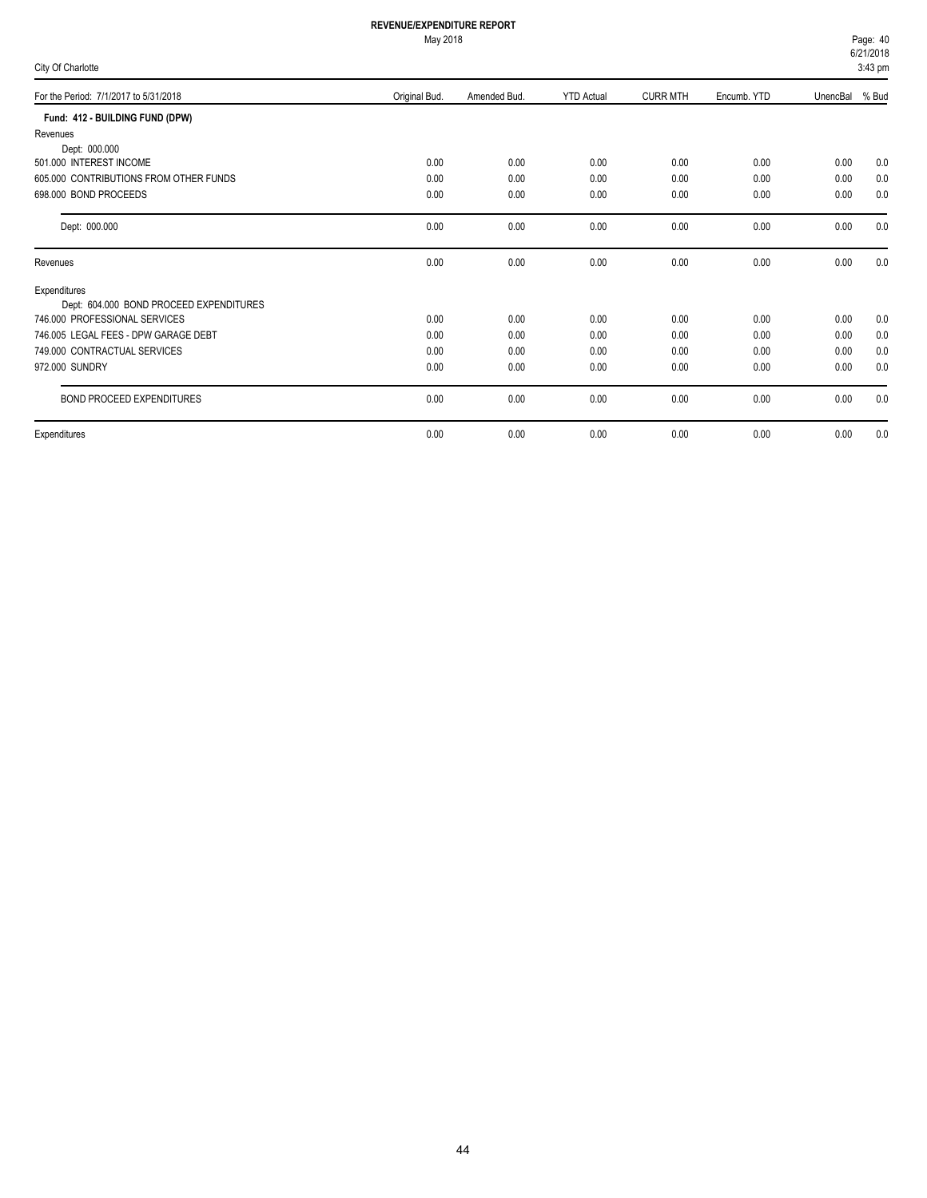**REVENUE/EXPENDITURE REPORT**

May 2018

City Of Charlotte

| For the Period: 7/1/2017 to 5/31/2018 | Original Bud. | Amended Bud. | YTD Actual | CURR MTH | Encumb. YTD | UnencBal | % Bud |
|---|---|---|---|---|---|---|---|
| **Fund: 412 - BUILDING FUND (DPW)** | | | | | | | |
| Revenues | | | | | | | |
| Dept: 000.000 | | | | | | | |
| 501.000 INTEREST INCOME | 0.00 | 0.00 | 0.00 | 0.00 | 0.00 | 0.00 | 0.0 |
| 605.000 CONTRIBUTIONS FROM OTHER FUNDS | 0.00 | 0.00 | 0.00 | 0.00 | 0.00 | 0.00 | 0.0 |
| 698.000 BOND PROCEEDS | 0.00 | 0.00 | 0.00 | 0.00 | 0.00 | 0.00 | 0.0 |
| Dept: 000.000 | 0.00 | 0.00 | 0.00 | 0.00 | 0.00 | 0.00 | 0.0 |
| Revenues | 0.00 | 0.00 | 0.00 | 0.00 | 0.00 | 0.00 | 0.0 |
| Expenditures | | | | | | | |
| Dept: 604.000 BOND PROCEED EXPENDITURES | | | | | | | |
| 746.000 PROFESSIONAL SERVICES | 0.00 | 0.00 | 0.00 | 0.00 | 0.00 | 0.00 | 0.0 |
| 746.005 LEGAL FEES - DPW GARAGE DEBT | 0.00 | 0.00 | 0.00 | 0.00 | 0.00 | 0.00 | 0.0 |
| 749.000 CONTRACTUAL SERVICES | 0.00 | 0.00 | 0.00 | 0.00 | 0.00 | 0.00 | 0.0 |
| 972.000 SUNDRY | 0.00 | 0.00 | 0.00 | 0.00 | 0.00 | 0.00 | 0.0 |
| BOND PROCEED EXPENDITURES | 0.00 | 0.00 | 0.00 | 0.00 | 0.00 | 0.00 | 0.0 |
| Expenditures | 0.00 | 0.00 | 0.00 | 0.00 | 0.00 | 0.00 | 0.0 |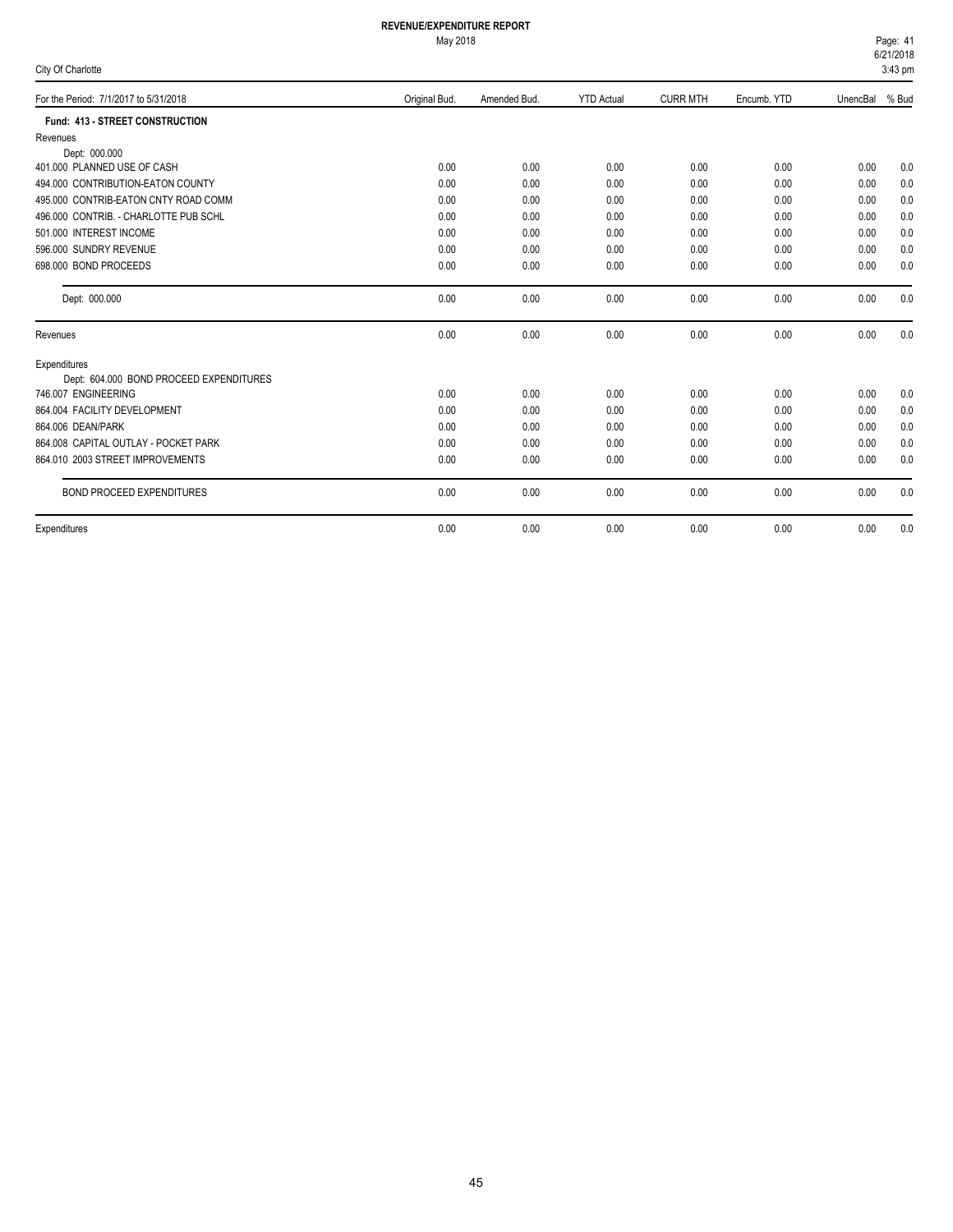# REVENUE/EXPENDITURE REPORT

May 2018

City Of Charlotte

| For the Period: 7/1/2017 to 5/31/2018 | Original Bud. | Amended Bud. | YTD Actual | CURR MTH | Encumb. YTD | UnencBal | % Bud |
|---|---|---|---|---|---|---|---|
| **Fund: 413 - STREET CONSTRUCTION** | | | | | | | |
| Revenues | | | | | | | |
| Dept: 000.000 | | | | | | | |
| 401.000 PLANNED USE OF CASH | 0.00 | 0.00 | 0.00 | 0.00 | 0.00 | 0.00 | 0.0 |
| 494.000 CONTRIBUTION-EATON COUNTY | 0.00 | 0.00 | 0.00 | 0.00 | 0.00 | 0.00 | 0.0 |
| 495.000 CONTRIB-EATON CNTY ROAD COMM | 0.00 | 0.00 | 0.00 | 0.00 | 0.00 | 0.00 | 0.0 |
| 496.000 CONTRIB. - CHARLOTTE PUB SCHL | 0.00 | 0.00 | 0.00 | 0.00 | 0.00 | 0.00 | 0.0 |
| 501.000 INTEREST INCOME | 0.00 | 0.00 | 0.00 | 0.00 | 0.00 | 0.00 | 0.0 |
| 596.000 SUNDRY REVENUE | 0.00 | 0.00 | 0.00 | 0.00 | 0.00 | 0.00 | 0.0 |
| 698.000 BOND PROCEEDS | 0.00 | 0.00 | 0.00 | 0.00 | 0.00 | 0.00 | 0.0 |
| Dept: 000.000 | 0.00 | 0.00 | 0.00 | 0.00 | 0.00 | 0.00 | 0.0 |
| Revenues | 0.00 | 0.00 | 0.00 | 0.00 | 0.00 | 0.00 | 0.0 |
| Expenditures | | | | | | | |
| Dept: 604.000 BOND PROCEED EXPENDITURES | | | | | | | |
| 746.007 ENGINEERING | 0.00 | 0.00 | 0.00 | 0.00 | 0.00 | 0.00 | 0.0 |
| 864.004 FACILITY DEVELOPMENT | 0.00 | 0.00 | 0.00 | 0.00 | 0.00 | 0.00 | 0.0 |
| 864.006 DEAN/PARK | 0.00 | 0.00 | 0.00 | 0.00 | 0.00 | 0.00 | 0.0 |
| 864.008 CAPITAL OUTLAY - POCKET PARK | 0.00 | 0.00 | 0.00 | 0.00 | 0.00 | 0.00 | 0.0 |
| 864.010 2003 STREET IMPROVEMENTS | 0.00 | 0.00 | 0.00 | 0.00 | 0.00 | 0.00 | 0.0 |
| BOND PROCEED EXPENDITURES | 0.00 | 0.00 | 0.00 | 0.00 | 0.00 | 0.00 | 0.0 |
| Expenditures | 0.00 | 0.00 | 0.00 | 0.00 | 0.00 | 0.00 | 0.0 |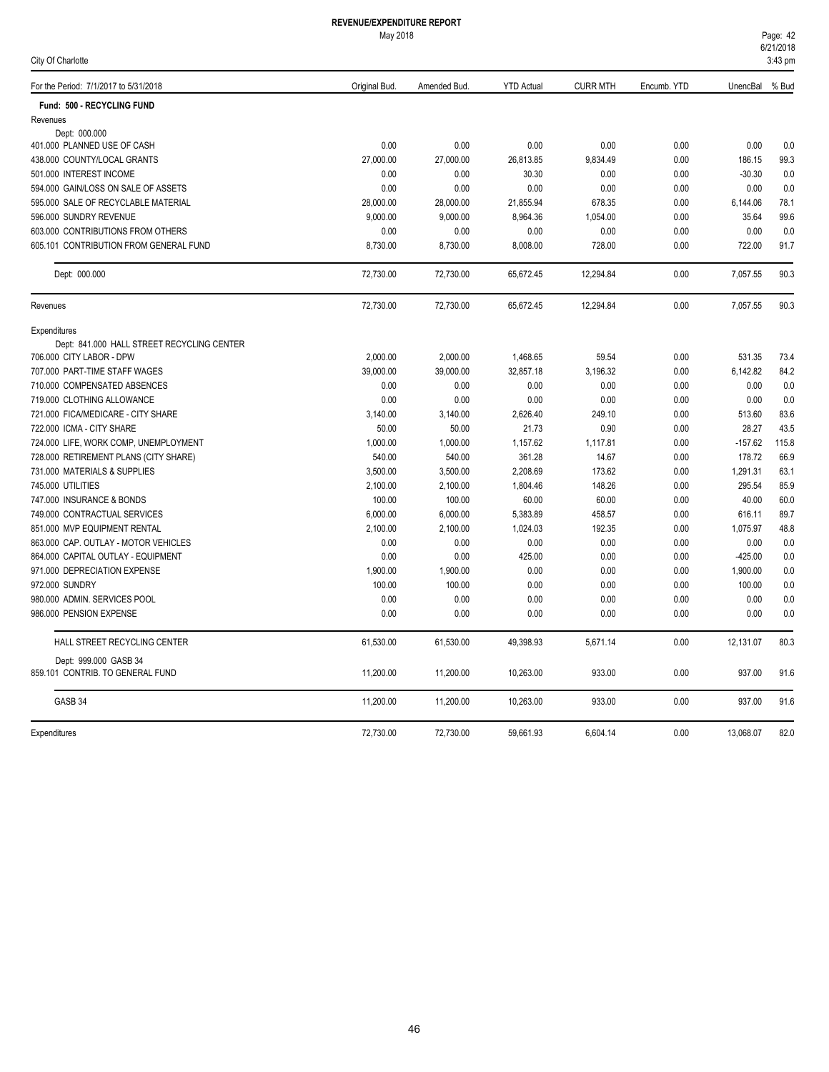# REVENUE/EXPENDITURE REPORT

May 2018

City Of Charlotte

| For the Period: 7/1/2017 to 5/31/2018 | Original Bud. | Amended Bud. | YTD Actual | CURR MTH | Encumb. YTD | UnencBal | % Bud |
|---|---|---|---|---|---|---|---|
| **Fund: 500 - RECYCLING FUND** | | | | | | | |
| Revenues | | | | | | | |
| Dept: 000.000 | | | | | | | |
| 401.000 PLANNED USE OF CASH | 0.00 | 0.00 | 0.00 | 0.00 | 0.00 | 0.00 | 0.0 |
| 438.000 COUNTY/LOCAL GRANTS | 27,000.00 | 27,000.00 | 26,813.85 | 9,834.49 | 0.00 | 186.15 | 99.3 |
| 501.000 INTEREST INCOME | 0.00 | 0.00 | 30.30 | 0.00 | 0.00 | -30.30 | 0.0 |
| 594.000 GAIN/LOSS ON SALE OF ASSETS | 0.00 | 0.00 | 0.00 | 0.00 | 0.00 | 0.00 | 0.0 |
| 595.000 SALE OF RECYCLABLE MATERIAL | 28,000.00 | 28,000.00 | 21,855.94 | 678.35 | 0.00 | 6,144.06 | 78.1 |
| 596.000 SUNDRY REVENUE | 9,000.00 | 9,000.00 | 8,964.36 | 1,054.00 | 0.00 | 35.64 | 99.6 |
| 603.000 CONTRIBUTIONS FROM OTHERS | 0.00 | 0.00 | 0.00 | 0.00 | 0.00 | 0.00 | 0.0 |
| 605.101 CONTRIBUTION FROM GENERAL FUND | 8,730.00 | 8,730.00 | 8,008.00 | 728.00 | 0.00 | 722.00 | 91.7 |
| Dept: 000.000 | 72,730.00 | 72,730.00 | 65,672.45 | 12,294.84 | 0.00 | 7,057.55 | 90.3 |
| Revenues | 72,730.00 | 72,730.00 | 65,672.45 | 12,294.84 | 0.00 | 7,057.55 | 90.3 |
| Expenditures | | | | | | | |
| Dept: 841.000 HALL STREET RECYCLING CENTER | | | | | | | |
| 706.000 CITY LABOR - DPW | 2,000.00 | 2,000.00 | 1,468.65 | 59.54 | 0.00 | 531.35 | 73.4 |
| 707.000 PART-TIME STAFF WAGES | 39,000.00 | 39,000.00 | 32,857.18 | 3,196.32 | 0.00 | 6,142.82 | 84.2 |
| 710.000 COMPENSATED ABSENCES | 0.00 | 0.00 | 0.00 | 0.00 | 0.00 | 0.00 | 0.0 |
| 719.000 CLOTHING ALLOWANCE | 0.00 | 0.00 | 0.00 | 0.00 | 0.00 | 0.00 | 0.0 |
| 721.000 FICA/MEDICARE - CITY SHARE | 3,140.00 | 3,140.00 | 2,626.40 | 249.10 | 0.00 | 513.60 | 83.6 |
| 722.000 ICMA - CITY SHARE | 50.00 | 50.00 | 21.73 | 0.90 | 0.00 | 28.27 | 43.5 |
| 724.000 LIFE, WORK COMP, UNEMPLOYMENT | 1,000.00 | 1,000.00 | 1,157.62 | 1,117.81 | 0.00 | -157.62 | 115.8 |
| 728.000 RETIREMENT PLANS (CITY SHARE) | 540.00 | 540.00 | 361.28 | 14.67 | 0.00 | 178.72 | 66.9 |
| 731.000 MATERIALS & SUPPLIES | 3,500.00 | 3,500.00 | 2,208.69 | 173.62 | 0.00 | 1,291.31 | 63.1 |
| 745.000 UTILITIES | 2,100.00 | 2,100.00 | 1,804.46 | 148.26 | 0.00 | 295.54 | 85.9 |
| 747.000 INSURANCE & BONDS | 100.00 | 100.00 | 60.00 | 60.00 | 0.00 | 40.00 | 60.0 |
| 749.000 CONTRACTUAL SERVICES | 6,000.00 | 6,000.00 | 5,383.89 | 458.57 | 0.00 | 616.11 | 89.7 |
| 851.000 MVP EQUIPMENT RENTAL | 2,100.00 | 2,100.00 | 1,024.03 | 192.35 | 0.00 | 1,075.97 | 48.8 |
| 863.000 CAP. OUTLAY - MOTOR VEHICLES | 0.00 | 0.00 | 0.00 | 0.00 | 0.00 | 0.00 | 0.0 |
| 864.000 CAPITAL OUTLAY - EQUIPMENT | 0.00 | 0.00 | 425.00 | 0.00 | 0.00 | -425.00 | 0.0 |
| 971.000 DEPRECIATION EXPENSE | 1,900.00 | 1,900.00 | 0.00 | 0.00 | 0.00 | 1,900.00 | 0.0 |
| 972.000 SUNDRY | 100.00 | 100.00 | 0.00 | 0.00 | 0.00 | 100.00 | 0.0 |
| 980.000 ADMIN. SERVICES POOL | 0.00 | 0.00 | 0.00 | 0.00 | 0.00 | 0.00 | 0.0 |
| 986.000 PENSION EXPENSE | 0.00 | 0.00 | 0.00 | 0.00 | 0.00 | 0.00 | 0.0 |
| HALL STREET RECYCLING CENTER | 61,530.00 | 61,530.00 | 49,398.93 | 5,671.14 | 0.00 | 12,131.07 | 80.3 |
| Dept: 999.000 GASB 34 | | | | | | | |
| 859.101 CONTRIB. TO GENERAL FUND | 11,200.00 | 11,200.00 | 10,263.00 | 933.00 | 0.00 | 937.00 | 91.6 |
| GASB 34 | 11,200.00 | 11,200.00 | 10,263.00 | 933.00 | 0.00 | 937.00 | 91.6 |
| Expenditures | 72,730.00 | 72,730.00 | 59,661.93 | 6,604.14 | 0.00 | 13,068.07 | 82.0 |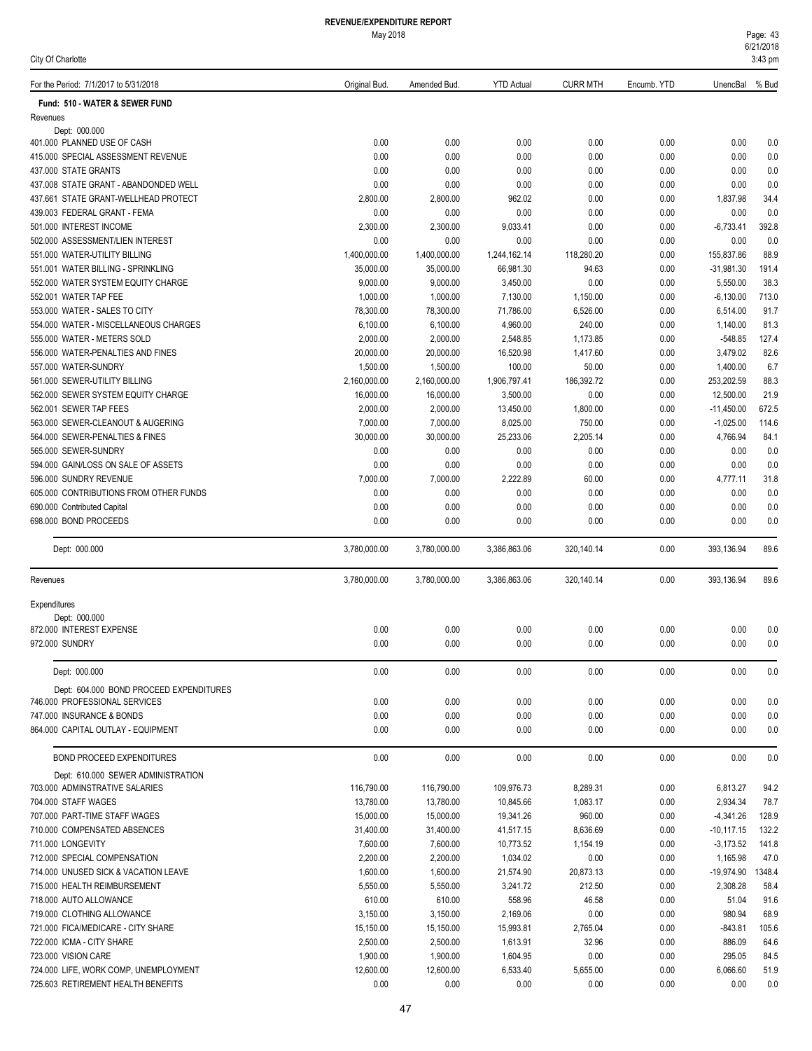# REVENUE/EXPENDITURE REPORT

May 2018

City Of Charlotte

| For the Period: 7/1/2017 to 5/31/2018 | Original Bud. | Amended Bud. | YTD Actual | CURR MTH | Encumb. YTD | UnencBal | % Bud |
|---|---|---|---|---|---|---|---|
| **Fund: 510 - WATER & SEWER FUND** | | | | | | | |
| Revenues | | | | | | | |
| Dept: 000.000 | | | | | | | |
| 401.000 PLANNED USE OF CASH | 0.00 | 0.00 | 0.00 | 0.00 | 0.00 | 0.00 | 0.0 |
| 415.000 SPECIAL ASSESSMENT REVENUE | 0.00 | 0.00 | 0.00 | 0.00 | 0.00 | 0.00 | 0.0 |
| 437.000 STATE GRANTS | 0.00 | 0.00 | 0.00 | 0.00 | 0.00 | 0.00 | 0.0 |
| 437.008 STATE GRANT - ABANDONDED WELL | 0.00 | 0.00 | 0.00 | 0.00 | 0.00 | 0.00 | 0.0 |
| 437.661 STATE GRANT-WELLHEAD PROTECT | 2,800.00 | 2,800.00 | 962.02 | 0.00 | 0.00 | 1,837.98 | 34.4 |
| 439.003 FEDERAL GRANT - FEMA | 0.00 | 0.00 | 0.00 | 0.00 | 0.00 | 0.00 | 0.0 |
| 501.000 INTEREST INCOME | 2,300.00 | 2,300.00 | 9,033.41 | 0.00 | 0.00 | -6,733.41 | 392.8 |
| 502.000 ASSESSMENT/LIEN INTEREST | 0.00 | 0.00 | 0.00 | 0.00 | 0.00 | 0.00 | 0.0 |
| 551.000 WATER-UTILITY BILLING | 1,400,000.00 | 1,400,000.00 | 1,244,162.14 | 118,280.20 | 0.00 | 155,837.86 | 88.9 |
| 551.001 WATER BILLING - SPRINKLING | 35,000.00 | 35,000.00 | 66,981.30 | 94.63 | 0.00 | -31,981.30 | 191.4 |
| 552.000 WATER SYSTEM EQUITY CHARGE | 9,000.00 | 9,000.00 | 3,450.00 | 0.00 | 0.00 | 5,550.00 | 38.3 |
| 552.001 WATER TAP FEE | 1,000.00 | 1,000.00 | 7,130.00 | 1,150.00 | 0.00 | -6,130.00 | 713.0 |
| 553.000 WATER - SALES TO CITY | 78,300.00 | 78,300.00 | 71,786.00 | 6,526.00 | 0.00 | 6,514.00 | 91.7 |
| 554.000 WATER - MISCELLANEOUS CHARGES | 6,100.00 | 6,100.00 | 4,960.00 | 240.00 | 0.00 | 1,140.00 | 81.3 |
| 555.000 WATER - METERS SOLD | 2,000.00 | 2,000.00 | 2,548.85 | 1,173.85 | 0.00 | -548.85 | 127.4 |
| 556.000 WATER-PENALTIES AND FINES | 20,000.00 | 20,000.00 | 16,520.98 | 1,417.60 | 0.00 | 3,479.02 | 82.6 |
| 557.000 WATER-SUNDRY | 1,500.00 | 1,500.00 | 100.00 | 50.00 | 0.00 | 1,400.00 | 6.7 |
| 561.000 SEWER-UTILITY BILLING | 2,160,000.00 | 2,160,000.00 | 1,906,797.41 | 186,392.72 | 0.00 | 253,202.59 | 88.3 |
| 562.000 SEWER SYSTEM EQUITY CHARGE | 16,000.00 | 16,000.00 | 3,500.00 | 0.00 | 0.00 | 12,500.00 | 21.9 |
| 562.001 SEWER TAP FEES | 2,000.00 | 2,000.00 | 13,450.00 | 1,800.00 | 0.00 | -11,450.00 | 672.5 |
| 563.000 SEWER-CLEANOUT & AUGERING | 7,000.00 | 7,000.00 | 8,025.00 | 750.00 | 0.00 | -1,025.00 | 114.6 |
| 564.000 SEWER-PENALTIES & FINES | 30,000.00 | 30,000.00 | 25,233.06 | 2,205.14 | 0.00 | 4,766.94 | 84.1 |
| 565.000 SEWER-SUNDRY | 0.00 | 0.00 | 0.00 | 0.00 | 0.00 | 0.00 | 0.0 |
| 594.000 GAIN/LOSS ON SALE OF ASSETS | 0.00 | 0.00 | 0.00 | 0.00 | 0.00 | 0.00 | 0.0 |
| 596.000 SUNDRY REVENUE | 7,000.00 | 7,000.00 | 2,222.89 | 60.00 | 0.00 | 4,777.11 | 31.8 |
| 605.000 CONTRIBUTIONS FROM OTHER FUNDS | 0.00 | 0.00 | 0.00 | 0.00 | 0.00 | 0.00 | 0.0 |
| 690.000 Contributed Capital | 0.00 | 0.00 | 0.00 | 0.00 | 0.00 | 0.00 | 0.0 |
| 698.000 BOND PROCEEDS | 0.00 | 0.00 | 0.00 | 0.00 | 0.00 | 0.00 | 0.0 |
| Dept: 000.000 | 3,780,000.00 | 3,780,000.00 | 3,386,863.06 | 320,140.14 | 0.00 | 393,136.94 | 89.6 |
| Revenues | 3,780,000.00 | 3,780,000.00 | 3,386,863.06 | 320,140.14 | 0.00 | 393,136.94 | 89.6 |
| Expenditures | | | | | | | |
| Dept: 000.000 | | | | | | | |
| 872.000 INTEREST EXPENSE | 0.00 | 0.00 | 0.00 | 0.00 | 0.00 | 0.00 | 0.0 |
| 972.000 SUNDRY | 0.00 | 0.00 | 0.00 | 0.00 | 0.00 | 0.00 | 0.0 |
| Dept: 000.000 | 0.00 | 0.00 | 0.00 | 0.00 | 0.00 | 0.00 | 0.0 |
| Dept: 604.000 BOND PROCEED EXPENDITURES | | | | | | | |
| 746.000 PROFESSIONAL SERVICES | 0.00 | 0.00 | 0.00 | 0.00 | 0.00 | 0.00 | 0.0 |
| 747.000 INSURANCE & BONDS | 0.00 | 0.00 | 0.00 | 0.00 | 0.00 | 0.00 | 0.0 |
| 864.000 CAPITAL OUTLAY - EQUIPMENT | 0.00 | 0.00 | 0.00 | 0.00 | 0.00 | 0.00 | 0.0 |
| BOND PROCEED EXPENDITURES | 0.00 | 0.00 | 0.00 | 0.00 | 0.00 | 0.00 | 0.0 |
| Dept: 610.000 SEWER ADMINISTRATION | | | | | | | |
| 703.000 ADMINSTRATIVE SALARIES | 116,790.00 | 116,790.00 | 109,976.73 | 8,289.31 | 0.00 | 6,813.27 | 94.2 |
| 704.000 STAFF WAGES | 13,780.00 | 13,780.00 | 10,845.66 | 1,083.17 | 0.00 | 2,934.34 | 78.7 |
| 707.000 PART-TIME STAFF WAGES | 15,000.00 | 15,000.00 | 19,341.26 | 960.00 | 0.00 | -4,341.26 | 128.9 |
| 710.000 COMPENSATED ABSENCES | 31,400.00 | 31,400.00 | 41,517.15 | 8,636.69 | 0.00 | -10,117.15 | 132.2 |
| 711.000 LONGEVITY | 7,600.00 | 7,600.00 | 10,773.52 | 1,154.19 | 0.00 | -3,173.52 | 141.8 |
| 712.000 SPECIAL COMPENSATION | 2,200.00 | 2,200.00 | 1,034.02 | 0.00 | 0.00 | 1,165.98 | 47.0 |
| 714.000 UNUSED SICK & VACATION LEAVE | 1,600.00 | 1,600.00 | 21,574.90 | 20,873.13 | 0.00 | -19,974.90 | 1348.4 |
| 715.000 HEALTH REIMBURSEMENT | 5,550.00 | 5,550.00 | 3,241.72 | 212.50 | 0.00 | 2,308.28 | 58.4 |
| 718.000 AUTO ALLOWANCE | 610.00 | 610.00 | 558.96 | 46.58 | 0.00 | 51.04 | 91.6 |
| 719.000 CLOTHING ALLOWANCE | 3,150.00 | 3,150.00 | 2,169.06 | 0.00 | 0.00 | 980.94 | 68.9 |
| 721.000 FICA/MEDICARE - CITY SHARE | 15,150.00 | 15,150.00 | 15,993.81 | 2,765.04 | 0.00 | -843.81 | 105.6 |
| 722.000 ICMA - CITY SHARE | 2,500.00 | 2,500.00 | 1,613.91 | 32.96 | 0.00 | 886.09 | 64.6 |
| 723.000 VISION CARE | 1,900.00 | 1,900.00 | 1,604.95 | 0.00 | 0.00 | 295.05 | 84.5 |
| 724.000 LIFE, WORK COMP, UNEMPLOYMENT | 12,600.00 | 12,600.00 | 6,533.40 | 5,655.00 | 0.00 | 6,066.60 | 51.9 |
| 725.603 RETIREMENT HEALTH BENEFITS | 0.00 | 0.00 | 0.00 | 0.00 | 0.00 | 0.00 | 0.0 |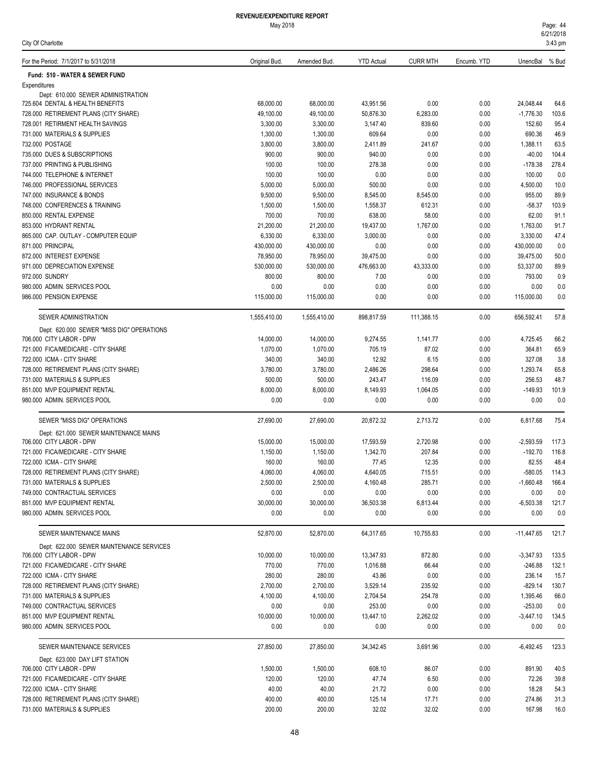# REVENUE/EXPENDITURE REPORT

May 2018

City Of Charlotte

| For the Period: 7/1/2017 to 5/31/2018 | Original Bud. | Amended Bud. | YTD Actual | CURR MTH | Encumb. YTD | UnencBal | % Bud |
|---|---|---|---|---|---|---|---|
| **Fund: 510 - WATER & SEWER FUND** | | | | | | | |
| Expenditures | | | | | | | |
| Dept: 610.000 SEWER ADMINISTRATION | | | | | | | |
| 725.604 DENTAL & HEALTH BENEFITS | 68,000.00 | 68,000.00 | 43,951.56 | 0.00 | 0.00 | 24,048.44 | 64.6 |
| 728.000 RETIREMENT PLANS (CITY SHARE) | 49,100.00 | 49,100.00 | 50,876.30 | 6,283.00 | 0.00 | -1,776.30 | 103.6 |
| 728.001 RETIRMENT HEALTH SAVINGS | 3,300.00 | 3,300.00 | 3,147.40 | 839.60 | 0.00 | 152.60 | 95.4 |
| 731.000 MATERIALS & SUPPLIES | 1,300.00 | 1,300.00 | 609.64 | 0.00 | 0.00 | 690.36 | 46.9 |
| 732.000 POSTAGE | 3,800.00 | 3,800.00 | 2,411.89 | 241.67 | 0.00 | 1,388.11 | 63.5 |
| 735.000 DUES & SUBSCRIPTIONS | 900.00 | 900.00 | 940.00 | 0.00 | 0.00 | -40.00 | 104.4 |
| 737.000 PRINTING & PUBLISHING | 100.00 | 100.00 | 278.38 | 0.00 | 0.00 | -178.38 | 278.4 |
| 744.000 TELEPHONE & INTERNET | 100.00 | 100.00 | 0.00 | 0.00 | 0.00 | 100.00 | 0.0 |
| 746.000 PROFESSIONAL SERVICES | 5,000.00 | 5,000.00 | 500.00 | 0.00 | 0.00 | 4,500.00 | 10.0 |
| 747.000 INSURANCE & BONDS | 9,500.00 | 9,500.00 | 8,545.00 | 8,545.00 | 0.00 | 955.00 | 89.9 |
| 748.000 CONFERENCES & TRAINING | 1,500.00 | 1,500.00 | 1,558.37 | 612.31 | 0.00 | -58.37 | 103.9 |
| 850.000 RENTAL EXPENSE | 700.00 | 700.00 | 638.00 | 58.00 | 0.00 | 62.00 | 91.1 |
| 853.000 HYDRANT RENTAL | 21,200.00 | 21,200.00 | 19,437.00 | 1,767.00 | 0.00 | 1,763.00 | 91.7 |
| 865.000 CAP. OUTLAY - COMPUTER EQUIP | 6,330.00 | 6,330.00 | 3,000.00 | 0.00 | 0.00 | 3,330.00 | 47.4 |
| 871.000 PRINCIPAL | 430,000.00 | 430,000.00 | 0.00 | 0.00 | 0.00 | 430,000.00 | 0.0 |
| 872.000 INTEREST EXPENSE | 78,950.00 | 78,950.00 | 39,475.00 | 0.00 | 0.00 | 39,475.00 | 50.0 |
| 971.000 DEPRECIATION EXPENSE | 530,000.00 | 530,000.00 | 476,663.00 | 43,333.00 | 0.00 | 53,337.00 | 89.9 |
| 972.000 SUNDRY | 800.00 | 800.00 | 7.00 | 0.00 | 0.00 | 793.00 | 0.9 |
| 980.000 ADMIN. SERVICES POOL | 0.00 | 0.00 | 0.00 | 0.00 | 0.00 | 0.00 | 0.0 |
| 986.000 PENSION EXPENSE | 115,000.00 | 115,000.00 | 0.00 | 0.00 | 0.00 | 115,000.00 | 0.0 |
| SEWER ADMINISTRATION | 1,555,410.00 | 1,555,410.00 | 898,817.59 | 111,388.15 | 0.00 | 656,592.41 | 57.8 |
| Dept: 620.000 SEWER "MISS DIG" OPERATIONS | | | | | | | |
| 706.000 CITY LABOR - DPW | 14,000.00 | 14,000.00 | 9,274.55 | 1,141.77 | 0.00 | 4,725.45 | 66.2 |
| 721.000 FICA/MEDICARE - CITY SHARE | 1,070.00 | 1,070.00 | 705.19 | 87.02 | 0.00 | 364.81 | 65.9 |
| 722.000 ICMA - CITY SHARE | 340.00 | 340.00 | 12.92 | 6.15 | 0.00 | 327.08 | 3.8 |
| 728.000 RETIREMENT PLANS (CITY SHARE) | 3,780.00 | 3,780.00 | 2,486.26 | 298.64 | 0.00 | 1,293.74 | 65.8 |
| 731.000 MATERIALS & SUPPLIES | 500.00 | 500.00 | 243.47 | 116.09 | 0.00 | 256.53 | 48.7 |
| 851.000 MVP EQUIPMENT RENTAL | 8,000.00 | 8,000.00 | 8,149.93 | 1,064.05 | 0.00 | -149.93 | 101.9 |
| 980.000 ADMIN. SERVICES POOL | 0.00 | 0.00 | 0.00 | 0.00 | 0.00 | 0.00 | 0.0 |
| SEWER "MISS DIG" OPERATIONS | 27,690.00 | 27,690.00 | 20,872.32 | 2,713.72 | 0.00 | 6,817.68 | 75.4 |
| Dept: 621.000 SEWER MAINTENANCE MAINS | | | | | | | |
| 706.000 CITY LABOR - DPW | 15,000.00 | 15,000.00 | 17,593.59 | 2,720.98 | 0.00 | -2,593.59 | 117.3 |
| 721.000 FICA/MEDICARE - CITY SHARE | 1,150.00 | 1,150.00 | 1,342.70 | 207.84 | 0.00 | -192.70 | 116.8 |
| 722.000 ICMA - CITY SHARE | 160.00 | 160.00 | 77.45 | 12.35 | 0.00 | 82.55 | 48.4 |
| 728.000 RETIREMENT PLANS (CITY SHARE) | 4,060.00 | 4,060.00 | 4,640.05 | 715.51 | 0.00 | -580.05 | 114.3 |
| 731.000 MATERIALS & SUPPLIES | 2,500.00 | 2,500.00 | 4,160.48 | 285.71 | 0.00 | -1,660.48 | 166.4 |
| 749.000 CONTRACTUAL SERVICES | 0.00 | 0.00 | 0.00 | 0.00 | 0.00 | 0.00 | 0.0 |
| 851.000 MVP EQUIPMENT RENTAL | 30,000.00 | 30,000.00 | 36,503.38 | 6,813.44 | 0.00 | -6,503.38 | 121.7 |
| 980.000 ADMIN. SERVICES POOL | 0.00 | 0.00 | 0.00 | 0.00 | 0.00 | 0.00 | 0.0 |
| SEWER MAINTENANCE MAINS | 52,870.00 | 52,870.00 | 64,317.65 | 10,755.83 | 0.00 | -11,447.65 | 121.7 |
| Dept: 622.000 SEWER MAINTENANCE SERVICES | | | | | | | |
| 706.000 CITY LABOR - DPW | 10,000.00 | 10,000.00 | 13,347.93 | 872.80 | 0.00 | -3,347.93 | 133.5 |
| 721.000 FICA/MEDICARE - CITY SHARE | 770.00 | 770.00 | 1,016.88 | 66.44 | 0.00 | -246.88 | 132.1 |
| 722.000 ICMA - CITY SHARE | 280.00 | 280.00 | 43.86 | 0.00 | 0.00 | 236.14 | 15.7 |
| 728.000 RETIREMENT PLANS (CITY SHARE) | 2,700.00 | 2,700.00 | 3,529.14 | 235.92 | 0.00 | -829.14 | 130.7 |
| 731.000 MATERIALS & SUPPLIES | 4,100.00 | 4,100.00 | 2,704.54 | 254.78 | 0.00 | 1,395.46 | 66.0 |
| 749.000 CONTRACTUAL SERVICES | 0.00 | 0.00 | 253.00 | 0.00 | 0.00 | -253.00 | 0.0 |
| 851.000 MVP EQUIPMENT RENTAL | 10,000.00 | 10,000.00 | 13,447.10 | 2,262.02 | 0.00 | -3,447.10 | 134.5 |
| 980.000 ADMIN. SERVICES POOL | 0.00 | 0.00 | 0.00 | 0.00 | 0.00 | 0.00 | 0.0 |
| SEWER MAINTENANCE SERVICES | 27,850.00 | 27,850.00 | 34,342.45 | 3,691.96 | 0.00 | -6,492.45 | 123.3 |
| Dept: 623.000 DAY LIFT STATION | | | | | | | |
| 706.000 CITY LABOR - DPW | 1,500.00 | 1,500.00 | 608.10 | 86.07 | 0.00 | 891.90 | 40.5 |
| 721.000 FICA/MEDICARE - CITY SHARE | 120.00 | 120.00 | 47.74 | 6.50 | 0.00 | 72.26 | 39.8 |
| 722.000 ICMA - CITY SHARE | 40.00 | 40.00 | 21.72 | 0.00 | 0.00 | 18.28 | 54.3 |
| 728.000 RETIREMENT PLANS (CITY SHARE) | 400.00 | 400.00 | 125.14 | 17.71 | 0.00 | 274.86 | 31.3 |
| 731.000 MATERIALS & SUPPLIES | 200.00 | 200.00 | 32.02 | 32.02 | 0.00 | 167.98 | 16.0 |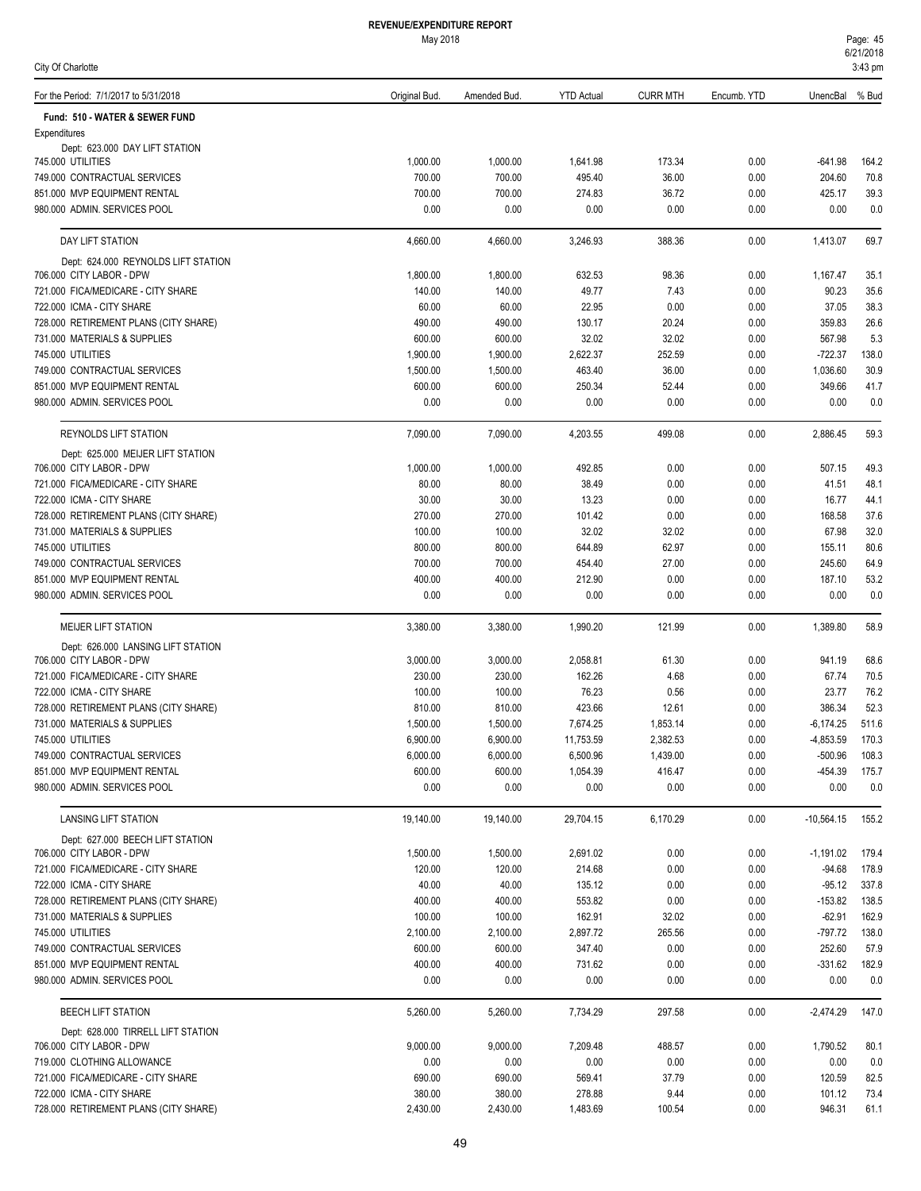# REVENUE/EXPENDITURE REPORT

May 2018

City Of Charlotte

| For the Period: 7/1/2017 to 5/31/2018 | Original Bud. | Amended Bud. | YTD Actual | CURR MTH | Encumb. YTD | UnencBal | % Bud |
|---|---|---|---|---|---|---|---|
| **Fund: 510 - WATER & SEWER FUND** | | | | | | | |
| Expenditures | | | | | | | |
| Dept: 623.000 DAY LIFT STATION | | | | | | | |
| 745.000 UTILITIES | 1,000.00 | 1,000.00 | 1,641.98 | 173.34 | 0.00 | -641.98 | 164.2 |
| 749.000 CONTRACTUAL SERVICES | 700.00 | 700.00 | 495.40 | 36.00 | 0.00 | 204.60 | 70.8 |
| 851.000 MVP EQUIPMENT RENTAL | 700.00 | 700.00 | 274.83 | 36.72 | 0.00 | 425.17 | 39.3 |
| 980.000 ADMIN. SERVICES POOL | 0.00 | 0.00 | 0.00 | 0.00 | 0.00 | 0.00 | 0.0 |
| DAY LIFT STATION | 4,660.00 | 4,660.00 | 3,246.93 | 388.36 | 0.00 | 1,413.07 | 69.7 |
| Dept: 624.000 REYNOLDS LIFT STATION | | | | | | | |
| 706.000 CITY LABOR - DPW | 1,800.00 | 1,800.00 | 632.53 | 98.36 | 0.00 | 1,167.47 | 35.1 |
| 721.000 FICA/MEDICARE - CITY SHARE | 140.00 | 140.00 | 49.77 | 7.43 | 0.00 | 90.23 | 35.6 |
| 722.000 ICMA - CITY SHARE | 60.00 | 60.00 | 22.95 | 0.00 | 0.00 | 37.05 | 38.3 |
| 728.000 RETIREMENT PLANS (CITY SHARE) | 490.00 | 490.00 | 130.17 | 20.24 | 0.00 | 359.83 | 26.6 |
| 731.000 MATERIALS & SUPPLIES | 600.00 | 600.00 | 32.02 | 32.02 | 0.00 | 567.98 | 5.3 |
| 745.000 UTILITIES | 1,900.00 | 1,900.00 | 2,622.37 | 252.59 | 0.00 | -722.37 | 138.0 |
| 749.000 CONTRACTUAL SERVICES | 1,500.00 | 1,500.00 | 463.40 | 36.00 | 0.00 | 1,036.60 | 30.9 |
| 851.000 MVP EQUIPMENT RENTAL | 600.00 | 600.00 | 250.34 | 52.44 | 0.00 | 349.66 | 41.7 |
| 980.000 ADMIN. SERVICES POOL | 0.00 | 0.00 | 0.00 | 0.00 | 0.00 | 0.00 | 0.0 |
| REYNOLDS LIFT STATION | 7,090.00 | 7,090.00 | 4,203.55 | 499.08 | 0.00 | 2,886.45 | 59.3 |
| Dept: 625.000 MEIJER LIFT STATION | | | | | | | |
| 706.000 CITY LABOR - DPW | 1,000.00 | 1,000.00 | 492.85 | 0.00 | 0.00 | 507.15 | 49.3 |
| 721.000 FICA/MEDICARE - CITY SHARE | 80.00 | 80.00 | 38.49 | 0.00 | 0.00 | 41.51 | 48.1 |
| 722.000 ICMA - CITY SHARE | 30.00 | 30.00 | 13.23 | 0.00 | 0.00 | 16.77 | 44.1 |
| 728.000 RETIREMENT PLANS (CITY SHARE) | 270.00 | 270.00 | 101.42 | 0.00 | 0.00 | 168.58 | 37.6 |
| 731.000 MATERIALS & SUPPLIES | 100.00 | 100.00 | 32.02 | 32.02 | 0.00 | 67.98 | 32.0 |
| 745.000 UTILITIES | 800.00 | 800.00 | 644.89 | 62.97 | 0.00 | 155.11 | 80.6 |
| 749.000 CONTRACTUAL SERVICES | 700.00 | 700.00 | 454.40 | 27.00 | 0.00 | 245.60 | 64.9 |
| 851.000 MVP EQUIPMENT RENTAL | 400.00 | 400.00 | 212.90 | 0.00 | 0.00 | 187.10 | 53.2 |
| 980.000 ADMIN. SERVICES POOL | 0.00 | 0.00 | 0.00 | 0.00 | 0.00 | 0.00 | 0.0 |
| MEIJER LIFT STATION | 3,380.00 | 3,380.00 | 1,990.20 | 121.99 | 0.00 | 1,389.80 | 58.9 |
| Dept: 626.000 LANSING LIFT STATION | | | | | | | |
| 706.000 CITY LABOR - DPW | 3,000.00 | 3,000.00 | 2,058.81 | 61.30 | 0.00 | 941.19 | 68.6 |
| 721.000 FICA/MEDICARE - CITY SHARE | 230.00 | 230.00 | 162.26 | 4.68 | 0.00 | 67.74 | 70.5 |
| 722.000 ICMA - CITY SHARE | 100.00 | 100.00 | 76.23 | 0.56 | 0.00 | 23.77 | 76.2 |
| 728.000 RETIREMENT PLANS (CITY SHARE) | 810.00 | 810.00 | 423.66 | 12.61 | 0.00 | 386.34 | 52.3 |
| 731.000 MATERIALS & SUPPLIES | 1,500.00 | 1,500.00 | 7,674.25 | 1,853.14 | 0.00 | -6,174.25 | 511.6 |
| 745.000 UTILITIES | 6,900.00 | 6,900.00 | 11,753.59 | 2,382.53 | 0.00 | -4,853.59 | 170.3 |
| 749.000 CONTRACTUAL SERVICES | 6,000.00 | 6,000.00 | 6,500.96 | 1,439.00 | 0.00 | -500.96 | 108.3 |
| 851.000 MVP EQUIPMENT RENTAL | 600.00 | 600.00 | 1,054.39 | 416.47 | 0.00 | -454.39 | 175.7 |
| 980.000 ADMIN. SERVICES POOL | 0.00 | 0.00 | 0.00 | 0.00 | 0.00 | 0.00 | 0.0 |
| LANSING LIFT STATION | 19,140.00 | 19,140.00 | 29,704.15 | 6,170.29 | 0.00 | -10,564.15 | 155.2 |
| Dept: 627.000 BEECH LIFT STATION | | | | | | | |
| 706.000 CITY LABOR - DPW | 1,500.00 | 1,500.00 | 2,691.02 | 0.00 | 0.00 | -1,191.02 | 179.4 |
| 721.000 FICA/MEDICARE - CITY SHARE | 120.00 | 120.00 | 214.68 | 0.00 | 0.00 | -94.68 | 178.9 |
| 722.000 ICMA - CITY SHARE | 40.00 | 40.00 | 135.12 | 0.00 | 0.00 | -95.12 | 337.8 |
| 728.000 RETIREMENT PLANS (CITY SHARE) | 400.00 | 400.00 | 553.82 | 0.00 | 0.00 | -153.82 | 138.5 |
| 731.000 MATERIALS & SUPPLIES | 100.00 | 100.00 | 162.91 | 32.02 | 0.00 | -62.91 | 162.9 |
| 745.000 UTILITIES | 2,100.00 | 2,100.00 | 2,897.72 | 265.56 | 0.00 | -797.72 | 138.0 |
| 749.000 CONTRACTUAL SERVICES | 600.00 | 600.00 | 347.40 | 0.00 | 0.00 | 252.60 | 57.9 |
| 851.000 MVP EQUIPMENT RENTAL | 400.00 | 400.00 | 731.62 | 0.00 | 0.00 | -331.62 | 182.9 |
| 980.000 ADMIN. SERVICES POOL | 0.00 | 0.00 | 0.00 | 0.00 | 0.00 | 0.00 | 0.0 |
| BEECH LIFT STATION | 5,260.00 | 5,260.00 | 7,734.29 | 297.58 | 0.00 | -2,474.29 | 147.0 |
| Dept: 628.000 TIRRELL LIFT STATION | | | | | | | |
| 706.000 CITY LABOR - DPW | 9,000.00 | 9,000.00 | 7,209.48 | 488.57 | 0.00 | 1,790.52 | 80.1 |
| 719.000 CLOTHING ALLOWANCE | 0.00 | 0.00 | 0.00 | 0.00 | 0.00 | 0.00 | 0.0 |
| 721.000 FICA/MEDICARE - CITY SHARE | 690.00 | 690.00 | 569.41 | 37.79 | 0.00 | 120.59 | 82.5 |
| 722.000 ICMA - CITY SHARE | 380.00 | 380.00 | 278.88 | 9.44 | 0.00 | 101.12 | 73.4 |
| 728.000 RETIREMENT PLANS (CITY SHARE) | 2,430.00 | 2,430.00 | 1,483.69 | 100.54 | 0.00 | 946.31 | 61.1 |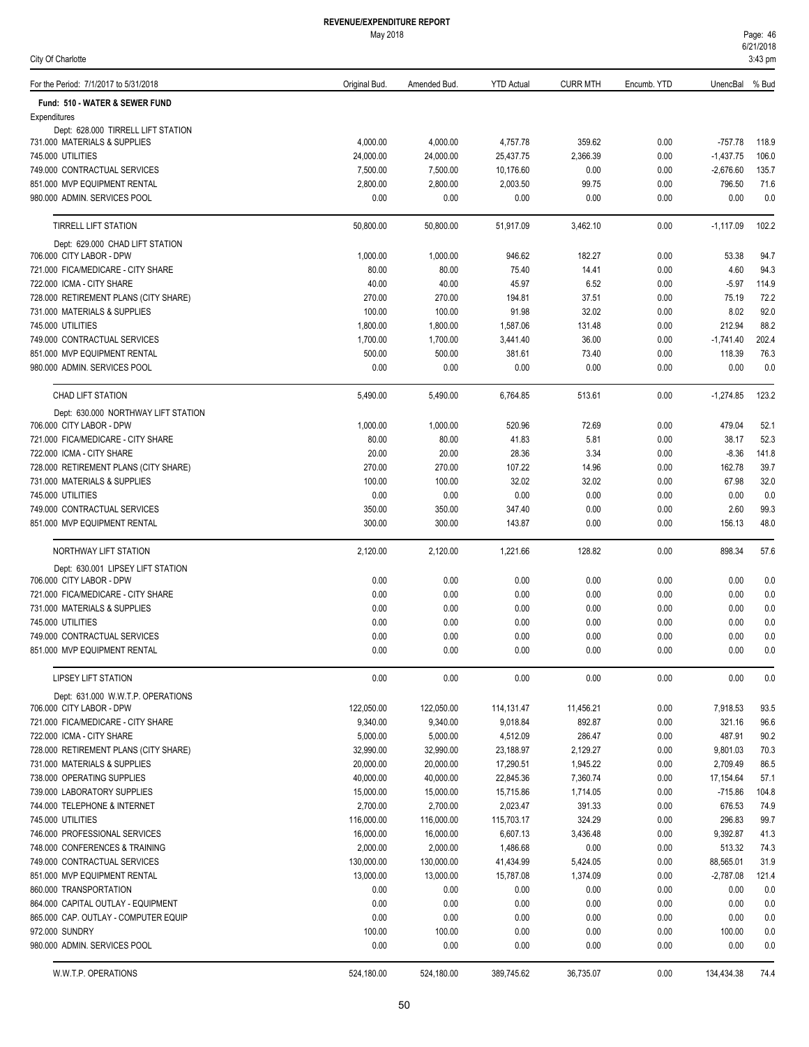# REVENUE/EXPENDITURE REPORT

May 2018

City Of Charlotte

| For the Period: 7/1/2017 to 5/31/2018 | Original Bud. | Amended Bud. | YTD Actual | CURR MTH | Encumb. YTD | UnencBal | % Bud |
|---|---|---|---|---|---|---|---|
| **Fund: 510 - WATER & SEWER FUND** | | | | | | | |
| Expenditures | | | | | | | |
| Dept: 628.000 TIRRELL LIFT STATION | | | | | | | |
| 731.000 MATERIALS & SUPPLIES | 4,000.00 | 4,000.00 | 4,757.78 | 359.62 | 0.00 | -757.78 | 118.9 |
| 745.000 UTILITIES | 24,000.00 | 24,000.00 | 25,437.75 | 2,366.39 | 0.00 | -1,437.75 | 106.0 |
| 749.000 CONTRACTUAL SERVICES | 7,500.00 | 7,500.00 | 10,176.60 | 0.00 | 0.00 | -2,676.60 | 135.7 |
| 851.000 MVP EQUIPMENT RENTAL | 2,800.00 | 2,800.00 | 2,003.50 | 99.75 | 0.00 | 796.50 | 71.6 |
| 980.000 ADMIN. SERVICES POOL | 0.00 | 0.00 | 0.00 | 0.00 | 0.00 | 0.00 | 0.0 |
| TIRRELL LIFT STATION | 50,800.00 | 50,800.00 | 51,917.09 | 3,462.10 | 0.00 | -1,117.09 | 102.2 |
| Dept: 629.000 CHAD LIFT STATION | | | | | | | |
| 706.000 CITY LABOR - DPW | 1,000.00 | 1,000.00 | 946.62 | 182.27 | 0.00 | 53.38 | 94.7 |
| 721.000 FICA/MEDICARE - CITY SHARE | 80.00 | 80.00 | 75.40 | 14.41 | 0.00 | 4.60 | 94.3 |
| 722.000 ICMA - CITY SHARE | 40.00 | 40.00 | 45.97 | 6.52 | 0.00 | -5.97 | 114.9 |
| 728.000 RETIREMENT PLANS (CITY SHARE) | 270.00 | 270.00 | 194.81 | 37.51 | 0.00 | 75.19 | 72.2 |
| 731.000 MATERIALS & SUPPLIES | 100.00 | 100.00 | 91.98 | 32.02 | 0.00 | 8.02 | 92.0 |
| 745.000 UTILITIES | 1,800.00 | 1,800.00 | 1,587.06 | 131.48 | 0.00 | 212.94 | 88.2 |
| 749.000 CONTRACTUAL SERVICES | 1,700.00 | 1,700.00 | 3,441.40 | 36.00 | 0.00 | -1,741.40 | 202.4 |
| 851.000 MVP EQUIPMENT RENTAL | 500.00 | 500.00 | 381.61 | 73.40 | 0.00 | 118.39 | 76.3 |
| 980.000 ADMIN. SERVICES POOL | 0.00 | 0.00 | 0.00 | 0.00 | 0.00 | 0.00 | 0.0 |
| CHAD LIFT STATION | 5,490.00 | 5,490.00 | 6,764.85 | 513.61 | 0.00 | -1,274.85 | 123.2 |
| Dept: 630.000 NORTHWAY LIFT STATION | | | | | | | |
| 706.000 CITY LABOR - DPW | 1,000.00 | 1,000.00 | 520.96 | 72.69 | 0.00 | 479.04 | 52.1 |
| 721.000 FICA/MEDICARE - CITY SHARE | 80.00 | 80.00 | 41.83 | 5.81 | 0.00 | 38.17 | 52.3 |
| 722.000 ICMA - CITY SHARE | 20.00 | 20.00 | 28.36 | 3.34 | 0.00 | -8.36 | 141.8 |
| 728.000 RETIREMENT PLANS (CITY SHARE) | 270.00 | 270.00 | 107.22 | 14.96 | 0.00 | 162.78 | 39.7 |
| 731.000 MATERIALS & SUPPLIES | 100.00 | 100.00 | 32.02 | 32.02 | 0.00 | 67.98 | 32.0 |
| 745.000 UTILITIES | 0.00 | 0.00 | 0.00 | 0.00 | 0.00 | 0.00 | 0.0 |
| 749.000 CONTRACTUAL SERVICES | 350.00 | 350.00 | 347.40 | 0.00 | 0.00 | 2.60 | 99.3 |
| 851.000 MVP EQUIPMENT RENTAL | 300.00 | 300.00 | 143.87 | 0.00 | 0.00 | 156.13 | 48.0 |
| NORTHWAY LIFT STATION | 2,120.00 | 2,120.00 | 1,221.66 | 128.82 | 0.00 | 898.34 | 57.6 |
| Dept: 630.001 LIPSEY LIFT STATION | | | | | | | |
| 706.000 CITY LABOR - DPW | 0.00 | 0.00 | 0.00 | 0.00 | 0.00 | 0.00 | 0.0 |
| 721.000 FICA/MEDICARE - CITY SHARE | 0.00 | 0.00 | 0.00 | 0.00 | 0.00 | 0.00 | 0.0 |
| 731.000 MATERIALS & SUPPLIES | 0.00 | 0.00 | 0.00 | 0.00 | 0.00 | 0.00 | 0.0 |
| 745.000 UTILITIES | 0.00 | 0.00 | 0.00 | 0.00 | 0.00 | 0.00 | 0.0 |
| 749.000 CONTRACTUAL SERVICES | 0.00 | 0.00 | 0.00 | 0.00 | 0.00 | 0.00 | 0.0 |
| 851.000 MVP EQUIPMENT RENTAL | 0.00 | 0.00 | 0.00 | 0.00 | 0.00 | 0.00 | 0.0 |
| LIPSEY LIFT STATION | 0.00 | 0.00 | 0.00 | 0.00 | 0.00 | 0.00 | 0.0 |
| Dept: 631.000 W.W.T.P. OPERATIONS | | | | | | | |
| 706.000 CITY LABOR - DPW | 122,050.00 | 122,050.00 | 114,131.47 | 11,456.21 | 0.00 | 7,918.53 | 93.5 |
| 721.000 FICA/MEDICARE - CITY SHARE | 9,340.00 | 9,340.00 | 9,018.84 | 892.87 | 0.00 | 321.16 | 96.6 |
| 722.000 ICMA - CITY SHARE | 5,000.00 | 5,000.00 | 4,512.09 | 286.47 | 0.00 | 487.91 | 90.2 |
| 728.000 RETIREMENT PLANS (CITY SHARE) | 32,990.00 | 32,990.00 | 23,188.97 | 2,129.27 | 0.00 | 9,801.03 | 70.3 |
| 731.000 MATERIALS & SUPPLIES | 20,000.00 | 20,000.00 | 17,290.51 | 1,945.22 | 0.00 | 2,709.49 | 86.5 |
| 738.000 OPERATING SUPPLIES | 40,000.00 | 40,000.00 | 22,845.36 | 7,360.74 | 0.00 | 17,154.64 | 57.1 |
| 739.000 LABORATORY SUPPLIES | 15,000.00 | 15,000.00 | 15,715.86 | 1,714.05 | 0.00 | -715.86 | 104.8 |
| 744.000 TELEPHONE & INTERNET | 2,700.00 | 2,700.00 | 2,023.47 | 391.33 | 0.00 | 676.53 | 74.9 |
| 745.000 UTILITIES | 116,000.00 | 116,000.00 | 115,703.17 | 324.29 | 0.00 | 296.83 | 99.7 |
| 746.000 PROFESSIONAL SERVICES | 16,000.00 | 16,000.00 | 6,607.13 | 3,436.48 | 0.00 | 9,392.87 | 41.3 |
| 748.000 CONFERENCES & TRAINING | 2,000.00 | 2,000.00 | 1,486.68 | 0.00 | 0.00 | 513.32 | 74.3 |
| 749.000 CONTRACTUAL SERVICES | 130,000.00 | 130,000.00 | 41,434.99 | 5,424.05 | 0.00 | 88,565.01 | 31.9 |
| 851.000 MVP EQUIPMENT RENTAL | 13,000.00 | 13,000.00 | 15,787.08 | 1,374.09 | 0.00 | -2,787.08 | 121.4 |
| 860.000 TRANSPORTATION | 0.00 | 0.00 | 0.00 | 0.00 | 0.00 | 0.00 | 0.0 |
| 864.000 CAPITAL OUTLAY - EQUIPMENT | 0.00 | 0.00 | 0.00 | 0.00 | 0.00 | 0.00 | 0.0 |
| 865.000 CAP. OUTLAY - COMPUTER EQUIP | 0.00 | 0.00 | 0.00 | 0.00 | 0.00 | 0.00 | 0.0 |
| 972.000 SUNDRY | 100.00 | 100.00 | 0.00 | 0.00 | 0.00 | 100.00 | 0.0 |
| 980.000 ADMIN. SERVICES POOL | 0.00 | 0.00 | 0.00 | 0.00 | 0.00 | 0.00 | 0.0 |
| W.W.T.P. OPERATIONS | 524,180.00 | 524,180.00 | 389,745.62 | 36,735.07 | 0.00 | 134,434.38 | 74.4 |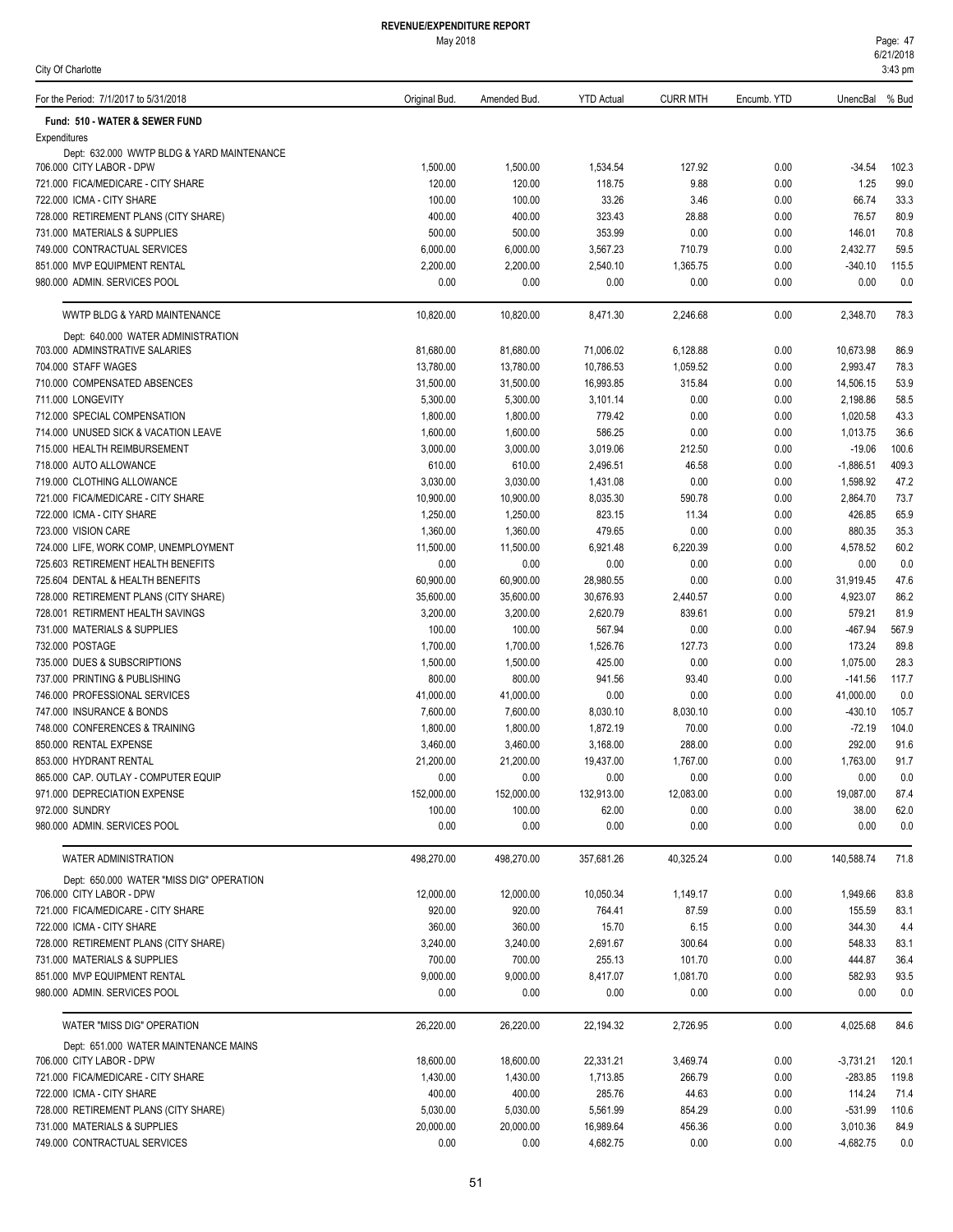# REVENUE/EXPENDITURE REPORT

May 2018

City Of Charlotte

| For the Period: 7/1/2017 to 5/31/2018 | Original Bud. | Amended Bud. | YTD Actual | CURR MTH | Encumb. YTD | UnencBal | % Bud |
|---|---|---|---|---|---|---|---|
| **Fund: 510 - WATER & SEWER FUND** | | | | | | | |
| Expenditures | | | | | | | |
| Dept: 632.000 WWTP BLDG & YARD MAINTENANCE | | | | | | | |
| 706.000 CITY LABOR - DPW | 1,500.00 | 1,500.00 | 1,534.54 | 127.92 | 0.00 | -34.54 | 102.3 |
| 721.000 FICA/MEDICARE - CITY SHARE | 120.00 | 120.00 | 118.75 | 9.88 | 0.00 | 1.25 | 99.0 |
| 722.000 ICMA - CITY SHARE | 100.00 | 100.00 | 33.26 | 3.46 | 0.00 | 66.74 | 33.3 |
| 728.000 RETIREMENT PLANS (CITY SHARE) | 400.00 | 400.00 | 323.43 | 28.88 | 0.00 | 76.57 | 80.9 |
| 731.000 MATERIALS & SUPPLIES | 500.00 | 500.00 | 353.99 | 0.00 | 0.00 | 146.01 | 70.8 |
| 749.000 CONTRACTUAL SERVICES | 6,000.00 | 6,000.00 | 3,567.23 | 710.79 | 0.00 | 2,432.77 | 59.5 |
| 851.000 MVP EQUIPMENT RENTAL | 2,200.00 | 2,200.00 | 2,540.10 | 1,365.75 | 0.00 | -340.10 | 115.5 |
| 980.000 ADMIN. SERVICES POOL | 0.00 | 0.00 | 0.00 | 0.00 | 0.00 | 0.00 | 0.0 |
| WWTP BLDG & YARD MAINTENANCE | 10,820.00 | 10,820.00 | 8,471.30 | 2,246.68 | 0.00 | 2,348.70 | 78.3 |
| Dept: 640.000 WATER ADMINISTRATION | | | | | | | |
| 703.000 ADMINSTRATIVE SALARIES | 81,680.00 | 81,680.00 | 71,006.02 | 6,128.88 | 0.00 | 10,673.98 | 86.9 |
| 704.000 STAFF WAGES | 13,780.00 | 13,780.00 | 10,786.53 | 1,059.52 | 0.00 | 2,993.47 | 78.3 |
| 710.000 COMPENSATED ABSENCES | 31,500.00 | 31,500.00 | 16,993.85 | 315.84 | 0.00 | 14,506.15 | 53.9 |
| 711.000 LONGEVITY | 5,300.00 | 5,300.00 | 3,101.14 | 0.00 | 0.00 | 2,198.86 | 58.5 |
| 712.000 SPECIAL COMPENSATION | 1,800.00 | 1,800.00 | 779.42 | 0.00 | 0.00 | 1,020.58 | 43.3 |
| 714.000 UNUSED SICK & VACATION LEAVE | 1,600.00 | 1,600.00 | 586.25 | 0.00 | 0.00 | 1,013.75 | 36.6 |
| 715.000 HEALTH REIMBURSEMENT | 3,000.00 | 3,000.00 | 3,019.06 | 212.50 | 0.00 | -19.06 | 100.6 |
| 718.000 AUTO ALLOWANCE | 610.00 | 610.00 | 2,496.51 | 46.58 | 0.00 | -1,886.51 | 409.3 |
| 719.000 CLOTHING ALLOWANCE | 3,030.00 | 3,030.00 | 1,431.08 | 0.00 | 0.00 | 1,598.92 | 47.2 |
| 721.000 FICA/MEDICARE - CITY SHARE | 10,900.00 | 10,900.00 | 8,035.30 | 590.78 | 0.00 | 2,864.70 | 73.7 |
| 722.000 ICMA - CITY SHARE | 1,250.00 | 1,250.00 | 823.15 | 11.34 | 0.00 | 426.85 | 65.9 |
| 723.000 VISION CARE | 1,360.00 | 1,360.00 | 479.65 | 0.00 | 0.00 | 880.35 | 35.3 |
| 724.000 LIFE, WORK COMP, UNEMPLOYMENT | 11,500.00 | 11,500.00 | 6,921.48 | 6,220.39 | 0.00 | 4,578.52 | 60.2 |
| 725.603 RETIREMENT HEALTH BENEFITS | 0.00 | 0.00 | 0.00 | 0.00 | 0.00 | 0.00 | 0.0 |
| 725.604 DENTAL & HEALTH BENEFITS | 60,900.00 | 60,900.00 | 28,980.55 | 0.00 | 0.00 | 31,919.45 | 47.6 |
| 728.000 RETIREMENT PLANS (CITY SHARE) | 35,600.00 | 35,600.00 | 30,676.93 | 2,440.57 | 0.00 | 4,923.07 | 86.2 |
| 728.001 RETIRMENT HEALTH SAVINGS | 3,200.00 | 3,200.00 | 2,620.79 | 839.61 | 0.00 | 579.21 | 81.9 |
| 731.000 MATERIALS & SUPPLIES | 100.00 | 100.00 | 567.94 | 0.00 | 0.00 | -467.94 | 567.9 |
| 732.000 POSTAGE | 1,700.00 | 1,700.00 | 1,526.76 | 127.73 | 0.00 | 173.24 | 89.8 |
| 735.000 DUES & SUBSCRIPTIONS | 1,500.00 | 1,500.00 | 425.00 | 0.00 | 0.00 | 1,075.00 | 28.3 |
| 737.000 PRINTING & PUBLISHING | 800.00 | 800.00 | 941.56 | 93.40 | 0.00 | -141.56 | 117.7 |
| 746.000 PROFESSIONAL SERVICES | 41,000.00 | 41,000.00 | 0.00 | 0.00 | 0.00 | 41,000.00 | 0.0 |
| 747.000 INSURANCE & BONDS | 7,600.00 | 7,600.00 | 8,030.10 | 8,030.10 | 0.00 | -430.10 | 105.7 |
| 748.000 CONFERENCES & TRAINING | 1,800.00 | 1,800.00 | 1,872.19 | 70.00 | 0.00 | -72.19 | 104.0 |
| 850.000 RENTAL EXPENSE | 3,460.00 | 3,460.00 | 3,168.00 | 288.00 | 0.00 | 292.00 | 91.6 |
| 853.000 HYDRANT RENTAL | 21,200.00 | 21,200.00 | 19,437.00 | 1,767.00 | 0.00 | 1,763.00 | 91.7 |
| 865.000 CAP. OUTLAY - COMPUTER EQUIP | 0.00 | 0.00 | 0.00 | 0.00 | 0.00 | 0.00 | 0.0 |
| 971.000 DEPRECIATION EXPENSE | 152,000.00 | 152,000.00 | 132,913.00 | 12,083.00 | 0.00 | 19,087.00 | 87.4 |
| 972.000 SUNDRY | 100.00 | 100.00 | 62.00 | 0.00 | 0.00 | 38.00 | 62.0 |
| 980.000 ADMIN. SERVICES POOL | 0.00 | 0.00 | 0.00 | 0.00 | 0.00 | 0.00 | 0.0 |
| WATER ADMINISTRATION | 498,270.00 | 498,270.00 | 357,681.26 | 40,325.24 | 0.00 | 140,588.74 | 71.8 |
| Dept: 650.000 WATER "MISS DIG" OPERATION | | | | | | | |
| 706.000 CITY LABOR - DPW | 12,000.00 | 12,000.00 | 10,050.34 | 1,149.17 | 0.00 | 1,949.66 | 83.8 |
| 721.000 FICA/MEDICARE - CITY SHARE | 920.00 | 920.00 | 764.41 | 87.59 | 0.00 | 155.59 | 83.1 |
| 722.000 ICMA - CITY SHARE | 360.00 | 360.00 | 15.70 | 6.15 | 0.00 | 344.30 | 4.4 |
| 728.000 RETIREMENT PLANS (CITY SHARE) | 3,240.00 | 3,240.00 | 2,691.67 | 300.64 | 0.00 | 548.33 | 83.1 |
| 731.000 MATERIALS & SUPPLIES | 700.00 | 700.00 | 255.13 | 101.70 | 0.00 | 444.87 | 36.4 |
| 851.000 MVP EQUIPMENT RENTAL | 9,000.00 | 9,000.00 | 8,417.07 | 1,081.70 | 0.00 | 582.93 | 93.5 |
| 980.000 ADMIN. SERVICES POOL | 0.00 | 0.00 | 0.00 | 0.00 | 0.00 | 0.00 | 0.0 |
| WATER "MISS DIG" OPERATION | 26,220.00 | 26,220.00 | 22,194.32 | 2,726.95 | 0.00 | 4,025.68 | 84.6 |
| Dept: 651.000 WATER MAINTENANCE MAINS | | | | | | | |
| 706.000 CITY LABOR - DPW | 18,600.00 | 18,600.00 | 22,331.21 | 3,469.74 | 0.00 | -3,731.21 | 120.1 |
| 721.000 FICA/MEDICARE - CITY SHARE | 1,430.00 | 1,430.00 | 1,713.85 | 266.79 | 0.00 | -283.85 | 119.8 |
| 722.000 ICMA - CITY SHARE | 400.00 | 400.00 | 285.76 | 44.63 | 0.00 | 114.24 | 71.4 |
| 728.000 RETIREMENT PLANS (CITY SHARE) | 5,030.00 | 5,030.00 | 5,561.99 | 854.29 | 0.00 | -531.99 | 110.6 |
| 731.000 MATERIALS & SUPPLIES | 20,000.00 | 20,000.00 | 16,989.64 | 456.36 | 0.00 | 3,010.36 | 84.9 |
| 749.000 CONTRACTUAL SERVICES | 0.00 | 0.00 | 4,682.75 | 0.00 | 0.00 | -4,682.75 | 0.0 |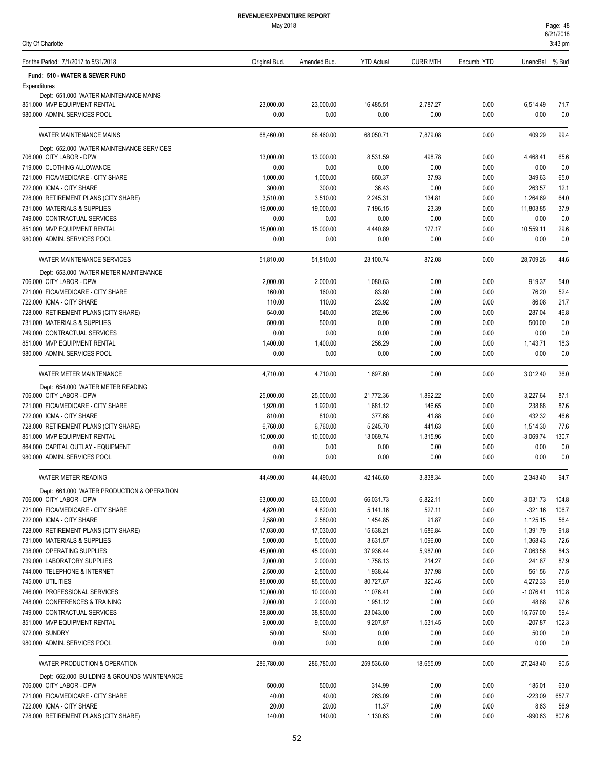**REVENUE/EXPENDITURE REPORT**

May 2018

City Of Charlotte

| For the Period: 7/1/2017 to 5/31/2018 | Original Bud. | Amended Bud. | YTD Actual | CURR MTH | Encumb. YTD | UnencBal | % Bud |
|---|---|---|---|---|---|---|---|
| **Fund: 510 - WATER & SEWER FUND** | | | | | | | |
| Expenditures | | | | | | | |
| Dept: 651.000 WATER MAINTENANCE MAINS | | | | | | | |
| 851.000 MVP EQUIPMENT RENTAL | 23,000.00 | 23,000.00 | 16,485.51 | 2,787.27 | 0.00 | 6,514.49 | 71.7 |
| 980.000 ADMIN. SERVICES POOL | 0.00 | 0.00 | 0.00 | 0.00 | 0.00 | 0.00 | 0.0 |
| WATER MAINTENANCE MAINS | 68,460.00 | 68,460.00 | 68,050.71 | 7,879.08 | 0.00 | 409.29 | 99.4 |
| Dept: 652.000 WATER MAINTENANCE SERVICES | | | | | | | |
| 706.000 CITY LABOR - DPW | 13,000.00 | 13,000.00 | 8,531.59 | 498.78 | 0.00 | 4,468.41 | 65.6 |
| 719.000 CLOTHING ALLOWANCE | 0.00 | 0.00 | 0.00 | 0.00 | 0.00 | 0.00 | 0.0 |
| 721.000 FICA/MEDICARE - CITY SHARE | 1,000.00 | 1,000.00 | 650.37 | 37.93 | 0.00 | 349.63 | 65.0 |
| 722.000 ICMA - CITY SHARE | 300.00 | 300.00 | 36.43 | 0.00 | 0.00 | 263.57 | 12.1 |
| 728.000 RETIREMENT PLANS (CITY SHARE) | 3,510.00 | 3,510.00 | 2,245.31 | 134.81 | 0.00 | 1,264.69 | 64.0 |
| 731.000 MATERIALS & SUPPLIES | 19,000.00 | 19,000.00 | 7,196.15 | 23.39 | 0.00 | 11,803.85 | 37.9 |
| 749.000 CONTRACTUAL SERVICES | 0.00 | 0.00 | 0.00 | 0.00 | 0.00 | 0.00 | 0.0 |
| 851.000 MVP EQUIPMENT RENTAL | 15,000.00 | 15,000.00 | 4,440.89 | 177.17 | 0.00 | 10,559.11 | 29.6 |
| 980.000 ADMIN. SERVICES POOL | 0.00 | 0.00 | 0.00 | 0.00 | 0.00 | 0.00 | 0.0 |
| WATER MAINTENANCE SERVICES | 51,810.00 | 51,810.00 | 23,100.74 | 872.08 | 0.00 | 28,709.26 | 44.6 |
| Dept: 653.000 WATER METER MAINTENANCE | | | | | | | |
| 706.000 CITY LABOR - DPW | 2,000.00 | 2,000.00 | 1,080.63 | 0.00 | 0.00 | 919.37 | 54.0 |
| 721.000 FICA/MEDICARE - CITY SHARE | 160.00 | 160.00 | 83.80 | 0.00 | 0.00 | 76.20 | 52.4 |
| 722.000 ICMA - CITY SHARE | 110.00 | 110.00 | 23.92 | 0.00 | 0.00 | 86.08 | 21.7 |
| 728.000 RETIREMENT PLANS (CITY SHARE) | 540.00 | 540.00 | 252.96 | 0.00 | 0.00 | 287.04 | 46.8 |
| 731.000 MATERIALS & SUPPLIES | 500.00 | 500.00 | 0.00 | 0.00 | 0.00 | 500.00 | 0.0 |
| 749.000 CONTRACTUAL SERVICES | 0.00 | 0.00 | 0.00 | 0.00 | 0.00 | 0.00 | 0.0 |
| 851.000 MVP EQUIPMENT RENTAL | 1,400.00 | 1,400.00 | 256.29 | 0.00 | 0.00 | 1,143.71 | 18.3 |
| 980.000 ADMIN. SERVICES POOL | 0.00 | 0.00 | 0.00 | 0.00 | 0.00 | 0.00 | 0.0 |
| WATER METER MAINTENANCE | 4,710.00 | 4,710.00 | 1,697.60 | 0.00 | 0.00 | 3,012.40 | 36.0 |
| Dept: 654.000 WATER METER READING | | | | | | | |
| 706.000 CITY LABOR - DPW | 25,000.00 | 25,000.00 | 21,772.36 | 1,892.22 | 0.00 | 3,227.64 | 87.1 |
| 721.000 FICA/MEDICARE - CITY SHARE | 1,920.00 | 1,920.00 | 1,681.12 | 146.65 | 0.00 | 238.88 | 87.6 |
| 722.000 ICMA - CITY SHARE | 810.00 | 810.00 | 377.68 | 41.88 | 0.00 | 432.32 | 46.6 |
| 728.000 RETIREMENT PLANS (CITY SHARE) | 6,760.00 | 6,760.00 | 5,245.70 | 441.63 | 0.00 | 1,514.30 | 77.6 |
| 851.000 MVP EQUIPMENT RENTAL | 10,000.00 | 10,000.00 | 13,069.74 | 1,315.96 | 0.00 | -3,069.74 | 130.7 |
| 864.000 CAPITAL OUTLAY - EQUIPMENT | 0.00 | 0.00 | 0.00 | 0.00 | 0.00 | 0.00 | 0.0 |
| 980.000 ADMIN. SERVICES POOL | 0.00 | 0.00 | 0.00 | 0.00 | 0.00 | 0.00 | 0.0 |
| WATER METER READING | 44,490.00 | 44,490.00 | 42,146.60 | 3,838.34 | 0.00 | 2,343.40 | 94.7 |
| Dept: 661.000 WATER PRODUCTION & OPERATION | | | | | | | |
| 706.000 CITY LABOR - DPW | 63,000.00 | 63,000.00 | 66,031.73 | 6,822.11 | 0.00 | -3,031.73 | 104.8 |
| 721.000 FICA/MEDICARE - CITY SHARE | 4,820.00 | 4,820.00 | 5,141.16 | 527.11 | 0.00 | -321.16 | 106.7 |
| 722.000 ICMA - CITY SHARE | 2,580.00 | 2,580.00 | 1,454.85 | 91.87 | 0.00 | 1,125.15 | 56.4 |
| 728.000 RETIREMENT PLANS (CITY SHARE) | 17,030.00 | 17,030.00 | 15,638.21 | 1,686.84 | 0.00 | 1,391.79 | 91.8 |
| 731.000 MATERIALS & SUPPLIES | 5,000.00 | 5,000.00 | 3,631.57 | 1,096.00 | 0.00 | 1,368.43 | 72.6 |
| 738.000 OPERATING SUPPLIES | 45,000.00 | 45,000.00 | 37,936.44 | 5,987.00 | 0.00 | 7,063.56 | 84.3 |
| 739.000 LABORATORY SUPPLIES | 2,000.00 | 2,000.00 | 1,758.13 | 214.27 | 0.00 | 241.87 | 87.9 |
| 744.000 TELEPHONE & INTERNET | 2,500.00 | 2,500.00 | 1,938.44 | 377.98 | 0.00 | 561.56 | 77.5 |
| 745.000 UTILITIES | 85,000.00 | 85,000.00 | 80,727.67 | 320.46 | 0.00 | 4,272.33 | 95.0 |
| 746.000 PROFESSIONAL SERVICES | 10,000.00 | 10,000.00 | 11,076.41 | 0.00 | 0.00 | -1,076.41 | 110.8 |
| 748.000 CONFERENCES & TRAINING | 2,000.00 | 2,000.00 | 1,951.12 | 0.00 | 0.00 | 48.88 | 97.6 |
| 749.000 CONTRACTUAL SERVICES | 38,800.00 | 38,800.00 | 23,043.00 | 0.00 | 0.00 | 15,757.00 | 59.4 |
| 851.000 MVP EQUIPMENT RENTAL | 9,000.00 | 9,000.00 | 9,207.87 | 1,531.45 | 0.00 | -207.87 | 102.3 |
| 972.000 SUNDRY | 50.00 | 50.00 | 0.00 | 0.00 | 0.00 | 50.00 | 0.0 |
| 980.000 ADMIN. SERVICES POOL | 0.00 | 0.00 | 0.00 | 0.00 | 0.00 | 0.00 | 0.0 |
| WATER PRODUCTION & OPERATION | 286,780.00 | 286,780.00 | 259,536.60 | 18,655.09 | 0.00 | 27,243.40 | 90.5 |
| Dept: 662.000 BUILDING & GROUNDS MAINTENANCE | | | | | | | |
| 706.000 CITY LABOR - DPW | 500.00 | 500.00 | 314.99 | 0.00 | 0.00 | 185.01 | 63.0 |
| 721.000 FICA/MEDICARE - CITY SHARE | 40.00 | 40.00 | 263.09 | 0.00 | 0.00 | -223.09 | 657.7 |
| 722.000 ICMA - CITY SHARE | 20.00 | 20.00 | 11.37 | 0.00 | 0.00 | 8.63 | 56.9 |
| 728.000 RETIREMENT PLANS (CITY SHARE) | 140.00 | 140.00 | 1,130.63 | 0.00 | 0.00 | -990.63 | 807.6 |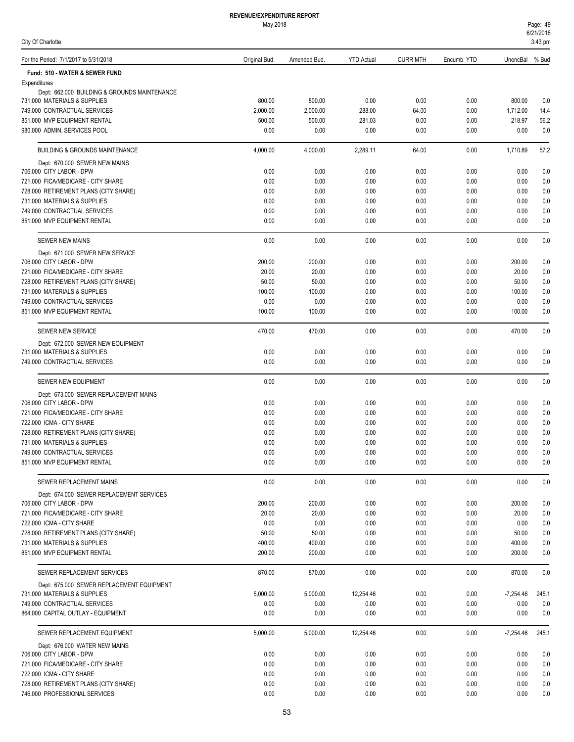# REVENUE/EXPENDITURE REPORT

May 2018

City Of Charlotte

| For the Period: 7/1/2017 to 5/31/2018 | Original Bud. | Amended Bud. | YTD Actual | CURR MTH | Encumb. YTD | UnencBal | % Bud |
|---|---|---|---|---|---|---|---|
| **Fund: 510 - WATER & SEWER FUND** | | | | | | | |
| Expenditures | | | | | | | |
| Dept: 662.000 BUILDING & GROUNDS MAINTENANCE | | | | | | | |
| 731.000 MATERIALS & SUPPLIES | 800.00 | 800.00 | 0.00 | 0.00 | 0.00 | 800.00 | 0.0 |
| 749.000 CONTRACTUAL SERVICES | 2,000.00 | 2,000.00 | 288.00 | 64.00 | 0.00 | 1,712.00 | 14.4 |
| 851.000 MVP EQUIPMENT RENTAL | 500.00 | 500.00 | 281.03 | 0.00 | 0.00 | 218.97 | 56.2 |
| 980.000 ADMIN. SERVICES POOL | 0.00 | 0.00 | 0.00 | 0.00 | 0.00 | 0.00 | 0.0 |
| BUILDING & GROUNDS MAINTENANCE | 4,000.00 | 4,000.00 | 2,289.11 | 64.00 | 0.00 | 1,710.89 | 57.2 |
| Dept: 670.000 SEWER NEW MAINS | | | | | | | |
| 706.000 CITY LABOR - DPW | 0.00 | 0.00 | 0.00 | 0.00 | 0.00 | 0.00 | 0.0 |
| 721.000 FICA/MEDICARE - CITY SHARE | 0.00 | 0.00 | 0.00 | 0.00 | 0.00 | 0.00 | 0.0 |
| 728.000 RETIREMENT PLANS (CITY SHARE) | 0.00 | 0.00 | 0.00 | 0.00 | 0.00 | 0.00 | 0.0 |
| 731.000 MATERIALS & SUPPLIES | 0.00 | 0.00 | 0.00 | 0.00 | 0.00 | 0.00 | 0.0 |
| 749.000 CONTRACTUAL SERVICES | 0.00 | 0.00 | 0.00 | 0.00 | 0.00 | 0.00 | 0.0 |
| 851.000 MVP EQUIPMENT RENTAL | 0.00 | 0.00 | 0.00 | 0.00 | 0.00 | 0.00 | 0.0 |
| SEWER NEW MAINS | 0.00 | 0.00 | 0.00 | 0.00 | 0.00 | 0.00 | 0.0 |
| Dept: 671.000 SEWER NEW SERVICE | | | | | | | |
| 706.000 CITY LABOR - DPW | 200.00 | 200.00 | 0.00 | 0.00 | 0.00 | 200.00 | 0.0 |
| 721.000 FICA/MEDICARE - CITY SHARE | 20.00 | 20.00 | 0.00 | 0.00 | 0.00 | 20.00 | 0.0 |
| 728.000 RETIREMENT PLANS (CITY SHARE) | 50.00 | 50.00 | 0.00 | 0.00 | 0.00 | 50.00 | 0.0 |
| 731.000 MATERIALS & SUPPLIES | 100.00 | 100.00 | 0.00 | 0.00 | 0.00 | 100.00 | 0.0 |
| 749.000 CONTRACTUAL SERVICES | 0.00 | 0.00 | 0.00 | 0.00 | 0.00 | 0.00 | 0.0 |
| 851.000 MVP EQUIPMENT RENTAL | 100.00 | 100.00 | 0.00 | 0.00 | 0.00 | 100.00 | 0.0 |
| SEWER NEW SERVICE | 470.00 | 470.00 | 0.00 | 0.00 | 0.00 | 470.00 | 0.0 |
| Dept: 672.000 SEWER NEW EQUIPMENT | | | | | | | |
| 731.000 MATERIALS & SUPPLIES | 0.00 | 0.00 | 0.00 | 0.00 | 0.00 | 0.00 | 0.0 |
| 749.000 CONTRACTUAL SERVICES | 0.00 | 0.00 | 0.00 | 0.00 | 0.00 | 0.00 | 0.0 |
| SEWER NEW EQUIPMENT | 0.00 | 0.00 | 0.00 | 0.00 | 0.00 | 0.00 | 0.0 |
| Dept: 673.000 SEWER REPLACEMENT MAINS | | | | | | | |
| 706.000 CITY LABOR - DPW | 0.00 | 0.00 | 0.00 | 0.00 | 0.00 | 0.00 | 0.0 |
| 721.000 FICA/MEDICARE - CITY SHARE | 0.00 | 0.00 | 0.00 | 0.00 | 0.00 | 0.00 | 0.0 |
| 722.000 ICMA - CITY SHARE | 0.00 | 0.00 | 0.00 | 0.00 | 0.00 | 0.00 | 0.0 |
| 728.000 RETIREMENT PLANS (CITY SHARE) | 0.00 | 0.00 | 0.00 | 0.00 | 0.00 | 0.00 | 0.0 |
| 731.000 MATERIALS & SUPPLIES | 0.00 | 0.00 | 0.00 | 0.00 | 0.00 | 0.00 | 0.0 |
| 749.000 CONTRACTUAL SERVICES | 0.00 | 0.00 | 0.00 | 0.00 | 0.00 | 0.00 | 0.0 |
| 851.000 MVP EQUIPMENT RENTAL | 0.00 | 0.00 | 0.00 | 0.00 | 0.00 | 0.00 | 0.0 |
| SEWER REPLACEMENT MAINS | 0.00 | 0.00 | 0.00 | 0.00 | 0.00 | 0.00 | 0.0 |
| Dept: 674.000 SEWER REPLACEMENT SERVICES | | | | | | | |
| 706.000 CITY LABOR - DPW | 200.00 | 200.00 | 0.00 | 0.00 | 0.00 | 200.00 | 0.0 |
| 721.000 FICA/MEDICARE - CITY SHARE | 20.00 | 20.00 | 0.00 | 0.00 | 0.00 | 20.00 | 0.0 |
| 722.000 ICMA - CITY SHARE | 0.00 | 0.00 | 0.00 | 0.00 | 0.00 | 0.00 | 0.0 |
| 728.000 RETIREMENT PLANS (CITY SHARE) | 50.00 | 50.00 | 0.00 | 0.00 | 0.00 | 50.00 | 0.0 |
| 731.000 MATERIALS & SUPPLIES | 400.00 | 400.00 | 0.00 | 0.00 | 0.00 | 400.00 | 0.0 |
| 851.000 MVP EQUIPMENT RENTAL | 200.00 | 200.00 | 0.00 | 0.00 | 0.00 | 200.00 | 0.0 |
| SEWER REPLACEMENT SERVICES | 870.00 | 870.00 | 0.00 | 0.00 | 0.00 | 870.00 | 0.0 |
| Dept: 675.000 SEWER REPLACEMENT EQUIPMENT | | | | | | | |
| 731.000 MATERIALS & SUPPLIES | 5,000.00 | 5,000.00 | 12,254.46 | 0.00 | 0.00 | -7,254.46 | 245.1 |
| 749.000 CONTRACTUAL SERVICES | 0.00 | 0.00 | 0.00 | 0.00 | 0.00 | 0.00 | 0.0 |
| 864.000 CAPITAL OUTLAY - EQUIPMENT | 0.00 | 0.00 | 0.00 | 0.00 | 0.00 | 0.00 | 0.0 |
| SEWER REPLACEMENT EQUIPMENT | 5,000.00 | 5,000.00 | 12,254.46 | 0.00 | 0.00 | -7,254.46 | 245.1 |
| Dept: 676.000 WATER NEW MAINS | | | | | | | |
| 706.000 CITY LABOR - DPW | 0.00 | 0.00 | 0.00 | 0.00 | 0.00 | 0.00 | 0.0 |
| 721.000 FICA/MEDICARE - CITY SHARE | 0.00 | 0.00 | 0.00 | 0.00 | 0.00 | 0.00 | 0.0 |
| 722.000 ICMA - CITY SHARE | 0.00 | 0.00 | 0.00 | 0.00 | 0.00 | 0.00 | 0.0 |
| 728.000 RETIREMENT PLANS (CITY SHARE) | 0.00 | 0.00 | 0.00 | 0.00 | 0.00 | 0.00 | 0.0 |
| 746.000 PROFESSIONAL SERVICES | 0.00 | 0.00 | 0.00 | 0.00 | 0.00 | 0.00 | 0.0 |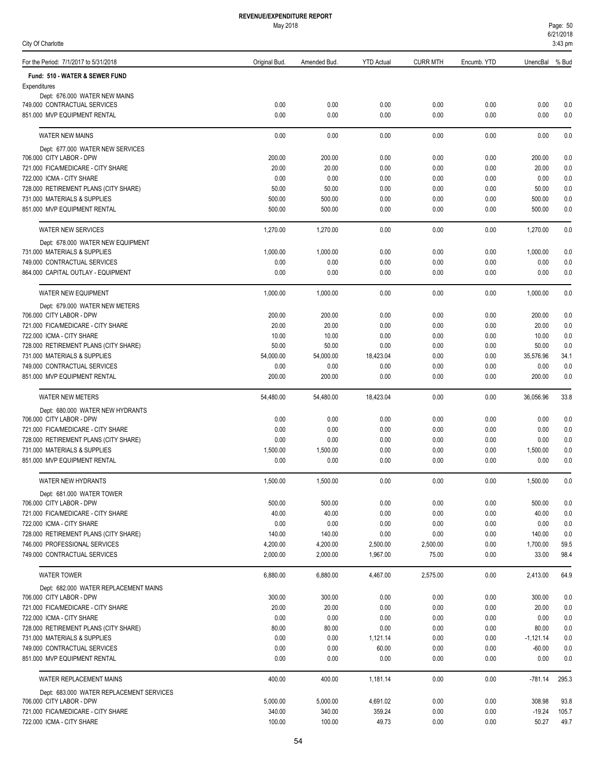# REVENUE/EXPENDITURE REPORT

May 2018

City Of Charlotte

| For the Period: 7/1/2017 to 5/31/2018 | Original Bud. | Amended Bud. | YTD Actual | CURR MTH | Encumb. YTD | UnencBal | % Bud |
|---|---|---|---|---|---|---|---|
| **Fund: 510 - WATER & SEWER FUND** | | | | | | | |
| Expenditures | | | | | | | |
| Dept: 676.000 WATER NEW MAINS | | | | | | | |
| 749.000 CONTRACTUAL SERVICES | 0.00 | 0.00 | 0.00 | 0.00 | 0.00 | 0.00 | 0.0 |
| 851.000 MVP EQUIPMENT RENTAL | 0.00 | 0.00 | 0.00 | 0.00 | 0.00 | 0.00 | 0.0 |
| WATER NEW MAINS | 0.00 | 0.00 | 0.00 | 0.00 | 0.00 | 0.00 | 0.0 |
| Dept: 677.000 WATER NEW SERVICES | | | | | | | |
| 706.000 CITY LABOR - DPW | 200.00 | 200.00 | 0.00 | 0.00 | 0.00 | 200.00 | 0.0 |
| 721.000 FICA/MEDICARE - CITY SHARE | 20.00 | 20.00 | 0.00 | 0.00 | 0.00 | 20.00 | 0.0 |
| 722.000 ICMA - CITY SHARE | 0.00 | 0.00 | 0.00 | 0.00 | 0.00 | 0.00 | 0.0 |
| 728.000 RETIREMENT PLANS (CITY SHARE) | 50.00 | 50.00 | 0.00 | 0.00 | 0.00 | 50.00 | 0.0 |
| 731.000 MATERIALS & SUPPLIES | 500.00 | 500.00 | 0.00 | 0.00 | 0.00 | 500.00 | 0.0 |
| 851.000 MVP EQUIPMENT RENTAL | 500.00 | 500.00 | 0.00 | 0.00 | 0.00 | 500.00 | 0.0 |
| WATER NEW SERVICES | 1,270.00 | 1,270.00 | 0.00 | 0.00 | 0.00 | 1,270.00 | 0.0 |
| Dept: 678.000 WATER NEW EQUIPMENT | | | | | | | |
| 731.000 MATERIALS & SUPPLIES | 1,000.00 | 1,000.00 | 0.00 | 0.00 | 0.00 | 1,000.00 | 0.0 |
| 749.000 CONTRACTUAL SERVICES | 0.00 | 0.00 | 0.00 | 0.00 | 0.00 | 0.00 | 0.0 |
| 864.000 CAPITAL OUTLAY - EQUIPMENT | 0.00 | 0.00 | 0.00 | 0.00 | 0.00 | 0.00 | 0.0 |
| WATER NEW EQUIPMENT | 1,000.00 | 1,000.00 | 0.00 | 0.00 | 0.00 | 1,000.00 | 0.0 |
| Dept: 679.000 WATER NEW METERS | | | | | | | |
| 706.000 CITY LABOR - DPW | 200.00 | 200.00 | 0.00 | 0.00 | 0.00 | 200.00 | 0.0 |
| 721.000 FICA/MEDICARE - CITY SHARE | 20.00 | 20.00 | 0.00 | 0.00 | 0.00 | 20.00 | 0.0 |
| 722.000 ICMA - CITY SHARE | 10.00 | 10.00 | 0.00 | 0.00 | 0.00 | 10.00 | 0.0 |
| 728.000 RETIREMENT PLANS (CITY SHARE) | 50.00 | 50.00 | 0.00 | 0.00 | 0.00 | 50.00 | 0.0 |
| 731.000 MATERIALS & SUPPLIES | 54,000.00 | 54,000.00 | 18,423.04 | 0.00 | 0.00 | 35,576.96 | 34.1 |
| 749.000 CONTRACTUAL SERVICES | 0.00 | 0.00 | 0.00 | 0.00 | 0.00 | 0.00 | 0.0 |
| 851.000 MVP EQUIPMENT RENTAL | 200.00 | 200.00 | 0.00 | 0.00 | 0.00 | 200.00 | 0.0 |
| WATER NEW METERS | 54,480.00 | 54,480.00 | 18,423.04 | 0.00 | 0.00 | 36,056.96 | 33.8 |
| Dept: 680.000 WATER NEW HYDRANTS | | | | | | | |
| 706.000 CITY LABOR - DPW | 0.00 | 0.00 | 0.00 | 0.00 | 0.00 | 0.00 | 0.0 |
| 721.000 FICA/MEDICARE - CITY SHARE | 0.00 | 0.00 | 0.00 | 0.00 | 0.00 | 0.00 | 0.0 |
| 728.000 RETIREMENT PLANS (CITY SHARE) | 0.00 | 0.00 | 0.00 | 0.00 | 0.00 | 0.00 | 0.0 |
| 731.000 MATERIALS & SUPPLIES | 1,500.00 | 1,500.00 | 0.00 | 0.00 | 0.00 | 1,500.00 | 0.0 |
| 851.000 MVP EQUIPMENT RENTAL | 0.00 | 0.00 | 0.00 | 0.00 | 0.00 | 0.00 | 0.0 |
| WATER NEW HYDRANTS | 1,500.00 | 1,500.00 | 0.00 | 0.00 | 0.00 | 1,500.00 | 0.0 |
| Dept: 681.000 WATER TOWER | | | | | | | |
| 706.000 CITY LABOR - DPW | 500.00 | 500.00 | 0.00 | 0.00 | 0.00 | 500.00 | 0.0 |
| 721.000 FICA/MEDICARE - CITY SHARE | 40.00 | 40.00 | 0.00 | 0.00 | 0.00 | 40.00 | 0.0 |
| 722.000 ICMA - CITY SHARE | 0.00 | 0.00 | 0.00 | 0.00 | 0.00 | 0.00 | 0.0 |
| 728.000 RETIREMENT PLANS (CITY SHARE) | 140.00 | 140.00 | 0.00 | 0.00 | 0.00 | 140.00 | 0.0 |
| 746.000 PROFESSIONAL SERVICES | 4,200.00 | 4,200.00 | 2,500.00 | 2,500.00 | 0.00 | 1,700.00 | 59.5 |
| 749.000 CONTRACTUAL SERVICES | 2,000.00 | 2,000.00 | 1,967.00 | 75.00 | 0.00 | 33.00 | 98.4 |
| WATER TOWER | 6,880.00 | 6,880.00 | 4,467.00 | 2,575.00 | 0.00 | 2,413.00 | 64.9 |
| Dept: 682.000 WATER REPLACEMENT MAINS | | | | | | | |
| 706.000 CITY LABOR - DPW | 300.00 | 300.00 | 0.00 | 0.00 | 0.00 | 300.00 | 0.0 |
| 721.000 FICA/MEDICARE - CITY SHARE | 20.00 | 20.00 | 0.00 | 0.00 | 0.00 | 20.00 | 0.0 |
| 722.000 ICMA - CITY SHARE | 0.00 | 0.00 | 0.00 | 0.00 | 0.00 | 0.00 | 0.0 |
| 728.000 RETIREMENT PLANS (CITY SHARE) | 80.00 | 80.00 | 0.00 | 0.00 | 0.00 | 80.00 | 0.0 |
| 731.000 MATERIALS & SUPPLIES | 0.00 | 0.00 | 1,121.14 | 0.00 | 0.00 | -1,121.14 | 0.0 |
| 749.000 CONTRACTUAL SERVICES | 0.00 | 0.00 | 60.00 | 0.00 | 0.00 | -60.00 | 0.0 |
| 851.000 MVP EQUIPMENT RENTAL | 0.00 | 0.00 | 0.00 | 0.00 | 0.00 | 0.00 | 0.0 |
| WATER REPLACEMENT MAINS | 400.00 | 400.00 | 1,181.14 | 0.00 | 0.00 | -781.14 | 295.3 |
| Dept: 683.000 WATER REPLACEMENT SERVICES | | | | | | | |
| 706.000 CITY LABOR - DPW | 5,000.00 | 5,000.00 | 4,691.02 | 0.00 | 0.00 | 308.98 | 93.8 |
| 721.000 FICA/MEDICARE - CITY SHARE | 340.00 | 340.00 | 359.24 | 0.00 | 0.00 | -19.24 | 105.7 |
| 722.000 ICMA - CITY SHARE | 100.00 | 100.00 | 49.73 | 0.00 | 0.00 | 50.27 | 49.7 |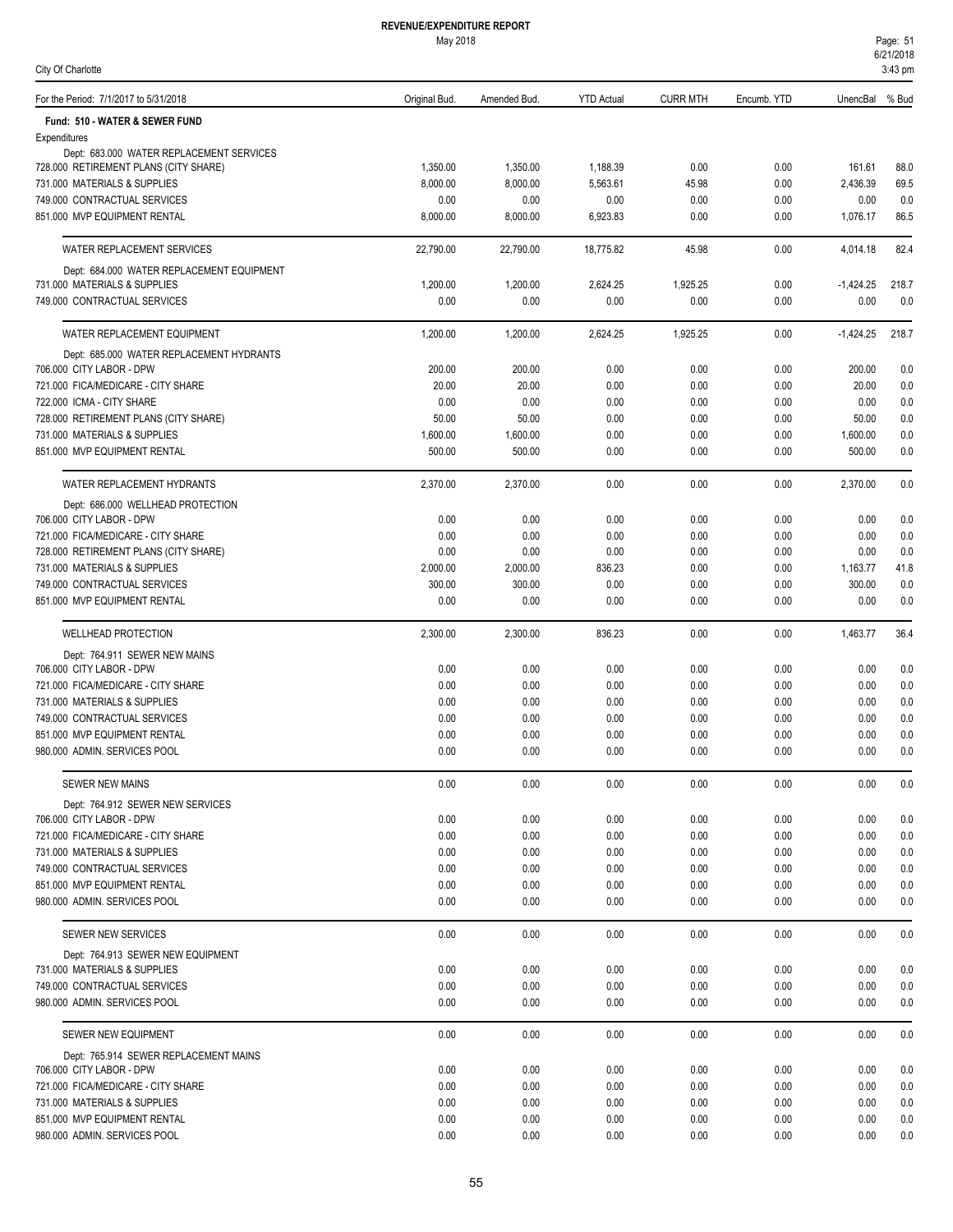# REVENUE/EXPENDITURE REPORT

May 2018

City Of Charlotte

| For the Period: 7/1/2017 to 5/31/2018 | Original Bud. | Amended Bud. | YTD Actual | CURR MTH | Encumb. YTD | UnencBal | % Bud |
|---|---|---|---|---|---|---|---|
| **Fund: 510 - WATER & SEWER FUND** | | | | | | | |
| Expenditures | | | | | | | |
| Dept: 683.000 WATER REPLACEMENT SERVICES | | | | | | | |
| 728.000 RETIREMENT PLANS (CITY SHARE) | 1,350.00 | 1,350.00 | 1,188.39 | 0.00 | 0.00 | 161.61 | 88.0 |
| 731.000 MATERIALS & SUPPLIES | 8,000.00 | 8,000.00 | 5,563.61 | 45.98 | 0.00 | 2,436.39 | 69.5 |
| 749.000 CONTRACTUAL SERVICES | 0.00 | 0.00 | 0.00 | 0.00 | 0.00 | 0.00 | 0.0 |
| 851.000 MVP EQUIPMENT RENTAL | 8,000.00 | 8,000.00 | 6,923.83 | 0.00 | 0.00 | 1,076.17 | 86.5 |
| WATER REPLACEMENT SERVICES | 22,790.00 | 22,790.00 | 18,775.82 | 45.98 | 0.00 | 4,014.18 | 82.4 |
| Dept: 684.000 WATER REPLACEMENT EQUIPMENT | | | | | | | |
| 731.000 MATERIALS & SUPPLIES | 1,200.00 | 1,200.00 | 2,624.25 | 1,925.25 | 0.00 | -1,424.25 | 218.7 |
| 749.000 CONTRACTUAL SERVICES | 0.00 | 0.00 | 0.00 | 0.00 | 0.00 | 0.00 | 0.0 |
| WATER REPLACEMENT EQUIPMENT | 1,200.00 | 1,200.00 | 2,624.25 | 1,925.25 | 0.00 | -1,424.25 | 218.7 |
| Dept: 685.000 WATER REPLACEMENT HYDRANTS | | | | | | | |
| 706.000 CITY LABOR - DPW | 200.00 | 200.00 | 0.00 | 0.00 | 0.00 | 200.00 | 0.0 |
| 721.000 FICA/MEDICARE - CITY SHARE | 20.00 | 20.00 | 0.00 | 0.00 | 0.00 | 20.00 | 0.0 |
| 722.000 ICMA - CITY SHARE | 0.00 | 0.00 | 0.00 | 0.00 | 0.00 | 0.00 | 0.0 |
| 728.000 RETIREMENT PLANS (CITY SHARE) | 50.00 | 50.00 | 0.00 | 0.00 | 0.00 | 50.00 | 0.0 |
| 731.000 MATERIALS & SUPPLIES | 1,600.00 | 1,600.00 | 0.00 | 0.00 | 0.00 | 1,600.00 | 0.0 |
| 851.000 MVP EQUIPMENT RENTAL | 500.00 | 500.00 | 0.00 | 0.00 | 0.00 | 500.00 | 0.0 |
| WATER REPLACEMENT HYDRANTS | 2,370.00 | 2,370.00 | 0.00 | 0.00 | 0.00 | 2,370.00 | 0.0 |
| Dept: 686.000 WELLHEAD PROTECTION | | | | | | | |
| 706.000 CITY LABOR - DPW | 0.00 | 0.00 | 0.00 | 0.00 | 0.00 | 0.00 | 0.0 |
| 721.000 FICA/MEDICARE - CITY SHARE | 0.00 | 0.00 | 0.00 | 0.00 | 0.00 | 0.00 | 0.0 |
| 728.000 RETIREMENT PLANS (CITY SHARE) | 0.00 | 0.00 | 0.00 | 0.00 | 0.00 | 0.00 | 0.0 |
| 731.000 MATERIALS & SUPPLIES | 2,000.00 | 2,000.00 | 836.23 | 0.00 | 0.00 | 1,163.77 | 41.8 |
| 749.000 CONTRACTUAL SERVICES | 300.00 | 300.00 | 0.00 | 0.00 | 0.00 | 300.00 | 0.0 |
| 851.000 MVP EQUIPMENT RENTAL | 0.00 | 0.00 | 0.00 | 0.00 | 0.00 | 0.00 | 0.0 |
| WELLHEAD PROTECTION | 2,300.00 | 2,300.00 | 836.23 | 0.00 | 0.00 | 1,463.77 | 36.4 |
| Dept: 764.911 SEWER NEW MAINS | | | | | | | |
| 706.000 CITY LABOR - DPW | 0.00 | 0.00 | 0.00 | 0.00 | 0.00 | 0.00 | 0.0 |
| 721.000 FICA/MEDICARE - CITY SHARE | 0.00 | 0.00 | 0.00 | 0.00 | 0.00 | 0.00 | 0.0 |
| 731.000 MATERIALS & SUPPLIES | 0.00 | 0.00 | 0.00 | 0.00 | 0.00 | 0.00 | 0.0 |
| 749.000 CONTRACTUAL SERVICES | 0.00 | 0.00 | 0.00 | 0.00 | 0.00 | 0.00 | 0.0 |
| 851.000 MVP EQUIPMENT RENTAL | 0.00 | 0.00 | 0.00 | 0.00 | 0.00 | 0.00 | 0.0 |
| 980.000 ADMIN. SERVICES POOL | 0.00 | 0.00 | 0.00 | 0.00 | 0.00 | 0.00 | 0.0 |
| SEWER NEW MAINS | 0.00 | 0.00 | 0.00 | 0.00 | 0.00 | 0.00 | 0.0 |
| Dept: 764.912 SEWER NEW SERVICES | | | | | | | |
| 706.000 CITY LABOR - DPW | 0.00 | 0.00 | 0.00 | 0.00 | 0.00 | 0.00 | 0.0 |
| 721.000 FICA/MEDICARE - CITY SHARE | 0.00 | 0.00 | 0.00 | 0.00 | 0.00 | 0.00 | 0.0 |
| 731.000 MATERIALS & SUPPLIES | 0.00 | 0.00 | 0.00 | 0.00 | 0.00 | 0.00 | 0.0 |
| 749.000 CONTRACTUAL SERVICES | 0.00 | 0.00 | 0.00 | 0.00 | 0.00 | 0.00 | 0.0 |
| 851.000 MVP EQUIPMENT RENTAL | 0.00 | 0.00 | 0.00 | 0.00 | 0.00 | 0.00 | 0.0 |
| 980.000 ADMIN. SERVICES POOL | 0.00 | 0.00 | 0.00 | 0.00 | 0.00 | 0.00 | 0.0 |
| SEWER NEW SERVICES | 0.00 | 0.00 | 0.00 | 0.00 | 0.00 | 0.00 | 0.0 |
| Dept: 764.913 SEWER NEW EQUIPMENT | | | | | | | |
| 731.000 MATERIALS & SUPPLIES | 0.00 | 0.00 | 0.00 | 0.00 | 0.00 | 0.00 | 0.0 |
| 749.000 CONTRACTUAL SERVICES | 0.00 | 0.00 | 0.00 | 0.00 | 0.00 | 0.00 | 0.0 |
| 980.000 ADMIN. SERVICES POOL | 0.00 | 0.00 | 0.00 | 0.00 | 0.00 | 0.00 | 0.0 |
| SEWER NEW EQUIPMENT | 0.00 | 0.00 | 0.00 | 0.00 | 0.00 | 0.00 | 0.0 |
| Dept: 765.914 SEWER REPLACEMENT MAINS | | | | | | | |
| 706.000 CITY LABOR - DPW | 0.00 | 0.00 | 0.00 | 0.00 | 0.00 | 0.00 | 0.0 |
| 721.000 FICA/MEDICARE - CITY SHARE | 0.00 | 0.00 | 0.00 | 0.00 | 0.00 | 0.00 | 0.0 |
| 731.000 MATERIALS & SUPPLIES | 0.00 | 0.00 | 0.00 | 0.00 | 0.00 | 0.00 | 0.0 |
| 851.000 MVP EQUIPMENT RENTAL | 0.00 | 0.00 | 0.00 | 0.00 | 0.00 | 0.00 | 0.0 |
| 980.000 ADMIN. SERVICES POOL | 0.00 | 0.00 | 0.00 | 0.00 | 0.00 | 0.00 | 0.0 |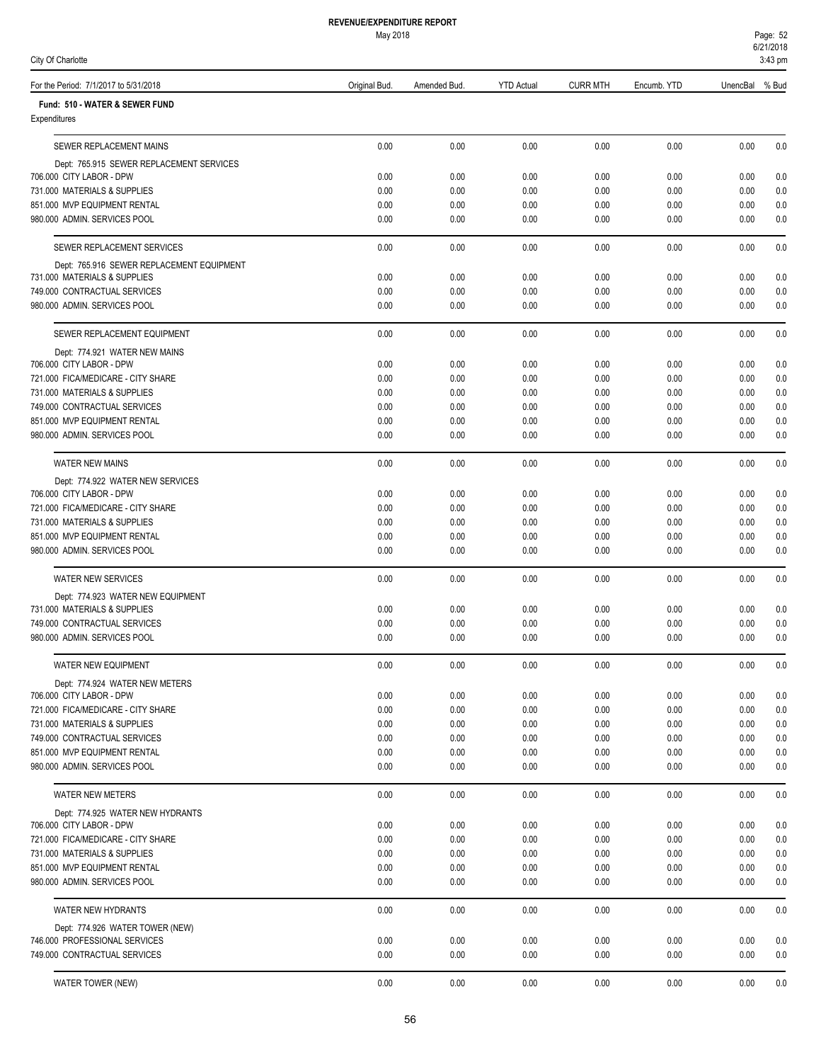REVENUE/EXPENDITURE REPORT

May 2018

City Of Charlotte

| For the Period: 7/1/2017 to 5/31/2018 | Original Bud. | Amended Bud. | YTD Actual | CURR MTH | Encumb. YTD | UnencBal | % Bud |
|---|---|---|---|---|---|---|---|
| **Fund: 510 - WATER & SEWER FUND** | | | | | | | |
| Expenditures | | | | | | | |
| SEWER REPLACEMENT MAINS | 0.00 | 0.00 | 0.00 | 0.00 | 0.00 | 0.00 | 0.0 |
| Dept: 765.915 SEWER REPLACEMENT SERVICES | | | | | | | |
| 706.000 CITY LABOR - DPW | 0.00 | 0.00 | 0.00 | 0.00 | 0.00 | 0.00 | 0.0 |
| 731.000 MATERIALS & SUPPLIES | 0.00 | 0.00 | 0.00 | 0.00 | 0.00 | 0.00 | 0.0 |
| 851.000 MVP EQUIPMENT RENTAL | 0.00 | 0.00 | 0.00 | 0.00 | 0.00 | 0.00 | 0.0 |
| 980.000 ADMIN. SERVICES POOL | 0.00 | 0.00 | 0.00 | 0.00 | 0.00 | 0.00 | 0.0 |
| SEWER REPLACEMENT SERVICES | 0.00 | 0.00 | 0.00 | 0.00 | 0.00 | 0.00 | 0.0 |
| Dept: 765.916 SEWER REPLACEMENT EQUIPMENT | | | | | | | |
| 731.000 MATERIALS & SUPPLIES | 0.00 | 0.00 | 0.00 | 0.00 | 0.00 | 0.00 | 0.0 |
| 749.000 CONTRACTUAL SERVICES | 0.00 | 0.00 | 0.00 | 0.00 | 0.00 | 0.00 | 0.0 |
| 980.000 ADMIN. SERVICES POOL | 0.00 | 0.00 | 0.00 | 0.00 | 0.00 | 0.00 | 0.0 |
| SEWER REPLACEMENT EQUIPMENT | 0.00 | 0.00 | 0.00 | 0.00 | 0.00 | 0.00 | 0.0 |
| Dept: 774.921 WATER NEW MAINS | | | | | | | |
| 706.000 CITY LABOR - DPW | 0.00 | 0.00 | 0.00 | 0.00 | 0.00 | 0.00 | 0.0 |
| 721.000 FICA/MEDICARE - CITY SHARE | 0.00 | 0.00 | 0.00 | 0.00 | 0.00 | 0.00 | 0.0 |
| 731.000 MATERIALS & SUPPLIES | 0.00 | 0.00 | 0.00 | 0.00 | 0.00 | 0.00 | 0.0 |
| 749.000 CONTRACTUAL SERVICES | 0.00 | 0.00 | 0.00 | 0.00 | 0.00 | 0.00 | 0.0 |
| 851.000 MVP EQUIPMENT RENTAL | 0.00 | 0.00 | 0.00 | 0.00 | 0.00 | 0.00 | 0.0 |
| 980.000 ADMIN. SERVICES POOL | 0.00 | 0.00 | 0.00 | 0.00 | 0.00 | 0.00 | 0.0 |
| WATER NEW MAINS | 0.00 | 0.00 | 0.00 | 0.00 | 0.00 | 0.00 | 0.0 |
| Dept: 774.922 WATER NEW SERVICES | | | | | | | |
| 706.000 CITY LABOR - DPW | 0.00 | 0.00 | 0.00 | 0.00 | 0.00 | 0.00 | 0.0 |
| 721.000 FICA/MEDICARE - CITY SHARE | 0.00 | 0.00 | 0.00 | 0.00 | 0.00 | 0.00 | 0.0 |
| 731.000 MATERIALS & SUPPLIES | 0.00 | 0.00 | 0.00 | 0.00 | 0.00 | 0.00 | 0.0 |
| 851.000 MVP EQUIPMENT RENTAL | 0.00 | 0.00 | 0.00 | 0.00 | 0.00 | 0.00 | 0.0 |
| 980.000 ADMIN. SERVICES POOL | 0.00 | 0.00 | 0.00 | 0.00 | 0.00 | 0.00 | 0.0 |
| WATER NEW SERVICES | 0.00 | 0.00 | 0.00 | 0.00 | 0.00 | 0.00 | 0.0 |
| Dept: 774.923 WATER NEW EQUIPMENT | | | | | | | |
| 731.000 MATERIALS & SUPPLIES | 0.00 | 0.00 | 0.00 | 0.00 | 0.00 | 0.00 | 0.0 |
| 749.000 CONTRACTUAL SERVICES | 0.00 | 0.00 | 0.00 | 0.00 | 0.00 | 0.00 | 0.0 |
| 980.000 ADMIN. SERVICES POOL | 0.00 | 0.00 | 0.00 | 0.00 | 0.00 | 0.00 | 0.0 |
| WATER NEW EQUIPMENT | 0.00 | 0.00 | 0.00 | 0.00 | 0.00 | 0.00 | 0.0 |
| Dept: 774.924 WATER NEW METERS | | | | | | | |
| 706.000 CITY LABOR - DPW | 0.00 | 0.00 | 0.00 | 0.00 | 0.00 | 0.00 | 0.0 |
| 721.000 FICA/MEDICARE - CITY SHARE | 0.00 | 0.00 | 0.00 | 0.00 | 0.00 | 0.00 | 0.0 |
| 731.000 MATERIALS & SUPPLIES | 0.00 | 0.00 | 0.00 | 0.00 | 0.00 | 0.00 | 0.0 |
| 749.000 CONTRACTUAL SERVICES | 0.00 | 0.00 | 0.00 | 0.00 | 0.00 | 0.00 | 0.0 |
| 851.000 MVP EQUIPMENT RENTAL | 0.00 | 0.00 | 0.00 | 0.00 | 0.00 | 0.00 | 0.0 |
| 980.000 ADMIN. SERVICES POOL | 0.00 | 0.00 | 0.00 | 0.00 | 0.00 | 0.00 | 0.0 |
| WATER NEW METERS | 0.00 | 0.00 | 0.00 | 0.00 | 0.00 | 0.00 | 0.0 |
| Dept: 774.925 WATER NEW HYDRANTS | | | | | | | |
| 706.000 CITY LABOR - DPW | 0.00 | 0.00 | 0.00 | 0.00 | 0.00 | 0.00 | 0.0 |
| 721.000 FICA/MEDICARE - CITY SHARE | 0.00 | 0.00 | 0.00 | 0.00 | 0.00 | 0.00 | 0.0 |
| 731.000 MATERIALS & SUPPLIES | 0.00 | 0.00 | 0.00 | 0.00 | 0.00 | 0.00 | 0.0 |
| 851.000 MVP EQUIPMENT RENTAL | 0.00 | 0.00 | 0.00 | 0.00 | 0.00 | 0.00 | 0.0 |
| 980.000 ADMIN. SERVICES POOL | 0.00 | 0.00 | 0.00 | 0.00 | 0.00 | 0.00 | 0.0 |
| WATER NEW HYDRANTS | 0.00 | 0.00 | 0.00 | 0.00 | 0.00 | 0.00 | 0.0 |
| Dept: 774.926 WATER TOWER (NEW) | | | | | | | |
| 746.000 PROFESSIONAL SERVICES | 0.00 | 0.00 | 0.00 | 0.00 | 0.00 | 0.00 | 0.0 |
| 749.000 CONTRACTUAL SERVICES | 0.00 | 0.00 | 0.00 | 0.00 | 0.00 | 0.00 | 0.0 |
| WATER TOWER (NEW) | 0.00 | 0.00 | 0.00 | 0.00 | 0.00 | 0.00 | 0.0 |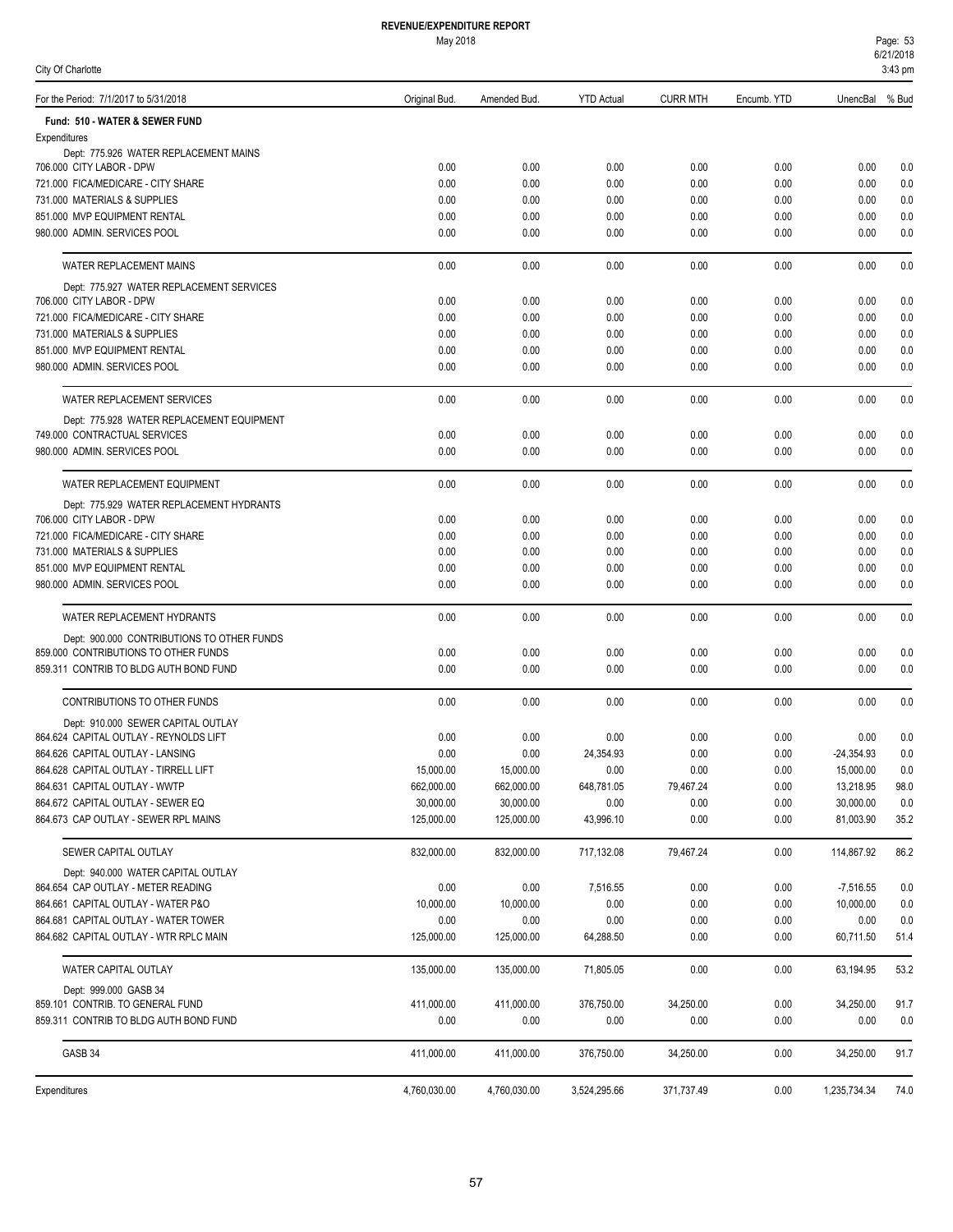# REVENUE/EXPENDITURE REPORT

May 2018

City Of Charlotte

| For the Period: 7/1/2017 to 5/31/2018 | Original Bud. | Amended Bud. | YTD Actual | CURR MTH | Encumb. YTD | UnencBal | % Bud |
|---|---|---|---|---|---|---|---|
| **Fund: 510 - WATER & SEWER FUND** | | | | | | | |
| Expenditures | | | | | | | |
| Dept: 775.926 WATER REPLACEMENT MAINS | | | | | | | |
| 706.000 CITY LABOR - DPW | 0.00 | 0.00 | 0.00 | 0.00 | 0.00 | 0.00 | 0.0 |
| 721.000 FICA/MEDICARE - CITY SHARE | 0.00 | 0.00 | 0.00 | 0.00 | 0.00 | 0.00 | 0.0 |
| 731.000 MATERIALS & SUPPLIES | 0.00 | 0.00 | 0.00 | 0.00 | 0.00 | 0.00 | 0.0 |
| 851.000 MVP EQUIPMENT RENTAL | 0.00 | 0.00 | 0.00 | 0.00 | 0.00 | 0.00 | 0.0 |
| 980.000 ADMIN. SERVICES POOL | 0.00 | 0.00 | 0.00 | 0.00 | 0.00 | 0.00 | 0.0 |
| WATER REPLACEMENT MAINS | 0.00 | 0.00 | 0.00 | 0.00 | 0.00 | 0.00 | 0.0 |
| Dept: 775.927 WATER REPLACEMENT SERVICES | | | | | | | |
| 706.000 CITY LABOR - DPW | 0.00 | 0.00 | 0.00 | 0.00 | 0.00 | 0.00 | 0.0 |
| 721.000 FICA/MEDICARE - CITY SHARE | 0.00 | 0.00 | 0.00 | 0.00 | 0.00 | 0.00 | 0.0 |
| 731.000 MATERIALS & SUPPLIES | 0.00 | 0.00 | 0.00 | 0.00 | 0.00 | 0.00 | 0.0 |
| 851.000 MVP EQUIPMENT RENTAL | 0.00 | 0.00 | 0.00 | 0.00 | 0.00 | 0.00 | 0.0 |
| 980.000 ADMIN. SERVICES POOL | 0.00 | 0.00 | 0.00 | 0.00 | 0.00 | 0.00 | 0.0 |
| WATER REPLACEMENT SERVICES | 0.00 | 0.00 | 0.00 | 0.00 | 0.00 | 0.00 | 0.0 |
| Dept: 775.928 WATER REPLACEMENT EQUIPMENT | | | | | | | |
| 749.000 CONTRACTUAL SERVICES | 0.00 | 0.00 | 0.00 | 0.00 | 0.00 | 0.00 | 0.0 |
| 980.000 ADMIN. SERVICES POOL | 0.00 | 0.00 | 0.00 | 0.00 | 0.00 | 0.00 | 0.0 |
| WATER REPLACEMENT EQUIPMENT | 0.00 | 0.00 | 0.00 | 0.00 | 0.00 | 0.00 | 0.0 |
| Dept: 775.929 WATER REPLACEMENT HYDRANTS | | | | | | | |
| 706.000 CITY LABOR - DPW | 0.00 | 0.00 | 0.00 | 0.00 | 0.00 | 0.00 | 0.0 |
| 721.000 FICA/MEDICARE - CITY SHARE | 0.00 | 0.00 | 0.00 | 0.00 | 0.00 | 0.00 | 0.0 |
| 731.000 MATERIALS & SUPPLIES | 0.00 | 0.00 | 0.00 | 0.00 | 0.00 | 0.00 | 0.0 |
| 851.000 MVP EQUIPMENT RENTAL | 0.00 | 0.00 | 0.00 | 0.00 | 0.00 | 0.00 | 0.0 |
| 980.000 ADMIN. SERVICES POOL | 0.00 | 0.00 | 0.00 | 0.00 | 0.00 | 0.00 | 0.0 |
| WATER REPLACEMENT HYDRANTS | 0.00 | 0.00 | 0.00 | 0.00 | 0.00 | 0.00 | 0.0 |
| Dept: 900.000 CONTRIBUTIONS TO OTHER FUNDS | | | | | | | |
| 859.000 CONTRIBUTIONS TO OTHER FUNDS | 0.00 | 0.00 | 0.00 | 0.00 | 0.00 | 0.00 | 0.0 |
| 859.311 CONTRIB TO BLDG AUTH BOND FUND | 0.00 | 0.00 | 0.00 | 0.00 | 0.00 | 0.00 | 0.0 |
| CONTRIBUTIONS TO OTHER FUNDS | 0.00 | 0.00 | 0.00 | 0.00 | 0.00 | 0.00 | 0.0 |
| Dept: 910.000 SEWER CAPITAL OUTLAY | | | | | | | |
| 864.624 CAPITAL OUTLAY - REYNOLDS LIFT | 0.00 | 0.00 | 0.00 | 0.00 | 0.00 | 0.00 | 0.0 |
| 864.626 CAPITAL OUTLAY - LANSING | 0.00 | 0.00 | 24,354.93 | 0.00 | 0.00 | -24,354.93 | 0.0 |
| 864.628 CAPITAL OUTLAY - TIRRELL LIFT | 15,000.00 | 15,000.00 | 0.00 | 0.00 | 0.00 | 15,000.00 | 0.0 |
| 864.631 CAPITAL OUTLAY - WWTP | 662,000.00 | 662,000.00 | 648,781.05 | 79,467.24 | 0.00 | 13,218.95 | 98.0 |
| 864.672 CAPITAL OUTLAY - SEWER EQ | 30,000.00 | 30,000.00 | 0.00 | 0.00 | 0.00 | 30,000.00 | 0.0 |
| 864.673 CAP OUTLAY - SEWER RPL MAINS | 125,000.00 | 125,000.00 | 43,996.10 | 0.00 | 0.00 | 81,003.90 | 35.2 |
| SEWER CAPITAL OUTLAY | 832,000.00 | 832,000.00 | 717,132.08 | 79,467.24 | 0.00 | 114,867.92 | 86.2 |
| Dept: 940.000 WATER CAPITAL OUTLAY | | | | | | | |
| 864.654 CAP OUTLAY - METER READING | 0.00 | 0.00 | 7,516.55 | 0.00 | 0.00 | -7,516.55 | 0.0 |
| 864.661 CAPITAL OUTLAY - WATER P&O | 10,000.00 | 10,000.00 | 0.00 | 0.00 | 0.00 | 10,000.00 | 0.0 |
| 864.681 CAPITAL OUTLAY - WATER TOWER | 0.00 | 0.00 | 0.00 | 0.00 | 0.00 | 0.00 | 0.0 |
| 864.682 CAPITAL OUTLAY - WTR RPLC MAIN | 125,000.00 | 125,000.00 | 64,288.50 | 0.00 | 0.00 | 60,711.50 | 51.4 |
| WATER CAPITAL OUTLAY | 135,000.00 | 135,000.00 | 71,805.05 | 0.00 | 0.00 | 63,194.95 | 53.2 |
| Dept: 999.000 GASB 34 | | | | | | | |
| 859.101 CONTRIB. TO GENERAL FUND | 411,000.00 | 411,000.00 | 376,750.00 | 34,250.00 | 0.00 | 34,250.00 | 91.7 |
| 859.311 CONTRIB TO BLDG AUTH BOND FUND | 0.00 | 0.00 | 0.00 | 0.00 | 0.00 | 0.00 | 0.0 |
| GASB 34 | 411,000.00 | 411,000.00 | 376,750.00 | 34,250.00 | 0.00 | 34,250.00 | 91.7 |
| Expenditures | 4,760,030.00 | 4,760,030.00 | 3,524,295.66 | 371,737.49 | 0.00 | 1,235,734.34 | 74.0 |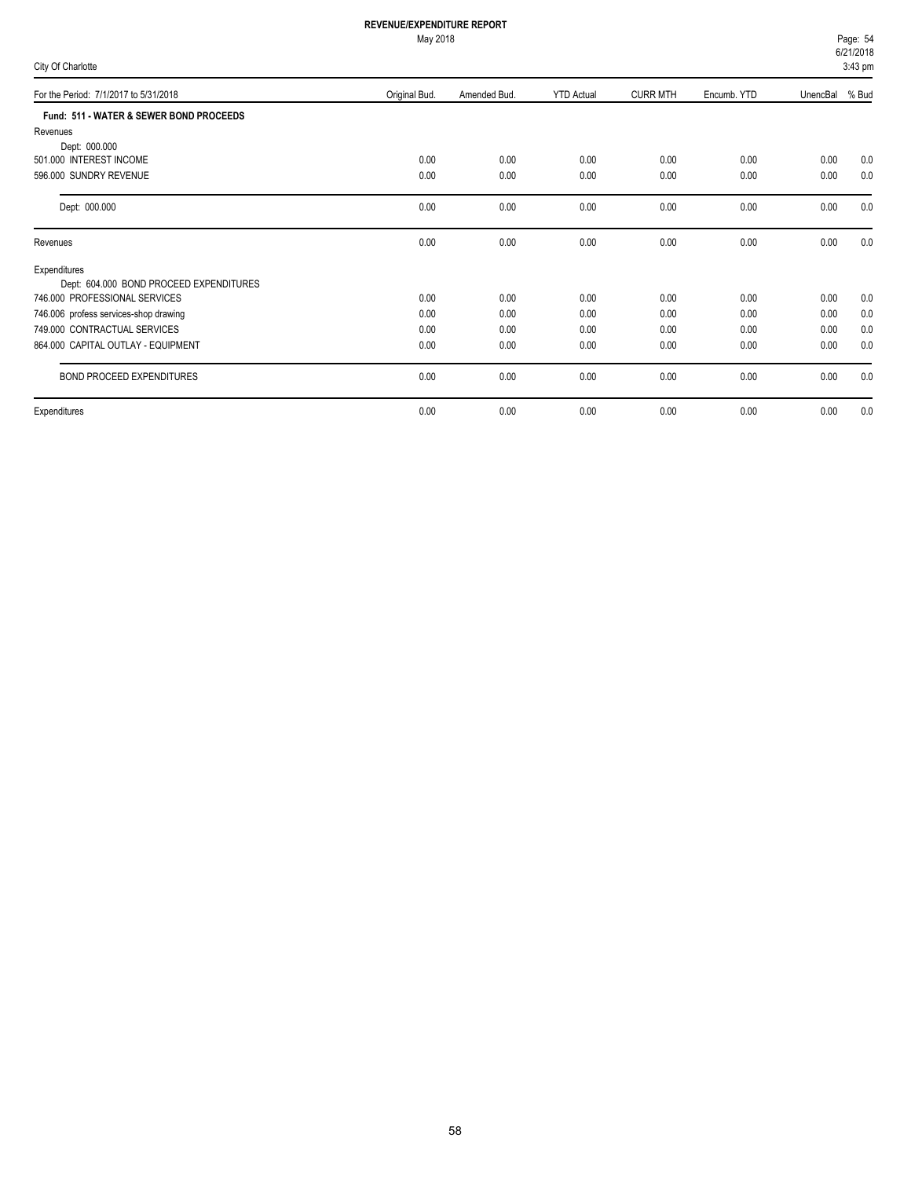# REVENUE/EXPENDITURE REPORT

May 2018

City Of Charlotte

| For the Period: 7/1/2017 to 5/31/2018 | Original Bud. | Amended Bud. | YTD Actual | CURR MTH | Encumb. YTD | UnencBal | % Bud |
|---|---|---|---|---|---|---|---|
| **Fund: 511 - WATER & SEWER BOND PROCEEDS** | | | | | | | |
| Revenues | | | | | | | |
| Dept: 000.000 | | | | | | | |
| 501.000 INTEREST INCOME | 0.00 | 0.00 | 0.00 | 0.00 | 0.00 | 0.00 | 0.0 |
| 596.000 SUNDRY REVENUE | 0.00 | 0.00 | 0.00 | 0.00 | 0.00 | 0.00 | 0.0 |
| Dept: 000.000 | 0.00 | 0.00 | 0.00 | 0.00 | 0.00 | 0.00 | 0.0 |
| Revenues | 0.00 | 0.00 | 0.00 | 0.00 | 0.00 | 0.00 | 0.0 |
| Expenditures | | | | | | | |
| Dept: 604.000 BOND PROCEED EXPENDITURES | | | | | | | |
| 746.000 PROFESSIONAL SERVICES | 0.00 | 0.00 | 0.00 | 0.00 | 0.00 | 0.00 | 0.0 |
| 746.006 profess services-shop drawing | 0.00 | 0.00 | 0.00 | 0.00 | 0.00 | 0.00 | 0.0 |
| 749.000 CONTRACTUAL SERVICES | 0.00 | 0.00 | 0.00 | 0.00 | 0.00 | 0.00 | 0.0 |
| 864.000 CAPITAL OUTLAY - EQUIPMENT | 0.00 | 0.00 | 0.00 | 0.00 | 0.00 | 0.00 | 0.0 |
| BOND PROCEED EXPENDITURES | 0.00 | 0.00 | 0.00 | 0.00 | 0.00 | 0.00 | 0.0 |
| Expenditures | 0.00 | 0.00 | 0.00 | 0.00 | 0.00 | 0.00 | 0.0 |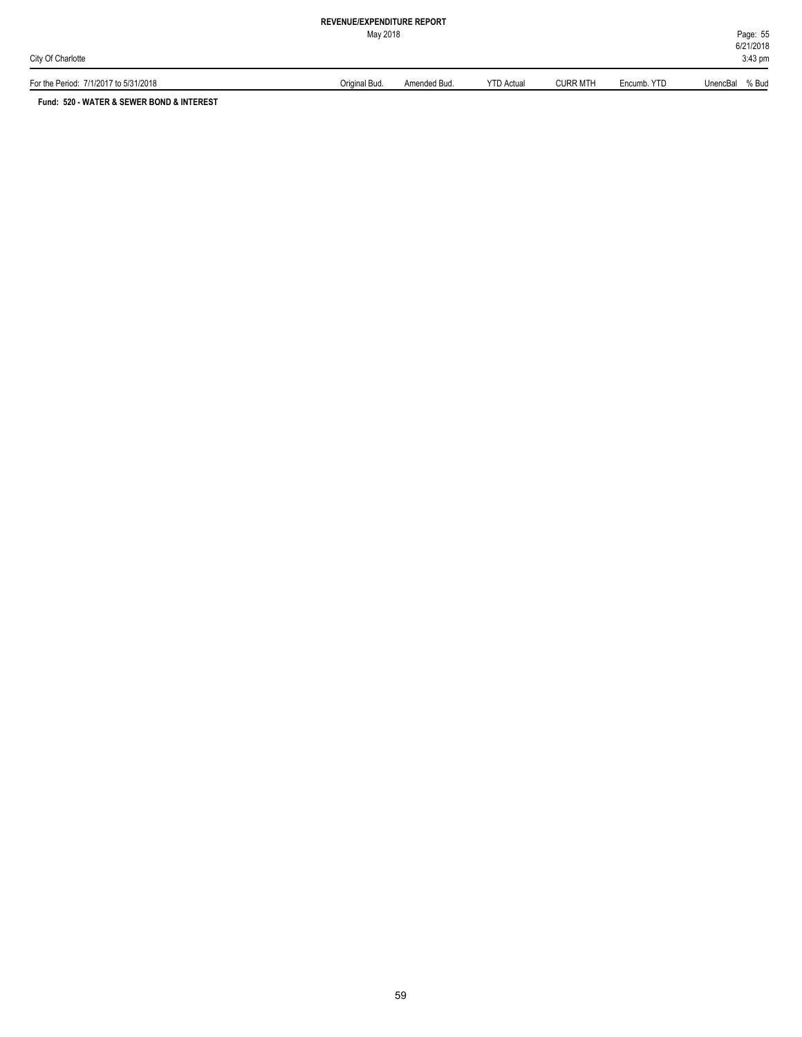**REVENUE/EXPENDITURE REPORT**

May 2018

City Of Charlotte

| For the Period: 7/1/2017 to 5/31/2018 | Original Bud. | Amended Bud. | YTD Actual | CURR MTH | Encumb. YTD | UnencBal | % Bud |
|---|---|---|---|---|---|---|---|

**Fund: 520 - WATER & SEWER BOND & INTEREST**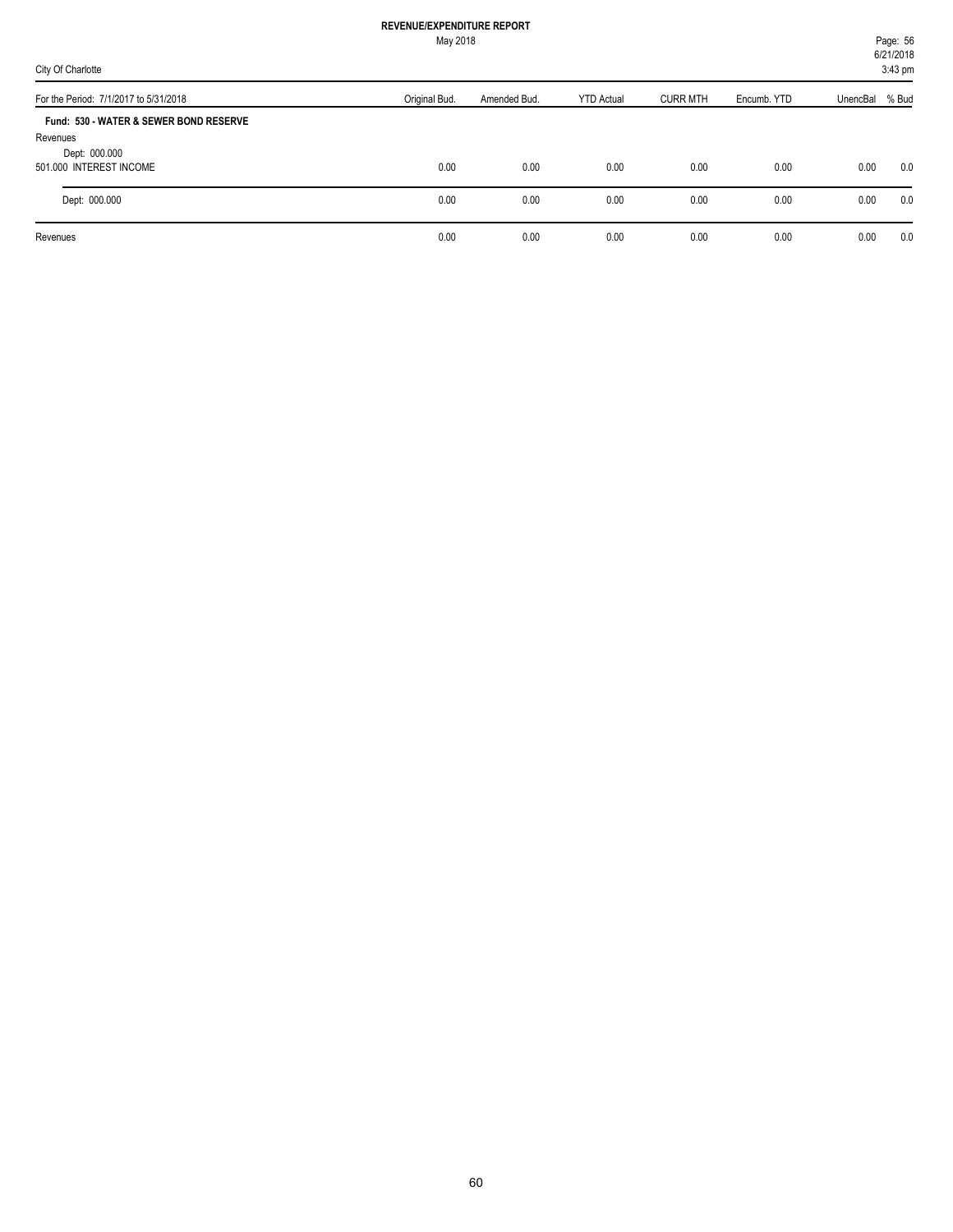**REVENUE/EXPENDITURE REPORT**

May 2018

City Of Charlotte

| For the Period: 7/1/2017 to 5/31/2018 | Original Bud. | Amended Bud. | YTD Actual | CURR MTH | Encumb. YTD | UnencBal | % Bud |
|---|---|---|---|---|---|---|---|
| **Fund: 530 - WATER & SEWER BOND RESERVE** | | | | | | | |
| Revenues | | | | | | | |
| Dept: 000.000 | | | | | | | |
| 501.000 INTEREST INCOME | 0.00 | 0.00 | 0.00 | 0.00 | 0.00 | 0.00 | 0.0 |
| Dept: 000.000 | 0.00 | 0.00 | 0.00 | 0.00 | 0.00 | 0.00 | 0.0 |
| Revenues | 0.00 | 0.00 | 0.00 | 0.00 | 0.00 | 0.00 | 0.0 |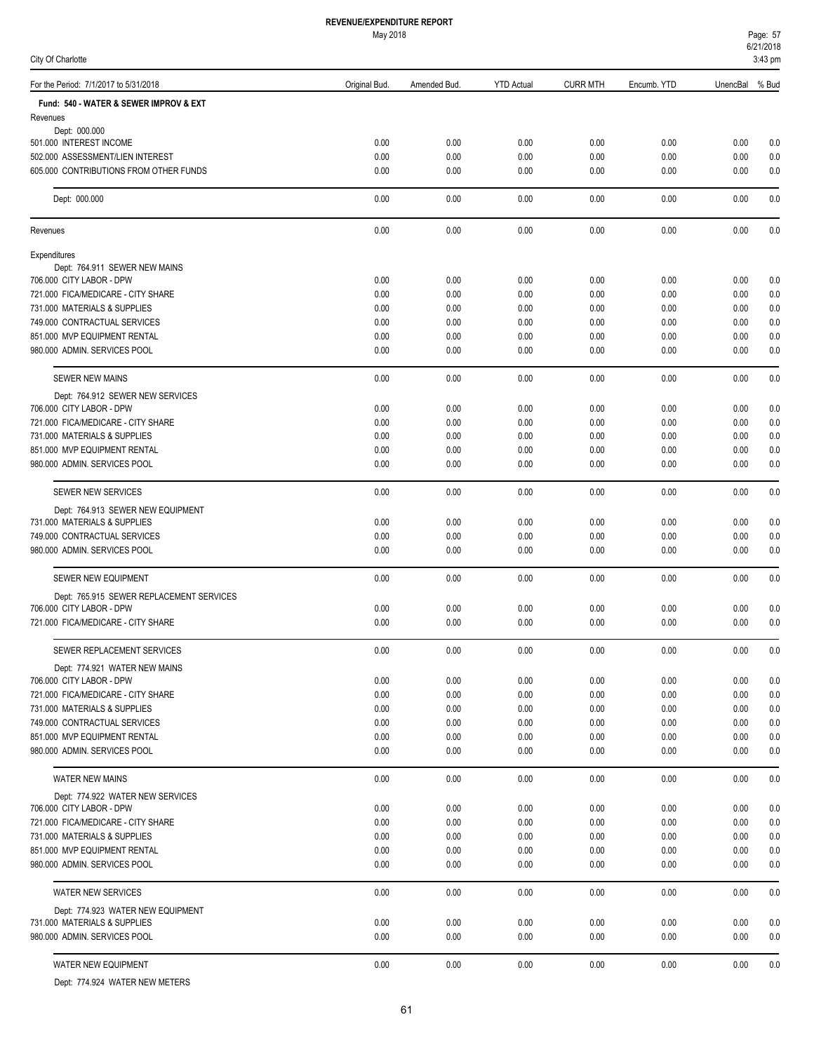# REVENUE/EXPENDITURE REPORT

May 2018

City Of Charlotte

| For the Period: 7/1/2017 to 5/31/2018 | Original Bud. | Amended Bud. | YTD Actual | CURR MTH | Encumb. YTD | UnencBal | % Bud |
|---|---|---|---|---|---|---|---|
| **Fund: 540 - WATER & SEWER IMPROV & EXT** | | | | | | | |
| Revenues | | | | | | | |
| Dept: 000.000 | | | | | | | |
| 501.000 INTEREST INCOME | 0.00 | 0.00 | 0.00 | 0.00 | 0.00 | 0.00 | 0.0 |
| 502.000 ASSESSMENT/LIEN INTEREST | 0.00 | 0.00 | 0.00 | 0.00 | 0.00 | 0.00 | 0.0 |
| 605.000 CONTRIBUTIONS FROM OTHER FUNDS | 0.00 | 0.00 | 0.00 | 0.00 | 0.00 | 0.00 | 0.0 |
| Dept: 000.000 | 0.00 | 0.00 | 0.00 | 0.00 | 0.00 | 0.00 | 0.0 |
| Revenues | 0.00 | 0.00 | 0.00 | 0.00 | 0.00 | 0.00 | 0.0 |
| Expenditures | | | | | | | |
| Dept: 764.911 SEWER NEW MAINS | | | | | | | |
| 706.000 CITY LABOR - DPW | 0.00 | 0.00 | 0.00 | 0.00 | 0.00 | 0.00 | 0.0 |
| 721.000 FICA/MEDICARE - CITY SHARE | 0.00 | 0.00 | 0.00 | 0.00 | 0.00 | 0.00 | 0.0 |
| 731.000 MATERIALS & SUPPLIES | 0.00 | 0.00 | 0.00 | 0.00 | 0.00 | 0.00 | 0.0 |
| 749.000 CONTRACTUAL SERVICES | 0.00 | 0.00 | 0.00 | 0.00 | 0.00 | 0.00 | 0.0 |
| 851.000 MVP EQUIPMENT RENTAL | 0.00 | 0.00 | 0.00 | 0.00 | 0.00 | 0.00 | 0.0 |
| 980.000 ADMIN. SERVICES POOL | 0.00 | 0.00 | 0.00 | 0.00 | 0.00 | 0.00 | 0.0 |
| SEWER NEW MAINS | 0.00 | 0.00 | 0.00 | 0.00 | 0.00 | 0.00 | 0.0 |
| Dept: 764.912 SEWER NEW SERVICES | | | | | | | |
| 706.000 CITY LABOR - DPW | 0.00 | 0.00 | 0.00 | 0.00 | 0.00 | 0.00 | 0.0 |
| 721.000 FICA/MEDICARE - CITY SHARE | 0.00 | 0.00 | 0.00 | 0.00 | 0.00 | 0.00 | 0.0 |
| 731.000 MATERIALS & SUPPLIES | 0.00 | 0.00 | 0.00 | 0.00 | 0.00 | 0.00 | 0.0 |
| 851.000 MVP EQUIPMENT RENTAL | 0.00 | 0.00 | 0.00 | 0.00 | 0.00 | 0.00 | 0.0 |
| 980.000 ADMIN. SERVICES POOL | 0.00 | 0.00 | 0.00 | 0.00 | 0.00 | 0.00 | 0.0 |
| SEWER NEW SERVICES | 0.00 | 0.00 | 0.00 | 0.00 | 0.00 | 0.00 | 0.0 |
| Dept: 764.913 SEWER NEW EQUIPMENT | | | | | | | |
| 731.000 MATERIALS & SUPPLIES | 0.00 | 0.00 | 0.00 | 0.00 | 0.00 | 0.00 | 0.0 |
| 749.000 CONTRACTUAL SERVICES | 0.00 | 0.00 | 0.00 | 0.00 | 0.00 | 0.00 | 0.0 |
| 980.000 ADMIN. SERVICES POOL | 0.00 | 0.00 | 0.00 | 0.00 | 0.00 | 0.00 | 0.0 |
| SEWER NEW EQUIPMENT | 0.00 | 0.00 | 0.00 | 0.00 | 0.00 | 0.00 | 0.0 |
| Dept: 765.915 SEWER REPLACEMENT SERVICES | | | | | | | |
| 706.000 CITY LABOR - DPW | 0.00 | 0.00 | 0.00 | 0.00 | 0.00 | 0.00 | 0.0 |
| 721.000 FICA/MEDICARE - CITY SHARE | 0.00 | 0.00 | 0.00 | 0.00 | 0.00 | 0.00 | 0.0 |
| SEWER REPLACEMENT SERVICES | 0.00 | 0.00 | 0.00 | 0.00 | 0.00 | 0.00 | 0.0 |
| Dept: 774.921 WATER NEW MAINS | | | | | | | |
| 706.000 CITY LABOR - DPW | 0.00 | 0.00 | 0.00 | 0.00 | 0.00 | 0.00 | 0.0 |
| 721.000 FICA/MEDICARE - CITY SHARE | 0.00 | 0.00 | 0.00 | 0.00 | 0.00 | 0.00 | 0.0 |
| 731.000 MATERIALS & SUPPLIES | 0.00 | 0.00 | 0.00 | 0.00 | 0.00 | 0.00 | 0.0 |
| 749.000 CONTRACTUAL SERVICES | 0.00 | 0.00 | 0.00 | 0.00 | 0.00 | 0.00 | 0.0 |
| 851.000 MVP EQUIPMENT RENTAL | 0.00 | 0.00 | 0.00 | 0.00 | 0.00 | 0.00 | 0.0 |
| 980.000 ADMIN. SERVICES POOL | 0.00 | 0.00 | 0.00 | 0.00 | 0.00 | 0.00 | 0.0 |
| WATER NEW MAINS | 0.00 | 0.00 | 0.00 | 0.00 | 0.00 | 0.00 | 0.0 |
| Dept: 774.922 WATER NEW SERVICES | | | | | | | |
| 706.000 CITY LABOR - DPW | 0.00 | 0.00 | 0.00 | 0.00 | 0.00 | 0.00 | 0.0 |
| 721.000 FICA/MEDICARE - CITY SHARE | 0.00 | 0.00 | 0.00 | 0.00 | 0.00 | 0.00 | 0.0 |
| 731.000 MATERIALS & SUPPLIES | 0.00 | 0.00 | 0.00 | 0.00 | 0.00 | 0.00 | 0.0 |
| 851.000 MVP EQUIPMENT RENTAL | 0.00 | 0.00 | 0.00 | 0.00 | 0.00 | 0.00 | 0.0 |
| 980.000 ADMIN. SERVICES POOL | 0.00 | 0.00 | 0.00 | 0.00 | 0.00 | 0.00 | 0.0 |
| WATER NEW SERVICES | 0.00 | 0.00 | 0.00 | 0.00 | 0.00 | 0.00 | 0.0 |
| Dept: 774.923 WATER NEW EQUIPMENT | | | | | | | |
| 731.000 MATERIALS & SUPPLIES | 0.00 | 0.00 | 0.00 | 0.00 | 0.00 | 0.00 | 0.0 |
| 980.000 ADMIN. SERVICES POOL | 0.00 | 0.00 | 0.00 | 0.00 | 0.00 | 0.00 | 0.0 |
| WATER NEW EQUIPMENT | 0.00 | 0.00 | 0.00 | 0.00 | 0.00 | 0.00 | 0.0 |
| Dept: 774.924 WATER NEW METERS | | | | | | | |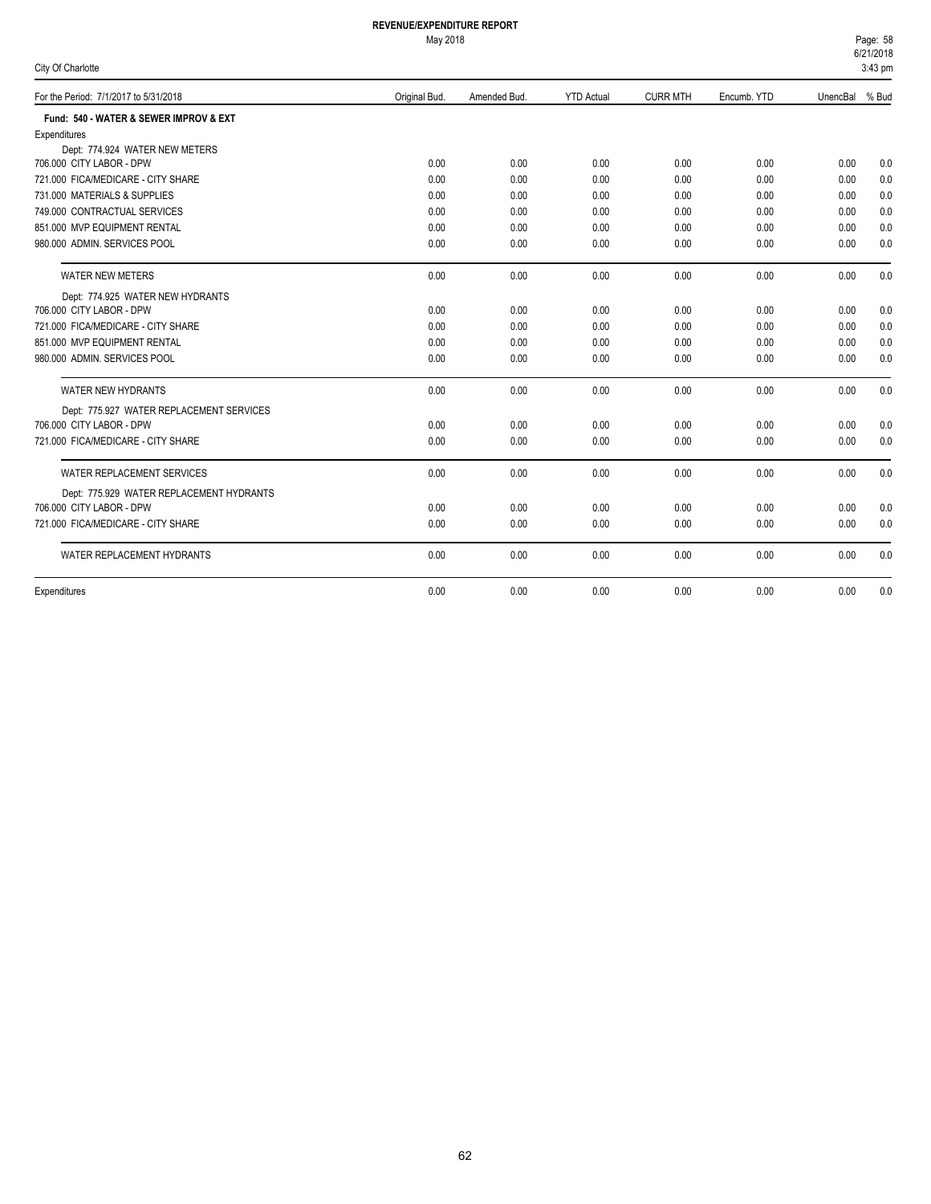# REVENUE/EXPENDITURE REPORT

May 2018

City Of Charlotte

| For the Period: 7/1/2017 to 5/31/2018 | Original Bud. | Amended Bud. | YTD Actual | CURR MTH | Encumb. YTD | UnencBal | % Bud |
|---|---|---|---|---|---|---|---|
| **Fund: 540 - WATER & SEWER IMPROV & EXT** | | | | | | | |
| Expenditures | | | | | | | |
| Dept: 774.924 WATER NEW METERS | | | | | | | |
| 706.000 CITY LABOR - DPW | 0.00 | 0.00 | 0.00 | 0.00 | 0.00 | 0.00 | 0.0 |
| 721.000 FICA/MEDICARE - CITY SHARE | 0.00 | 0.00 | 0.00 | 0.00 | 0.00 | 0.00 | 0.0 |
| 731.000 MATERIALS & SUPPLIES | 0.00 | 0.00 | 0.00 | 0.00 | 0.00 | 0.00 | 0.0 |
| 749.000 CONTRACTUAL SERVICES | 0.00 | 0.00 | 0.00 | 0.00 | 0.00 | 0.00 | 0.0 |
| 851.000 MVP EQUIPMENT RENTAL | 0.00 | 0.00 | 0.00 | 0.00 | 0.00 | 0.00 | 0.0 |
| 980.000 ADMIN. SERVICES POOL | 0.00 | 0.00 | 0.00 | 0.00 | 0.00 | 0.00 | 0.0 |
| WATER NEW METERS | 0.00 | 0.00 | 0.00 | 0.00 | 0.00 | 0.00 | 0.0 |
| Dept: 774.925 WATER NEW HYDRANTS | | | | | | | |
| 706.000 CITY LABOR - DPW | 0.00 | 0.00 | 0.00 | 0.00 | 0.00 | 0.00 | 0.0 |
| 721.000 FICA/MEDICARE - CITY SHARE | 0.00 | 0.00 | 0.00 | 0.00 | 0.00 | 0.00 | 0.0 |
| 851.000 MVP EQUIPMENT RENTAL | 0.00 | 0.00 | 0.00 | 0.00 | 0.00 | 0.00 | 0.0 |
| 980.000 ADMIN. SERVICES POOL | 0.00 | 0.00 | 0.00 | 0.00 | 0.00 | 0.00 | 0.0 |
| WATER NEW HYDRANTS | 0.00 | 0.00 | 0.00 | 0.00 | 0.00 | 0.00 | 0.0 |
| Dept: 775.927 WATER REPLACEMENT SERVICES | | | | | | | |
| 706.000 CITY LABOR - DPW | 0.00 | 0.00 | 0.00 | 0.00 | 0.00 | 0.00 | 0.0 |
| 721.000 FICA/MEDICARE - CITY SHARE | 0.00 | 0.00 | 0.00 | 0.00 | 0.00 | 0.00 | 0.0 |
| WATER REPLACEMENT SERVICES | 0.00 | 0.00 | 0.00 | 0.00 | 0.00 | 0.00 | 0.0 |
| Dept: 775.929 WATER REPLACEMENT HYDRANTS | | | | | | | |
| 706.000 CITY LABOR - DPW | 0.00 | 0.00 | 0.00 | 0.00 | 0.00 | 0.00 | 0.0 |
| 721.000 FICA/MEDICARE - CITY SHARE | 0.00 | 0.00 | 0.00 | 0.00 | 0.00 | 0.00 | 0.0 |
| WATER REPLACEMENT HYDRANTS | 0.00 | 0.00 | 0.00 | 0.00 | 0.00 | 0.00 | 0.0 |
| Expenditures | 0.00 | 0.00 | 0.00 | 0.00 | 0.00 | 0.00 | 0.0 |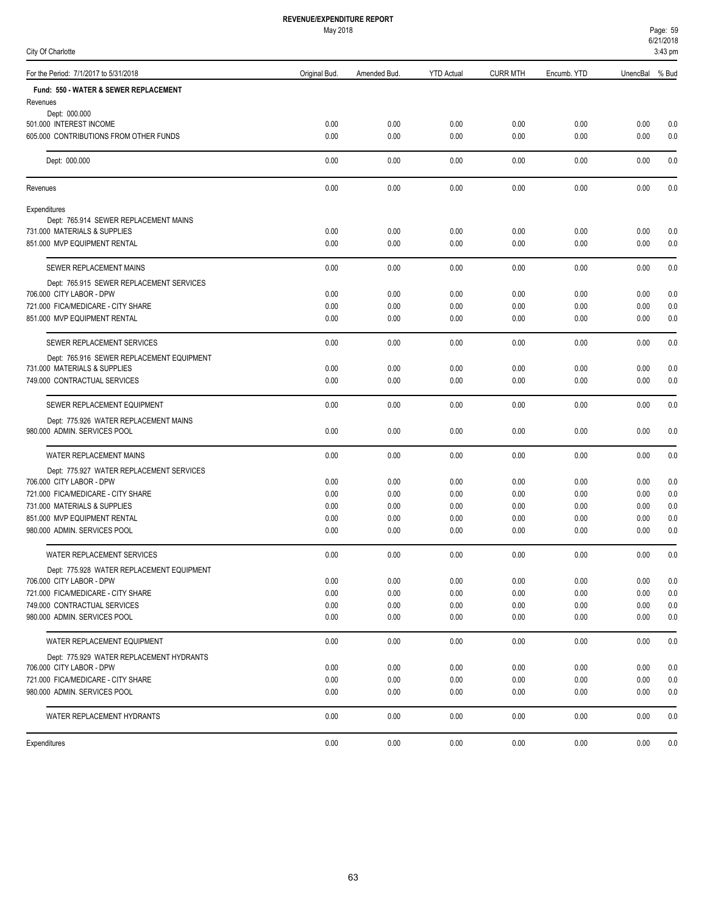# REVENUE/EXPENDITURE REPORT

May 2018

City Of Charlotte

| For the Period: 7/1/2017 to 5/31/2018 | Original Bud. | Amended Bud. | YTD Actual | CURR MTH | Encumb. YTD | UnencBal | % Bud |
|---|---|---|---|---|---|---|---|
| **Fund: 550 - WATER & SEWER REPLACEMENT** | | | | | | | |
| Revenues | | | | | | | |
| Dept: 000.000 | | | | | | | |
| 501.000 INTEREST INCOME | 0.00 | 0.00 | 0.00 | 0.00 | 0.00 | 0.00 | 0.0 |
| 605.000 CONTRIBUTIONS FROM OTHER FUNDS | 0.00 | 0.00 | 0.00 | 0.00 | 0.00 | 0.00 | 0.0 |
| Dept: 000.000 | 0.00 | 0.00 | 0.00 | 0.00 | 0.00 | 0.00 | 0.0 |
| Revenues | 0.00 | 0.00 | 0.00 | 0.00 | 0.00 | 0.00 | 0.0 |
| Expenditures | | | | | | | |
| Dept: 765.914 SEWER REPLACEMENT MAINS | | | | | | | |
| 731.000 MATERIALS & SUPPLIES | 0.00 | 0.00 | 0.00 | 0.00 | 0.00 | 0.00 | 0.0 |
| 851.000 MVP EQUIPMENT RENTAL | 0.00 | 0.00 | 0.00 | 0.00 | 0.00 | 0.00 | 0.0 |
| SEWER REPLACEMENT MAINS | 0.00 | 0.00 | 0.00 | 0.00 | 0.00 | 0.00 | 0.0 |
| Dept: 765.915 SEWER REPLACEMENT SERVICES | | | | | | | |
| 706.000 CITY LABOR - DPW | 0.00 | 0.00 | 0.00 | 0.00 | 0.00 | 0.00 | 0.0 |
| 721.000 FICA/MEDICARE - CITY SHARE | 0.00 | 0.00 | 0.00 | 0.00 | 0.00 | 0.00 | 0.0 |
| 851.000 MVP EQUIPMENT RENTAL | 0.00 | 0.00 | 0.00 | 0.00 | 0.00 | 0.00 | 0.0 |
| SEWER REPLACEMENT SERVICES | 0.00 | 0.00 | 0.00 | 0.00 | 0.00 | 0.00 | 0.0 |
| Dept: 765.916 SEWER REPLACEMENT EQUIPMENT | | | | | | | |
| 731.000 MATERIALS & SUPPLIES | 0.00 | 0.00 | 0.00 | 0.00 | 0.00 | 0.00 | 0.0 |
| 749.000 CONTRACTUAL SERVICES | 0.00 | 0.00 | 0.00 | 0.00 | 0.00 | 0.00 | 0.0 |
| SEWER REPLACEMENT EQUIPMENT | 0.00 | 0.00 | 0.00 | 0.00 | 0.00 | 0.00 | 0.0 |
| Dept: 775.926 WATER REPLACEMENT MAINS | | | | | | | |
| 980.000 ADMIN. SERVICES POOL | 0.00 | 0.00 | 0.00 | 0.00 | 0.00 | 0.00 | 0.0 |
| WATER REPLACEMENT MAINS | 0.00 | 0.00 | 0.00 | 0.00 | 0.00 | 0.00 | 0.0 |
| Dept: 775.927 WATER REPLACEMENT SERVICES | | | | | | | |
| 706.000 CITY LABOR - DPW | 0.00 | 0.00 | 0.00 | 0.00 | 0.00 | 0.00 | 0.0 |
| 721.000 FICA/MEDICARE - CITY SHARE | 0.00 | 0.00 | 0.00 | 0.00 | 0.00 | 0.00 | 0.0 |
| 731.000 MATERIALS & SUPPLIES | 0.00 | 0.00 | 0.00 | 0.00 | 0.00 | 0.00 | 0.0 |
| 851.000 MVP EQUIPMENT RENTAL | 0.00 | 0.00 | 0.00 | 0.00 | 0.00 | 0.00 | 0.0 |
| 980.000 ADMIN. SERVICES POOL | 0.00 | 0.00 | 0.00 | 0.00 | 0.00 | 0.00 | 0.0 |
| WATER REPLACEMENT SERVICES | 0.00 | 0.00 | 0.00 | 0.00 | 0.00 | 0.00 | 0.0 |
| Dept: 775.928 WATER REPLACEMENT EQUIPMENT | | | | | | | |
| 706.000 CITY LABOR - DPW | 0.00 | 0.00 | 0.00 | 0.00 | 0.00 | 0.00 | 0.0 |
| 721.000 FICA/MEDICARE - CITY SHARE | 0.00 | 0.00 | 0.00 | 0.00 | 0.00 | 0.00 | 0.0 |
| 749.000 CONTRACTUAL SERVICES | 0.00 | 0.00 | 0.00 | 0.00 | 0.00 | 0.00 | 0.0 |
| 980.000 ADMIN. SERVICES POOL | 0.00 | 0.00 | 0.00 | 0.00 | 0.00 | 0.00 | 0.0 |
| WATER REPLACEMENT EQUIPMENT | 0.00 | 0.00 | 0.00 | 0.00 | 0.00 | 0.00 | 0.0 |
| Dept: 775.929 WATER REPLACEMENT HYDRANTS | | | | | | | |
| 706.000 CITY LABOR - DPW | 0.00 | 0.00 | 0.00 | 0.00 | 0.00 | 0.00 | 0.0 |
| 721.000 FICA/MEDICARE - CITY SHARE | 0.00 | 0.00 | 0.00 | 0.00 | 0.00 | 0.00 | 0.0 |
| 980.000 ADMIN. SERVICES POOL | 0.00 | 0.00 | 0.00 | 0.00 | 0.00 | 0.00 | 0.0 |
| WATER REPLACEMENT HYDRANTS | 0.00 | 0.00 | 0.00 | 0.00 | 0.00 | 0.00 | 0.0 |
| Expenditures | 0.00 | 0.00 | 0.00 | 0.00 | 0.00 | 0.00 | 0.0 |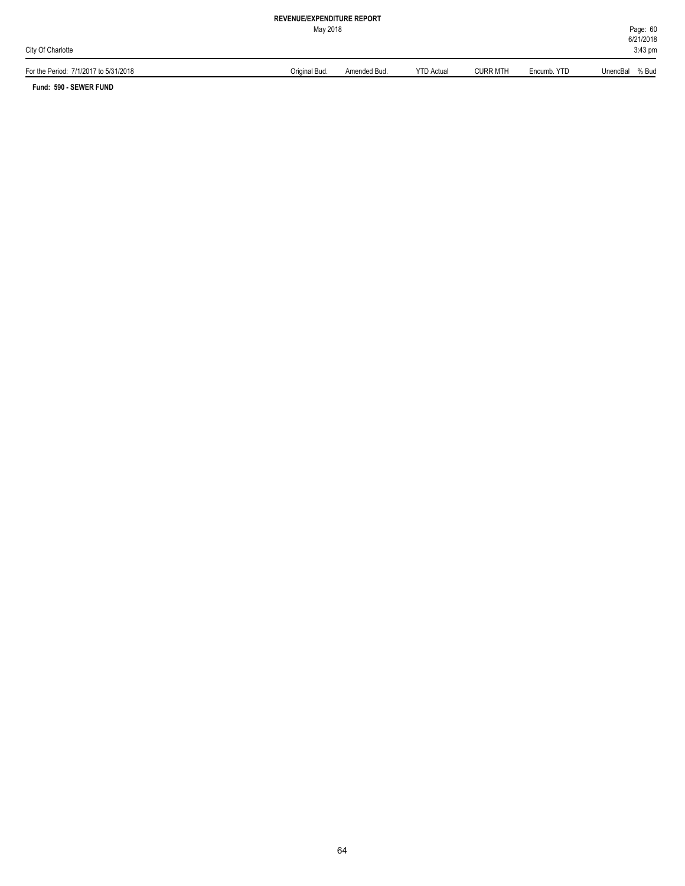**Fund: 590 - SEWER FUND**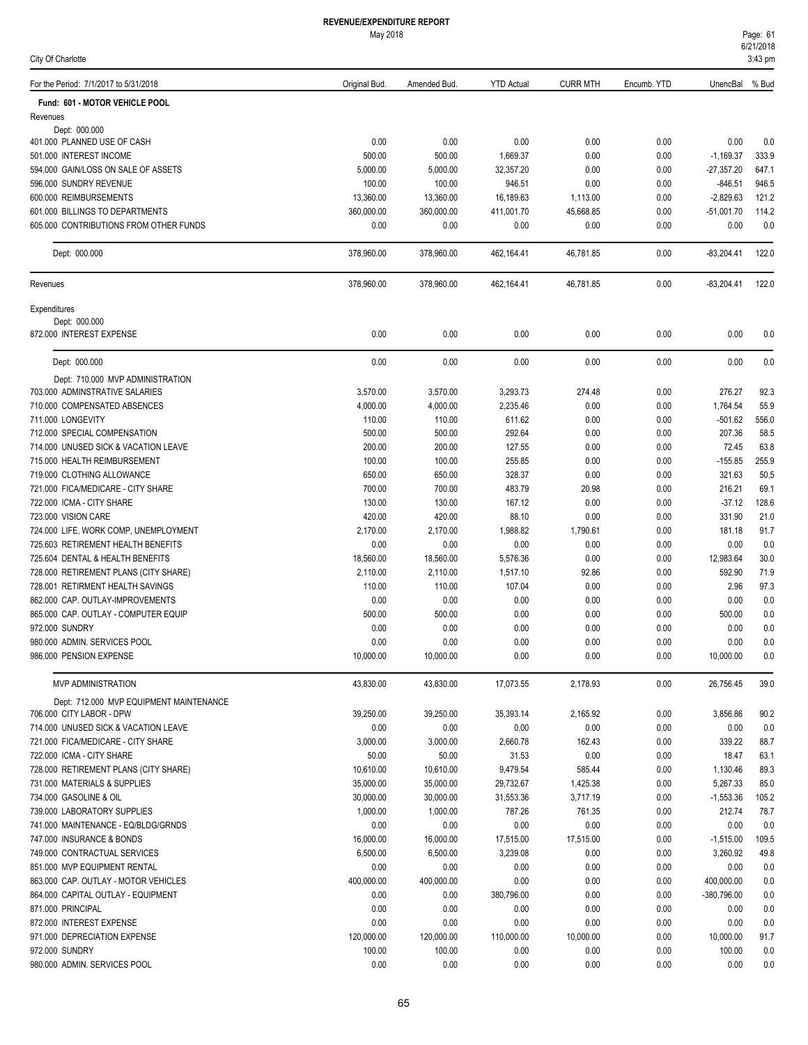# REVENUE/EXPENDITURE REPORT

May 2018

City Of Charlotte

| For the Period: 7/1/2017 to 5/31/2018 | Original Bud. | Amended Bud. | YTD Actual | CURR MTH | Encumb. YTD | UnencBal | % Bud |
|---|---|---|---|---|---|---|---|
| **Fund: 601 - MOTOR VEHICLE POOL** | | | | | | | |
| Revenues | | | | | | | |
| Dept: 000.000 | | | | | | | |
| 401.000 PLANNED USE OF CASH | 0.00 | 0.00 | 0.00 | 0.00 | 0.00 | 0.00 | 0.0 |
| 501.000 INTEREST INCOME | 500.00 | 500.00 | 1,669.37 | 0.00 | 0.00 | -1,169.37 | 333.9 |
| 594.000 GAIN/LOSS ON SALE OF ASSETS | 5,000.00 | 5,000.00 | 32,357.20 | 0.00 | 0.00 | -27,357.20 | 647.1 |
| 596.000 SUNDRY REVENUE | 100.00 | 100.00 | 946.51 | 0.00 | 0.00 | -846.51 | 946.5 |
| 600.000 REIMBURSEMENTS | 13,360.00 | 13,360.00 | 16,189.63 | 1,113.00 | 0.00 | -2,829.63 | 121.2 |
| 601.000 BILLINGS TO DEPARTMENTS | 360,000.00 | 360,000.00 | 411,001.70 | 45,668.85 | 0.00 | -51,001.70 | 114.2 |
| 605.000 CONTRIBUTIONS FROM OTHER FUNDS | 0.00 | 0.00 | 0.00 | 0.00 | 0.00 | 0.00 | 0.0 |
| Dept: 000.000 | 378,960.00 | 378,960.00 | 462,164.41 | 46,781.85 | 0.00 | -83,204.41 | 122.0 |
| Revenues | 378,960.00 | 378,960.00 | 462,164.41 | 46,781.85 | 0.00 | -83,204.41 | 122.0 |
| Expenditures | | | | | | | |
| Dept: 000.000 | | | | | | | |
| 872.000 INTEREST EXPENSE | 0.00 | 0.00 | 0.00 | 0.00 | 0.00 | 0.00 | 0.0 |
| Dept: 000.000 | 0.00 | 0.00 | 0.00 | 0.00 | 0.00 | 0.00 | 0.0 |
| Dept: 710.000 MVP ADMINISTRATION | | | | | | | |
| 703.000 ADMINSTRATIVE SALARIES | 3,570.00 | 3,570.00 | 3,293.73 | 274.48 | 0.00 | 276.27 | 92.3 |
| 710.000 COMPENSATED ABSENCES | 4,000.00 | 4,000.00 | 2,235.46 | 0.00 | 0.00 | 1,764.54 | 55.9 |
| 711.000 LONGEVITY | 110.00 | 110.00 | 611.62 | 0.00 | 0.00 | -501.62 | 556.0 |
| 712.000 SPECIAL COMPENSATION | 500.00 | 500.00 | 292.64 | 0.00 | 0.00 | 207.36 | 58.5 |
| 714.000 UNUSED SICK & VACATION LEAVE | 200.00 | 200.00 | 127.55 | 0.00 | 0.00 | 72.45 | 63.8 |
| 715.000 HEALTH REIMBURSEMENT | 100.00 | 100.00 | 255.85 | 0.00 | 0.00 | -155.85 | 255.9 |
| 719.000 CLOTHING ALLOWANCE | 650.00 | 650.00 | 328.37 | 0.00 | 0.00 | 321.63 | 50.5 |
| 721.000 FICA/MEDICARE - CITY SHARE | 700.00 | 700.00 | 483.79 | 20.98 | 0.00 | 216.21 | 69.1 |
| 722.000 ICMA - CITY SHARE | 130.00 | 130.00 | 167.12 | 0.00 | 0.00 | -37.12 | 128.6 |
| 723.000 VISION CARE | 420.00 | 420.00 | 88.10 | 0.00 | 0.00 | 331.90 | 21.0 |
| 724.000 LIFE, WORK COMP, UNEMPLOYMENT | 2,170.00 | 2,170.00 | 1,988.82 | 1,790.61 | 0.00 | 181.18 | 91.7 |
| 725.603 RETIREMENT HEALTH BENEFITS | 0.00 | 0.00 | 0.00 | 0.00 | 0.00 | 0.00 | 0.0 |
| 725.604 DENTAL & HEALTH BENEFITS | 18,560.00 | 18,560.00 | 5,576.36 | 0.00 | 0.00 | 12,983.64 | 30.0 |
| 728.000 RETIREMENT PLANS (CITY SHARE) | 2,110.00 | 2,110.00 | 1,517.10 | 92.86 | 0.00 | 592.90 | 71.9 |
| 728.001 RETIRMENT HEALTH SAVINGS | 110.00 | 110.00 | 107.04 | 0.00 | 0.00 | 2.96 | 97.3 |
| 862.000 CAP. OUTLAY-IMPROVEMENTS | 0.00 | 0.00 | 0.00 | 0.00 | 0.00 | 0.00 | 0.0 |
| 865.000 CAP. OUTLAY - COMPUTER EQUIP | 500.00 | 500.00 | 0.00 | 0.00 | 0.00 | 500.00 | 0.0 |
| 972.000 SUNDRY | 0.00 | 0.00 | 0.00 | 0.00 | 0.00 | 0.00 | 0.0 |
| 980.000 ADMIN. SERVICES POOL | 0.00 | 0.00 | 0.00 | 0.00 | 0.00 | 0.00 | 0.0 |
| 986.000 PENSION EXPENSE | 10,000.00 | 10,000.00 | 0.00 | 0.00 | 0.00 | 10,000.00 | 0.0 |
| MVP ADMINISTRATION | 43,830.00 | 43,830.00 | 17,073.55 | 2,178.93 | 0.00 | 26,756.45 | 39.0 |
| Dept: 712.000 MVP EQUIPMENT MAINTENANCE | | | | | | | |
| 706.000 CITY LABOR - DPW | 39,250.00 | 39,250.00 | 35,393.14 | 2,165.92 | 0.00 | 3,856.86 | 90.2 |
| 714.000 UNUSED SICK & VACATION LEAVE | 0.00 | 0.00 | 0.00 | 0.00 | 0.00 | 0.00 | 0.0 |
| 721.000 FICA/MEDICARE - CITY SHARE | 3,000.00 | 3,000.00 | 2,660.78 | 162.43 | 0.00 | 339.22 | 88.7 |
| 722.000 ICMA - CITY SHARE | 50.00 | 50.00 | 31.53 | 0.00 | 0.00 | 18.47 | 63.1 |
| 728.000 RETIREMENT PLANS (CITY SHARE) | 10,610.00 | 10,610.00 | 9,479.54 | 585.44 | 0.00 | 1,130.46 | 89.3 |
| 731.000 MATERIALS & SUPPLIES | 35,000.00 | 35,000.00 | 29,732.67 | 1,425.38 | 0.00 | 5,267.33 | 85.0 |
| 734.000 GASOLINE & OIL | 30,000.00 | 30,000.00 | 31,553.36 | 3,717.19 | 0.00 | -1,553.36 | 105.2 |
| 739.000 LABORATORY SUPPLIES | 1,000.00 | 1,000.00 | 787.26 | 761.35 | 0.00 | 212.74 | 78.7 |
| 741.000 MAINTENANCE - EQ/BLDG/GRNDS | 0.00 | 0.00 | 0.00 | 0.00 | 0.00 | 0.00 | 0.0 |
| 747.000 INSURANCE & BONDS | 16,000.00 | 16,000.00 | 17,515.00 | 17,515.00 | 0.00 | -1,515.00 | 109.5 |
| 749.000 CONTRACTUAL SERVICES | 6,500.00 | 6,500.00 | 3,239.08 | 0.00 | 0.00 | 3,260.92 | 49.8 |
| 851.000 MVP EQUIPMENT RENTAL | 0.00 | 0.00 | 0.00 | 0.00 | 0.00 | 0.00 | 0.0 |
| 863.000 CAP. OUTLAY - MOTOR VEHICLES | 400,000.00 | 400,000.00 | 0.00 | 0.00 | 0.00 | 400,000.00 | 0.0 |
| 864.000 CAPITAL OUTLAY - EQUIPMENT | 0.00 | 0.00 | 380,796.00 | 0.00 | 0.00 | -380,796.00 | 0.0 |
| 871.000 PRINCIPAL | 0.00 | 0.00 | 0.00 | 0.00 | 0.00 | 0.00 | 0.0 |
| 872.000 INTEREST EXPENSE | 0.00 | 0.00 | 0.00 | 0.00 | 0.00 | 0.00 | 0.0 |
| 971.000 DEPRECIATION EXPENSE | 120,000.00 | 120,000.00 | 110,000.00 | 10,000.00 | 0.00 | 10,000.00 | 91.7 |
| 972.000 SUNDRY | 100.00 | 100.00 | 0.00 | 0.00 | 0.00 | 100.00 | 0.0 |
| 980.000 ADMIN. SERVICES POOL | 0.00 | 0.00 | 0.00 | 0.00 | 0.00 | 0.00 | 0.0 |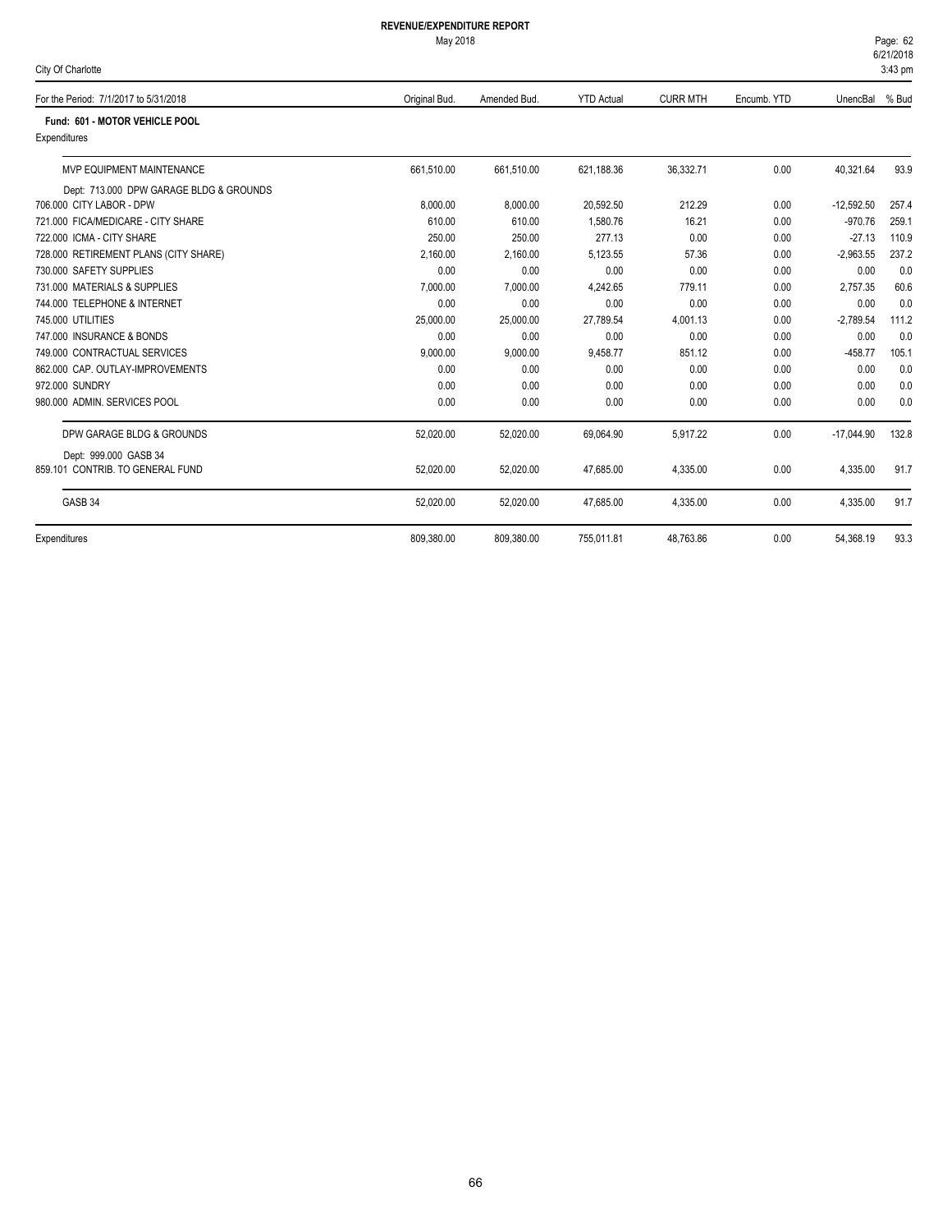**REVENUE/EXPENDITURE REPORT**

May 2018

City Of Charlotte

| For the Period: 7/1/2017 to 5/31/2018 | Original Bud. | Amended Bud. | YTD Actual | CURR MTH | Encumb. YTD | UnencBal | % Bud |
|---|---|---|---|---|---|---|---|
| **Fund: 601 - MOTOR VEHICLE POOL** | | | | | | | |
| Expenditures | | | | | | | |
| MVP EQUIPMENT MAINTENANCE | 661,510.00 | 661,510.00 | 621,188.36 | 36,332.71 | 0.00 | 40,321.64 | 93.9 |
| Dept: 713.000 DPW GARAGE BLDG & GROUNDS | | | | | | | |
| 706.000 CITY LABOR - DPW | 8,000.00 | 8,000.00 | 20,592.50 | 212.29 | 0.00 | -12,592.50 | 257.4 |
| 721.000 FICA/MEDICARE - CITY SHARE | 610.00 | 610.00 | 1,580.76 | 16.21 | 0.00 | -970.76 | 259.1 |
| 722.000 ICMA - CITY SHARE | 250.00 | 250.00 | 277.13 | 0.00 | 0.00 | -27.13 | 110.9 |
| 728.000 RETIREMENT PLANS (CITY SHARE) | 2,160.00 | 2,160.00 | 5,123.55 | 57.36 | 0.00 | -2,963.55 | 237.2 |
| 730.000 SAFETY SUPPLIES | 0.00 | 0.00 | 0.00 | 0.00 | 0.00 | 0.00 | 0.0 |
| 731.000 MATERIALS & SUPPLIES | 7,000.00 | 7,000.00 | 4,242.65 | 779.11 | 0.00 | 2,757.35 | 60.6 |
| 744.000 TELEPHONE & INTERNET | 0.00 | 0.00 | 0.00 | 0.00 | 0.00 | 0.00 | 0.0 |
| 745.000 UTILITIES | 25,000.00 | 25,000.00 | 27,789.54 | 4,001.13 | 0.00 | -2,789.54 | 111.2 |
| 747.000 INSURANCE & BONDS | 0.00 | 0.00 | 0.00 | 0.00 | 0.00 | 0.00 | 0.0 |
| 749.000 CONTRACTUAL SERVICES | 9,000.00 | 9,000.00 | 9,458.77 | 851.12 | 0.00 | -458.77 | 105.1 |
| 862.000 CAP. OUTLAY-IMPROVEMENTS | 0.00 | 0.00 | 0.00 | 0.00 | 0.00 | 0.00 | 0.0 |
| 972.000 SUNDRY | 0.00 | 0.00 | 0.00 | 0.00 | 0.00 | 0.00 | 0.0 |
| 980.000 ADMIN. SERVICES POOL | 0.00 | 0.00 | 0.00 | 0.00 | 0.00 | 0.00 | 0.0 |
| DPW GARAGE BLDG & GROUNDS | 52,020.00 | 52,020.00 | 69,064.90 | 5,917.22 | 0.00 | -17,044.90 | 132.8 |
| Dept: 999.000 GASB 34 | | | | | | | |
| 859.101 CONTRIB. TO GENERAL FUND | 52,020.00 | 52,020.00 | 47,685.00 | 4,335.00 | 0.00 | 4,335.00 | 91.7 |
| GASB 34 | 52,020.00 | 52,020.00 | 47,685.00 | 4,335.00 | 0.00 | 4,335.00 | 91.7 |
| Expenditures | 809,380.00 | 809,380.00 | 755,011.81 | 48,763.86 | 0.00 | 54,368.19 | 93.3 |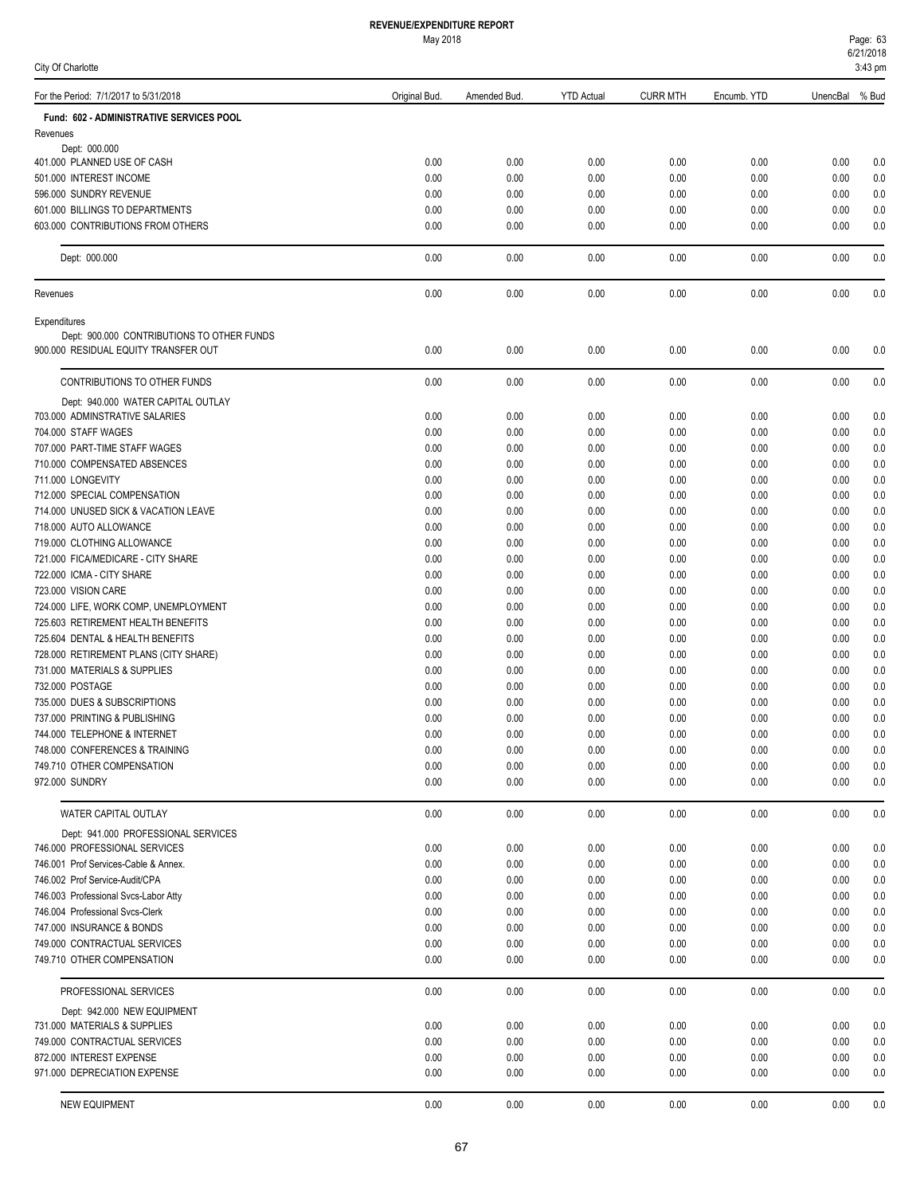# REVENUE/EXPENDITURE REPORT

May 2018

City Of Charlotte

| For the Period: 7/1/2017 to 5/31/2018 | Original Bud. | Amended Bud. | YTD Actual | CURR MTH | Encumb. YTD | UnencBal | % Bud |
|---|---|---|---|---|---|---|---|
| **Fund: 602 - ADMINISTRATIVE SERVICES POOL** | | | | | | | |
| Revenues | | | | | | | |
| Dept: 000.000 | | | | | | | |
| 401.000 PLANNED USE OF CASH | 0.00 | 0.00 | 0.00 | 0.00 | 0.00 | 0.00 | 0.0 |
| 501.000 INTEREST INCOME | 0.00 | 0.00 | 0.00 | 0.00 | 0.00 | 0.00 | 0.0 |
| 596.000 SUNDRY REVENUE | 0.00 | 0.00 | 0.00 | 0.00 | 0.00 | 0.00 | 0.0 |
| 601.000 BILLINGS TO DEPARTMENTS | 0.00 | 0.00 | 0.00 | 0.00 | 0.00 | 0.00 | 0.0 |
| 603.000 CONTRIBUTIONS FROM OTHERS | 0.00 | 0.00 | 0.00 | 0.00 | 0.00 | 0.00 | 0.0 |
| Dept: 000.000 | 0.00 | 0.00 | 0.00 | 0.00 | 0.00 | 0.00 | 0.0 |
| Revenues | 0.00 | 0.00 | 0.00 | 0.00 | 0.00 | 0.00 | 0.0 |
| Expenditures | | | | | | | |
| Dept: 900.000 CONTRIBUTIONS TO OTHER FUNDS | | | | | | | |
| 900.000 RESIDUAL EQUITY TRANSFER OUT | 0.00 | 0.00 | 0.00 | 0.00 | 0.00 | 0.00 | 0.0 |
| CONTRIBUTIONS TO OTHER FUNDS | 0.00 | 0.00 | 0.00 | 0.00 | 0.00 | 0.00 | 0.0 |
| Dept: 940.000 WATER CAPITAL OUTLAY | | | | | | | |
| 703.000 ADMINSTRATIVE SALARIES | 0.00 | 0.00 | 0.00 | 0.00 | 0.00 | 0.00 | 0.0 |
| 704.000 STAFF WAGES | 0.00 | 0.00 | 0.00 | 0.00 | 0.00 | 0.00 | 0.0 |
| 707.000 PART-TIME STAFF WAGES | 0.00 | 0.00 | 0.00 | 0.00 | 0.00 | 0.00 | 0.0 |
| 710.000 COMPENSATED ABSENCES | 0.00 | 0.00 | 0.00 | 0.00 | 0.00 | 0.00 | 0.0 |
| 711.000 LONGEVITY | 0.00 | 0.00 | 0.00 | 0.00 | 0.00 | 0.00 | 0.0 |
| 712.000 SPECIAL COMPENSATION | 0.00 | 0.00 | 0.00 | 0.00 | 0.00 | 0.00 | 0.0 |
| 714.000 UNUSED SICK & VACATION LEAVE | 0.00 | 0.00 | 0.00 | 0.00 | 0.00 | 0.00 | 0.0 |
| 718.000 AUTO ALLOWANCE | 0.00 | 0.00 | 0.00 | 0.00 | 0.00 | 0.00 | 0.0 |
| 719.000 CLOTHING ALLOWANCE | 0.00 | 0.00 | 0.00 | 0.00 | 0.00 | 0.00 | 0.0 |
| 721.000 FICA/MEDICARE - CITY SHARE | 0.00 | 0.00 | 0.00 | 0.00 | 0.00 | 0.00 | 0.0 |
| 722.000 ICMA - CITY SHARE | 0.00 | 0.00 | 0.00 | 0.00 | 0.00 | 0.00 | 0.0 |
| 723.000 VISION CARE | 0.00 | 0.00 | 0.00 | 0.00 | 0.00 | 0.00 | 0.0 |
| 724.000 LIFE, WORK COMP, UNEMPLOYMENT | 0.00 | 0.00 | 0.00 | 0.00 | 0.00 | 0.00 | 0.0 |
| 725.603 RETIREMENT HEALTH BENEFITS | 0.00 | 0.00 | 0.00 | 0.00 | 0.00 | 0.00 | 0.0 |
| 725.604 DENTAL & HEALTH BENEFITS | 0.00 | 0.00 | 0.00 | 0.00 | 0.00 | 0.00 | 0.0 |
| 728.000 RETIREMENT PLANS (CITY SHARE) | 0.00 | 0.00 | 0.00 | 0.00 | 0.00 | 0.00 | 0.0 |
| 731.000 MATERIALS & SUPPLIES | 0.00 | 0.00 | 0.00 | 0.00 | 0.00 | 0.00 | 0.0 |
| 732.000 POSTAGE | 0.00 | 0.00 | 0.00 | 0.00 | 0.00 | 0.00 | 0.0 |
| 735.000 DUES & SUBSCRIPTIONS | 0.00 | 0.00 | 0.00 | 0.00 | 0.00 | 0.00 | 0.0 |
| 737.000 PRINTING & PUBLISHING | 0.00 | 0.00 | 0.00 | 0.00 | 0.00 | 0.00 | 0.0 |
| 744.000 TELEPHONE & INTERNET | 0.00 | 0.00 | 0.00 | 0.00 | 0.00 | 0.00 | 0.0 |
| 748.000 CONFERENCES & TRAINING | 0.00 | 0.00 | 0.00 | 0.00 | 0.00 | 0.00 | 0.0 |
| 749.710 OTHER COMPENSATION | 0.00 | 0.00 | 0.00 | 0.00 | 0.00 | 0.00 | 0.0 |
| 972.000 SUNDRY | 0.00 | 0.00 | 0.00 | 0.00 | 0.00 | 0.00 | 0.0 |
| WATER CAPITAL OUTLAY | 0.00 | 0.00 | 0.00 | 0.00 | 0.00 | 0.00 | 0.0 |
| Dept: 941.000 PROFESSIONAL SERVICES | | | | | | | |
| 746.000 PROFESSIONAL SERVICES | 0.00 | 0.00 | 0.00 | 0.00 | 0.00 | 0.00 | 0.0 |
| 746.001 Prof Services-Cable & Annex. | 0.00 | 0.00 | 0.00 | 0.00 | 0.00 | 0.00 | 0.0 |
| 746.002 Prof Service-Audit/CPA | 0.00 | 0.00 | 0.00 | 0.00 | 0.00 | 0.00 | 0.0 |
| 746.003 Professional Svcs-Labor Atty | 0.00 | 0.00 | 0.00 | 0.00 | 0.00 | 0.00 | 0.0 |
| 746.004 Professional Svcs-Clerk | 0.00 | 0.00 | 0.00 | 0.00 | 0.00 | 0.00 | 0.0 |
| 747.000 INSURANCE & BONDS | 0.00 | 0.00 | 0.00 | 0.00 | 0.00 | 0.00 | 0.0 |
| 749.000 CONTRACTUAL SERVICES | 0.00 | 0.00 | 0.00 | 0.00 | 0.00 | 0.00 | 0.0 |
| 749.710 OTHER COMPENSATION | 0.00 | 0.00 | 0.00 | 0.00 | 0.00 | 0.00 | 0.0 |
| PROFESSIONAL SERVICES | 0.00 | 0.00 | 0.00 | 0.00 | 0.00 | 0.00 | 0.0 |
| Dept: 942.000 NEW EQUIPMENT | | | | | | | |
| 731.000 MATERIALS & SUPPLIES | 0.00 | 0.00 | 0.00 | 0.00 | 0.00 | 0.00 | 0.0 |
| 749.000 CONTRACTUAL SERVICES | 0.00 | 0.00 | 0.00 | 0.00 | 0.00 | 0.00 | 0.0 |
| 872.000 INTEREST EXPENSE | 0.00 | 0.00 | 0.00 | 0.00 | 0.00 | 0.00 | 0.0 |
| 971.000 DEPRECIATION EXPENSE | 0.00 | 0.00 | 0.00 | 0.00 | 0.00 | 0.00 | 0.0 |
| NEW EQUIPMENT | 0.00 | 0.00 | 0.00 | 0.00 | 0.00 | 0.00 | 0.0 |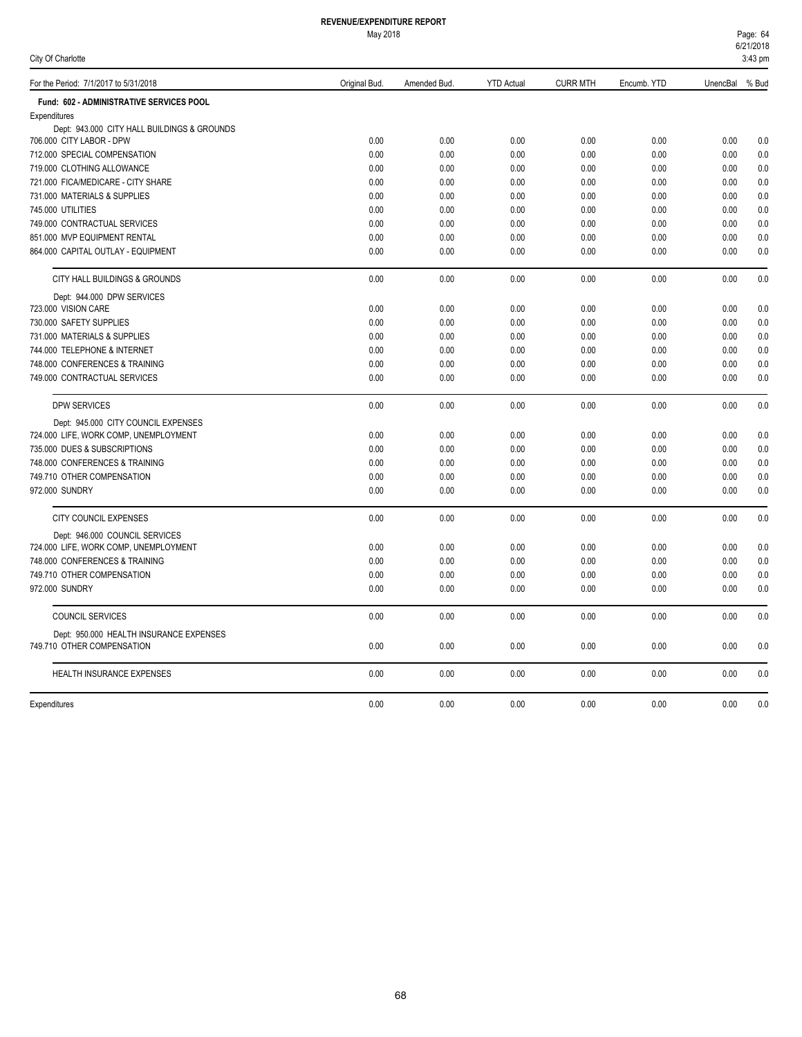# REVENUE/EXPENDITURE REPORT

May 2018

City Of Charlotte

| For the Period: 7/1/2017 to 5/31/2018 | Original Bud. | Amended Bud. | YTD Actual | CURR MTH | Encumb. YTD | UnencBal | % Bud |
|---|---|---|---|---|---|---|---|
| **Fund: 602 - ADMINISTRATIVE SERVICES POOL** | | | | | | | |
| Expenditures | | | | | | | |
| Dept: 943.000 CITY HALL BUILDINGS & GROUNDS | | | | | | | |
| 706.000 CITY LABOR - DPW | 0.00 | 0.00 | 0.00 | 0.00 | 0.00 | 0.00 | 0.0 |
| 712.000 SPECIAL COMPENSATION | 0.00 | 0.00 | 0.00 | 0.00 | 0.00 | 0.00 | 0.0 |
| 719.000 CLOTHING ALLOWANCE | 0.00 | 0.00 | 0.00 | 0.00 | 0.00 | 0.00 | 0.0 |
| 721.000 FICA/MEDICARE - CITY SHARE | 0.00 | 0.00 | 0.00 | 0.00 | 0.00 | 0.00 | 0.0 |
| 731.000 MATERIALS & SUPPLIES | 0.00 | 0.00 | 0.00 | 0.00 | 0.00 | 0.00 | 0.0 |
| 745.000 UTILITIES | 0.00 | 0.00 | 0.00 | 0.00 | 0.00 | 0.00 | 0.0 |
| 749.000 CONTRACTUAL SERVICES | 0.00 | 0.00 | 0.00 | 0.00 | 0.00 | 0.00 | 0.0 |
| 851.000 MVP EQUIPMENT RENTAL | 0.00 | 0.00 | 0.00 | 0.00 | 0.00 | 0.00 | 0.0 |
| 864.000 CAPITAL OUTLAY - EQUIPMENT | 0.00 | 0.00 | 0.00 | 0.00 | 0.00 | 0.00 | 0.0 |
| CITY HALL BUILDINGS & GROUNDS | 0.00 | 0.00 | 0.00 | 0.00 | 0.00 | 0.00 | 0.0 |
| Dept: 944.000 DPW SERVICES | | | | | | | |
| 723.000 VISION CARE | 0.00 | 0.00 | 0.00 | 0.00 | 0.00 | 0.00 | 0.0 |
| 730.000 SAFETY SUPPLIES | 0.00 | 0.00 | 0.00 | 0.00 | 0.00 | 0.00 | 0.0 |
| 731.000 MATERIALS & SUPPLIES | 0.00 | 0.00 | 0.00 | 0.00 | 0.00 | 0.00 | 0.0 |
| 744.000 TELEPHONE & INTERNET | 0.00 | 0.00 | 0.00 | 0.00 | 0.00 | 0.00 | 0.0 |
| 748.000 CONFERENCES & TRAINING | 0.00 | 0.00 | 0.00 | 0.00 | 0.00 | 0.00 | 0.0 |
| 749.000 CONTRACTUAL SERVICES | 0.00 | 0.00 | 0.00 | 0.00 | 0.00 | 0.00 | 0.0 |
| DPW SERVICES | 0.00 | 0.00 | 0.00 | 0.00 | 0.00 | 0.00 | 0.0 |
| Dept: 945.000 CITY COUNCIL EXPENSES | | | | | | | |
| 724.000 LIFE, WORK COMP, UNEMPLOYMENT | 0.00 | 0.00 | 0.00 | 0.00 | 0.00 | 0.00 | 0.0 |
| 735.000 DUES & SUBSCRIPTIONS | 0.00 | 0.00 | 0.00 | 0.00 | 0.00 | 0.00 | 0.0 |
| 748.000 CONFERENCES & TRAINING | 0.00 | 0.00 | 0.00 | 0.00 | 0.00 | 0.00 | 0.0 |
| 749.710 OTHER COMPENSATION | 0.00 | 0.00 | 0.00 | 0.00 | 0.00 | 0.00 | 0.0 |
| 972.000 SUNDRY | 0.00 | 0.00 | 0.00 | 0.00 | 0.00 | 0.00 | 0.0 |
| CITY COUNCIL EXPENSES | 0.00 | 0.00 | 0.00 | 0.00 | 0.00 | 0.00 | 0.0 |
| Dept: 946.000 COUNCIL SERVICES | | | | | | | |
| 724.000 LIFE, WORK COMP, UNEMPLOYMENT | 0.00 | 0.00 | 0.00 | 0.00 | 0.00 | 0.00 | 0.0 |
| 748.000 CONFERENCES & TRAINING | 0.00 | 0.00 | 0.00 | 0.00 | 0.00 | 0.00 | 0.0 |
| 749.710 OTHER COMPENSATION | 0.00 | 0.00 | 0.00 | 0.00 | 0.00 | 0.00 | 0.0 |
| 972.000 SUNDRY | 0.00 | 0.00 | 0.00 | 0.00 | 0.00 | 0.00 | 0.0 |
| COUNCIL SERVICES | 0.00 | 0.00 | 0.00 | 0.00 | 0.00 | 0.00 | 0.0 |
| Dept: 950.000 HEALTH INSURANCE EXPENSES | | | | | | | |
| 749.710 OTHER COMPENSATION | 0.00 | 0.00 | 0.00 | 0.00 | 0.00 | 0.00 | 0.0 |
| HEALTH INSURANCE EXPENSES | 0.00 | 0.00 | 0.00 | 0.00 | 0.00 | 0.00 | 0.0 |
| Expenditures | 0.00 | 0.00 | 0.00 | 0.00 | 0.00 | 0.00 | 0.0 |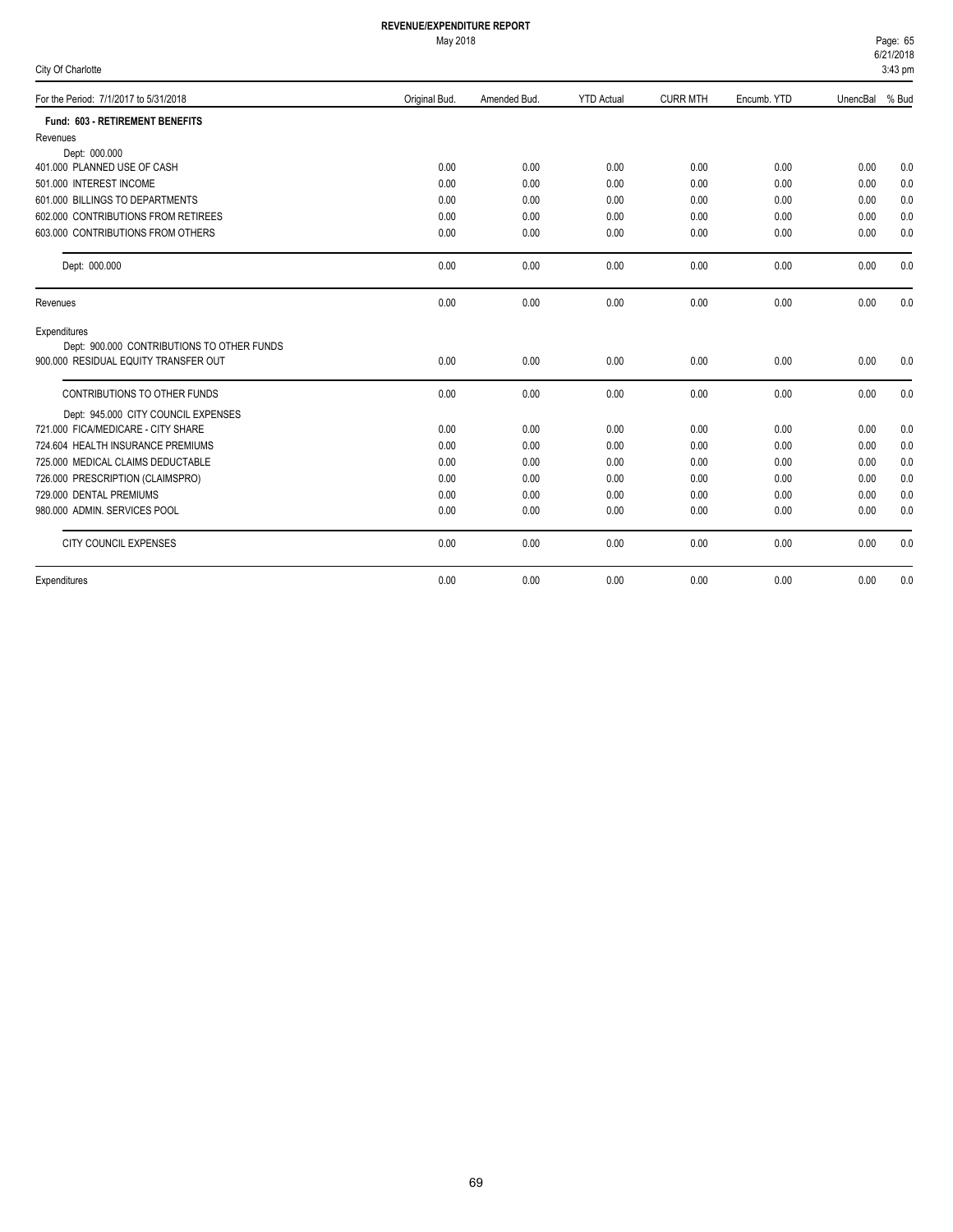# REVENUE/EXPENDITURE REPORT

May 2018

City Of Charlotte

6/21/2018
3:43 pm

| For the Period: 7/1/2017 to 5/31/2018 | Original Bud. | Amended Bud. | YTD Actual | CURR MTH | Encumb. YTD | UnencBal | % Bud |
|---|---|---|---|---|---|---|---|
| **Fund: 603 - RETIREMENT BENEFITS** | | | | | | | |
| Revenues | | | | | | | |
| Dept: 000.000 | | | | | | | |
| 401.000 PLANNED USE OF CASH | 0.00 | 0.00 | 0.00 | 0.00 | 0.00 | 0.00 | 0.0 |
| 501.000 INTEREST INCOME | 0.00 | 0.00 | 0.00 | 0.00 | 0.00 | 0.00 | 0.0 |
| 601.000 BILLINGS TO DEPARTMENTS | 0.00 | 0.00 | 0.00 | 0.00 | 0.00 | 0.00 | 0.0 |
| 602.000 CONTRIBUTIONS FROM RETIREES | 0.00 | 0.00 | 0.00 | 0.00 | 0.00 | 0.00 | 0.0 |
| 603.000 CONTRIBUTIONS FROM OTHERS | 0.00 | 0.00 | 0.00 | 0.00 | 0.00 | 0.00 | 0.0 |
| Dept: 000.000 | 0.00 | 0.00 | 0.00 | 0.00 | 0.00 | 0.00 | 0.0 |
| Revenues | 0.00 | 0.00 | 0.00 | 0.00 | 0.00 | 0.00 | 0.0 |
| Expenditures | | | | | | | |
| Dept: 900.000 CONTRIBUTIONS TO OTHER FUNDS | | | | | | | |
| 900.000 RESIDUAL EQUITY TRANSFER OUT | 0.00 | 0.00 | 0.00 | 0.00 | 0.00 | 0.00 | 0.0 |
| CONTRIBUTIONS TO OTHER FUNDS | 0.00 | 0.00 | 0.00 | 0.00 | 0.00 | 0.00 | 0.0 |
| Dept: 945.000 CITY COUNCIL EXPENSES | | | | | | | |
| 721.000 FICA/MEDICARE - CITY SHARE | 0.00 | 0.00 | 0.00 | 0.00 | 0.00 | 0.00 | 0.0 |
| 724.604 HEALTH INSURANCE PREMIUMS | 0.00 | 0.00 | 0.00 | 0.00 | 0.00 | 0.00 | 0.0 |
| 725.000 MEDICAL CLAIMS DEDUCTABLE | 0.00 | 0.00 | 0.00 | 0.00 | 0.00 | 0.00 | 0.0 |
| 726.000 PRESCRIPTION (CLAIMSPRO) | 0.00 | 0.00 | 0.00 | 0.00 | 0.00 | 0.00 | 0.0 |
| 729.000 DENTAL PREMIUMS | 0.00 | 0.00 | 0.00 | 0.00 | 0.00 | 0.00 | 0.0 |
| 980.000 ADMIN. SERVICES POOL | 0.00 | 0.00 | 0.00 | 0.00 | 0.00 | 0.00 | 0.0 |
| CITY COUNCIL EXPENSES | 0.00 | 0.00 | 0.00 | 0.00 | 0.00 | 0.00 | 0.0 |
| Expenditures | 0.00 | 0.00 | 0.00 | 0.00 | 0.00 | 0.00 | 0.0 |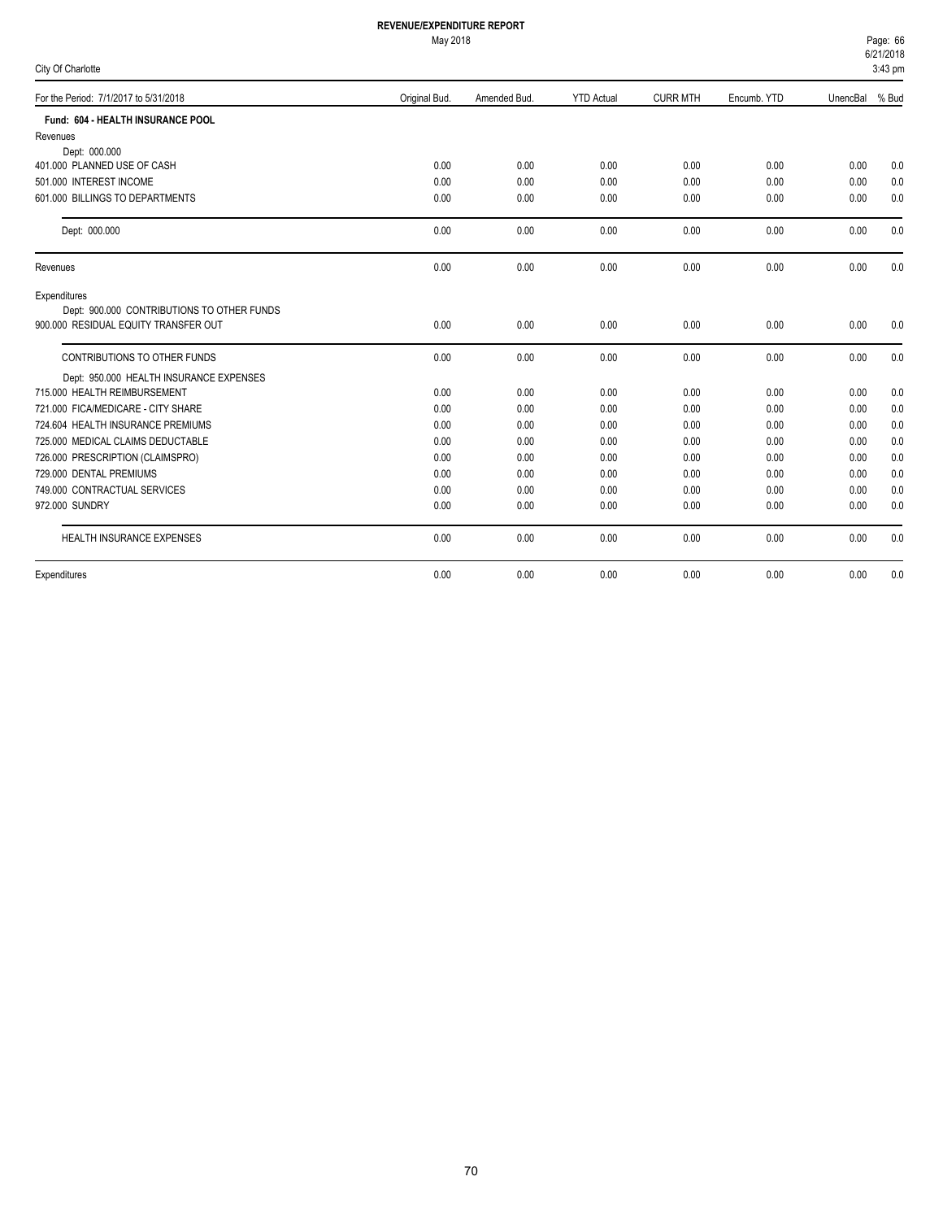# REVENUE/EXPENDITURE REPORT

May 2018

City Of Charlotte

| For the Period: 7/1/2017 to 5/31/2018 | Original Bud. | Amended Bud. | YTD Actual | CURR MTH | Encumb. YTD | UnencBal | % Bud |
|---|---|---|---|---|---|---|---|
| **Fund: 604 - HEALTH INSURANCE POOL** | | | | | | | |
| Revenues | | | | | | | |
| Dept: 000.000 | | | | | | | |
| 401.000 PLANNED USE OF CASH | 0.00 | 0.00 | 0.00 | 0.00 | 0.00 | 0.00 | 0.0 |
| 501.000 INTEREST INCOME | 0.00 | 0.00 | 0.00 | 0.00 | 0.00 | 0.00 | 0.0 |
| 601.000 BILLINGS TO DEPARTMENTS | 0.00 | 0.00 | 0.00 | 0.00 | 0.00 | 0.00 | 0.0 |
| Dept: 000.000 | 0.00 | 0.00 | 0.00 | 0.00 | 0.00 | 0.00 | 0.0 |
| Revenues | 0.00 | 0.00 | 0.00 | 0.00 | 0.00 | 0.00 | 0.0 |
| Expenditures | | | | | | | |
| Dept: 900.000 CONTRIBUTIONS TO OTHER FUNDS | | | | | | | |
| 900.000 RESIDUAL EQUITY TRANSFER OUT | 0.00 | 0.00 | 0.00 | 0.00 | 0.00 | 0.00 | 0.0 |
| CONTRIBUTIONS TO OTHER FUNDS | 0.00 | 0.00 | 0.00 | 0.00 | 0.00 | 0.00 | 0.0 |
| Dept: 950.000 HEALTH INSURANCE EXPENSES | | | | | | | |
| 715.000 HEALTH REIMBURSEMENT | 0.00 | 0.00 | 0.00 | 0.00 | 0.00 | 0.00 | 0.0 |
| 721.000 FICA/MEDICARE - CITY SHARE | 0.00 | 0.00 | 0.00 | 0.00 | 0.00 | 0.00 | 0.0 |
| 724.604 HEALTH INSURANCE PREMIUMS | 0.00 | 0.00 | 0.00 | 0.00 | 0.00 | 0.00 | 0.0 |
| 725.000 MEDICAL CLAIMS DEDUCTABLE | 0.00 | 0.00 | 0.00 | 0.00 | 0.00 | 0.00 | 0.0 |
| 726.000 PRESCRIPTION (CLAIMSPRO) | 0.00 | 0.00 | 0.00 | 0.00 | 0.00 | 0.00 | 0.0 |
| 729.000 DENTAL PREMIUMS | 0.00 | 0.00 | 0.00 | 0.00 | 0.00 | 0.00 | 0.0 |
| 749.000 CONTRACTUAL SERVICES | 0.00 | 0.00 | 0.00 | 0.00 | 0.00 | 0.00 | 0.0 |
| 972.000 SUNDRY | 0.00 | 0.00 | 0.00 | 0.00 | 0.00 | 0.00 | 0.0 |
| HEALTH INSURANCE EXPENSES | 0.00 | 0.00 | 0.00 | 0.00 | 0.00 | 0.00 | 0.0 |
| Expenditures | 0.00 | 0.00 | 0.00 | 0.00 | 0.00 | 0.00 | 0.0 |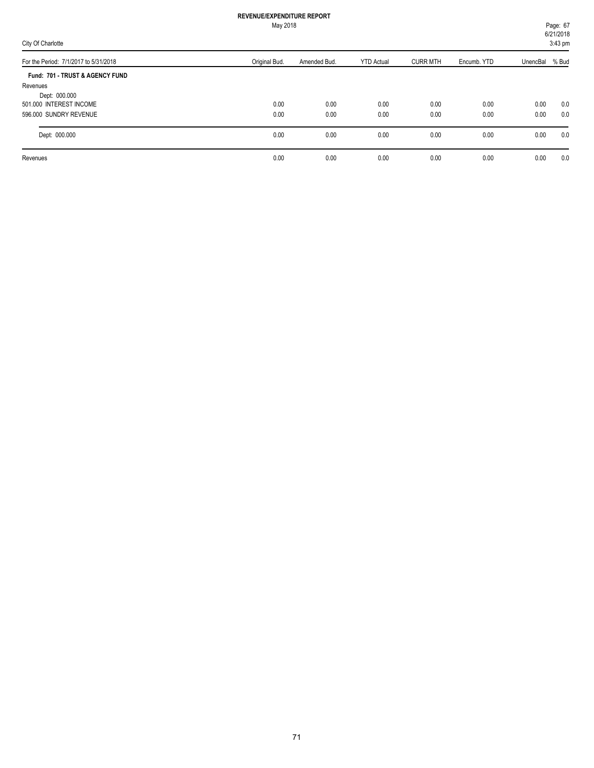**REVENUE/EXPENDITURE REPORT**

May 2018

City Of Charlotte

| For the Period: 7/1/2017 to 5/31/2018 | Original Bud. | Amended Bud. | YTD Actual | CURR MTH | Encumb. YTD | UnencBal | % Bud |
|---|---|---|---|---|---|---|---|
| **Fund: 701 - TRUST & AGENCY FUND** | | | | | | | |
| Revenues | | | | | | | |
| Dept: 000.000 | | | | | | | |
| 501.000 INTEREST INCOME | 0.00 | 0.00 | 0.00 | 0.00 | 0.00 | 0.00 | 0.0 |
| 596.000 SUNDRY REVENUE | 0.00 | 0.00 | 0.00 | 0.00 | 0.00 | 0.00 | 0.0 |
| Dept: 000.000 | 0.00 | 0.00 | 0.00 | 0.00 | 0.00 | 0.00 | 0.0 |
| Revenues | 0.00 | 0.00 | 0.00 | 0.00 | 0.00 | 0.00 | 0.0 |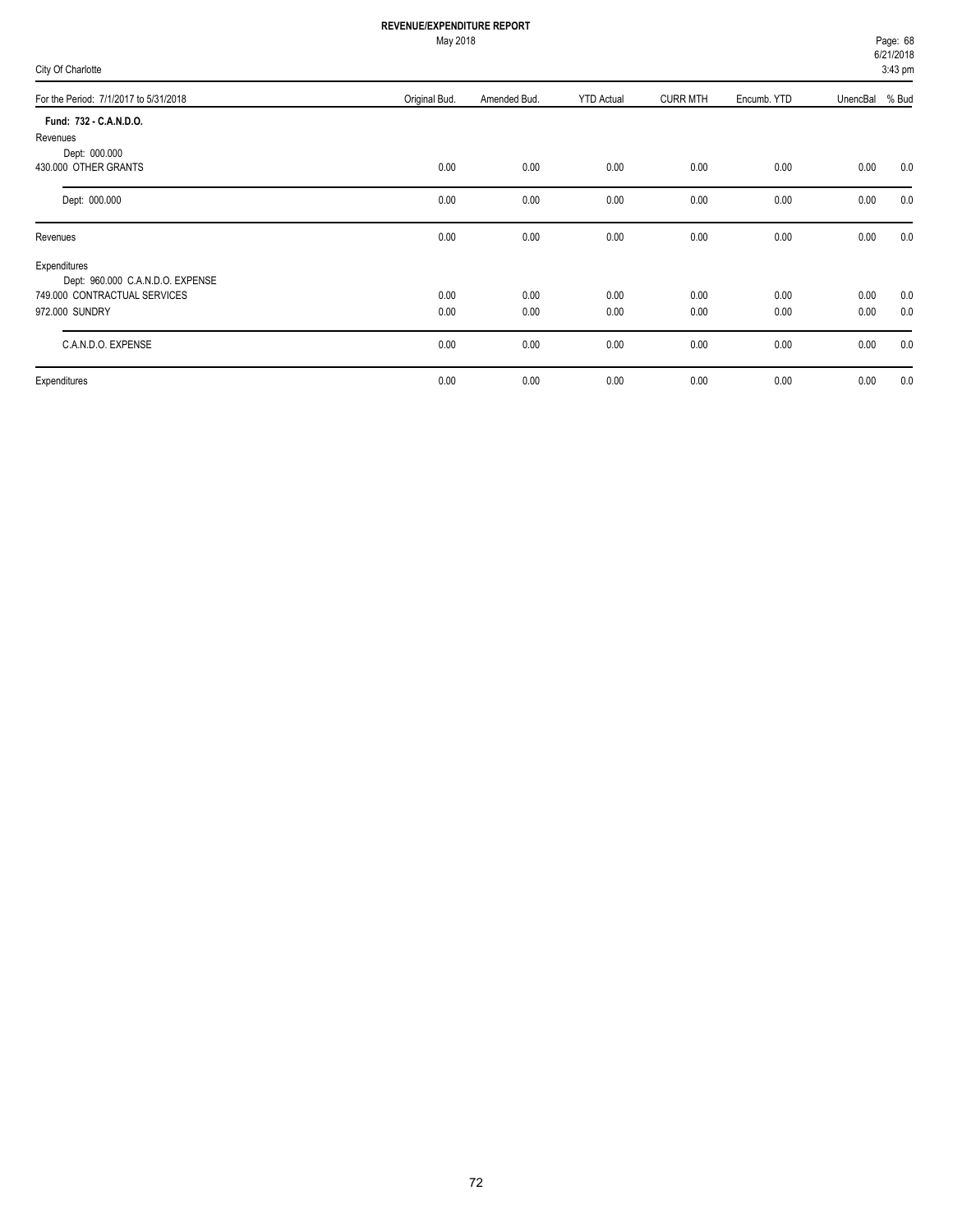**REVENUE/EXPENDITURE REPORT**

May 2018

City Of Charlotte

| For the Period: 7/1/2017 to 5/31/2018 | Original Bud. | Amended Bud. | YTD Actual | CURR MTH | Encumb. YTD | UnencBal | % Bud |
|---|---|---|---|---|---|---|---|
| **Fund: 732 - C.A.N.D.O.** | | | | | | | |
| Revenues | | | | | | | |
| Dept: 000.000 | | | | | | | |
| 430.000 OTHER GRANTS | 0.00 | 0.00 | 0.00 | 0.00 | 0.00 | 0.00 | 0.0 |
| Dept: 000.000 | 0.00 | 0.00 | 0.00 | 0.00 | 0.00 | 0.00 | 0.0 |
| Revenues | 0.00 | 0.00 | 0.00 | 0.00 | 0.00 | 0.00 | 0.0 |
| Expenditures | | | | | | | |
| Dept: 960.000 C.A.N.D.O. EXPENSE | | | | | | | |
| 749.000 CONTRACTUAL SERVICES | 0.00 | 0.00 | 0.00 | 0.00 | 0.00 | 0.00 | 0.0 |
| 972.000 SUNDRY | 0.00 | 0.00 | 0.00 | 0.00 | 0.00 | 0.00 | 0.0 |
| C.A.N.D.O. EXPENSE | 0.00 | 0.00 | 0.00 | 0.00 | 0.00 | 0.00 | 0.0 |
| Expenditures | 0.00 | 0.00 | 0.00 | 0.00 | 0.00 | 0.00 | 0.0 |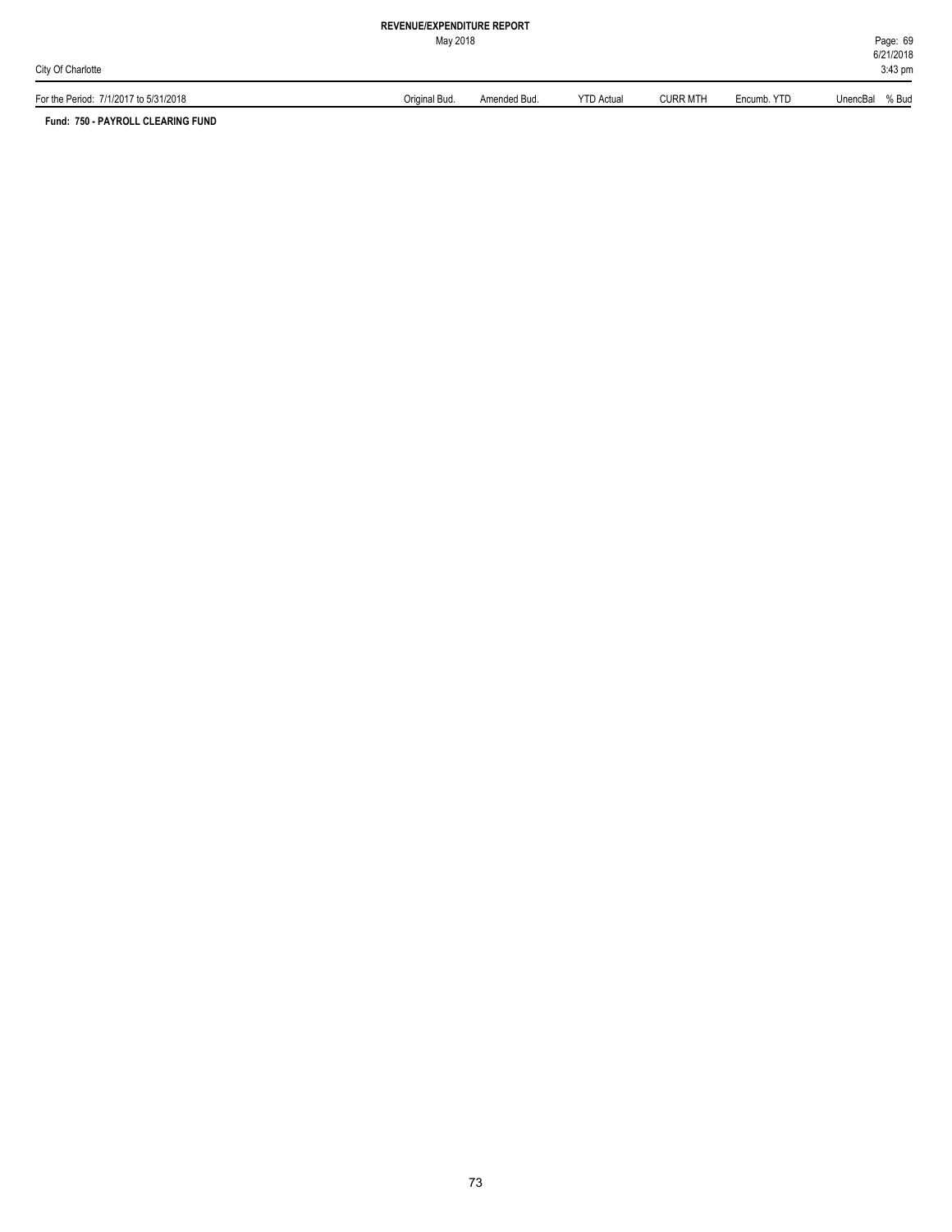**REVENUE/EXPENDITURE REPORT**

May 2018

City Of Charlotte

| For the Period: 7/1/2017 to 5/31/2018 | Original Bud. | Amended Bud. | YTD Actual | CURR MTH | Encumb. YTD | UnencBal | % Bud |
|---|---|---|---|---|---|---|---|

**Fund: 750 - PAYROLL CLEARING FUND**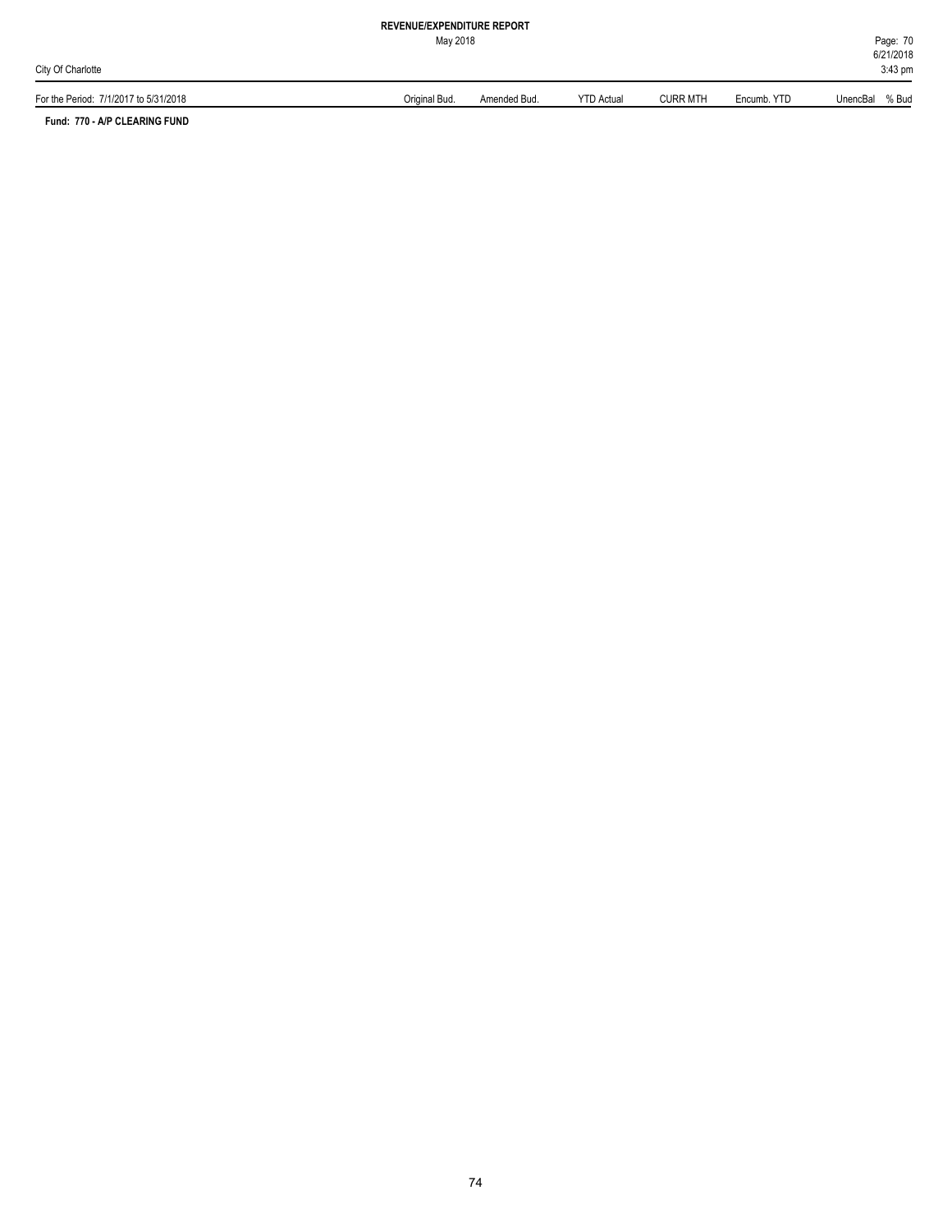**REVENUE/EXPENDITURE REPORT**

May 2018

City Of Charlotte

| For the Period: 7/1/2017 to 5/31/2018 | Original Bud. | Amended Bud. | YTD Actual | CURR MTH | Encumb. YTD | UnencBal | % Bud |
|---|---|---|---|---|---|---|---|

**Fund: 770 - A/P CLEARING FUND**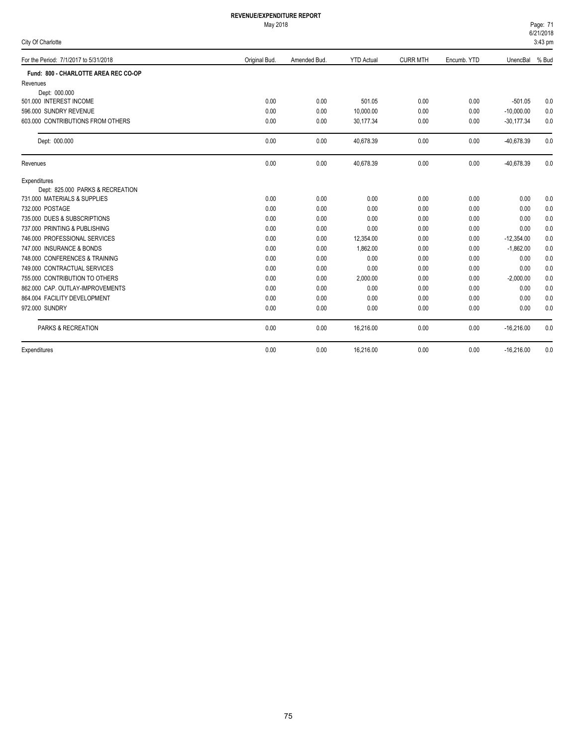# REVENUE/EXPENDITURE REPORT

May 2018

City Of Charlotte

6/21/2018
3:43 pm

| For the Period: 7/1/2017 to 5/31/2018 | Original Bud. | Amended Bud. | YTD Actual | CURR MTH | Encumb. YTD | UnencBal | % Bud |
|---|---|---|---|---|---|---|---|
| **Fund: 800 - CHARLOTTE AREA REC CO-OP** | | | | | | | |
| Revenues | | | | | | | |
| Dept: 000.000 | | | | | | | |
| 501.000 INTEREST INCOME | 0.00 | 0.00 | 501.05 | 0.00 | 0.00 | -501.05 | 0.0 |
| 596.000 SUNDRY REVENUE | 0.00 | 0.00 | 10,000.00 | 0.00 | 0.00 | -10,000.00 | 0.0 |
| 603.000 CONTRIBUTIONS FROM OTHERS | 0.00 | 0.00 | 30,177.34 | 0.00 | 0.00 | -30,177.34 | 0.0 |
| Dept: 000.000 | 0.00 | 0.00 | 40,678.39 | 0.00 | 0.00 | -40,678.39 | 0.0 |
| Revenues | 0.00 | 0.00 | 40,678.39 | 0.00 | 0.00 | -40,678.39 | 0.0 |
| Expenditures | | | | | | | |
| Dept: 825.000 PARKS & RECREATION | | | | | | | |
| 731.000 MATERIALS & SUPPLIES | 0.00 | 0.00 | 0.00 | 0.00 | 0.00 | 0.00 | 0.0 |
| 732.000 POSTAGE | 0.00 | 0.00 | 0.00 | 0.00 | 0.00 | 0.00 | 0.0 |
| 735.000 DUES & SUBSCRIPTIONS | 0.00 | 0.00 | 0.00 | 0.00 | 0.00 | 0.00 | 0.0 |
| 737.000 PRINTING & PUBLISHING | 0.00 | 0.00 | 0.00 | 0.00 | 0.00 | 0.00 | 0.0 |
| 746.000 PROFESSIONAL SERVICES | 0.00 | 0.00 | 12,354.00 | 0.00 | 0.00 | -12,354.00 | 0.0 |
| 747.000 INSURANCE & BONDS | 0.00 | 0.00 | 1,862.00 | 0.00 | 0.00 | -1,862.00 | 0.0 |
| 748.000 CONFERENCES & TRAINING | 0.00 | 0.00 | 0.00 | 0.00 | 0.00 | 0.00 | 0.0 |
| 749.000 CONTRACTUAL SERVICES | 0.00 | 0.00 | 0.00 | 0.00 | 0.00 | 0.00 | 0.0 |
| 755.000 CONTRIBUTION TO OTHERS | 0.00 | 0.00 | 2,000.00 | 0.00 | 0.00 | -2,000.00 | 0.0 |
| 862.000 CAP. OUTLAY-IMPROVEMENTS | 0.00 | 0.00 | 0.00 | 0.00 | 0.00 | 0.00 | 0.0 |
| 864.004 FACILITY DEVELOPMENT | 0.00 | 0.00 | 0.00 | 0.00 | 0.00 | 0.00 | 0.0 |
| 972.000 SUNDRY | 0.00 | 0.00 | 0.00 | 0.00 | 0.00 | 0.00 | 0.0 |
| PARKS & RECREATION | 0.00 | 0.00 | 16,216.00 | 0.00 | 0.00 | -16,216.00 | 0.0 |
| Expenditures | 0.00 | 0.00 | 16,216.00 | 0.00 | 0.00 | -16,216.00 | 0.0 |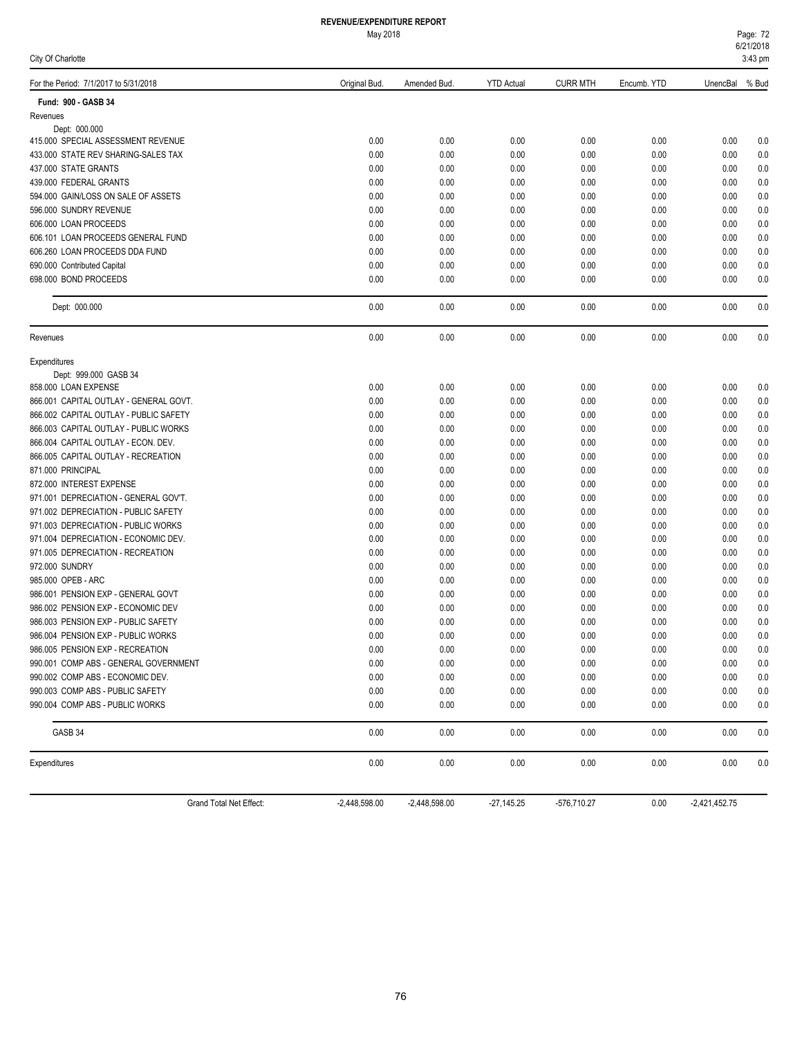# REVENUE/EXPENDITURE REPORT

May 2018

City Of Charlotte

| For the Period: 7/1/2017 to 5/31/2018 | Original Bud. | Amended Bud. | YTD Actual | CURR MTH | Encumb. YTD | UnencBal | % Bud |
|---|---|---|---|---|---|---|---|
| **Fund: 900 - GASB 34** | | | | | | | |
| Revenues | | | | | | | |
| Dept: 000.000 | | | | | | | |
| 415.000 SPECIAL ASSESSMENT REVENUE | 0.00 | 0.00 | 0.00 | 0.00 | 0.00 | 0.00 | 0.0 |
| 433.000 STATE REV SHARING-SALES TAX | 0.00 | 0.00 | 0.00 | 0.00 | 0.00 | 0.00 | 0.0 |
| 437.000 STATE GRANTS | 0.00 | 0.00 | 0.00 | 0.00 | 0.00 | 0.00 | 0.0 |
| 439.000 FEDERAL GRANTS | 0.00 | 0.00 | 0.00 | 0.00 | 0.00 | 0.00 | 0.0 |
| 594.000 GAIN/LOSS ON SALE OF ASSETS | 0.00 | 0.00 | 0.00 | 0.00 | 0.00 | 0.00 | 0.0 |
| 596.000 SUNDRY REVENUE | 0.00 | 0.00 | 0.00 | 0.00 | 0.00 | 0.00 | 0.0 |
| 606.000 LOAN PROCEEDS | 0.00 | 0.00 | 0.00 | 0.00 | 0.00 | 0.00 | 0.0 |
| 606.101 LOAN PROCEEDS GENERAL FUND | 0.00 | 0.00 | 0.00 | 0.00 | 0.00 | 0.00 | 0.0 |
| 606.260 LOAN PROCEEDS DDA FUND | 0.00 | 0.00 | 0.00 | 0.00 | 0.00 | 0.00 | 0.0 |
| 690.000 Contributed Capital | 0.00 | 0.00 | 0.00 | 0.00 | 0.00 | 0.00 | 0.0 |
| 698.000 BOND PROCEEDS | 0.00 | 0.00 | 0.00 | 0.00 | 0.00 | 0.00 | 0.0 |
| Dept: 000.000 | 0.00 | 0.00 | 0.00 | 0.00 | 0.00 | 0.00 | 0.0 |
| Revenues | 0.00 | 0.00 | 0.00 | 0.00 | 0.00 | 0.00 | 0.0 |
| Expenditures | | | | | | | |
| Dept: 999.000 GASB 34 | | | | | | | |
| 858.000 LOAN EXPENSE | 0.00 | 0.00 | 0.00 | 0.00 | 0.00 | 0.00 | 0.0 |
| 866.001 CAPITAL OUTLAY - GENERAL GOVT. | 0.00 | 0.00 | 0.00 | 0.00 | 0.00 | 0.00 | 0.0 |
| 866.002 CAPITAL OUTLAY - PUBLIC SAFETY | 0.00 | 0.00 | 0.00 | 0.00 | 0.00 | 0.00 | 0.0 |
| 866.003 CAPITAL OUTLAY - PUBLIC WORKS | 0.00 | 0.00 | 0.00 | 0.00 | 0.00 | 0.00 | 0.0 |
| 866.004 CAPITAL OUTLAY - ECON. DEV. | 0.00 | 0.00 | 0.00 | 0.00 | 0.00 | 0.00 | 0.0 |
| 866.005 CAPITAL OUTLAY - RECREATION | 0.00 | 0.00 | 0.00 | 0.00 | 0.00 | 0.00 | 0.0 |
| 871.000 PRINCIPAL | 0.00 | 0.00 | 0.00 | 0.00 | 0.00 | 0.00 | 0.0 |
| 872.000 INTEREST EXPENSE | 0.00 | 0.00 | 0.00 | 0.00 | 0.00 | 0.00 | 0.0 |
| 971.001 DEPRECIATION - GENERAL GOV'T. | 0.00 | 0.00 | 0.00 | 0.00 | 0.00 | 0.00 | 0.0 |
| 971.002 DEPRECIATION - PUBLIC SAFETY | 0.00 | 0.00 | 0.00 | 0.00 | 0.00 | 0.00 | 0.0 |
| 971.003 DEPRECIATION - PUBLIC WORKS | 0.00 | 0.00 | 0.00 | 0.00 | 0.00 | 0.00 | 0.0 |
| 971.004 DEPRECIATION - ECONOMIC DEV. | 0.00 | 0.00 | 0.00 | 0.00 | 0.00 | 0.00 | 0.0 |
| 971.005 DEPRECIATION - RECREATION | 0.00 | 0.00 | 0.00 | 0.00 | 0.00 | 0.00 | 0.0 |
| 972.000 SUNDRY | 0.00 | 0.00 | 0.00 | 0.00 | 0.00 | 0.00 | 0.0 |
| 985.000 OPEB - ARC | 0.00 | 0.00 | 0.00 | 0.00 | 0.00 | 0.00 | 0.0 |
| 986.001 PENSION EXP - GENERAL GOVT | 0.00 | 0.00 | 0.00 | 0.00 | 0.00 | 0.00 | 0.0 |
| 986.002 PENSION EXP - ECONOMIC DEV | 0.00 | 0.00 | 0.00 | 0.00 | 0.00 | 0.00 | 0.0 |
| 986.003 PENSION EXP - PUBLIC SAFETY | 0.00 | 0.00 | 0.00 | 0.00 | 0.00 | 0.00 | 0.0 |
| 986.004 PENSION EXP - PUBLIC WORKS | 0.00 | 0.00 | 0.00 | 0.00 | 0.00 | 0.00 | 0.0 |
| 986.005 PENSION EXP - RECREATION | 0.00 | 0.00 | 0.00 | 0.00 | 0.00 | 0.00 | 0.0 |
| 990.001 COMP ABS - GENERAL GOVERNMENT | 0.00 | 0.00 | 0.00 | 0.00 | 0.00 | 0.00 | 0.0 |
| 990.002 COMP ABS - ECONOMIC DEV. | 0.00 | 0.00 | 0.00 | 0.00 | 0.00 | 0.00 | 0.0 |
| 990.003 COMP ABS - PUBLIC SAFETY | 0.00 | 0.00 | 0.00 | 0.00 | 0.00 | 0.00 | 0.0 |
| 990.004 COMP ABS - PUBLIC WORKS | 0.00 | 0.00 | 0.00 | 0.00 | 0.00 | 0.00 | 0.0 |
| GASB 34 | 0.00 | 0.00 | 0.00 | 0.00 | 0.00 | 0.00 | 0.0 |
| Expenditures | 0.00 | 0.00 | 0.00 | 0.00 | 0.00 | 0.00 | 0.0 |
| Grand Total Net Effect: | -2,448,598.00 | -2,448,598.00 | -27,145.25 | -576,710.27 | 0.00 | -2,421,452.75 | |